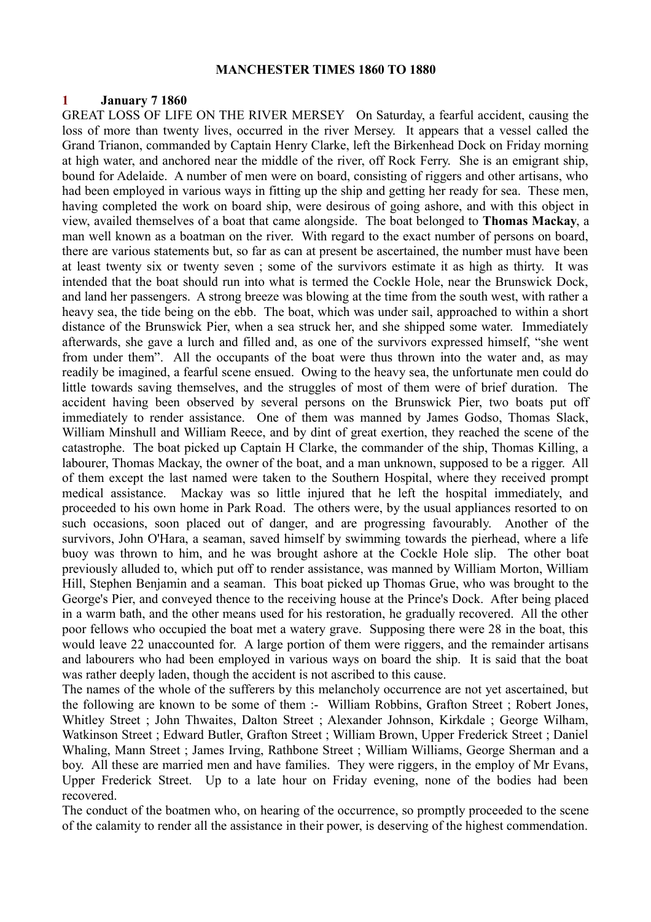# MANCHESTER TIMES 1860 TO 1880

## 1 January 7 1860

GREAT LOSS OF LIFE ON THE RIVER MERSEY On Saturday, a fearful accident, causing the loss of more than twenty lives, occurred in the river Mersey. It appears that a vessel called the Grand Trianon, commanded by Captain Henry Clarke, left the Birkenhead Dock on Friday morning at high water, and anchored near the middle of the river, off Rock Ferry. She is an emigrant ship, bound for Adelaide. A number of men were on board, consisting of riggers and other artisans, who had been employed in various ways in fitting up the ship and getting her ready for sea. These men, having completed the work on board ship, were desirous of going ashore, and with this object in view, availed themselves of a boat that came alongside. The boat belonged to **Thomas Mackay**, a man well known as a boatman on the river. With regard to the exact number of persons on board, there are various statements but, so far as can at present be ascertained, the number must have been at least twenty six or twenty seven ; some of the survivors estimate it as high as thirty. It was intended that the boat should run into what is termed the Cockle Hole, near the Brunswick Dock, and land her passengers. A strong breeze was blowing at the time from the south west, with rather a heavy sea, the tide being on the ebb. The boat, which was under sail, approached to within a short distance of the Brunswick Pier, when a sea struck her, and she shipped some water. Immediately afterwards, she gave a lurch and filled and, as one of the survivors expressed himself, "she went from under them". All the occupants of the boat were thus thrown into the water and, as may readily be imagined, a fearful scene ensued. Owing to the heavy sea, the unfortunate men could do little towards saving themselves, and the struggles of most of them were of brief duration. The accident having been observed by several persons on the Brunswick Pier, two boats put off immediately to render assistance. One of them was manned by James Godso, Thomas Slack, William Minshull and William Reece, and by dint of great exertion, they reached the scene of the catastrophe. The boat picked up Captain H Clarke, the commander of the ship, Thomas Killing, a labourer, Thomas Mackay, the owner of the boat, and a man unknown, supposed to be a rigger. All of them except the last named were taken to the Southern Hospital, where they received prompt medical assistance. Mackay was so little injured that he left the hospital immediately, and proceeded to his own home in Park Road. The others were, by the usual appliances resorted to on such occasions, soon placed out of danger, and are progressing favourably. Another of the survivors, John O'Hara, a seaman, saved himself by swimming towards the pierhead, where a life buoy was thrown to him, and he was brought ashore at the Cockle Hole slip. The other boat previously alluded to, which put off to render assistance, was manned by William Morton, William Hill, Stephen Benjamin and a seaman. This boat picked up Thomas Grue, who was brought to the George's Pier, and conveyed thence to the receiving house at the Prince's Dock. After being placed in a warm bath, and the other means used for his restoration, he gradually recovered. All the other poor fellows who occupied the boat met a watery grave. Supposing there were 28 in the boat, this would leave 22 unaccounted for. A large portion of them were riggers, and the remainder artisans and labourers who had been employed in various ways on board the ship. It is said that the boat was rather deeply laden, though the accident is not ascribed to this cause.

The names of the whole of the sufferers by this melancholy occurrence are not yet ascertained, but the following are known to be some of them :- William Robbins, Grafton Street ; Robert Jones, Whitley Street ; John Thwaites, Dalton Street ; Alexander Johnson, Kirkdale ; George Wilham, Watkinson Street ; Edward Butler, Grafton Street ; William Brown, Upper Frederick Street ; Daniel Whaling, Mann Street ; James Irving, Rathbone Street ; William Williams, George Sherman and a boy. All these are married men and have families. They were riggers, in the employ of Mr Evans, Upper Frederick Street. Up to a late hour on Friday evening, none of the bodies had been recovered.

The conduct of the boatmen who, on hearing of the occurrence, so promptly proceeded to the scene of the calamity to render all the assistance in their power, is deserving of the highest commendation.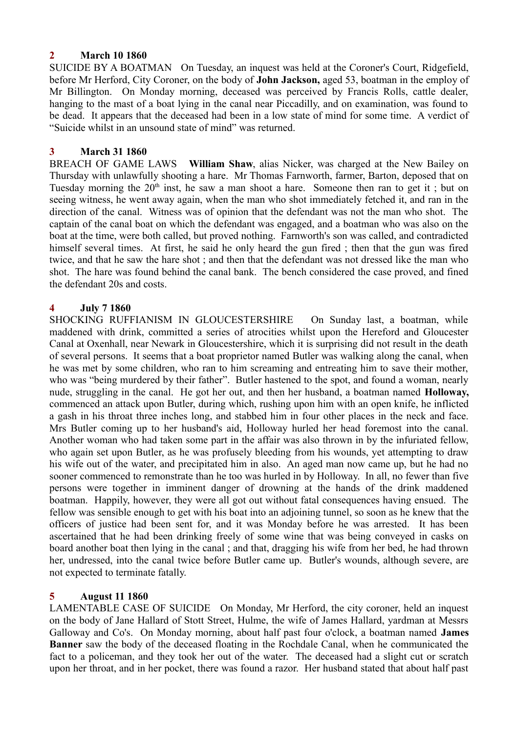**2 March 10 1860**

SUICIDE BY A BOATMAN On Tuesday, an inquest was held at the Coroner's Court, Ridgefield, before Mr Herford, City Coroner, on the body of **John Jackson,** aged 53, boatman in the employ of Mr Billington. On Monday morning, deceased was perceived by Francis Rolls, cattle dealer, hanging to the mast of a boat lying in the canal near Piccadilly, and on examination, was found to be dead. It appears that the deceased had been in a low state of mind for some time. A verdict of "Suicide whilst in an unsound state of mind" was returned.

**3 March 31 1860**

BREACH OF GAME LAWS **William Shaw**, alias Nicker, was charged at the New Bailey on Thursday with unlawfully shooting a hare. Mr Thomas Farnworth, farmer, Barton, deposed that on Tuesday morning the 20th inst, he saw a man shoot a hare. Someone then ran to get it ; but on seeing witness, he went away again, when the man who shot immediately fetched it, and ran in the direction of the canal. Witness was of opinion that the defendant was not the man who shot. The captain of the canal boat on which the defendant was engaged, and a boatman who was also on the boat at the time, were both called, but proved nothing. Farnworth's son was called, and contradicted himself several times. At first, he said he only heard the gun fired ; then that the gun was fired twice, and that he saw the hare shot ; and then that the defendant was not dressed like the man who shot. The hare was found behind the canal bank. The bench considered the case proved, and fined the defendant 20s and costs.

**4 July 7 1860**

SHOCKING RUFFIANISM IN GLOUCESTERSHIRE On Sunday last, a boatman, while maddened with drink, committed a series of atrocities whilst upon the Hereford and Gloucester Canal at Oxenhall, near Newark in Gloucestershire, which it is surprising did not result in the death of several persons. It seems that a boat proprietor named Butler was walking along the canal, when he was met by some children, who ran to him screaming and entreating him to save their mother, who was "being murdered by their father". Butler hastened to the spot, and found a woman, nearly nude, struggling in the canal. He got her out, and then her husband, a boatman named **Holloway,** commenced an attack upon Butler, during which, rushing upon him with an open knife, he inflicted a gash in his throat three inches long, and stabbed him in four other places in the neck and face. Mrs Butler coming up to her husband's aid, Holloway hurled her head foremost into the canal. Another woman who had taken some part in the affair was also thrown in by the infuriated fellow, who again set upon Butler, as he was profusely bleeding from his wounds, yet attempting to draw his wife out of the water, and precipitated him in also. An aged man now came up, but he had no sooner commenced to remonstrate than he too was hurled in by Holloway. In all, no fewer than five persons were together in imminent danger of drowning at the hands of the drink maddened boatman. Happily, however, they were all got out without fatal consequences having ensued. The fellow was sensible enough to get with his boat into an adjoining tunnel, so soon as he knew that the officers of justice had been sent for, and it was Monday before he was arrested. It has been ascertained that he had been drinking freely of some wine that was being conveyed in casks on board another boat then lying in the canal ; and that, dragging his wife from her bed, he had thrown her, undressed, into the canal twice before Butler came up. Butler's wounds, although severe, are not expected to terminate fatally.

**5 August 11 1860**

LAMENTABLE CASE OF SUICIDE On Monday, Mr Herford, the city coroner, held an inquest on the body of Jane Hallard of Stott Street, Hulme, the wife of James Hallard, yardman at Messrs Galloway and Co's. On Monday morning, about half past four o'clock, a boatman named **James Banner** saw the body of the deceased floating in the Rochdale Canal, when he communicated the fact to a policeman, and they took her out of the water. The deceased had a slight cut or scratch upon her throat, and in her pocket, there was found a razor. Her husband stated that about half past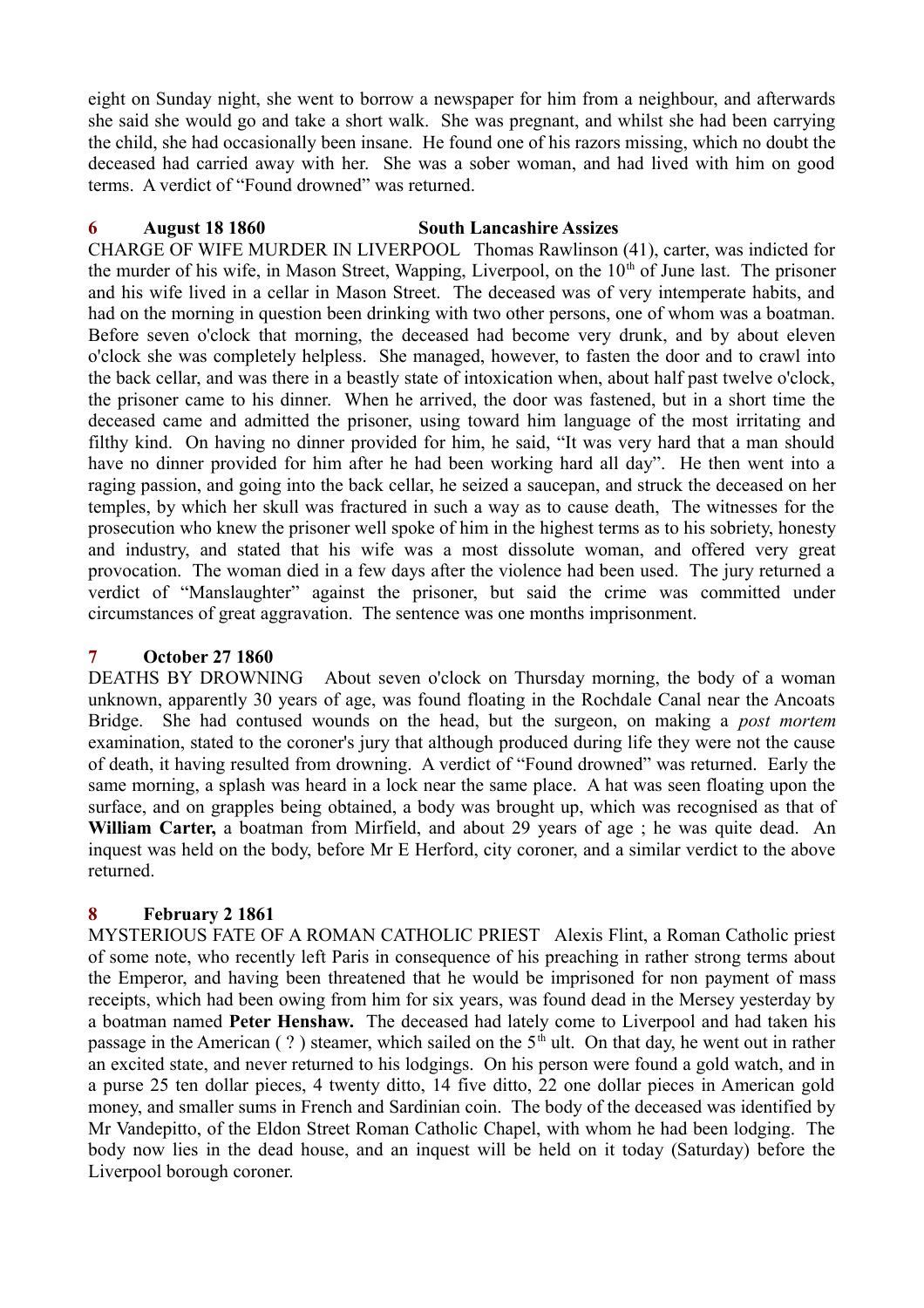eight on Sunday night, she went to borrow a newspaper for him from a neighbour, and afterwards she said she would go and take a short walk. She was pregnant, and whilst she had been carrying the child, she had occasionally been insane. He found one of his razors missing, which no doubt the deceased had carried away with her. She was a sober woman, and had lived with him on good terms. A verdict of "Found drowned" was returned.

**6 August 18 1860 South Lancashire Assizes**

CHARGE OF WIFE MURDER IN LIVERPOOL Thomas Rawlinson (41), carter, was indicted for the murder of his wife, in Mason Street, Wapping, Liverpool, on the 10th of June last. The prisoner and his wife lived in a cellar in Mason Street. The deceased was of very intemperate habits, and had on the morning in question been drinking with two other persons, one of whom was a boatman. Before seven o'clock that morning, the deceased had become very drunk, and by about eleven o'clock she was completely helpless. She managed, however, to fasten the door and to crawl into the back cellar, and was there in a beastly state of intoxication when, about half past twelve o'clock, the prisoner came to his dinner. When he arrived, the door was fastened, but in a short time the deceased came and admitted the prisoner, using toward him language of the most irritating and filthy kind. On having no dinner provided for him, he said, "It was very hard that a man should have no dinner provided for him after he had been working hard all day". He then went into a raging passion, and going into the back cellar, he seized a saucepan, and struck the deceased on her temples, by which her skull was fractured in such a way as to cause death, The witnesses for the prosecution who knew the prisoner well spoke of him in the highest terms as to his sobriety, honesty and industry, and stated that his wife was a most dissolute woman, and offered very great provocation. The woman died in a few days after the violence had been used. The jury returned a verdict of "Manslaughter" against the prisoner, but said the crime was committed under circumstances of great aggravation. The sentence was one months imprisonment.

**7 October 27 1860**

DEATHS BY DROWNING About seven o'clock on Thursday morning, the body of a woman unknown, apparently 30 years of age, was found floating in the Rochdale Canal near the Ancoats Bridge. She had contused wounds on the head, but the surgeon, on making a *post mortem* examination, stated to the coroner's jury that although produced during life they were not the cause of death, it having resulted from drowning. A verdict of "Found drowned" was returned. Early the same morning, a splash was heard in a lock near the same place. A hat was seen floating upon the surface, and on grapples being obtained, a body was brought up, which was recognised as that of **William Carter,** a boatman from Mirfield, and about 29 years of age ; he was quite dead. An inquest was held on the body, before Mr E Herford, city coroner, and a similar verdict to the above returned.

**8 February 2 1861**

MYSTERIOUS FATE OF A ROMAN CATHOLIC PRIEST Alexis Flint, a Roman Catholic priest of some note, who recently left Paris in consequence of his preaching in rather strong terms about the Emperor, and having been threatened that he would be imprisoned for non payment of mass receipts, which had been owing from him for six years, was found dead in the Mersey yesterday by a boatman named **Peter Henshaw.** The deceased had lately come to Liverpool and had taken his passage in the American ( ? ) steamer, which sailed on the 5th ult. On that day, he went out in rather an excited state, and never returned to his lodgings. On his person were found a gold watch, and in a purse 25 ten dollar pieces, 4 twenty ditto, 14 five ditto, 22 one dollar pieces in American gold money, and smaller sums in French and Sardinian coin. The body of the deceased was identified by Mr Vandepitto, of the Eldon Street Roman Catholic Chapel, with whom he had been lodging. The body now lies in the dead house, and an inquest will be held on it today (Saturday) before the Liverpool borough coroner.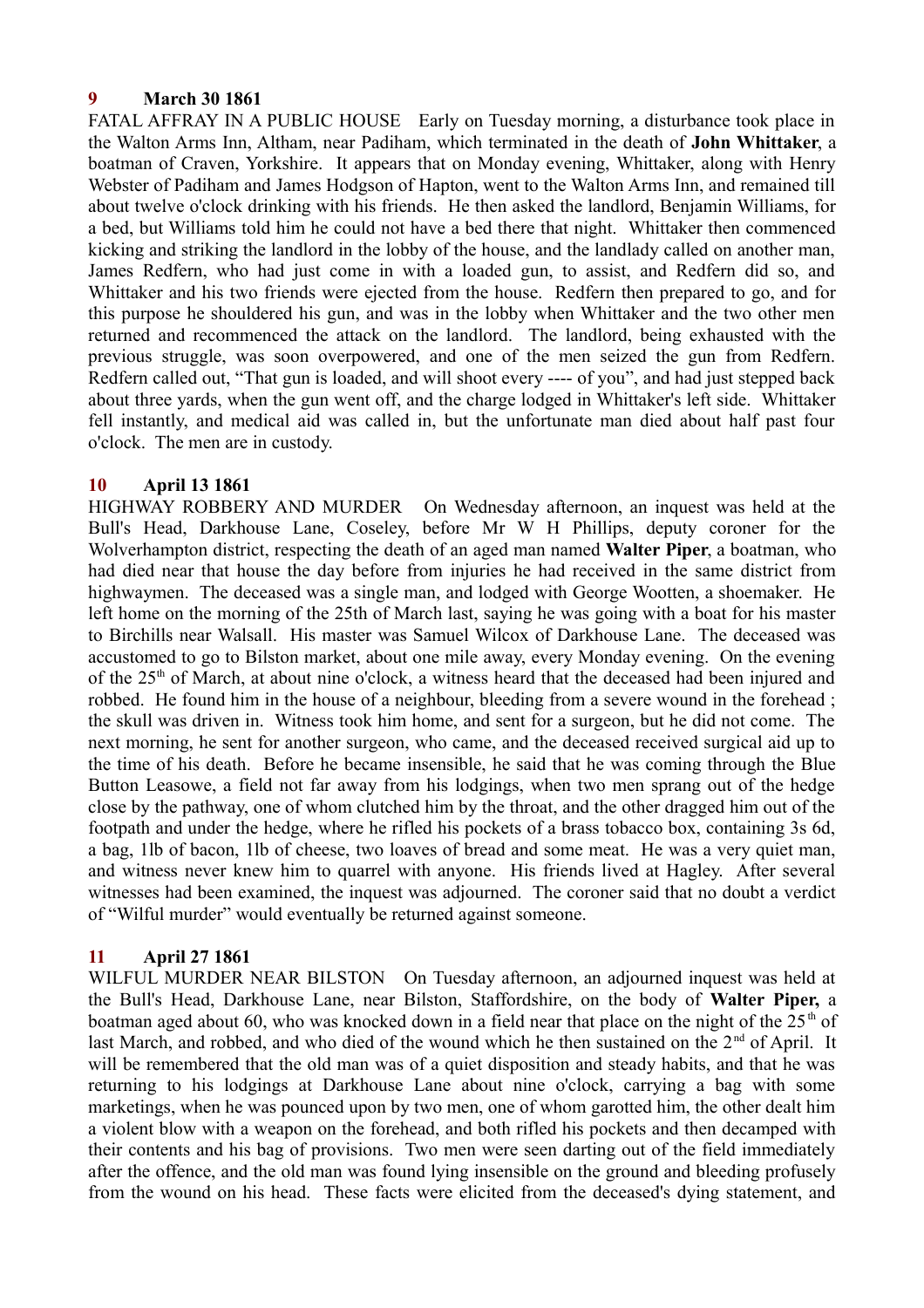**9 March 30 1861**

FATAL AFFRAY IN A PUBLIC HOUSE Early on Tuesday morning, a disturbance took place in the Walton Arms Inn, Altham, near Padiham, which terminated in the death of **John Whittaker**, a boatman of Craven, Yorkshire. It appears that on Monday evening, Whittaker, along with Henry Webster of Padiham and James Hodgson of Hapton, went to the Walton Arms Inn, and remained till about twelve o'clock drinking with his friends. He then asked the landlord, Benjamin Williams, for a bed, but Williams told him he could not have a bed there that night. Whittaker then commenced kicking and striking the landlord in the lobby of the house, and the landlady called on another man, James Redfern, who had just come in with a loaded gun, to assist, and Redfern did so, and Whittaker and his two friends were ejected from the house. Redfern then prepared to go, and for this purpose he shouldered his gun, and was in the lobby when Whittaker and the two other men returned and recommenced the attack on the landlord. The landlord, being exhausted with the previous struggle, was soon overpowered, and one of the men seized the gun from Redfern. Redfern called out, "That gun is loaded, and will shoot every ---- of you", and had just stepped back about three yards, when the gun went off, and the charge lodged in Whittaker's left side. Whittaker fell instantly, and medical aid was called in, but the unfortunate man died about half past four o'clock. The men are in custody.

**10 April 13 1861**

HIGHWAY ROBBERY AND MURDER On Wednesday afternoon, an inquest was held at the Bull's Head, Darkhouse Lane, Coseley, before Mr W H Phillips, deputy coroner for the Wolverhampton district, respecting the death of an aged man named **Walter Piper**, a boatman, who had died near that house the day before from injuries he had received in the same district from highwaymen. The deceased was a single man, and lodged with George Wootten, a shoemaker. He left home on the morning of the 25th of March last, saying he was going with a boat for his master to Birchills near Walsall. His master was Samuel Wilcox of Darkhouse Lane. The deceased was accustomed to go to Bilston market, about one mile away, every Monday evening. On the evening of the 25th of March, at about nine o'clock, a witness heard that the deceased had been injured and robbed. He found him in the house of a neighbour, bleeding from a severe wound in the forehead ; the skull was driven in. Witness took him home, and sent for a surgeon, but he did not come. The next morning, he sent for another surgeon, who came, and the deceased received surgical aid up to the time of his death. Before he became insensible, he said that he was coming through the Blue Button Leasowe, a field not far away from his lodgings, when two men sprang out of the hedge close by the pathway, one of whom clutched him by the throat, and the other dragged him out of the footpath and under the hedge, where he rifled his pockets of a brass tobacco box, containing 3s 6d, a bag, 1lb of bacon, 1lb of cheese, two loaves of bread and some meat. He was a very quiet man, and witness never knew him to quarrel with anyone. His friends lived at Hagley. After several witnesses had been examined, the inquest was adjourned. The coroner said that no doubt a verdict of "Wilful murder" would eventually be returned against someone.

**11 April 27 1861**

WILFUL MURDER NEAR BILSTON On Tuesday afternoon, an adjourned inquest was held at the Bull's Head, Darkhouse Lane, near Bilston, Staffordshire, on the body of **Walter Piper,** a boatman aged about 60, who was knocked down in a field near that place on the night of the 25th of last March, and robbed, and who died of the wound which he then sustained on the 2nd of April. It will be remembered that the old man was of a quiet disposition and steady habits, and that he was returning to his lodgings at Darkhouse Lane about nine o'clock, carrying a bag with some marketings, when he was pounced upon by two men, one of whom garotted him, the other dealt him a violent blow with a weapon on the forehead, and both rifled his pockets and then decamped with their contents and his bag of provisions. Two men were seen darting out of the field immediately after the offence, and the old man was found lying insensible on the ground and bleeding profusely from the wound on his head. These facts were elicited from the deceased's dying statement, and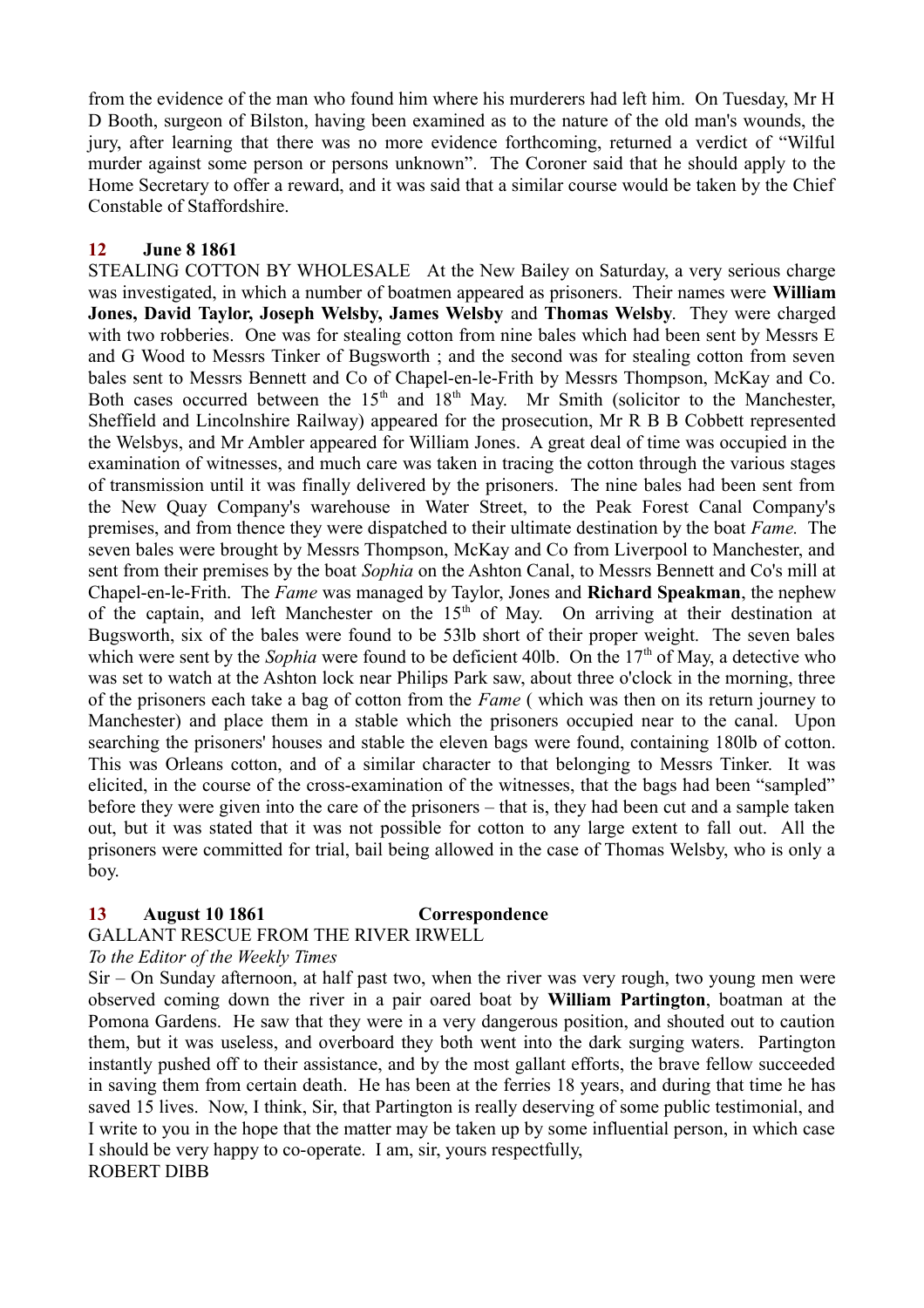from the evidence of the man who found him where his murderers had left him. On Tuesday, Mr H D Booth, surgeon of Bilston, having been examined as to the nature of the old man's wounds, the jury, after learning that there was no more evidence forthcoming, returned a verdict of "Wilful murder against some person or persons unknown". The Coroner said that he should apply to the Home Secretary to offer a reward, and it was said that a similar course would be taken by the Chief Constable of Staffordshire.

**12 June 8 1861**

STEALING COTTON BY WHOLESALE At the New Bailey on Saturday, a very serious charge was investigated, in which a number of boatmen appeared as prisoners. Their names were **William Jones, David Taylor, Joseph Welsby, James Welsby** and **Thomas Welsby**. They were charged with two robberies. One was for stealing cotton from nine bales which had been sent by Messrs E and G Wood to Messrs Tinker of Bugsworth ; and the second was for stealing cotton from seven bales sent to Messrs Bennett and Co of Chapel-en-le-Frith by Messrs Thompson, McKay and Co. Both cases occurred between the 15th and 18th May. Mr Smith (solicitor to the Manchester, Sheffield and Lincolnshire Railway) appeared for the prosecution, Mr R B B Cobbett represented the Welsbys, and Mr Ambler appeared for William Jones. A great deal of time was occupied in the examination of witnesses, and much care was taken in tracing the cotton through the various stages of transmission until it was finally delivered by the prisoners. The nine bales had been sent from the New Quay Company's warehouse in Water Street, to the Peak Forest Canal Company's premises, and from thence they were dispatched to their ultimate destination by the boat *Fame.* The seven bales were brought by Messrs Thompson, McKay and Co from Liverpool to Manchester, and sent from their premises by the boat *Sophia* on the Ashton Canal, to Messrs Bennett and Co's mill at Chapel-en-le-Frith. The *Fame* was managed by Taylor, Jones and **Richard Speakman**, the nephew of the captain, and left Manchester on the 15th of May. On arriving at their destination at Bugsworth, six of the bales were found to be 53lb short of their proper weight. The seven bales which were sent by the *Sophia* were found to be deficient 40lb. On the 17th of May, a detective who was set to watch at the Ashton lock near Philips Park saw, about three o'clock in the morning, three of the prisoners each take a bag of cotton from the *Fame* ( which was then on its return journey to Manchester) and place them in a stable which the prisoners occupied near to the canal. Upon searching the prisoners' houses and stable the eleven bags were found, containing 180lb of cotton. This was Orleans cotton, and of a similar character to that belonging to Messrs Tinker. It was elicited, in the course of the cross-examination of the witnesses, that the bags had been "sampled" before they were given into the care of the prisoners – that is, they had been cut and a sample taken out, but it was stated that it was not possible for cotton to any large extent to fall out. All the prisoners were committed for trial, bail being allowed in the case of Thomas Welsby, who is only a boy.

**13 August 10 1861 Correspondence**

GALLANT RESCUE FROM THE RIVER IRWELL

*To the Editor of the Weekly Times*

Sir – On Sunday afternoon, at half past two, when the river was very rough, two young men were observed coming down the river in a pair oared boat by **William Partington**, boatman at the Pomona Gardens. He saw that they were in a very dangerous position, and shouted out to caution them, but it was useless, and overboard they both went into the dark surging waters. Partington instantly pushed off to their assistance, and by the most gallant efforts, the brave fellow succeeded in saving them from certain death. He has been at the ferries 18 years, and during that time he has saved 15 lives. Now, I think, Sir, that Partington is really deserving of some public testimonial, and I write to you in the hope that the matter may be taken up by some influential person, in which case I should be very happy to co-operate. I am, sir, yours respectfully,

ROBERT DIBB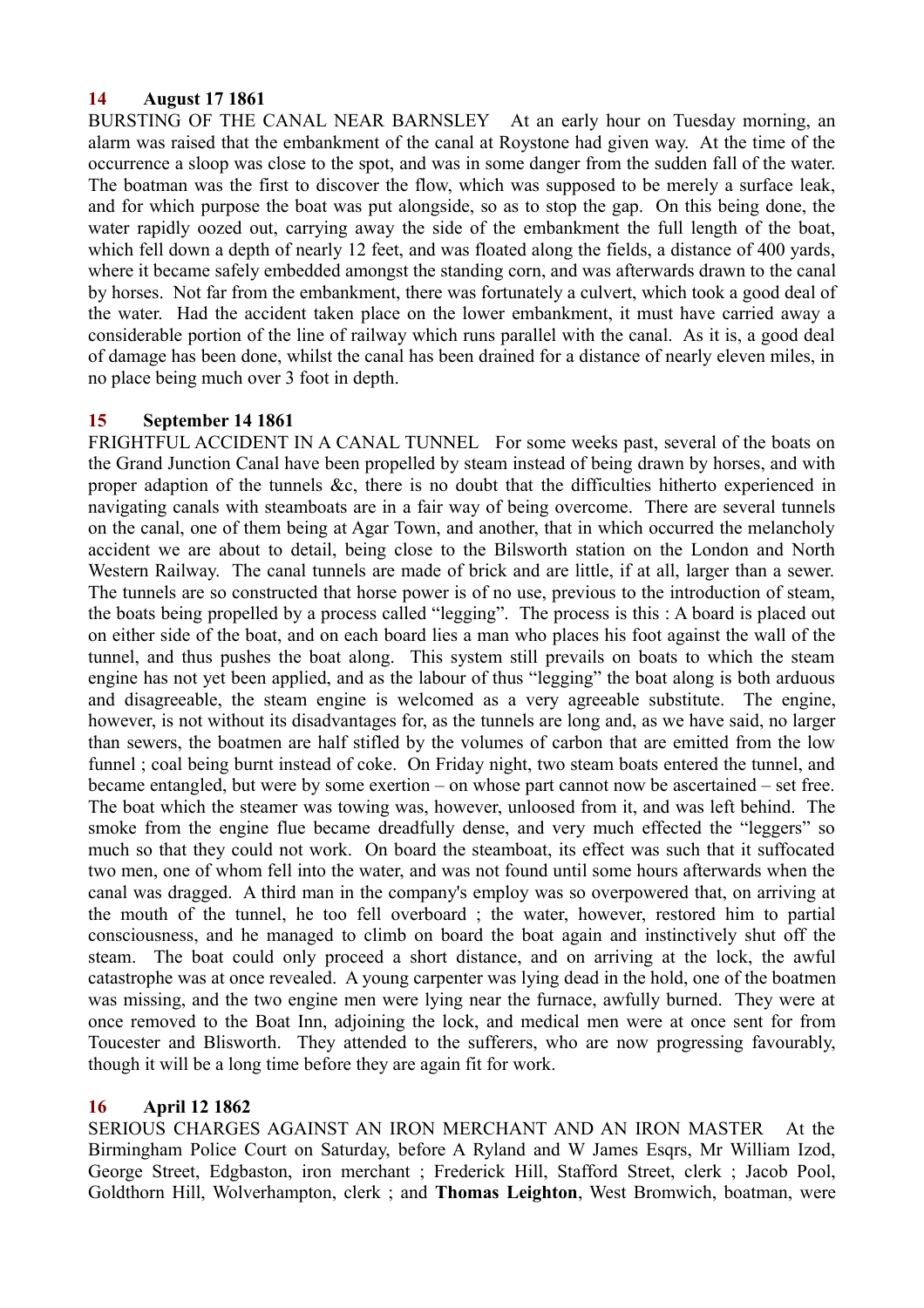**14 August 17 1861**

BURSTING OF THE CANAL NEAR BARNSLEY At an early hour on Tuesday morning, an alarm was raised that the embankment of the canal at Roystone had given way. At the time of the occurrence a sloop was close to the spot, and was in some danger from the sudden fall of the water. The boatman was the first to discover the flow, which was supposed to be merely a surface leak, and for which purpose the boat was put alongside, so as to stop the gap. On this being done, the water rapidly oozed out, carrying away the side of the embankment the full length of the boat, which fell down a depth of nearly 12 feet, and was floated along the fields, a distance of 400 yards, where it became safely embedded amongst the standing corn, and was afterwards drawn to the canal by horses. Not far from the embankment, there was fortunately a culvert, which took a good deal of the water. Had the accident taken place on the lower embankment, it must have carried away a considerable portion of the line of railway which runs parallel with the canal. As it is, a good deal of damage has been done, whilst the canal has been drained for a distance of nearly eleven miles, in no place being much over 3 foot in depth.

**15 September 14 1861**

FRIGHTFUL ACCIDENT IN A CANAL TUNNEL For some weeks past, several of the boats on the Grand Junction Canal have been propelled by steam instead of being drawn by horses, and with proper adaption of the tunnels &c, there is no doubt that the difficulties hitherto experienced in navigating canals with steamboats are in a fair way of being overcome. There are several tunnels on the canal, one of them being at Agar Town, and another, that in which occurred the melancholy accident we are about to detail, being close to the Bilsworth station on the London and North Western Railway. The canal tunnels are made of brick and are little, if at all, larger than a sewer. The tunnels are so constructed that horse power is of no use, previous to the introduction of steam, the boats being propelled by a process called "legging". The process is this : A board is placed out on either side of the boat, and on each board lies a man who places his foot against the wall of the tunnel, and thus pushes the boat along. This system still prevails on boats to which the steam engine has not yet been applied, and as the labour of thus "legging" the boat along is both arduous and disagreeable, the steam engine is welcomed as a very agreeable substitute. The engine, however, is not without its disadvantages for, as the tunnels are long and, as we have said, no larger than sewers, the boatmen are half stifled by the volumes of carbon that are emitted from the low funnel ; coal being burnt instead of coke. On Friday night, two steam boats entered the tunnel, and became entangled, but were by some exertion – on whose part cannot now be ascertained – set free. The boat which the steamer was towing was, however, unloosed from it, and was left behind. The smoke from the engine flue became dreadfully dense, and very much effected the "leggers" so much so that they could not work. On board the steamboat, its effect was such that it suffocated two men, one of whom fell into the water, and was not found until some hours afterwards when the canal was dragged. A third man in the company's employ was so overpowered that, on arriving at the mouth of the tunnel, he too fell overboard ; the water, however, restored him to partial consciousness, and he managed to climb on board the boat again and instinctively shut off the steam. The boat could only proceed a short distance, and on arriving at the lock, the awful catastrophe was at once revealed. A young carpenter was lying dead in the hold, one of the boatmen was missing, and the two engine men were lying near the furnace, awfully burned. They were at once removed to the Boat Inn, adjoining the lock, and medical men were at once sent for from Toucester and Blisworth. They attended to the sufferers, who are now progressing favourably, though it will be a long time before they are again fit for work.

**16 April 12 1862**

SERIOUS CHARGES AGAINST AN IRON MERCHANT AND AN IRON MASTER At the Birmingham Police Court on Saturday, before A Ryland and W James Esqrs, Mr William Izod, George Street, Edgbaston, iron merchant ; Frederick Hill, Stafford Street, clerk ; Jacob Pool, Goldthorn Hill, Wolverhampton, clerk ; and **Thomas Leighton**, West Bromwich, boatman, were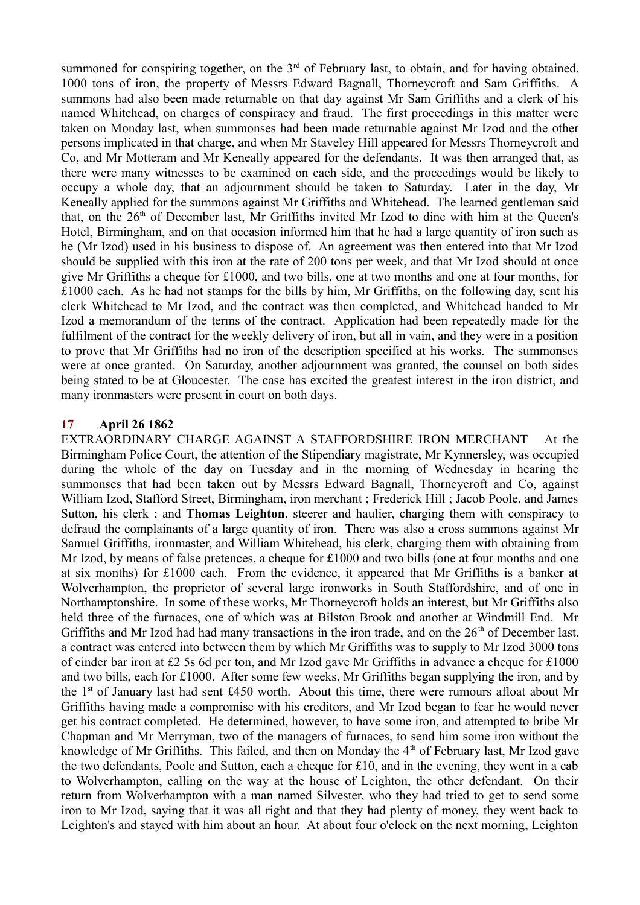summoned for conspiring together, on the 3rd of February last, to obtain, and for having obtained, 1000 tons of iron, the property of Messrs Edward Bagnall, Thorneycroft and Sam Griffiths. A summons had also been made returnable on that day against Mr Sam Griffiths and a clerk of his named Whitehead, on charges of conspiracy and fraud. The first proceedings in this matter were taken on Monday last, when summonses had been made returnable against Mr Izod and the other persons implicated in that charge, and when Mr Staveley Hill appeared for Messrs Thorneycroft and Co, and Mr Motteram and Mr Keneally appeared for the defendants. It was then arranged that, as there were many witnesses to be examined on each side, and the proceedings would be likely to occupy a whole day, that an adjournment should be taken to Saturday. Later in the day, Mr Keneally applied for the summons against Mr Griffiths and Whitehead. The learned gentleman said that, on the 26th of December last, Mr Griffiths invited Mr Izod to dine with him at the Queen's Hotel, Birmingham, and on that occasion informed him that he had a large quantity of iron such as he (Mr Izod) used in his business to dispose of. An agreement was then entered into that Mr Izod should be supplied with this iron at the rate of 200 tons per week, and that Mr Izod should at once give Mr Griffiths a cheque for £1000, and two bills, one at two months and one at four months, for £1000 each. As he had not stamps for the bills by him, Mr Griffiths, on the following day, sent his clerk Whitehead to Mr Izod, and the contract was then completed, and Whitehead handed to Mr Izod a memorandum of the terms of the contract. Application had been repeatedly made for the fulfilment of the contract for the weekly delivery of iron, but all in vain, and they were in a position to prove that Mr Griffiths had no iron of the description specified at his works. The summonses were at once granted. On Saturday, another adjournment was granted, the counsel on both sides being stated to be at Gloucester. The case has excited the greatest interest in the iron district, and many ironmasters were present in court on both days.

## 17 April 26 1862

EXTRAORDINARY CHARGE AGAINST A STAFFORDSHIRE IRON MERCHANT At the Birmingham Police Court, the attention of the Stipendiary magistrate, Mr Kynnersley, was occupied during the whole of the day on Tuesday and in the morning of Wednesday in hearing the summonses that had been taken out by Messrs Edward Bagnall, Thorneycroft and Co, against William Izod, Stafford Street, Birmingham, iron merchant ; Frederick Hill ; Jacob Poole, and James Sutton, his clerk ; and **Thomas Leighton**, steerer and haulier, charging them with conspiracy to defraud the complainants of a large quantity of iron. There was also a cross summons against Mr Samuel Griffiths, ironmaster, and William Whitehead, his clerk, charging them with obtaining from Mr Izod, by means of false pretences, a cheque for £1000 and two bills (one at four months and one at six months) for £1000 each. From the evidence, it appeared that Mr Griffiths is a banker at Wolverhampton, the proprietor of several large ironworks in South Staffordshire, and of one in Northamptonshire. In some of these works, Mr Thorneycroft holds an interest, but Mr Griffiths also held three of the furnaces, one of which was at Bilston Brook and another at Windmill End. Mr Griffiths and Mr Izod had had many transactions in the iron trade, and on the 26th of December last, a contract was entered into between them by which Mr Griffiths was to supply to Mr Izod 3000 tons of cinder bar iron at £2 5s 6d per ton, and Mr Izod gave Mr Griffiths in advance a cheque for £1000 and two bills, each for £1000. After some few weeks, Mr Griffiths began supplying the iron, and by the 1st of January last had sent £450 worth. About this time, there were rumours afloat about Mr Griffiths having made a compromise with his creditors, and Mr Izod began to fear he would never get his contract completed. He determined, however, to have some iron, and attempted to bribe Mr Chapman and Mr Merryman, two of the managers of furnaces, to send him some iron without the knowledge of Mr Griffiths. This failed, and then on Monday the 4th of February last, Mr Izod gave the two defendants, Poole and Sutton, each a cheque for £10, and in the evening, they went in a cab to Wolverhampton, calling on the way at the house of Leighton, the other defendant. On their return from Wolverhampton with a man named Silvester, who they had tried to get to send some iron to Mr Izod, saying that it was all right and that they had plenty of money, they went back to Leighton's and stayed with him about an hour. At about four o'clock on the next morning, Leighton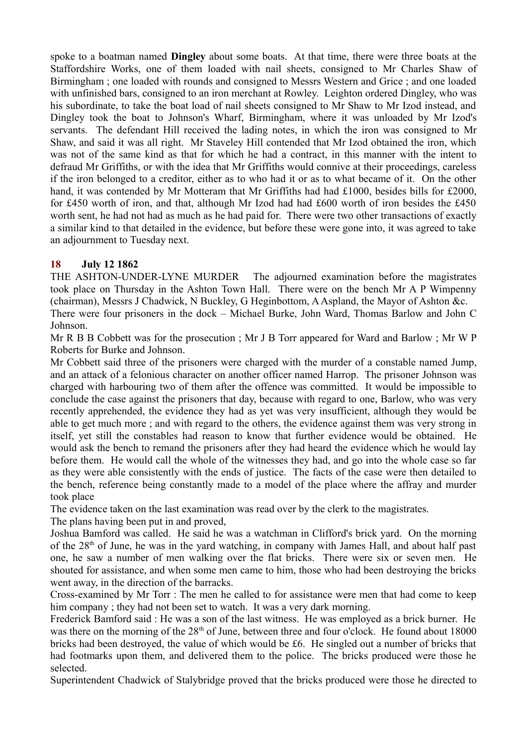spoke to a boatman named **Dingley** about some boats. At that time, there were three boats at the Staffordshire Works, one of them loaded with nail sheets, consigned to Mr Charles Shaw of Birmingham ; one loaded with rounds and consigned to Messrs Western and Grice ; and one loaded with unfinished bars, consigned to an iron merchant at Rowley. Leighton ordered Dingley, who was his subordinate, to take the boat load of nail sheets consigned to Mr Shaw to Mr Izod instead, and Dingley took the boat to Johnson's Wharf, Birmingham, where it was unloaded by Mr Izod's servants. The defendant Hill received the lading notes, in which the iron was consigned to Mr Shaw, and said it was all right. Mr Staveley Hill contended that Mr Izod obtained the iron, which was not of the same kind as that for which he had a contract, in this manner with the intent to defraud Mr Griffiths, or with the idea that Mr Griffiths would connive at their proceedings, careless if the iron belonged to a creditor, either as to who had it or as to what became of it. On the other hand, it was contended by Mr Motteram that Mr Griffiths had had £1000, besides bills for £2000, for £450 worth of iron, and that, although Mr Izod had had £600 worth of iron besides the £450 worth sent, he had not had as much as he had paid for. There were two other transactions of exactly a similar kind to that detailed in the evidence, but before these were gone into, it was agreed to take an adjournment to Tuesday next.

**18 July 12 1862**

THE ASHTON-UNDER-LYNE MURDER The adjourned examination before the magistrates took place on Thursday in the Ashton Town Hall. There were on the bench Mr A P Wimpenny (chairman), Messrs J Chadwick, N Buckley, G Heginbottom, A Aspland, the Mayor of Ashton &c.

There were four prisoners in the dock – Michael Burke, John Ward, Thomas Barlow and John C Johnson.

Mr R B B Cobbett was for the prosecution ; Mr J B Torr appeared for Ward and Barlow ; Mr W P Roberts for Burke and Johnson.

Mr Cobbett said three of the prisoners were charged with the murder of a constable named Jump, and an attack of a felonious character on another officer named Harrop. The prisoner Johnson was charged with harbouring two of them after the offence was committed. It would be impossible to conclude the case against the prisoners that day, because with regard to one, Barlow, who was very recently apprehended, the evidence they had as yet was very insufficient, although they would be able to get much more ; and with regard to the others, the evidence against them was very strong in itself, yet still the constables had reason to know that further evidence would be obtained. He would ask the bench to remand the prisoners after they had heard the evidence which he would lay before them. He would call the whole of the witnesses they had, and go into the whole case so far as they were able consistently with the ends of justice. The facts of the case were then detailed to the bench, reference being constantly made to a model of the place where the affray and murder took place

The evidence taken on the last examination was read over by the clerk to the magistrates.

The plans having been put in and proved,

Joshua Bamford was called. He said he was a watchman in Clifford's brick yard. On the morning of the 28th of June, he was in the yard watching, in company with James Hall, and about half past one, he saw a number of men walking over the flat bricks. There were six or seven men. He shouted for assistance, and when some men came to him, those who had been destroying the bricks went away, in the direction of the barracks.

Cross-examined by Mr Torr : The men he called to for assistance were men that had come to keep him company ; they had not been set to watch. It was a very dark morning.

Frederick Bamford said : He was a son of the last witness. He was employed as a brick burner. He was there on the morning of the 28th of June, between three and four o'clock. He found about 18000 bricks had been destroyed, the value of which would be £6. He singled out a number of bricks that had footmarks upon them, and delivered them to the police. The bricks produced were those he selected.

Superintendent Chadwick of Stalybridge proved that the bricks produced were those he directed to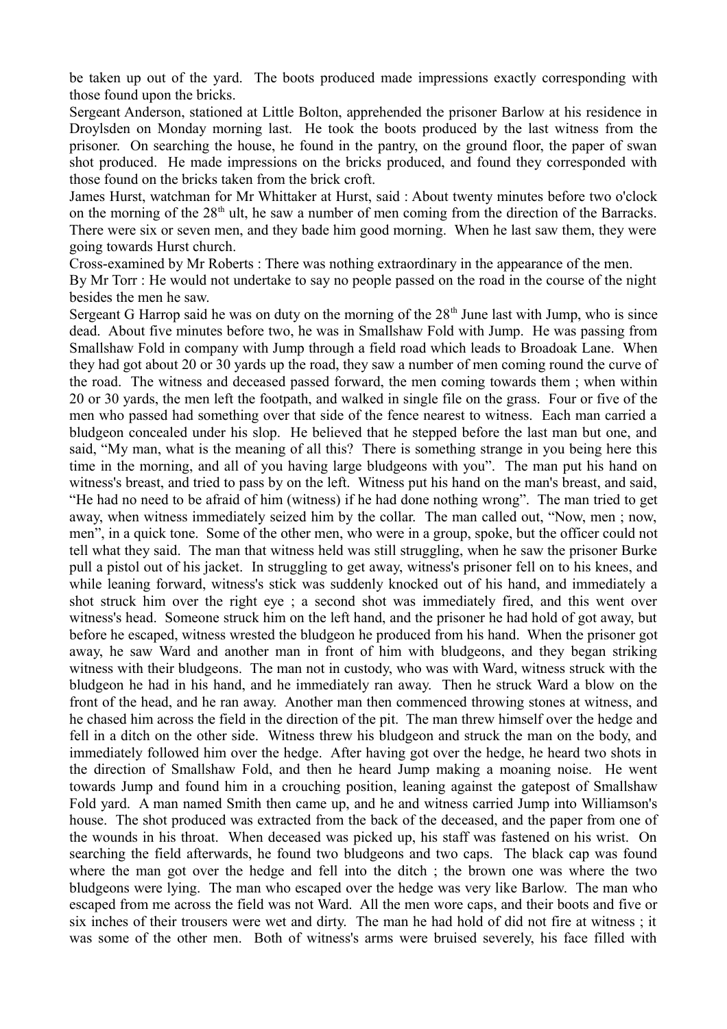be taken up out of the yard. The boots produced made impressions exactly corresponding with those found upon the bricks.

Sergeant Anderson, stationed at Little Bolton, apprehended the prisoner Barlow at his residence in Droylsden on Monday morning last. He took the boots produced by the last witness from the prisoner. On searching the house, he found in the pantry, on the ground floor, the paper of swan shot produced. He made impressions on the bricks produced, and found they corresponded with those found on the bricks taken from the brick croft.

James Hurst, watchman for Mr Whittaker at Hurst, said : About twenty minutes before two o'clock on the morning of the 28th ult, he saw a number of men coming from the direction of the Barracks. There were six or seven men, and they bade him good morning. When he last saw them, they were going towards Hurst church.

Cross-examined by Mr Roberts : There was nothing extraordinary in the appearance of the men.

By Mr Torr : He would not undertake to say no people passed on the road in the course of the night besides the men he saw.

Sergeant G Harrop said he was on duty on the morning of the 28th June last with Jump, who is since dead. About five minutes before two, he was in Smallshaw Fold with Jump. He was passing from Smallshaw Fold in company with Jump through a field road which leads to Broadoak Lane. When they had got about 20 or 30 yards up the road, they saw a number of men coming round the curve of the road. The witness and deceased passed forward, the men coming towards them ; when within 20 or 30 yards, the men left the footpath, and walked in single file on the grass. Four or five of the men who passed had something over that side of the fence nearest to witness. Each man carried a bludgeon concealed under his slop. He believed that he stepped before the last man but one, and said, "My man, what is the meaning of all this? There is something strange in you being here this time in the morning, and all of you having large bludgeons with you". The man put his hand on witness's breast, and tried to pass by on the left. Witness put his hand on the man's breast, and said, "He had no need to be afraid of him (witness) if he had done nothing wrong". The man tried to get away, when witness immediately seized him by the collar. The man called out, "Now, men ; now, men", in a quick tone. Some of the other men, who were in a group, spoke, but the officer could not tell what they said. The man that witness held was still struggling, when he saw the prisoner Burke pull a pistol out of his jacket. In struggling to get away, witness's prisoner fell on to his knees, and while leaning forward, witness's stick was suddenly knocked out of his hand, and immediately a shot struck him over the right eye ; a second shot was immediately fired, and this went over witness's head. Someone struck him on the left hand, and the prisoner he had hold of got away, but before he escaped, witness wrested the bludgeon he produced from his hand. When the prisoner got away, he saw Ward and another man in front of him with bludgeons, and they began striking witness with their bludgeons. The man not in custody, who was with Ward, witness struck with the bludgeon he had in his hand, and he immediately ran away. Then he struck Ward a blow on the front of the head, and he ran away. Another man then commenced throwing stones at witness, and he chased him across the field in the direction of the pit. The man threw himself over the hedge and fell in a ditch on the other side. Witness threw his bludgeon and struck the man on the body, and immediately followed him over the hedge. After having got over the hedge, he heard two shots in the direction of Smallshaw Fold, and then he heard Jump making a moaning noise. He went towards Jump and found him in a crouching position, leaning against the gatepost of Smallshaw Fold yard. A man named Smith then came up, and he and witness carried Jump into Williamson's house. The shot produced was extracted from the back of the deceased, and the paper from one of the wounds in his throat. When deceased was picked up, his staff was fastened on his wrist. On searching the field afterwards, he found two bludgeons and two caps. The black cap was found where the man got over the hedge and fell into the ditch ; the brown one was where the two bludgeons were lying. The man who escaped over the hedge was very like Barlow. The man who escaped from me across the field was not Ward. All the men wore caps, and their boots and five or six inches of their trousers were wet and dirty. The man he had hold of did not fire at witness ; it was some of the other men. Both of witness's arms were bruised severely, his face filled with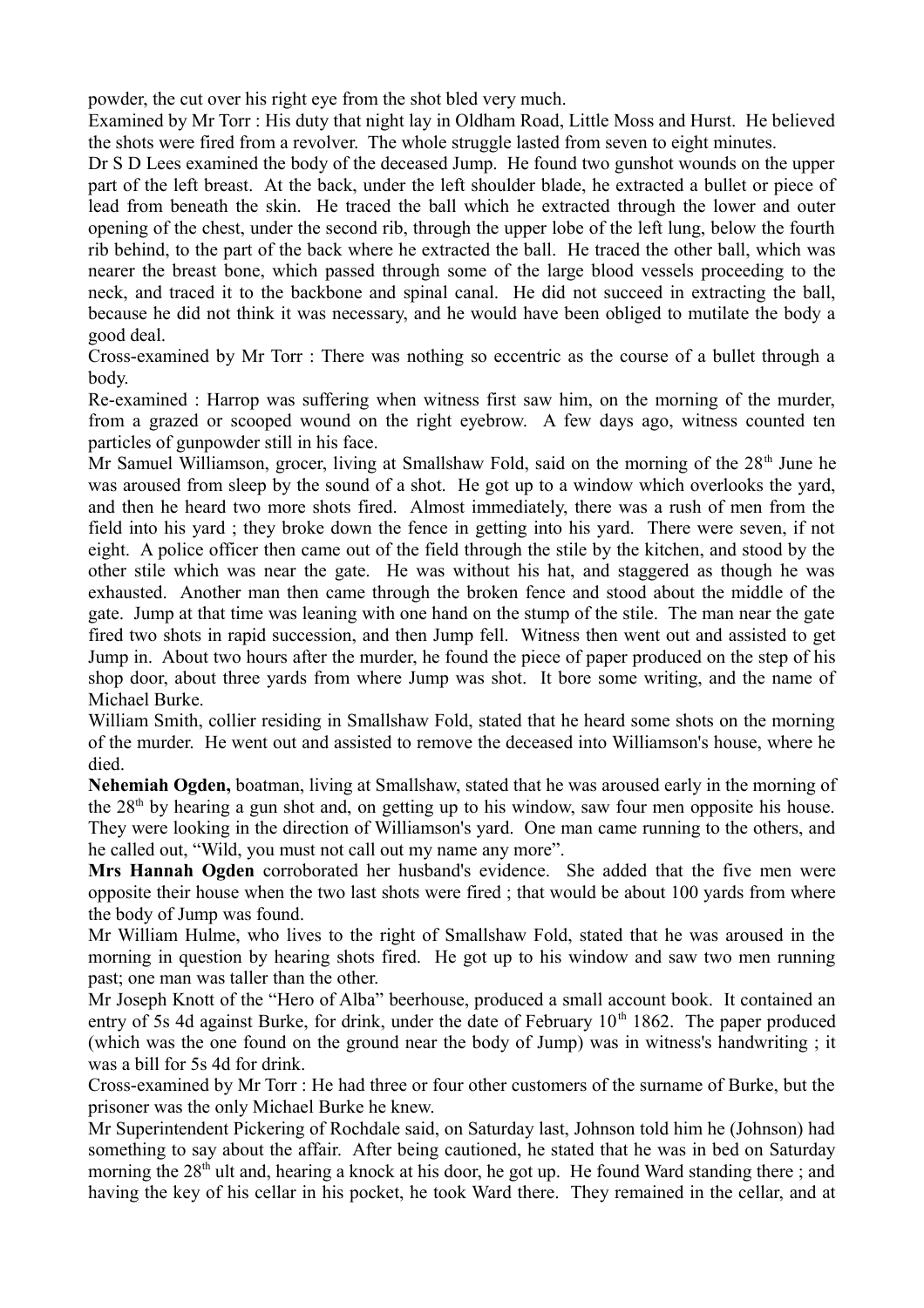powder, the cut over his right eye from the shot bled very much.

Examined by Mr Torr : His duty that night lay in Oldham Road, Little Moss and Hurst. He believed the shots were fired from a revolver. The whole struggle lasted from seven to eight minutes.

Dr S D Lees examined the body of the deceased Jump. He found two gunshot wounds on the upper part of the left breast. At the back, under the left shoulder blade, he extracted a bullet or piece of lead from beneath the skin. He traced the ball which he extracted through the lower and outer opening of the chest, under the second rib, through the upper lobe of the left lung, below the fourth rib behind, to the part of the back where he extracted the ball. He traced the other ball, which was nearer the breast bone, which passed through some of the large blood vessels proceeding to the neck, and traced it to the backbone and spinal canal. He did not succeed in extracting the ball, because he did not think it was necessary, and he would have been obliged to mutilate the body a good deal.

Cross-examined by Mr Torr : There was nothing so eccentric as the course of a bullet through a body.

Re-examined : Harrop was suffering when witness first saw him, on the morning of the murder, from a grazed or scooped wound on the right eyebrow. A few days ago, witness counted ten particles of gunpowder still in his face.

Mr Samuel Williamson, grocer, living at Smallshaw Fold, said on the morning of the 28th June he was aroused from sleep by the sound of a shot. He got up to a window which overlooks the yard, and then he heard two more shots fired. Almost immediately, there was a rush of men from the field into his yard ; they broke down the fence in getting into his yard. There were seven, if not eight. A police officer then came out of the field through the stile by the kitchen, and stood by the other stile which was near the gate. He was without his hat, and staggered as though he was exhausted. Another man then came through the broken fence and stood about the middle of the gate. Jump at that time was leaning with one hand on the stump of the stile. The man near the gate fired two shots in rapid succession, and then Jump fell. Witness then went out and assisted to get Jump in. About two hours after the murder, he found the piece of paper produced on the step of his shop door, about three yards from where Jump was shot. It bore some writing, and the name of Michael Burke.

William Smith, collier residing in Smallshaw Fold, stated that he heard some shots on the morning of the murder. He went out and assisted to remove the deceased into Williamson's house, where he died.

**Nehemiah Ogden,** boatman, living at Smallshaw, stated that he was aroused early in the morning of the 28th by hearing a gun shot and, on getting up to his window, saw four men opposite his house. They were looking in the direction of Williamson's yard. One man came running to the others, and he called out, "Wild, you must not call out my name any more".

**Mrs Hannah Ogden** corroborated her husband's evidence. She added that the five men were opposite their house when the two last shots were fired ; that would be about 100 yards from where the body of Jump was found.

Mr William Hulme, who lives to the right of Smallshaw Fold, stated that he was aroused in the morning in question by hearing shots fired. He got up to his window and saw two men running past; one man was taller than the other.

Mr Joseph Knott of the "Hero of Alba" beerhouse, produced a small account book. It contained an entry of 5s 4d against Burke, for drink, under the date of February 10th 1862. The paper produced (which was the one found on the ground near the body of Jump) was in witness's handwriting ; it was a bill for 5s 4d for drink.

Cross-examined by Mr Torr : He had three or four other customers of the surname of Burke, but the prisoner was the only Michael Burke he knew.

Mr Superintendent Pickering of Rochdale said, on Saturday last, Johnson told him he (Johnson) had something to say about the affair. After being cautioned, he stated that he was in bed on Saturday morning the 28th ult and, hearing a knock at his door, he got up. He found Ward standing there ; and having the key of his cellar in his pocket, he took Ward there. They remained in the cellar, and at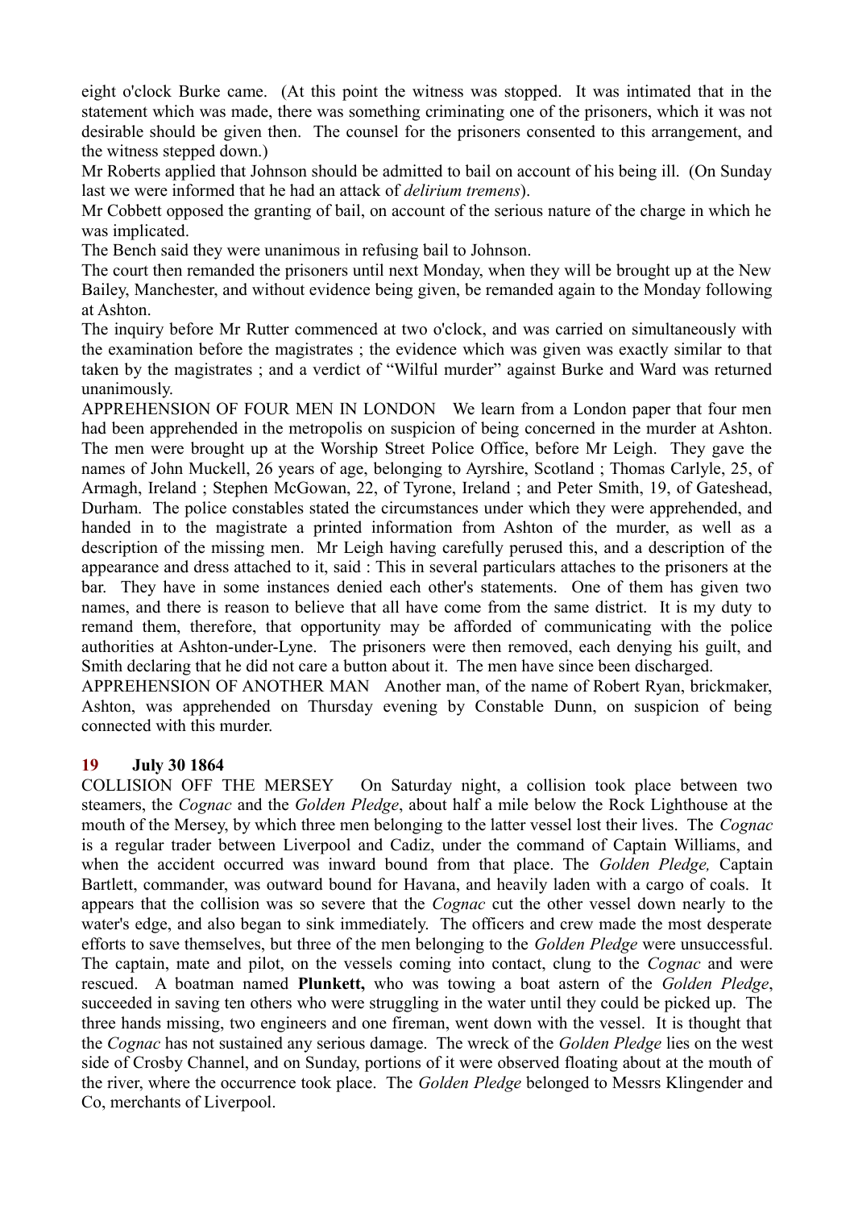eight o'clock Burke came. (At this point the witness was stopped. It was intimated that in the statement which was made, there was something criminating one of the prisoners, which it was not desirable should be given then. The counsel for the prisoners consented to this arrangement, and the witness stepped down.)

Mr Roberts applied that Johnson should be admitted to bail on account of his being ill. (On Sunday last we were informed that he had an attack of *delirium tremens*).

Mr Cobbett opposed the granting of bail, on account of the serious nature of the charge in which he was implicated.

The Bench said they were unanimous in refusing bail to Johnson.

The court then remanded the prisoners until next Monday, when they will be brought up at the New Bailey, Manchester, and without evidence being given, be remanded again to the Monday following at Ashton.

The inquiry before Mr Rutter commenced at two o'clock, and was carried on simultaneously with the examination before the magistrates ; the evidence which was given was exactly similar to that taken by the magistrates ; and a verdict of "Wilful murder" against Burke and Ward was returned unanimously.

APPREHENSION OF FOUR MEN IN LONDON We learn from a London paper that four men had been apprehended in the metropolis on suspicion of being concerned in the murder at Ashton. The men were brought up at the Worship Street Police Office, before Mr Leigh. They gave the names of John Muckell, 26 years of age, belonging to Ayrshire, Scotland ; Thomas Carlyle, 25, of Armagh, Ireland ; Stephen McGowan, 22, of Tyrone, Ireland ; and Peter Smith, 19, of Gateshead, Durham. The police constables stated the circumstances under which they were apprehended, and handed in to the magistrate a printed information from Ashton of the murder, as well as a description of the missing men. Mr Leigh having carefully perused this, and a description of the appearance and dress attached to it, said : This in several particulars attaches to the prisoners at the bar. They have in some instances denied each other's statements. One of them has given two names, and there is reason to believe that all have come from the same district. It is my duty to remand them, therefore, that opportunity may be afforded of communicating with the police authorities at Ashton-under-Lyne. The prisoners were then removed, each denying his guilt, and Smith declaring that he did not care a button about it. The men have since been discharged.

APPREHENSION OF ANOTHER MAN Another man, of the name of Robert Ryan, brickmaker, Ashton, was apprehended on Thursday evening by Constable Dunn, on suspicion of being connected with this murder.

## 19 July 30 1864

COLLISION OFF THE MERSEY On Saturday night, a collision took place between two steamers, the *Cognac* and the *Golden Pledge*, about half a mile below the Rock Lighthouse at the mouth of the Mersey, by which three men belonging to the latter vessel lost their lives. The *Cognac* is a regular trader between Liverpool and Cadiz, under the command of Captain Williams, and when the accident occurred was inward bound from that place. The *Golden Pledge,* Captain Bartlett, commander, was outward bound for Havana, and heavily laden with a cargo of coals. It appears that the collision was so severe that the *Cognac* cut the other vessel down nearly to the water's edge, and also began to sink immediately. The officers and crew made the most desperate efforts to save themselves, but three of the men belonging to the *Golden Pledge* were unsuccessful. The captain, mate and pilot, on the vessels coming into contact, clung to the *Cognac* and were rescued. A boatman named **Plunkett,** who was towing a boat astern of the *Golden Pledge*, succeeded in saving ten others who were struggling in the water until they could be picked up. The three hands missing, two engineers and one fireman, went down with the vessel. It is thought that the *Cognac* has not sustained any serious damage. The wreck of the *Golden Pledge* lies on the west side of Crosby Channel, and on Sunday, portions of it were observed floating about at the mouth of the river, where the occurrence took place. The *Golden Pledge* belonged to Messrs Klingender and Co, merchants of Liverpool.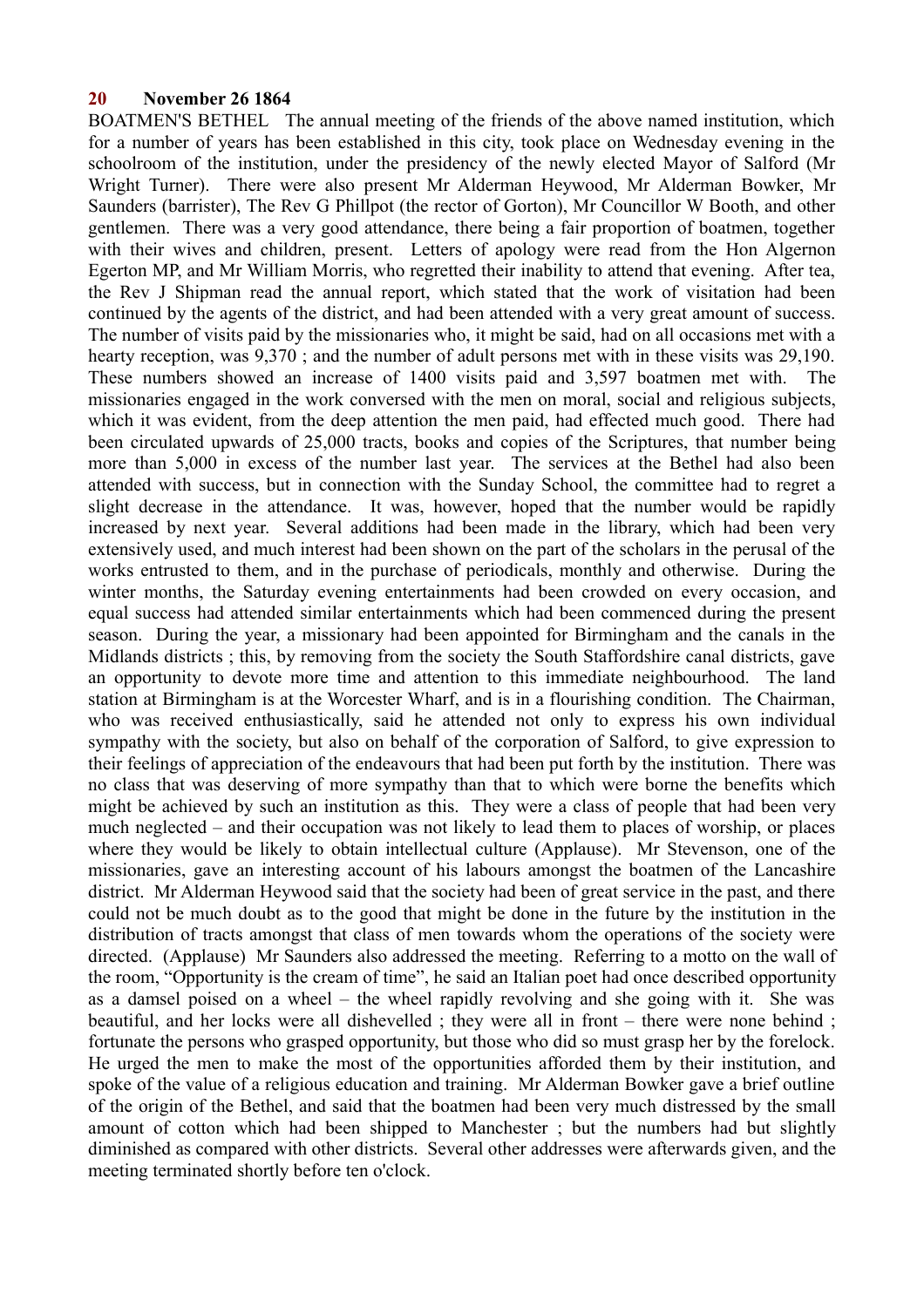**20 November 26 1864**

BOATMEN'S BETHEL The annual meeting of the friends of the above named institution, which for a number of years has been established in this city, took place on Wednesday evening in the schoolroom of the institution, under the presidency of the newly elected Mayor of Salford (Mr Wright Turner). There were also present Mr Alderman Heywood, Mr Alderman Bowker, Mr Saunders (barrister), The Rev G Phillpot (the rector of Gorton), Mr Councillor W Booth, and other gentlemen. There was a very good attendance, there being a fair proportion of boatmen, together with their wives and children, present. Letters of apology were read from the Hon Algernon Egerton MP, and Mr William Morris, who regretted their inability to attend that evening. After tea, the Rev J Shipman read the annual report, which stated that the work of visitation had been continued by the agents of the district, and had been attended with a very great amount of success. The number of visits paid by the missionaries who, it might be said, had on all occasions met with a hearty reception, was 9,370 ; and the number of adult persons met with in these visits was 29,190. These numbers showed an increase of 1400 visits paid and 3,597 boatmen met with. The missionaries engaged in the work conversed with the men on moral, social and religious subjects, which it was evident, from the deep attention the men paid, had effected much good. There had been circulated upwards of 25,000 tracts, books and copies of the Scriptures, that number being more than 5,000 in excess of the number last year. The services at the Bethel had also been attended with success, but in connection with the Sunday School, the committee had to regret a slight decrease in the attendance. It was, however, hoped that the number would be rapidly increased by next year. Several additions had been made in the library, which had been very extensively used, and much interest had been shown on the part of the scholars in the perusal of the works entrusted to them, and in the purchase of periodicals, monthly and otherwise. During the winter months, the Saturday evening entertainments had been crowded on every occasion, and equal success had attended similar entertainments which had been commenced during the present season. During the year, a missionary had been appointed for Birmingham and the canals in the Midlands districts ; this, by removing from the society the South Staffordshire canal districts, gave an opportunity to devote more time and attention to this immediate neighbourhood. The land station at Birmingham is at the Worcester Wharf, and is in a flourishing condition. The Chairman, who was received enthusiastically, said he attended not only to express his own individual sympathy with the society, but also on behalf of the corporation of Salford, to give expression to their feelings of appreciation of the endeavours that had been put forth by the institution. There was no class that was deserving of more sympathy than that to which were borne the benefits which might be achieved by such an institution as this. They were a class of people that had been very much neglected – and their occupation was not likely to lead them to places of worship, or places where they would be likely to obtain intellectual culture (Applause). Mr Stevenson, one of the missionaries, gave an interesting account of his labours amongst the boatmen of the Lancashire district. Mr Alderman Heywood said that the society had been of great service in the past, and there could not be much doubt as to the good that might be done in the future by the institution in the distribution of tracts amongst that class of men towards whom the operations of the society were directed. (Applause) Mr Saunders also addressed the meeting. Referring to a motto on the wall of the room, "Opportunity is the cream of time", he said an Italian poet had once described opportunity as a damsel poised on a wheel – the wheel rapidly revolving and she going with it. She was beautiful, and her locks were all dishevelled ; they were all in front – there were none behind ; fortunate the persons who grasped opportunity, but those who did so must grasp her by the forelock. He urged the men to make the most of the opportunities afforded them by their institution, and spoke of the value of a religious education and training. Mr Alderman Bowker gave a brief outline of the origin of the Bethel, and said that the boatmen had been very much distressed by the small amount of cotton which had been shipped to Manchester ; but the numbers had but slightly diminished as compared with other districts. Several other addresses were afterwards given, and the meeting terminated shortly before ten o'clock.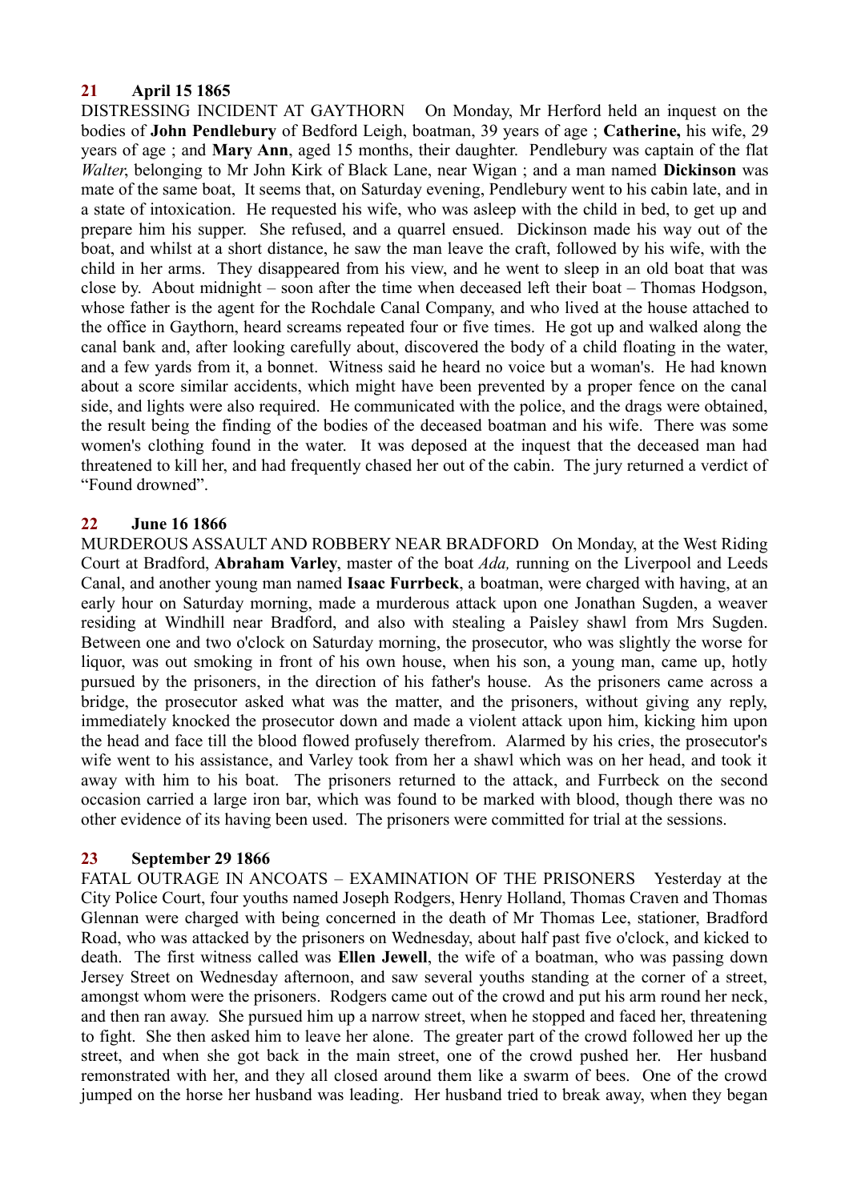**21 April 15 1865**

DISTRESSING INCIDENT AT GAYTHORN On Monday, Mr Herford held an inquest on the bodies of **John Pendlebury** of Bedford Leigh, boatman, 39 years of age ; **Catherine,** his wife, 29 years of age ; and **Mary Ann**, aged 15 months, their daughter. Pendlebury was captain of the flat *Walter*, belonging to Mr John Kirk of Black Lane, near Wigan ; and a man named **Dickinson** was mate of the same boat, It seems that, on Saturday evening, Pendlebury went to his cabin late, and in a state of intoxication. He requested his wife, who was asleep with the child in bed, to get up and prepare him his supper. She refused, and a quarrel ensued. Dickinson made his way out of the boat, and whilst at a short distance, he saw the man leave the craft, followed by his wife, with the child in her arms. They disappeared from his view, and he went to sleep in an old boat that was close by. About midnight – soon after the time when deceased left their boat – Thomas Hodgson, whose father is the agent for the Rochdale Canal Company, and who lived at the house attached to the office in Gaythorn, heard screams repeated four or five times. He got up and walked along the canal bank and, after looking carefully about, discovered the body of a child floating in the water, and a few yards from it, a bonnet. Witness said he heard no voice but a woman's. He had known about a score similar accidents, which might have been prevented by a proper fence on the canal side, and lights were also required. He communicated with the police, and the drags were obtained, the result being the finding of the bodies of the deceased boatman and his wife. There was some women's clothing found in the water. It was deposed at the inquest that the deceased man had threatened to kill her, and had frequently chased her out of the cabin. The jury returned a verdict of "Found drowned".

**22 June 16 1866**

MURDEROUS ASSAULT AND ROBBERY NEAR BRADFORD On Monday, at the West Riding Court at Bradford, **Abraham Varley**, master of the boat *Ada,* running on the Liverpool and Leeds Canal, and another young man named **Isaac Furrbeck**, a boatman, were charged with having, at an early hour on Saturday morning, made a murderous attack upon one Jonathan Sugden, a weaver residing at Windhill near Bradford, and also with stealing a Paisley shawl from Mrs Sugden. Between one and two o'clock on Saturday morning, the prosecutor, who was slightly the worse for liquor, was out smoking in front of his own house, when his son, a young man, came up, hotly pursued by the prisoners, in the direction of his father's house. As the prisoners came across a bridge, the prosecutor asked what was the matter, and the prisoners, without giving any reply, immediately knocked the prosecutor down and made a violent attack upon him, kicking him upon the head and face till the blood flowed profusely therefrom. Alarmed by his cries, the prosecutor's wife went to his assistance, and Varley took from her a shawl which was on her head, and took it away with him to his boat. The prisoners returned to the attack, and Furrbeck on the second occasion carried a large iron bar, which was found to be marked with blood, though there was no other evidence of its having been used. The prisoners were committed for trial at the sessions.

**23 September 29 1866**

FATAL OUTRAGE IN ANCOATS – EXAMINATION OF THE PRISONERS Yesterday at the City Police Court, four youths named Joseph Rodgers, Henry Holland, Thomas Craven and Thomas Glennan were charged with being concerned in the death of Mr Thomas Lee, stationer, Bradford Road, who was attacked by the prisoners on Wednesday, about half past five o'clock, and kicked to death. The first witness called was **Ellen Jewell**, the wife of a boatman, who was passing down Jersey Street on Wednesday afternoon, and saw several youths standing at the corner of a street, amongst whom were the prisoners. Rodgers came out of the crowd and put his arm round her neck, and then ran away. She pursued him up a narrow street, when he stopped and faced her, threatening to fight. She then asked him to leave her alone. The greater part of the crowd followed her up the street, and when she got back in the main street, one of the crowd pushed her. Her husband remonstrated with her, and they all closed around them like a swarm of bees. One of the crowd jumped on the horse her husband was leading. Her husband tried to break away, when they began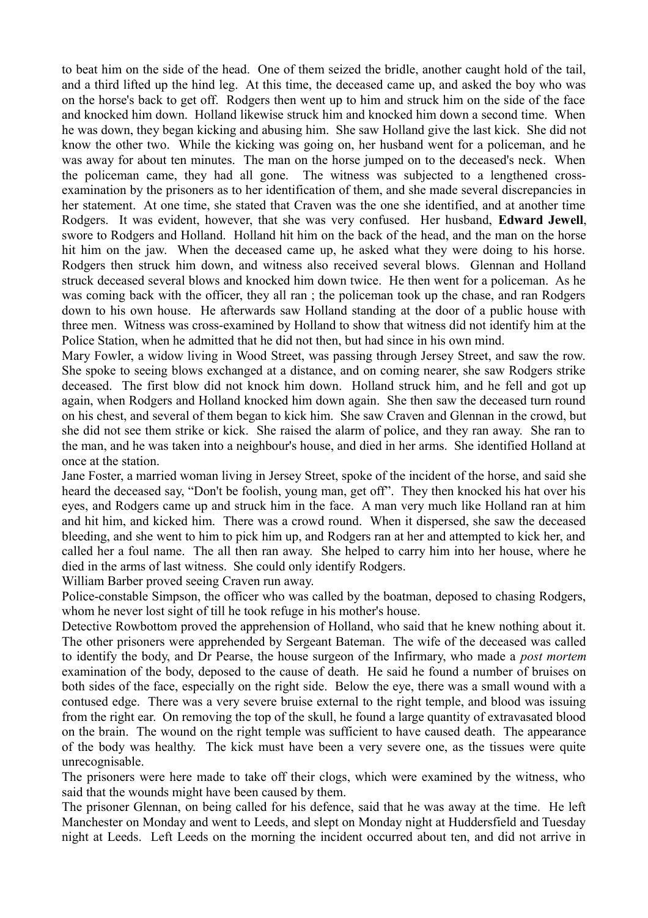to beat him on the side of the head. One of them seized the bridle, another caught hold of the tail, and a third lifted up the hind leg. At this time, the deceased came up, and asked the boy who was on the horse's back to get off. Rodgers then went up to him and struck him on the side of the face and knocked him down. Holland likewise struck him and knocked him down a second time. When he was down, they began kicking and abusing him. She saw Holland give the last kick. She did not know the other two. While the kicking was going on, her husband went for a policeman, and he was away for about ten minutes. The man on the horse jumped on to the deceased's neck. When the policeman came, they had all gone. The witness was subjected to a lengthened cross-examination by the prisoners as to her identification of them, and she made several discrepancies in her statement. At one time, she stated that Craven was the one she identified, and at another time Rodgers. It was evident, however, that she was very confused. Her husband, **Edward Jewell**, swore to Rodgers and Holland. Holland hit him on the back of the head, and the man on the horse hit him on the jaw. When the deceased came up, he asked what they were doing to his horse. Rodgers then struck him down, and witness also received several blows. Glennan and Holland struck deceased several blows and knocked him down twice. He then went for a policeman. As he was coming back with the officer, they all ran ; the policeman took up the chase, and ran Rodgers down to his own house. He afterwards saw Holland standing at the door of a public house with three men. Witness was cross-examined by Holland to show that witness did not identify him at the Police Station, when he admitted that he did not then, but had since in his own mind.

Mary Fowler, a widow living in Wood Street, was passing through Jersey Street, and saw the row. She spoke to seeing blows exchanged at a distance, and on coming nearer, she saw Rodgers strike deceased. The first blow did not knock him down. Holland struck him, and he fell and got up again, when Rodgers and Holland knocked him down again. She then saw the deceased turn round on his chest, and several of them began to kick him. She saw Craven and Glennan in the crowd, but she did not see them strike or kick. She raised the alarm of police, and they ran away. She ran to the man, and he was taken into a neighbour's house, and died in her arms. She identified Holland at once at the station.

Jane Foster, a married woman living in Jersey Street, spoke of the incident of the horse, and said she heard the deceased say, "Don't be foolish, young man, get off". They then knocked his hat over his eyes, and Rodgers came up and struck him in the face. A man very much like Holland ran at him and hit him, and kicked him. There was a crowd round. When it dispersed, she saw the deceased bleeding, and she went to him to pick him up, and Rodgers ran at her and attempted to kick her, and called her a foul name. The all then ran away. She helped to carry him into her house, where he died in the arms of last witness. She could only identify Rodgers.

William Barber proved seeing Craven run away.

Police-constable Simpson, the officer who was called by the boatman, deposed to chasing Rodgers, whom he never lost sight of till he took refuge in his mother's house.

Detective Rowbottom proved the apprehension of Holland, who said that he knew nothing about it. The other prisoners were apprehended by Sergeant Bateman. The wife of the deceased was called to identify the body, and Dr Pearse, the house surgeon of the Infirmary, who made a *post mortem* examination of the body, deposed to the cause of death. He said he found a number of bruises on both sides of the face, especially on the right side. Below the eye, there was a small wound with a contused edge. There was a very severe bruise external to the right temple, and blood was issuing from the right ear. On removing the top of the skull, he found a large quantity of extravasated blood on the brain. The wound on the right temple was sufficient to have caused death. The appearance of the body was healthy. The kick must have been a very severe one, as the tissues were quite unrecognisable.

The prisoners were here made to take off their clogs, which were examined by the witness, who said that the wounds might have been caused by them.

The prisoner Glennan, on being called for his defence, said that he was away at the time. He left Manchester on Monday and went to Leeds, and slept on Monday night at Huddersfield and Tuesday night at Leeds. Left Leeds on the morning the incident occurred about ten, and did not arrive in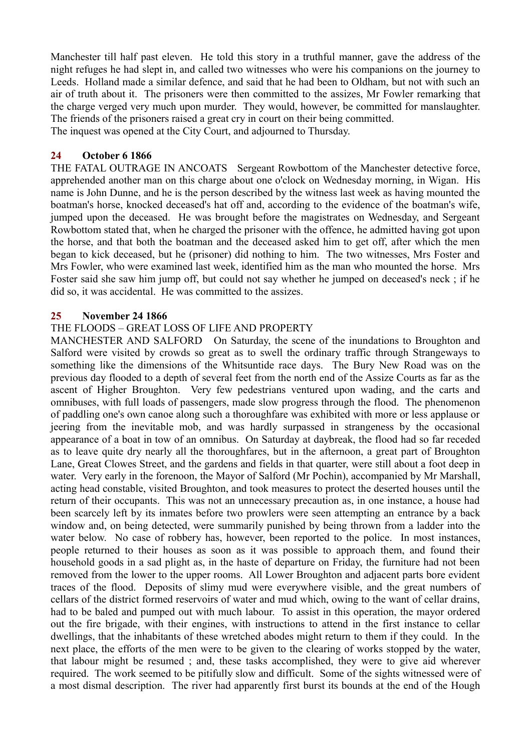Manchester till half past eleven. He told this story in a truthful manner, gave the address of the night refuges he had slept in, and called two witnesses who were his companions on the journey to Leeds. Holland made a similar defence, and said that he had been to Oldham, but not with such an air of truth about it. The prisoners were then committed to the assizes, Mr Fowler remarking that the charge verged very much upon murder. They would, however, be committed for manslaughter. The friends of the prisoners raised a great cry in court on their being committed.
The inquest was opened at the City Court, and adjourned to Thursday.

### 24 October 6 1866

THE FATAL OUTRAGE IN ANCOATS Sergeant Rowbottom of the Manchester detective force, apprehended another man on this charge about one o'clock on Wednesday morning, in Wigan. His name is John Dunne, and he is the person described by the witness last week as having mounted the boatman's horse, knocked deceased's hat off and, according to the evidence of the boatman's wife, jumped upon the deceased. He was brought before the magistrates on Wednesday, and Sergeant Rowbottom stated that, when he charged the prisoner with the offence, he admitted having got upon the horse, and that both the boatman and the deceased asked him to get off, after which the men began to kick deceased, but he (prisoner) did nothing to him. The two witnesses, Mrs Foster and Mrs Fowler, who were examined last week, identified him as the man who mounted the horse. Mrs Foster said she saw him jump off, but could not say whether he jumped on deceased's neck ; if he did so, it was accidental. He was committed to the assizes.

### 25 November 24 1866

THE FLOODS – GREAT LOSS OF LIFE AND PROPERTY

MANCHESTER AND SALFORD On Saturday, the scene of the inundations to Broughton and Salford were visited by crowds so great as to swell the ordinary traffic through Strangeways to something like the dimensions of the Whitsuntide race days. The Bury New Road was on the previous day flooded to a depth of several feet from the north end of the Assize Courts as far as the ascent of Higher Broughton. Very few pedestrians ventured upon wading, and the carts and omnibuses, with full loads of passengers, made slow progress through the flood. The phenomenon of paddling one's own canoe along such a thoroughfare was exhibited with more or less applause or jeering from the inevitable mob, and was hardly surpassed in strangeness by the occasional appearance of a boat in tow of an omnibus. On Saturday at daybreak, the flood had so far receded as to leave quite dry nearly all the thoroughfares, but in the afternoon, a great part of Broughton Lane, Great Clowes Street, and the gardens and fields in that quarter, were still about a foot deep in water. Very early in the forenoon, the Mayor of Salford (Mr Pochin), accompanied by Mr Marshall, acting head constable, visited Broughton, and took measures to protect the deserted houses until the return of their occupants. This was not an unnecessary precaution as, in one instance, a house had been scarcely left by its inmates before two prowlers were seen attempting an entrance by a back window and, on being detected, were summarily punished by being thrown from a ladder into the water below. No case of robbery has, however, been reported to the police. In most instances, people returned to their houses as soon as it was possible to approach them, and found their household goods in a sad plight as, in the haste of departure on Friday, the furniture had not been removed from the lower to the upper rooms. All Lower Broughton and adjacent parts bore evident traces of the flood. Deposits of slimy mud were everywhere visible, and the great numbers of cellars of the district formed reservoirs of water and mud which, owing to the want of cellar drains, had to be baled and pumped out with much labour. To assist in this operation, the mayor ordered out the fire brigade, with their engines, with instructions to attend in the first instance to cellar dwellings, that the inhabitants of these wretched abodes might return to them if they could. In the next place, the efforts of the men were to be given to the clearing of works stopped by the water, that labour might be resumed ; and, these tasks accomplished, they were to give aid wherever required. The work seemed to be pitifully slow and difficult. Some of the sights witnessed were of a most dismal description. The river had apparently first burst its bounds at the end of the Hough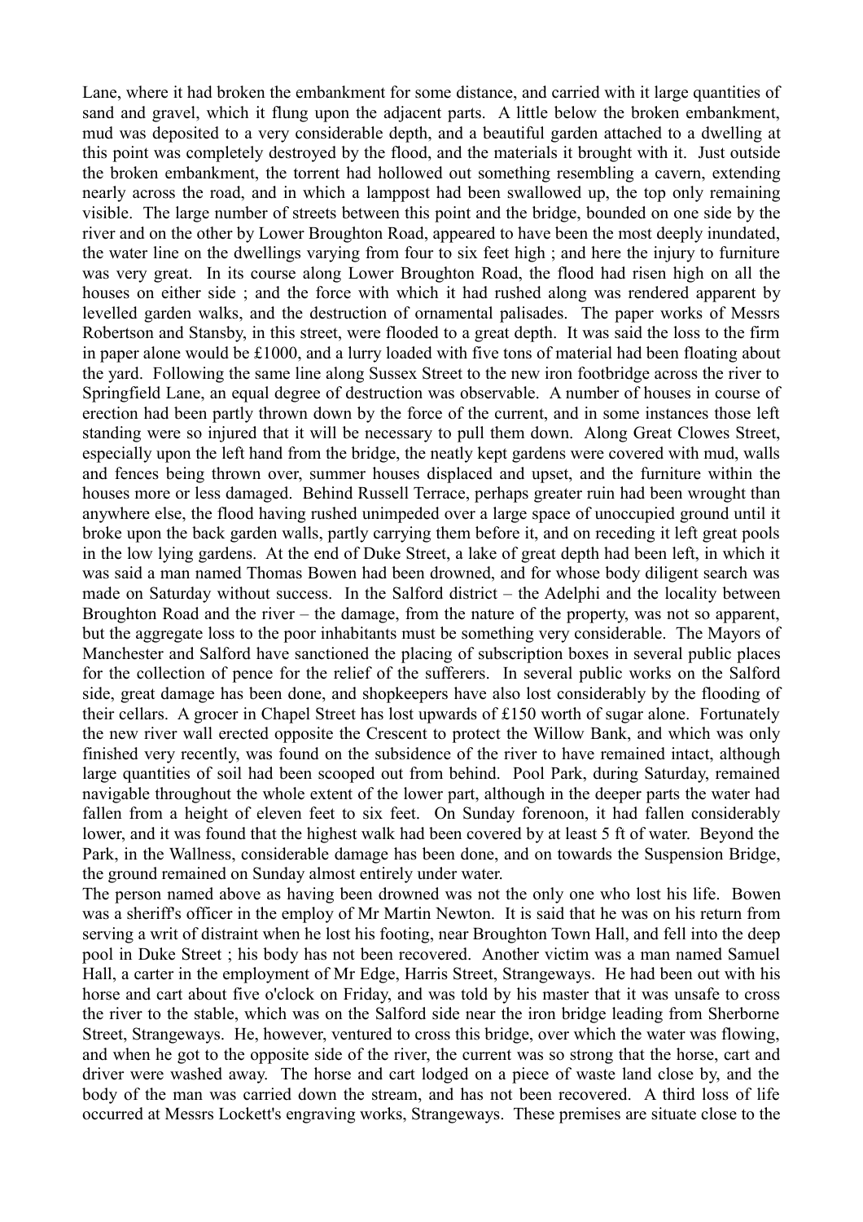Lane, where it had broken the embankment for some distance, and carried with it large quantities of sand and gravel, which it flung upon the adjacent parts. A little below the broken embankment, mud was deposited to a very considerable depth, and a beautiful garden attached to a dwelling at this point was completely destroyed by the flood, and the materials it brought with it. Just outside the broken embankment, the torrent had hollowed out something resembling a cavern, extending nearly across the road, and in which a lamppost had been swallowed up, the top only remaining visible. The large number of streets between this point and the bridge, bounded on one side by the river and on the other by Lower Broughton Road, appeared to have been the most deeply inundated, the water line on the dwellings varying from four to six feet high ; and here the injury to furniture was very great. In its course along Lower Broughton Road, the flood had risen high on all the houses on either side ; and the force with which it had rushed along was rendered apparent by levelled garden walks, and the destruction of ornamental palisades. The paper works of Messrs Robertson and Stansby, in this street, were flooded to a great depth. It was said the loss to the firm in paper alone would be £1000, and a lurry loaded with five tons of material had been floating about the yard. Following the same line along Sussex Street to the new iron footbridge across the river to Springfield Lane, an equal degree of destruction was observable. A number of houses in course of erection had been partly thrown down by the force of the current, and in some instances those left standing were so injured that it will be necessary to pull them down. Along Great Clowes Street, especially upon the left hand from the bridge, the neatly kept gardens were covered with mud, walls and fences being thrown over, summer houses displaced and upset, and the furniture within the houses more or less damaged. Behind Russell Terrace, perhaps greater ruin had been wrought than anywhere else, the flood having rushed unimpeded over a large space of unoccupied ground until it broke upon the back garden walls, partly carrying them before it, and on receding it left great pools in the low lying gardens. At the end of Duke Street, a lake of great depth had been left, in which it was said a man named Thomas Bowen had been drowned, and for whose body diligent search was made on Saturday without success. In the Salford district – the Adelphi and the locality between Broughton Road and the river – the damage, from the nature of the property, was not so apparent, but the aggregate loss to the poor inhabitants must be something very considerable. The Mayors of Manchester and Salford have sanctioned the placing of subscription boxes in several public places for the collection of pence for the relief of the sufferers. In several public works on the Salford side, great damage has been done, and shopkeepers have also lost considerably by the flooding of their cellars. A grocer in Chapel Street has lost upwards of £150 worth of sugar alone. Fortunately the new river wall erected opposite the Crescent to protect the Willow Bank, and which was only finished very recently, was found on the subsidence of the river to have remained intact, although large quantities of soil had been scooped out from behind. Pool Park, during Saturday, remained navigable throughout the whole extent of the lower part, although in the deeper parts the water had fallen from a height of eleven feet to six feet. On Sunday forenoon, it had fallen considerably lower, and it was found that the highest walk had been covered by at least 5 ft of water. Beyond the Park, in the Wallness, considerable damage has been done, and on towards the Suspension Bridge, the ground remained on Sunday almost entirely under water.

The person named above as having been drowned was not the only one who lost his life. Bowen was a sheriff's officer in the employ of Mr Martin Newton. It is said that he was on his return from serving a writ of distraint when he lost his footing, near Broughton Town Hall, and fell into the deep pool in Duke Street ; his body has not been recovered. Another victim was a man named Samuel Hall, a carter in the employment of Mr Edge, Harris Street, Strangeways. He had been out with his horse and cart about five o'clock on Friday, and was told by his master that it was unsafe to cross the river to the stable, which was on the Salford side near the iron bridge leading from Sherborne Street, Strangeways. He, however, ventured to cross this bridge, over which the water was flowing, and when he got to the opposite side of the river, the current was so strong that the horse, cart and driver were washed away. The horse and cart lodged on a piece of waste land close by, and the body of the man was carried down the stream, and has not been recovered. A third loss of life occurred at Messrs Lockett's engraving works, Strangeways. These premises are situate close to the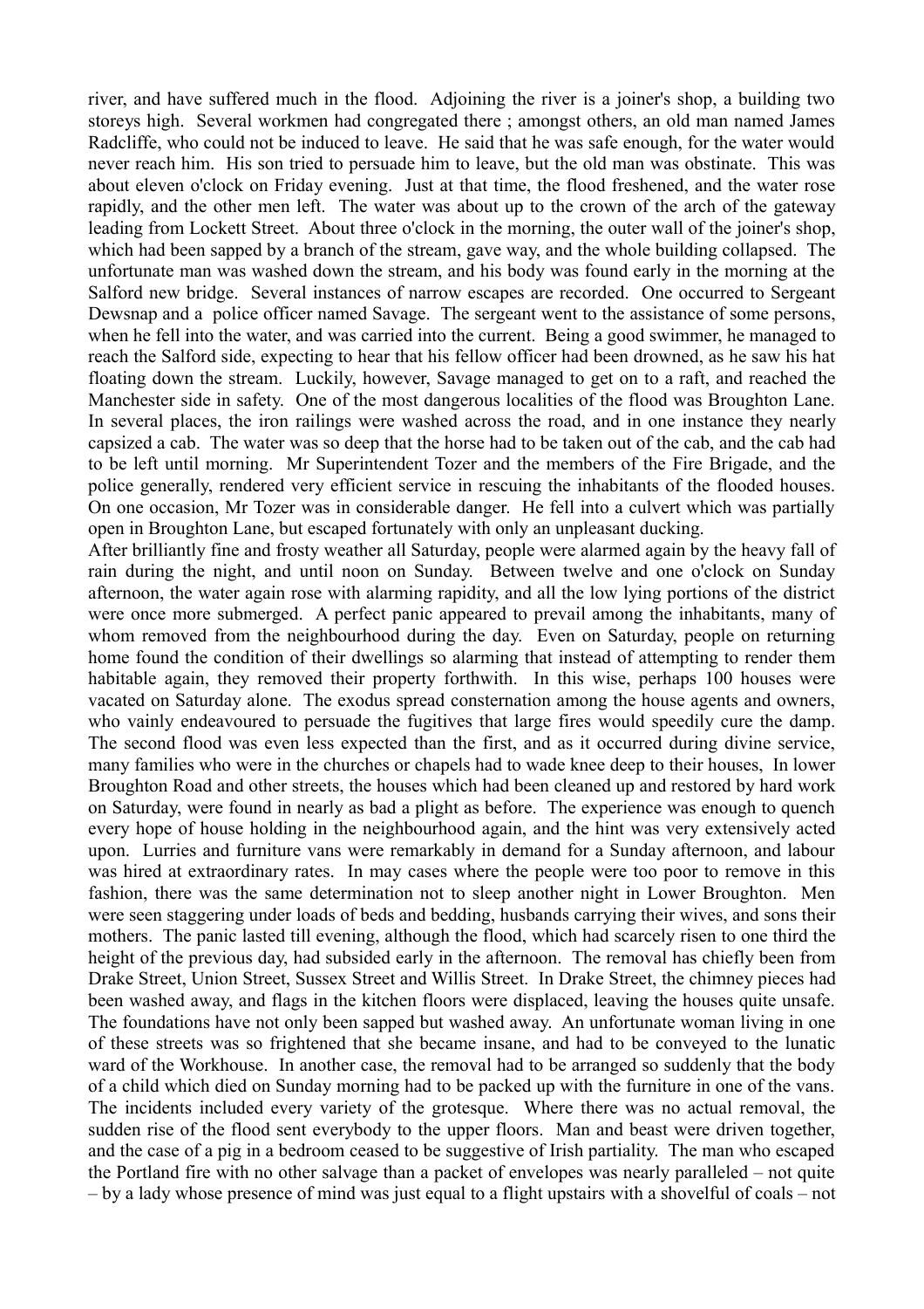river, and have suffered much in the flood. Adjoining the river is a joiner's shop, a building two storeys high. Several workmen had congregated there ; amongst others, an old man named James Radcliffe, who could not be induced to leave. He said that he was safe enough, for the water would never reach him. His son tried to persuade him to leave, but the old man was obstinate. This was about eleven o'clock on Friday evening. Just at that time, the flood freshened, and the water rose rapidly, and the other men left. The water was about up to the crown of the arch of the gateway leading from Lockett Street. About three o'clock in the morning, the outer wall of the joiner's shop, which had been sapped by a branch of the stream, gave way, and the whole building collapsed. The unfortunate man was washed down the stream, and his body was found early in the morning at the Salford new bridge. Several instances of narrow escapes are recorded. One occurred to Sergeant Dewsnap and a police officer named Savage. The sergeant went to the assistance of some persons, when he fell into the water, and was carried into the current. Being a good swimmer, he managed to reach the Salford side, expecting to hear that his fellow officer had been drowned, as he saw his hat floating down the stream. Luckily, however, Savage managed to get on to a raft, and reached the Manchester side in safety. One of the most dangerous localities of the flood was Broughton Lane. In several places, the iron railings were washed across the road, and in one instance they nearly capsized a cab. The water was so deep that the horse had to be taken out of the cab, and the cab had to be left until morning. Mr Superintendent Tozer and the members of the Fire Brigade, and the police generally, rendered very efficient service in rescuing the inhabitants of the flooded houses. On one occasion, Mr Tozer was in considerable danger. He fell into a culvert which was partially open in Broughton Lane, but escaped fortunately with only an unpleasant ducking.

After brilliantly fine and frosty weather all Saturday, people were alarmed again by the heavy fall of rain during the night, and until noon on Sunday. Between twelve and one o'clock on Sunday afternoon, the water again rose with alarming rapidity, and all the low lying portions of the district were once more submerged. A perfect panic appeared to prevail among the inhabitants, many of whom removed from the neighbourhood during the day. Even on Saturday, people on returning home found the condition of their dwellings so alarming that instead of attempting to render them habitable again, they removed their property forthwith. In this wise, perhaps 100 houses were vacated on Saturday alone. The exodus spread consternation among the house agents and owners, who vainly endeavoured to persuade the fugitives that large fires would speedily cure the damp. The second flood was even less expected than the first, and as it occurred during divine service, many families who were in the churches or chapels had to wade knee deep to their houses, In lower Broughton Road and other streets, the houses which had been cleaned up and restored by hard work on Saturday, were found in nearly as bad a plight as before. The experience was enough to quench every hope of house holding in the neighbourhood again, and the hint was very extensively acted upon. Lurries and furniture vans were remarkably in demand for a Sunday afternoon, and labour was hired at extraordinary rates. In may cases where the people were too poor to remove in this fashion, there was the same determination not to sleep another night in Lower Broughton. Men were seen staggering under loads of beds and bedding, husbands carrying their wives, and sons their mothers. The panic lasted till evening, although the flood, which had scarcely risen to one third the height of the previous day, had subsided early in the afternoon. The removal has chiefly been from Drake Street, Union Street, Sussex Street and Willis Street. In Drake Street, the chimney pieces had been washed away, and flags in the kitchen floors were displaced, leaving the houses quite unsafe. The foundations have not only been sapped but washed away. An unfortunate woman living in one of these streets was so frightened that she became insane, and had to be conveyed to the lunatic ward of the Workhouse. In another case, the removal had to be arranged so suddenly that the body of a child which died on Sunday morning had to be packed up with the furniture in one of the vans. The incidents included every variety of the grotesque. Where there was no actual removal, the sudden rise of the flood sent everybody to the upper floors. Man and beast were driven together, and the case of a pig in a bedroom ceased to be suggestive of Irish partiality. The man who escaped the Portland fire with no other salvage than a packet of envelopes was nearly paralleled – not quite – by a lady whose presence of mind was just equal to a flight upstairs with a shovelful of coals – not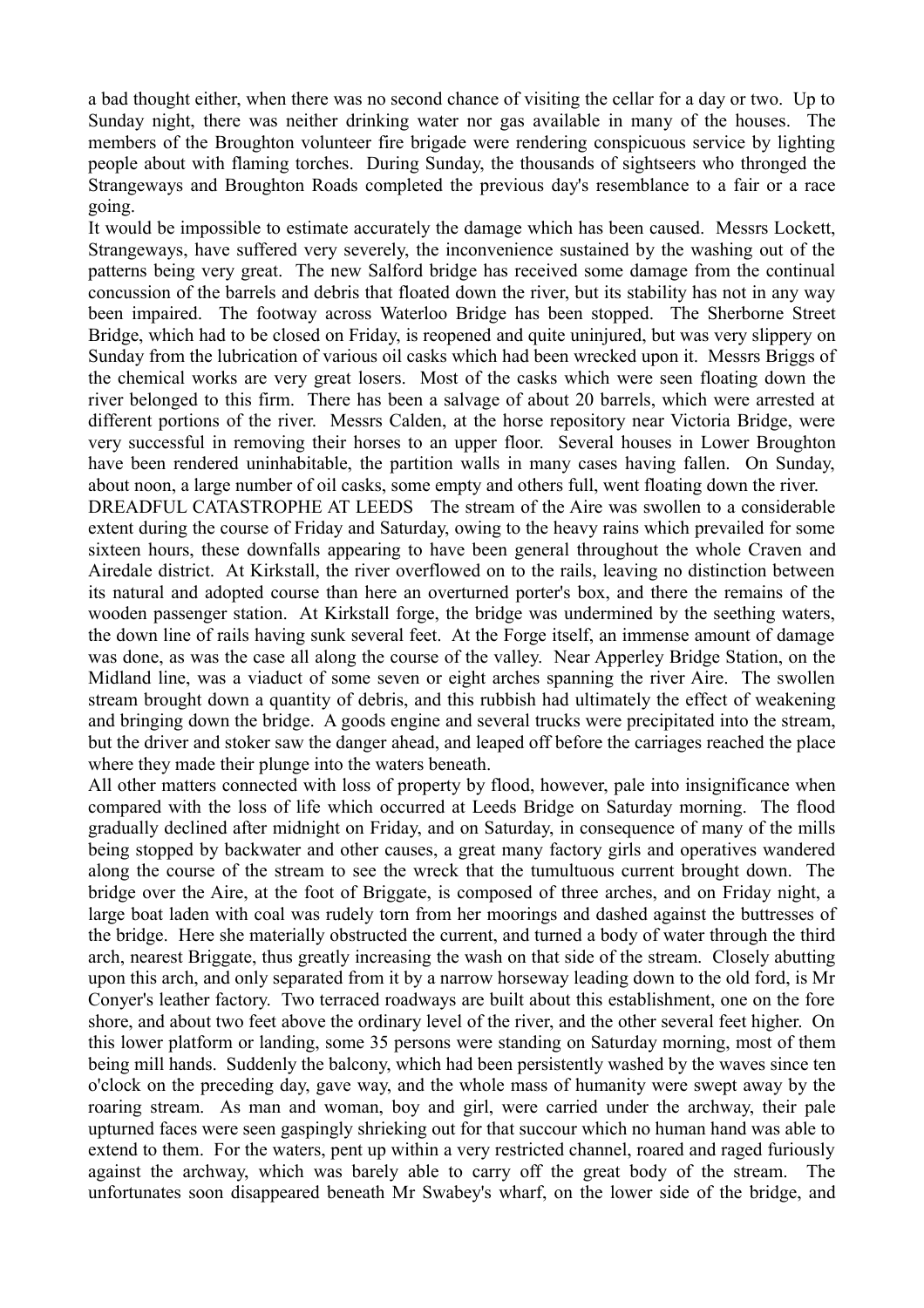a bad thought either, when there was no second chance of visiting the cellar for a day or two. Up to Sunday night, there was neither drinking water nor gas available in many of the houses. The members of the Broughton volunteer fire brigade were rendering conspicuous service by lighting people about with flaming torches. During Sunday, the thousands of sightseers who thronged the Strangeways and Broughton Roads completed the previous day's resemblance to a fair or a race going.

It would be impossible to estimate accurately the damage which has been caused. Messrs Lockett, Strangeways, have suffered very severely, the inconvenience sustained by the washing out of the patterns being very great. The new Salford bridge has received some damage from the continual concussion of the barrels and debris that floated down the river, but its stability has not in any way been impaired. The footway across Waterloo Bridge has been stopped. The Sherborne Street Bridge, which had to be closed on Friday, is reopened and quite uninjured, but was very slippery on Sunday from the lubrication of various oil casks which had been wrecked upon it. Messrs Briggs of the chemical works are very great losers. Most of the casks which were seen floating down the river belonged to this firm. There has been a salvage of about 20 barrels, which were arrested at different portions of the river. Messrs Calden, at the horse repository near Victoria Bridge, were very successful in removing their horses to an upper floor. Several houses in Lower Broughton have been rendered uninhabitable, the partition walls in many cases having fallen. On Sunday, about noon, a large number of oil casks, some empty and others full, went floating down the river.

DREADFUL CATASTROPHE AT LEEDS The stream of the Aire was swollen to a considerable extent during the course of Friday and Saturday, owing to the heavy rains which prevailed for some sixteen hours, these downfalls appearing to have been general throughout the whole Craven and Airedale district. At Kirkstall, the river overflowed on to the rails, leaving no distinction between its natural and adopted course than here an overturned porter's box, and there the remains of the wooden passenger station. At Kirkstall forge, the bridge was undermined by the seething waters, the down line of rails having sunk several feet. At the Forge itself, an immense amount of damage was done, as was the case all along the course of the valley. Near Apperley Bridge Station, on the Midland line, was a viaduct of some seven or eight arches spanning the river Aire. The swollen stream brought down a quantity of debris, and this rubbish had ultimately the effect of weakening and bringing down the bridge. A goods engine and several trucks were precipitated into the stream, but the driver and stoker saw the danger ahead, and leaped off before the carriages reached the place where they made their plunge into the waters beneath.

All other matters connected with loss of property by flood, however, pale into insignificance when compared with the loss of life which occurred at Leeds Bridge on Saturday morning. The flood gradually declined after midnight on Friday, and on Saturday, in consequence of many of the mills being stopped by backwater and other causes, a great many factory girls and operatives wandered along the course of the stream to see the wreck that the tumultuous current brought down. The bridge over the Aire, at the foot of Briggate, is composed of three arches, and on Friday night, a large boat laden with coal was rudely torn from her moorings and dashed against the buttresses of the bridge. Here she materially obstructed the current, and turned a body of water through the third arch, nearest Briggate, thus greatly increasing the wash on that side of the stream. Closely abutting upon this arch, and only separated from it by a narrow horseway leading down to the old ford, is Mr Conyer's leather factory. Two terraced roadways are built about this establishment, one on the fore shore, and about two feet above the ordinary level of the river, and the other several feet higher. On this lower platform or landing, some 35 persons were standing on Saturday morning, most of them being mill hands. Suddenly the balcony, which had been persistently washed by the waves since ten o'clock on the preceding day, gave way, and the whole mass of humanity were swept away by the roaring stream. As man and woman, boy and girl, were carried under the archway, their pale upturned faces were seen gaspingly shrieking out for that succour which no human hand was able to extend to them. For the waters, pent up within a very restricted channel, roared and raged furiously against the archway, which was barely able to carry off the great body of the stream. The unfortunates soon disappeared beneath Mr Swabey's wharf, on the lower side of the bridge, and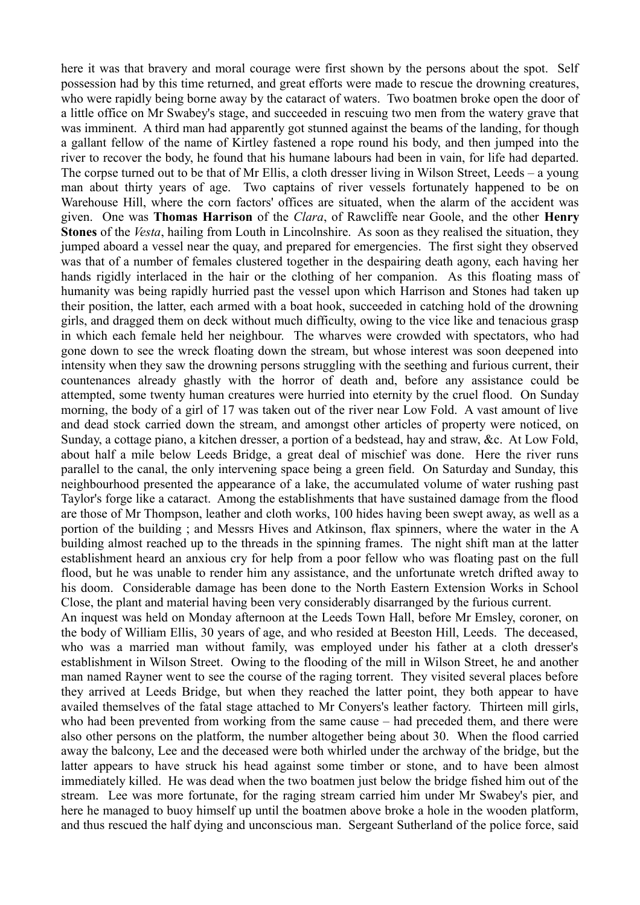here it was that bravery and moral courage were first shown by the persons about the spot. Self possession had by this time returned, and great efforts were made to rescue the drowning creatures, who were rapidly being borne away by the cataract of waters. Two boatmen broke open the door of a little office on Mr Swabey's stage, and succeeded in rescuing two men from the watery grave that was imminent. A third man had apparently got stunned against the beams of the landing, for though a gallant fellow of the name of Kirtley fastened a rope round his body, and then jumped into the river to recover the body, he found that his humane labours had been in vain, for life had departed. The corpse turned out to be that of Mr Ellis, a cloth dresser living in Wilson Street, Leeds – a young man about thirty years of age. Two captains of river vessels fortunately happened to be on Warehouse Hill, where the corn factors' offices are situated, when the alarm of the accident was given. One was **Thomas Harrison** of the *Clara*, of Rawcliffe near Goole, and the other **Henry Stones** of the *Vesta*, hailing from Louth in Lincolnshire. As soon as they realised the situation, they jumped aboard a vessel near the quay, and prepared for emergencies. The first sight they observed was that of a number of females clustered together in the despairing death agony, each having her hands rigidly interlaced in the hair or the clothing of her companion. As this floating mass of humanity was being rapidly hurried past the vessel upon which Harrison and Stones had taken up their position, the latter, each armed with a boat hook, succeeded in catching hold of the drowning girls, and dragged them on deck without much difficulty, owing to the vice like and tenacious grasp in which each female held her neighbour. The wharves were crowded with spectators, who had gone down to see the wreck floating down the stream, but whose interest was soon deepened into intensity when they saw the drowning persons struggling with the seething and furious current, their countenances already ghastly with the horror of death and, before any assistance could be attempted, some twenty human creatures were hurried into eternity by the cruel flood. On Sunday morning, the body of a girl of 17 was taken out of the river near Low Fold. A vast amount of live and dead stock carried down the stream, and amongst other articles of property were noticed, on Sunday, a cottage piano, a kitchen dresser, a portion of a bedstead, hay and straw, &c. At Low Fold, about half a mile below Leeds Bridge, a great deal of mischief was done. Here the river runs parallel to the canal, the only intervening space being a green field. On Saturday and Sunday, this neighbourhood presented the appearance of a lake, the accumulated volume of water rushing past Taylor's forge like a cataract. Among the establishments that have sustained damage from the flood are those of Mr Thompson, leather and cloth works, 100 hides having been swept away, as well as a portion of the building ; and Messrs Hives and Atkinson, flax spinners, where the water in the A building almost reached up to the threads in the spinning frames. The night shift man at the latter establishment heard an anxious cry for help from a poor fellow who was floating past on the full flood, but he was unable to render him any assistance, and the unfortunate wretch drifted away to his doom. Considerable damage has been done to the North Eastern Extension Works in School Close, the plant and material having been very considerably disarranged by the furious current.

An inquest was held on Monday afternoon at the Leeds Town Hall, before Mr Emsley, coroner, on the body of William Ellis, 30 years of age, and who resided at Beeston Hill, Leeds. The deceased, who was a married man without family, was employed under his father at a cloth dresser's establishment in Wilson Street. Owing to the flooding of the mill in Wilson Street, he and another man named Rayner went to see the course of the raging torrent. They visited several places before they arrived at Leeds Bridge, but when they reached the latter point, they both appear to have availed themselves of the fatal stage attached to Mr Conyers's leather factory. Thirteen mill girls, who had been prevented from working from the same cause – had preceded them, and there were also other persons on the platform, the number altogether being about 30. When the flood carried away the balcony, Lee and the deceased were both whirled under the archway of the bridge, but the latter appears to have struck his head against some timber or stone, and to have been almost immediately killed. He was dead when the two boatmen just below the bridge fished him out of the stream. Lee was more fortunate, for the raging stream carried him under Mr Swabey's pier, and here he managed to buoy himself up until the boatmen above broke a hole in the wooden platform, and thus rescued the half dying and unconscious man. Sergeant Sutherland of the police force, said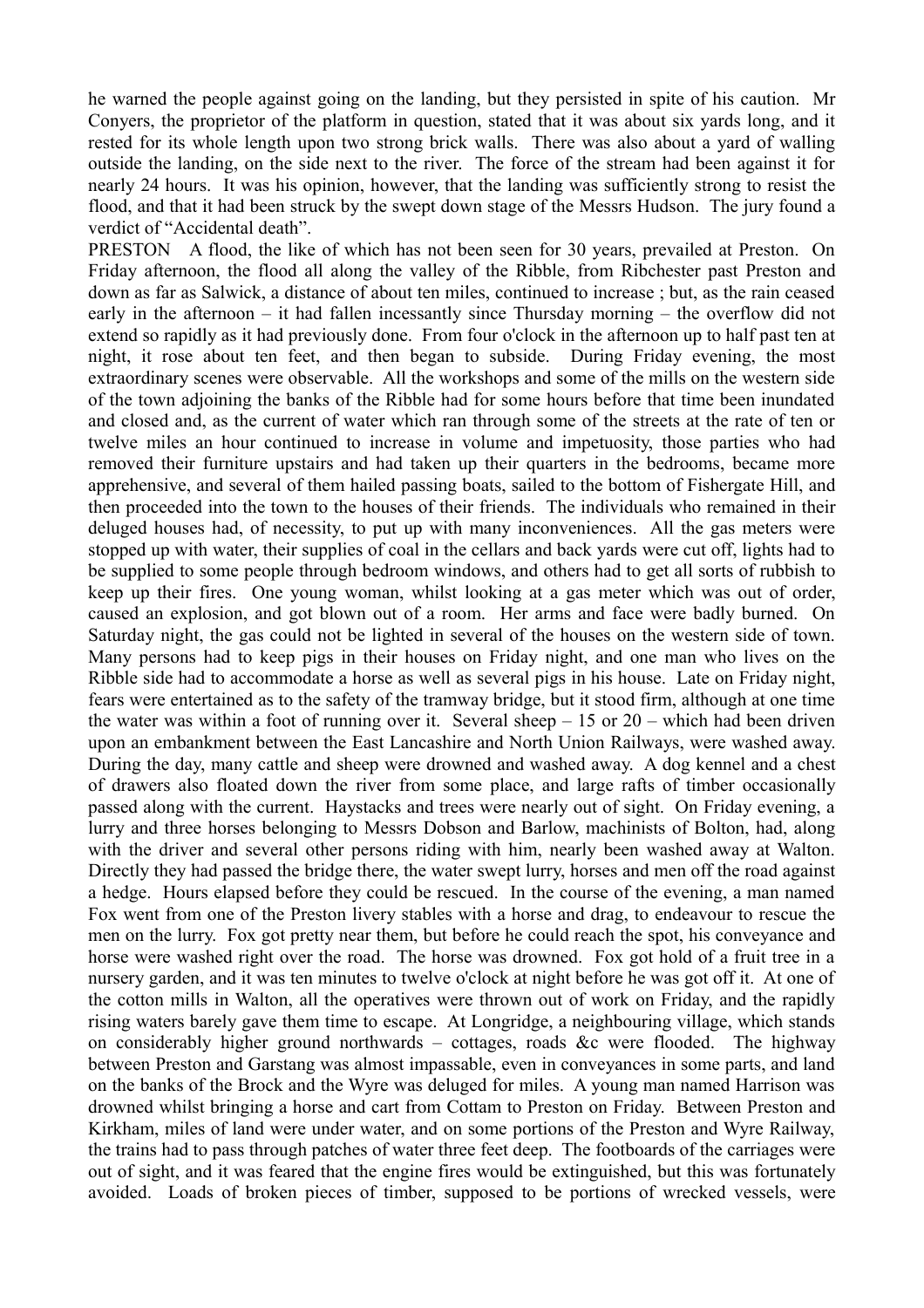he warned the people against going on the landing, but they persisted in spite of his caution. Mr Conyers, the proprietor of the platform in question, stated that it was about six yards long, and it rested for its whole length upon two strong brick walls. There was also about a yard of walling outside the landing, on the side next to the river. The force of the stream had been against it for nearly 24 hours. It was his opinion, however, that the landing was sufficiently strong to resist the flood, and that it had been struck by the swept down stage of the Messrs Hudson. The jury found a verdict of "Accidental death".

PRESTON A flood, the like of which has not been seen for 30 years, prevailed at Preston. On Friday afternoon, the flood all along the valley of the Ribble, from Ribchester past Preston and down as far as Salwick, a distance of about ten miles, continued to increase ; but, as the rain ceased early in the afternoon – it had fallen incessantly since Thursday morning – the overflow did not extend so rapidly as it had previously done. From four o'clock in the afternoon up to half past ten at night, it rose about ten feet, and then began to subside. During Friday evening, the most extraordinary scenes were observable. All the workshops and some of the mills on the western side of the town adjoining the banks of the Ribble had for some hours before that time been inundated and closed and, as the current of water which ran through some of the streets at the rate of ten or twelve miles an hour continued to increase in volume and impetuosity, those parties who had removed their furniture upstairs and had taken up their quarters in the bedrooms, became more apprehensive, and several of them hailed passing boats, sailed to the bottom of Fishergate Hill, and then proceeded into the town to the houses of their friends. The individuals who remained in their deluged houses had, of necessity, to put up with many inconveniences. All the gas meters were stopped up with water, their supplies of coal in the cellars and back yards were cut off, lights had to be supplied to some people through bedroom windows, and others had to get all sorts of rubbish to keep up their fires. One young woman, whilst looking at a gas meter which was out of order, caused an explosion, and got blown out of a room. Her arms and face were badly burned. On Saturday night, the gas could not be lighted in several of the houses on the western side of town. Many persons had to keep pigs in their houses on Friday night, and one man who lives on the Ribble side had to accommodate a horse as well as several pigs in his house. Late on Friday night, fears were entertained as to the safety of the tramway bridge, but it stood firm, although at one time the water was within a foot of running over it. Several sheep – 15 or 20 – which had been driven upon an embankment between the East Lancashire and North Union Railways, were washed away. During the day, many cattle and sheep were drowned and washed away. A dog kennel and a chest of drawers also floated down the river from some place, and large rafts of timber occasionally passed along with the current. Haystacks and trees were nearly out of sight. On Friday evening, a lurry and three horses belonging to Messrs Dobson and Barlow, machinists of Bolton, had, along with the driver and several other persons riding with him, nearly been washed away at Walton. Directly they had passed the bridge there, the water swept lurry, horses and men off the road against a hedge. Hours elapsed before they could be rescued. In the course of the evening, a man named Fox went from one of the Preston livery stables with a horse and drag, to endeavour to rescue the men on the lurry. Fox got pretty near them, but before he could reach the spot, his conveyance and horse were washed right over the road. The horse was drowned. Fox got hold of a fruit tree in a nursery garden, and it was ten minutes to twelve o'clock at night before he was got off it. At one of the cotton mills in Walton, all the operatives were thrown out of work on Friday, and the rapidly rising waters barely gave them time to escape. At Longridge, a neighbouring village, which stands on considerably higher ground northwards – cottages, roads &c were flooded. The highway between Preston and Garstang was almost impassable, even in conveyances in some parts, and land on the banks of the Brock and the Wyre was deluged for miles. A young man named Harrison was drowned whilst bringing a horse and cart from Cottam to Preston on Friday. Between Preston and Kirkham, miles of land were under water, and on some portions of the Preston and Wyre Railway, the trains had to pass through patches of water three feet deep. The footboards of the carriages were out of sight, and it was feared that the engine fires would be extinguished, but this was fortunately avoided. Loads of broken pieces of timber, supposed to be portions of wrecked vessels, were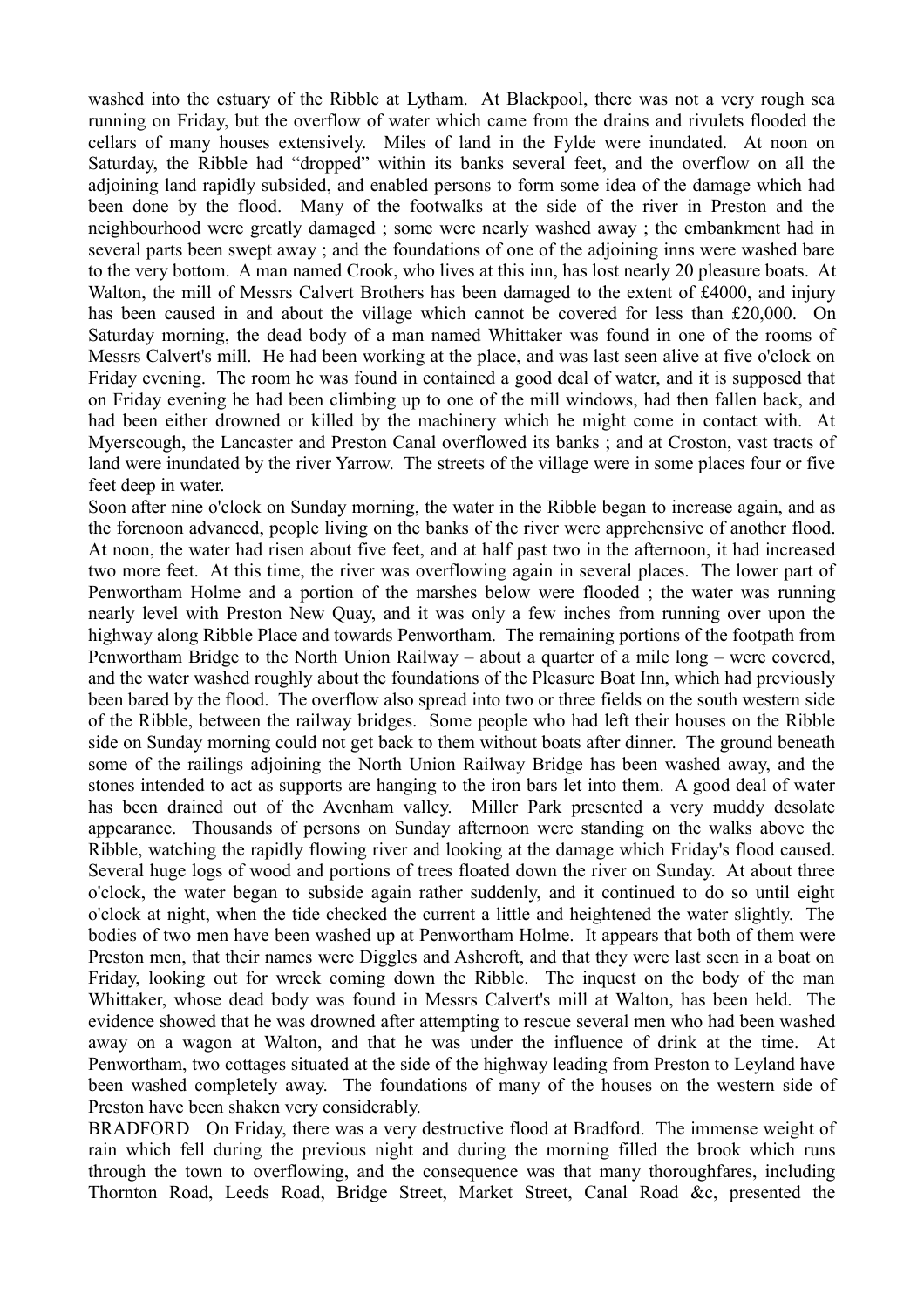washed into the estuary of the Ribble at Lytham. At Blackpool, there was not a very rough sea running on Friday, but the overflow of water which came from the drains and rivulets flooded the cellars of many houses extensively. Miles of land in the Fylde were inundated. At noon on Saturday, the Ribble had "dropped" within its banks several feet, and the overflow on all the adjoining land rapidly subsided, and enabled persons to form some idea of the damage which had been done by the flood. Many of the footwalks at the side of the river in Preston and the neighbourhood were greatly damaged ; some were nearly washed away ; the embankment had in several parts been swept away ; and the foundations of one of the adjoining inns were washed bare to the very bottom. A man named Crook, who lives at this inn, has lost nearly 20 pleasure boats. At Walton, the mill of Messrs Calvert Brothers has been damaged to the extent of £4000, and injury has been caused in and about the village which cannot be covered for less than £20,000. On Saturday morning, the dead body of a man named Whittaker was found in one of the rooms of Messrs Calvert's mill. He had been working at the place, and was last seen alive at five o'clock on Friday evening. The room he was found in contained a good deal of water, and it is supposed that on Friday evening he had been climbing up to one of the mill windows, had then fallen back, and had been either drowned or killed by the machinery which he might come in contact with. At Myerscough, the Lancaster and Preston Canal overflowed its banks ; and at Croston, vast tracts of land were inundated by the river Yarrow. The streets of the village were in some places four or five feet deep in water.

Soon after nine o'clock on Sunday morning, the water in the Ribble began to increase again, and as the forenoon advanced, people living on the banks of the river were apprehensive of another flood. At noon, the water had risen about five feet, and at half past two in the afternoon, it had increased two more feet. At this time, the river was overflowing again in several places. The lower part of Penwortham Holme and a portion of the marshes below were flooded ; the water was running nearly level with Preston New Quay, and it was only a few inches from running over upon the highway along Ribble Place and towards Penwortham. The remaining portions of the footpath from Penwortham Bridge to the North Union Railway – about a quarter of a mile long – were covered, and the water washed roughly about the foundations of the Pleasure Boat Inn, which had previously been bared by the flood. The overflow also spread into two or three fields on the south western side of the Ribble, between the railway bridges. Some people who had left their houses on the Ribble side on Sunday morning could not get back to them without boats after dinner. The ground beneath some of the railings adjoining the North Union Railway Bridge has been washed away, and the stones intended to act as supports are hanging to the iron bars let into them. A good deal of water has been drained out of the Avenham valley. Miller Park presented a very muddy desolate appearance. Thousands of persons on Sunday afternoon were standing on the walks above the Ribble, watching the rapidly flowing river and looking at the damage which Friday's flood caused. Several huge logs of wood and portions of trees floated down the river on Sunday. At about three o'clock, the water began to subside again rather suddenly, and it continued to do so until eight o'clock at night, when the tide checked the current a little and heightened the water slightly. The bodies of two men have been washed up at Penwortham Holme. It appears that both of them were Preston men, that their names were Diggles and Ashcroft, and that they were last seen in a boat on Friday, looking out for wreck coming down the Ribble. The inquest on the body of the man Whittaker, whose dead body was found in Messrs Calvert's mill at Walton, has been held. The evidence showed that he was drowned after attempting to rescue several men who had been washed away on a wagon at Walton, and that he was under the influence of drink at the time. At Penwortham, two cottages situated at the side of the highway leading from Preston to Leyland have been washed completely away. The foundations of many of the houses on the western side of Preston have been shaken very considerably.

BRADFORD On Friday, there was a very destructive flood at Bradford. The immense weight of rain which fell during the previous night and during the morning filled the brook which runs through the town to overflowing, and the consequence was that many thoroughfares, including Thornton Road, Leeds Road, Bridge Street, Market Street, Canal Road &c, presented the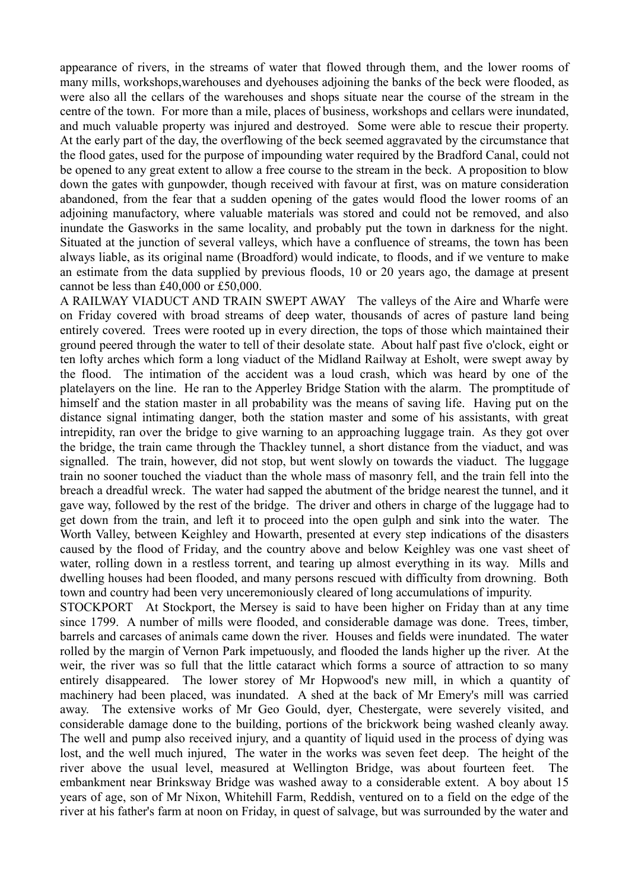appearance of rivers, in the streams of water that flowed through them, and the lower rooms of many mills, workshops,warehouses and dyehouses adjoining the banks of the beck were flooded, as were also all the cellars of the warehouses and shops situate near the course of the stream in the centre of the town. For more than a mile, places of business, workshops and cellars were inundated, and much valuable property was injured and destroyed. Some were able to rescue their property. At the early part of the day, the overflowing of the beck seemed aggravated by the circumstance that the flood gates, used for the purpose of impounding water required by the Bradford Canal, could not be opened to any great extent to allow a free course to the stream in the beck. A proposition to blow down the gates with gunpowder, though received with favour at first, was on mature consideration abandoned, from the fear that a sudden opening of the gates would flood the lower rooms of an adjoining manufactory, where valuable materials was stored and could not be removed, and also inundate the Gasworks in the same locality, and probably put the town in darkness for the night. Situated at the junction of several valleys, which have a confluence of streams, the town has been always liable, as its original name (Broadford) would indicate, to floods, and if we venture to make an estimate from the data supplied by previous floods, 10 or 20 years ago, the damage at present cannot be less than £40,000 or £50,000.

A RAILWAY VIADUCT AND TRAIN SWEPT AWAY The valleys of the Aire and Wharfe were on Friday covered with broad streams of deep water, thousands of acres of pasture land being entirely covered. Trees were rooted up in every direction, the tops of those which maintained their ground peered through the water to tell of their desolate state. About half past five o'clock, eight or ten lofty arches which form a long viaduct of the Midland Railway at Esholt, were swept away by the flood. The intimation of the accident was a loud crash, which was heard by one of the platelayers on the line. He ran to the Apperley Bridge Station with the alarm. The promptitude of himself and the station master in all probability was the means of saving life. Having put on the distance signal intimating danger, both the station master and some of his assistants, with great intrepidity, ran over the bridge to give warning to an approaching luggage train. As they got over the bridge, the train came through the Thackley tunnel, a short distance from the viaduct, and was signalled. The train, however, did not stop, but went slowly on towards the viaduct. The luggage train no sooner touched the viaduct than the whole mass of masonry fell, and the train fell into the breach a dreadful wreck. The water had sapped the abutment of the bridge nearest the tunnel, and it gave way, followed by the rest of the bridge. The driver and others in charge of the luggage had to get down from the train, and left it to proceed into the open gulph and sink into the water. The Worth Valley, between Keighley and Howarth, presented at every step indications of the disasters caused by the flood of Friday, and the country above and below Keighley was one vast sheet of water, rolling down in a restless torrent, and tearing up almost everything in its way. Mills and dwelling houses had been flooded, and many persons rescued with difficulty from drowning. Both town and country had been very unceremoniously cleared of long accumulations of impurity.

STOCKPORT At Stockport, the Mersey is said to have been higher on Friday than at any time since 1799. A number of mills were flooded, and considerable damage was done. Trees, timber, barrels and carcases of animals came down the river. Houses and fields were inundated. The water rolled by the margin of Vernon Park impetuously, and flooded the lands higher up the river. At the weir, the river was so full that the little cataract which forms a source of attraction to so many entirely disappeared. The lower storey of Mr Hopwood's new mill, in which a quantity of machinery had been placed, was inundated. A shed at the back of Mr Emery's mill was carried away. The extensive works of Mr Geo Gould, dyer, Chestergate, were severely visited, and considerable damage done to the building, portions of the brickwork being washed cleanly away. The well and pump also received injury, and a quantity of liquid used in the process of dying was lost, and the well much injured, The water in the works was seven feet deep. The height of the river above the usual level, measured at Wellington Bridge, was about fourteen feet. The embankment near Brinksway Bridge was washed away to a considerable extent. A boy about 15 years of age, son of Mr Nixon, Whitehill Farm, Reddish, ventured on to a field on the edge of the river at his father's farm at noon on Friday, in quest of salvage, but was surrounded by the water and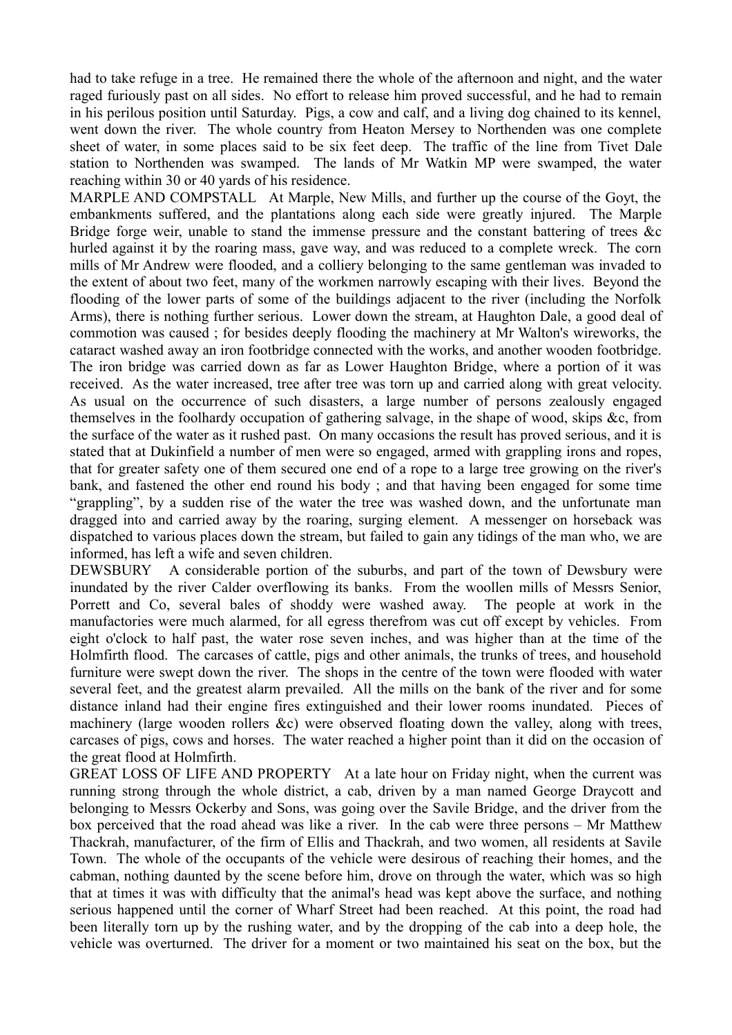had to take refuge in a tree. He remained there the whole of the afternoon and night, and the water raged furiously past on all sides. No effort to release him proved successful, and he had to remain in his perilous position until Saturday. Pigs, a cow and calf, and a living dog chained to its kennel, went down the river. The whole country from Heaton Mersey to Northenden was one complete sheet of water, in some places said to be six feet deep. The traffic of the line from Tivet Dale station to Northenden was swamped. The lands of Mr Watkin MP were swamped, the water reaching within 30 or 40 yards of his residence.

MARPLE AND COMPSTALL At Marple, New Mills, and further up the course of the Goyt, the embankments suffered, and the plantations along each side were greatly injured. The Marple Bridge forge weir, unable to stand the immense pressure and the constant battering of trees &c hurled against it by the roaring mass, gave way, and was reduced to a complete wreck. The corn mills of Mr Andrew were flooded, and a colliery belonging to the same gentleman was invaded to the extent of about two feet, many of the workmen narrowly escaping with their lives. Beyond the flooding of the lower parts of some of the buildings adjacent to the river (including the Norfolk Arms), there is nothing further serious. Lower down the stream, at Haughton Dale, a good deal of commotion was caused ; for besides deeply flooding the machinery at Mr Walton's wireworks, the cataract washed away an iron footbridge connected with the works, and another wooden footbridge. The iron bridge was carried down as far as Lower Haughton Bridge, where a portion of it was received. As the water increased, tree after tree was torn up and carried along with great velocity. As usual on the occurrence of such disasters, a large number of persons zealously engaged themselves in the foolhardy occupation of gathering salvage, in the shape of wood, skips &c, from the surface of the water as it rushed past. On many occasions the result has proved serious, and it is stated that at Dukinfield a number of men were so engaged, armed with grappling irons and ropes, that for greater safety one of them secured one end of a rope to a large tree growing on the river's bank, and fastened the other end round his body ; and that having been engaged for some time "grappling", by a sudden rise of the water the tree was washed down, and the unfortunate man dragged into and carried away by the roaring, surging element. A messenger on horseback was dispatched to various places down the stream, but failed to gain any tidings of the man who, we are informed, has left a wife and seven children.

DEWSBURY A considerable portion of the suburbs, and part of the town of Dewsbury were inundated by the river Calder overflowing its banks. From the woollen mills of Messrs Senior, Porrett and Co, several bales of shoddy were washed away. The people at work in the manufactories were much alarmed, for all egress therefrom was cut off except by vehicles. From eight o'clock to half past, the water rose seven inches, and was higher than at the time of the Holmfirth flood. The carcases of cattle, pigs and other animals, the trunks of trees, and household furniture were swept down the river. The shops in the centre of the town were flooded with water several feet, and the greatest alarm prevailed. All the mills on the bank of the river and for some distance inland had their engine fires extinguished and their lower rooms inundated. Pieces of machinery (large wooden rollers &c) were observed floating down the valley, along with trees, carcases of pigs, cows and horses. The water reached a higher point than it did on the occasion of the great flood at Holmfirth.

GREAT LOSS OF LIFE AND PROPERTY At a late hour on Friday night, when the current was running strong through the whole district, a cab, driven by a man named George Draycott and belonging to Messrs Ockerby and Sons, was going over the Savile Bridge, and the driver from the box perceived that the road ahead was like a river. In the cab were three persons – Mr Matthew Thackrah, manufacturer, of the firm of Ellis and Thackrah, and two women, all residents at Savile Town. The whole of the occupants of the vehicle were desirous of reaching their homes, and the cabman, nothing daunted by the scene before him, drove on through the water, which was so high that at times it was with difficulty that the animal's head was kept above the surface, and nothing serious happened until the corner of Wharf Street had been reached. At this point, the road had been literally torn up by the rushing water, and by the dropping of the cab into a deep hole, the vehicle was overturned. The driver for a moment or two maintained his seat on the box, but the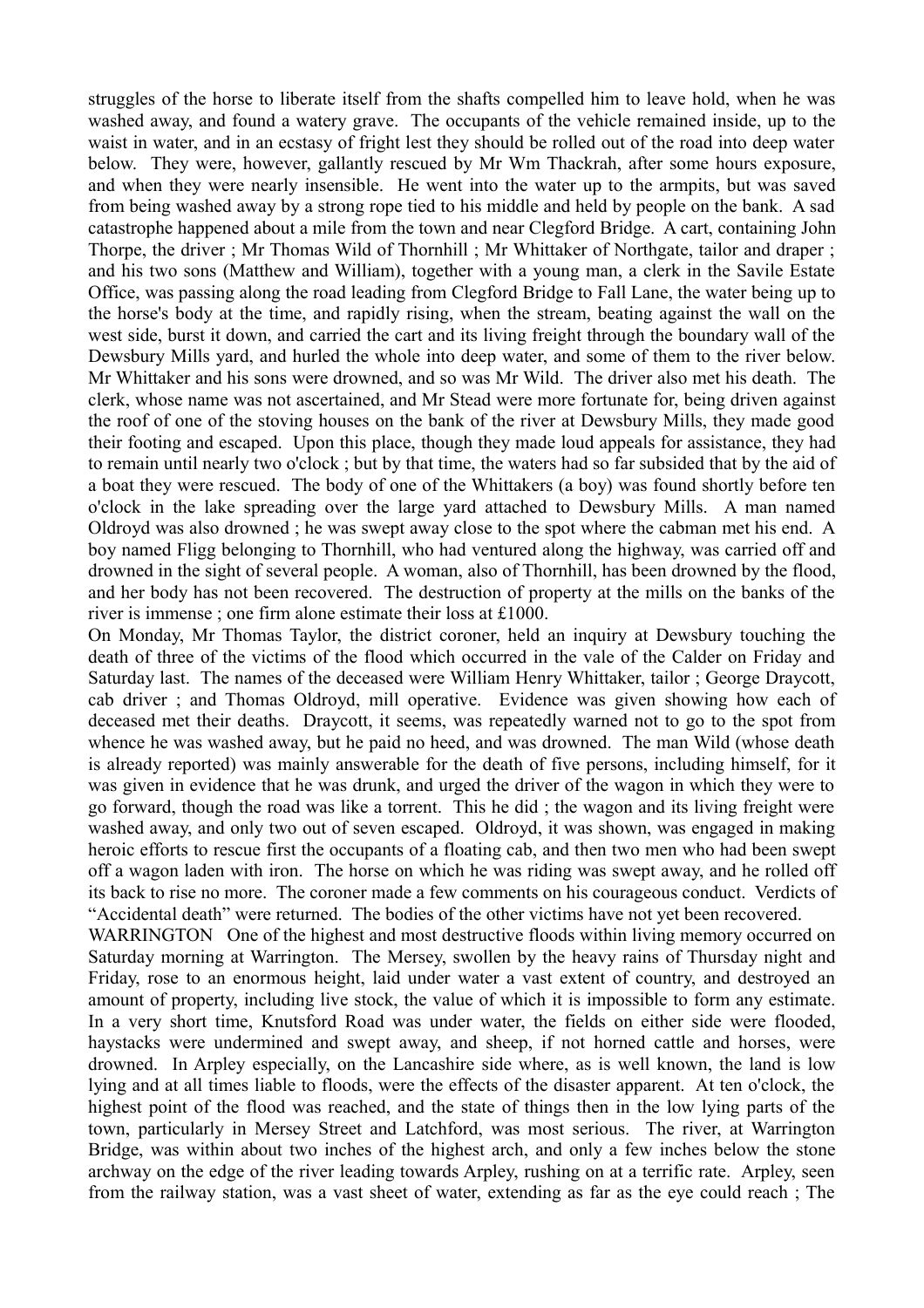struggles of the horse to liberate itself from the shafts compelled him to leave hold, when he was washed away, and found a watery grave. The occupants of the vehicle remained inside, up to the waist in water, and in an ecstasy of fright lest they should be rolled out of the road into deep water below. They were, however, gallantly rescued by Mr Wm Thackrah, after some hours exposure, and when they were nearly insensible. He went into the water up to the armpits, but was saved from being washed away by a strong rope tied to his middle and held by people on the bank. A sad catastrophe happened about a mile from the town and near Clegford Bridge. A cart, containing John Thorpe, the driver ; Mr Thomas Wild of Thornhill ; Mr Whittaker of Northgate, tailor and draper ; and his two sons (Matthew and William), together with a young man, a clerk in the Savile Estate Office, was passing along the road leading from Clegford Bridge to Fall Lane, the water being up to the horse's body at the time, and rapidly rising, when the stream, beating against the wall on the west side, burst it down, and carried the cart and its living freight through the boundary wall of the Dewsbury Mills yard, and hurled the whole into deep water, and some of them to the river below. Mr Whittaker and his sons were drowned, and so was Mr Wild. The driver also met his death. The clerk, whose name was not ascertained, and Mr Stead were more fortunate for, being driven against the roof of one of the stoving houses on the bank of the river at Dewsbury Mills, they made good their footing and escaped. Upon this place, though they made loud appeals for assistance, they had to remain until nearly two o'clock ; but by that time, the waters had so far subsided that by the aid of a boat they were rescued. The body of one of the Whittakers (a boy) was found shortly before ten o'clock in the lake spreading over the large yard attached to Dewsbury Mills. A man named Oldroyd was also drowned ; he was swept away close to the spot where the cabman met his end. A boy named Fligg belonging to Thornhill, who had ventured along the highway, was carried off and drowned in the sight of several people. A woman, also of Thornhill, has been drowned by the flood, and her body has not been recovered. The destruction of property at the mills on the banks of the river is immense ; one firm alone estimate their loss at £1000.

On Monday, Mr Thomas Taylor, the district coroner, held an inquiry at Dewsbury touching the death of three of the victims of the flood which occurred in the vale of the Calder on Friday and Saturday last. The names of the deceased were William Henry Whittaker, tailor ; George Draycott, cab driver ; and Thomas Oldroyd, mill operative. Evidence was given showing how each of deceased met their deaths. Draycott, it seems, was repeatedly warned not to go to the spot from whence he was washed away, but he paid no heed, and was drowned. The man Wild (whose death is already reported) was mainly answerable for the death of five persons, including himself, for it was given in evidence that he was drunk, and urged the driver of the wagon in which they were to go forward, though the road was like a torrent. This he did ; the wagon and its living freight were washed away, and only two out of seven escaped. Oldroyd, it was shown, was engaged in making heroic efforts to rescue first the occupants of a floating cab, and then two men who had been swept off a wagon laden with iron. The horse on which he was riding was swept away, and he rolled off its back to rise no more. The coroner made a few comments on his courageous conduct. Verdicts of "Accidental death" were returned. The bodies of the other victims have not yet been recovered.

WARRINGTON One of the highest and most destructive floods within living memory occurred on Saturday morning at Warrington. The Mersey, swollen by the heavy rains of Thursday night and Friday, rose to an enormous height, laid under water a vast extent of country, and destroyed an amount of property, including live stock, the value of which it is impossible to form any estimate. In a very short time, Knutsford Road was under water, the fields on either side were flooded, haystacks were undermined and swept away, and sheep, if not horned cattle and horses, were drowned. In Arpley especially, on the Lancashire side where, as is well known, the land is low lying and at all times liable to floods, were the effects of the disaster apparent. At ten o'clock, the highest point of the flood was reached, and the state of things then in the low lying parts of the town, particularly in Mersey Street and Latchford, was most serious. The river, at Warrington Bridge, was within about two inches of the highest arch, and only a few inches below the stone archway on the edge of the river leading towards Arpley, rushing on at a terrific rate. Arpley, seen from the railway station, was a vast sheet of water, extending as far as the eye could reach ; The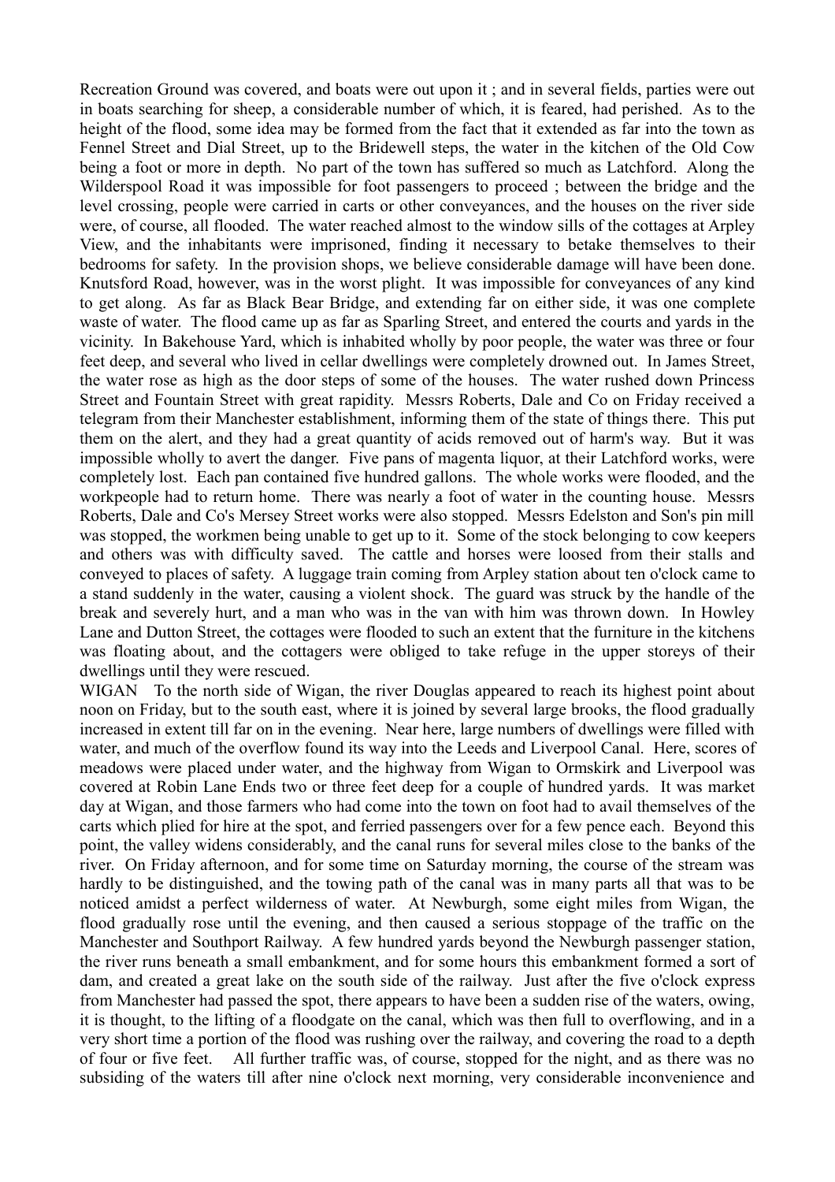Recreation Ground was covered, and boats were out upon it ; and in several fields, parties were out in boats searching for sheep, a considerable number of which, it is feared, had perished. As to the height of the flood, some idea may be formed from the fact that it extended as far into the town as Fennel Street and Dial Street, up to the Bridewell steps, the water in the kitchen of the Old Cow being a foot or more in depth. No part of the town has suffered so much as Latchford. Along the Wilderspool Road it was impossible for foot passengers to proceed ; between the bridge and the level crossing, people were carried in carts or other conveyances, and the houses on the river side were, of course, all flooded. The water reached almost to the window sills of the cottages at Arpley View, and the inhabitants were imprisoned, finding it necessary to betake themselves to their bedrooms for safety. In the provision shops, we believe considerable damage will have been done. Knutsford Road, however, was in the worst plight. It was impossible for conveyances of any kind to get along. As far as Black Bear Bridge, and extending far on either side, it was one complete waste of water. The flood came up as far as Sparling Street, and entered the courts and yards in the vicinity. In Bakehouse Yard, which is inhabited wholly by poor people, the water was three or four feet deep, and several who lived in cellar dwellings were completely drowned out. In James Street, the water rose as high as the door steps of some of the houses. The water rushed down Princess Street and Fountain Street with great rapidity. Messrs Roberts, Dale and Co on Friday received a telegram from their Manchester establishment, informing them of the state of things there. This put them on the alert, and they had a great quantity of acids removed out of harm's way. But it was impossible wholly to avert the danger. Five pans of magenta liquor, at their Latchford works, were completely lost. Each pan contained five hundred gallons. The whole works were flooded, and the workpeople had to return home. There was nearly a foot of water in the counting house. Messrs Roberts, Dale and Co's Mersey Street works were also stopped. Messrs Edelston and Son's pin mill was stopped, the workmen being unable to get up to it. Some of the stock belonging to cow keepers and others was with difficulty saved. The cattle and horses were loosed from their stalls and conveyed to places of safety. A luggage train coming from Arpley station about ten o'clock came to a stand suddenly in the water, causing a violent shock. The guard was struck by the handle of the break and severely hurt, and a man who was in the van with him was thrown down. In Howley Lane and Dutton Street, the cottages were flooded to such an extent that the furniture in the kitchens was floating about, and the cottagers were obliged to take refuge in the upper storeys of their dwellings until they were rescued.

WIGAN To the north side of Wigan, the river Douglas appeared to reach its highest point about noon on Friday, but to the south east, where it is joined by several large brooks, the flood gradually increased in extent till far on in the evening. Near here, large numbers of dwellings were filled with water, and much of the overflow found its way into the Leeds and Liverpool Canal. Here, scores of meadows were placed under water, and the highway from Wigan to Ormskirk and Liverpool was covered at Robin Lane Ends two or three feet deep for a couple of hundred yards. It was market day at Wigan, and those farmers who had come into the town on foot had to avail themselves of the carts which plied for hire at the spot, and ferried passengers over for a few pence each. Beyond this point, the valley widens considerably, and the canal runs for several miles close to the banks of the river. On Friday afternoon, and for some time on Saturday morning, the course of the stream was hardly to be distinguished, and the towing path of the canal was in many parts all that was to be noticed amidst a perfect wilderness of water. At Newburgh, some eight miles from Wigan, the flood gradually rose until the evening, and then caused a serious stoppage of the traffic on the Manchester and Southport Railway. A few hundred yards beyond the Newburgh passenger station, the river runs beneath a small embankment, and for some hours this embankment formed a sort of dam, and created a great lake on the south side of the railway. Just after the five o'clock express from Manchester had passed the spot, there appears to have been a sudden rise of the waters, owing, it is thought, to the lifting of a floodgate on the canal, which was then full to overflowing, and in a very short time a portion of the flood was rushing over the railway, and covering the road to a depth of four or five feet. All further traffic was, of course, stopped for the night, and as there was no subsiding of the waters till after nine o'clock next morning, very considerable inconvenience and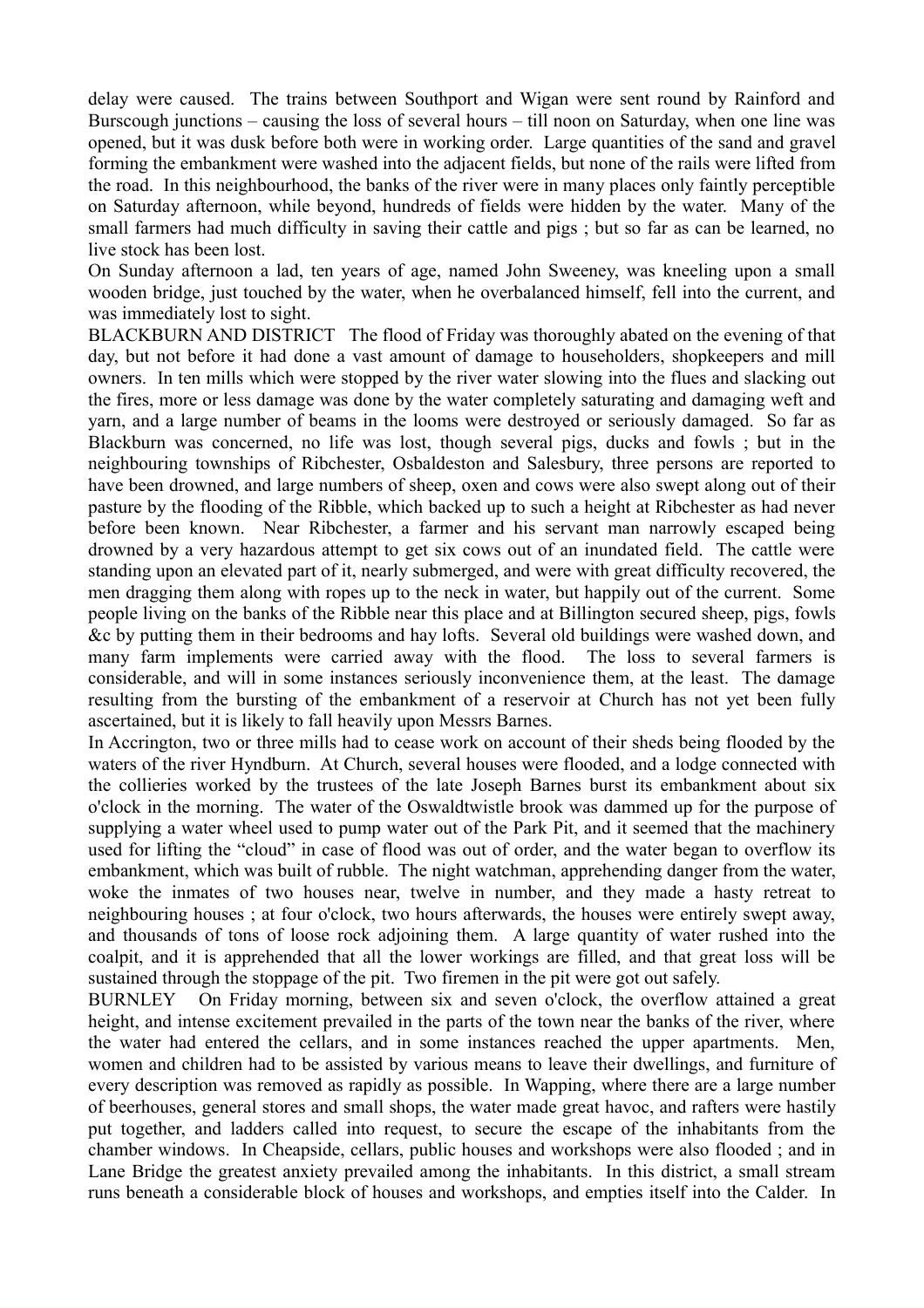delay were caused. The trains between Southport and Wigan were sent round by Rainford and Burscough junctions – causing the loss of several hours – till noon on Saturday, when one line was opened, but it was dusk before both were in working order. Large quantities of the sand and gravel forming the embankment were washed into the adjacent fields, but none of the rails were lifted from the road. In this neighbourhood, the banks of the river were in many places only faintly perceptible on Saturday afternoon, while beyond, hundreds of fields were hidden by the water. Many of the small farmers had much difficulty in saving their cattle and pigs ; but so far as can be learned, no live stock has been lost.

On Sunday afternoon a lad, ten years of age, named John Sweeney, was kneeling upon a small wooden bridge, just touched by the water, when he overbalanced himself, fell into the current, and was immediately lost to sight.

BLACKBURN AND DISTRICT The flood of Friday was thoroughly abated on the evening of that day, but not before it had done a vast amount of damage to householders, shopkeepers and mill owners. In ten mills which were stopped by the river water slowing into the flues and slacking out the fires, more or less damage was done by the water completely saturating and damaging weft and yarn, and a large number of beams in the looms were destroyed or seriously damaged. So far as Blackburn was concerned, no life was lost, though several pigs, ducks and fowls ; but in the neighbouring townships of Ribchester, Osbaldeston and Salesbury, three persons are reported to have been drowned, and large numbers of sheep, oxen and cows were also swept along out of their pasture by the flooding of the Ribble, which backed up to such a height at Ribchester as had never before been known. Near Ribchester, a farmer and his servant man narrowly escaped being drowned by a very hazardous attempt to get six cows out of an inundated field. The cattle were standing upon an elevated part of it, nearly submerged, and were with great difficulty recovered, the men dragging them along with ropes up to the neck in water, but happily out of the current. Some people living on the banks of the Ribble near this place and at Billington secured sheep, pigs, fowls &c by putting them in their bedrooms and hay lofts. Several old buildings were washed down, and many farm implements were carried away with the flood. The loss to several farmers is considerable, and will in some instances seriously inconvenience them, at the least. The damage resulting from the bursting of the embankment of a reservoir at Church has not yet been fully ascertained, but it is likely to fall heavily upon Messrs Barnes.

In Accrington, two or three mills had to cease work on account of their sheds being flooded by the waters of the river Hyndburn. At Church, several houses were flooded, and a lodge connected with the collieries worked by the trustees of the late Joseph Barnes burst its embankment about six o'clock in the morning. The water of the Oswaldtwistle brook was dammed up for the purpose of supplying a water wheel used to pump water out of the Park Pit, and it seemed that the machinery used for lifting the "cloud" in case of flood was out of order, and the water began to overflow its embankment, which was built of rubble. The night watchman, apprehending danger from the water, woke the inmates of two houses near, twelve in number, and they made a hasty retreat to neighbouring houses ; at four o'clock, two hours afterwards, the houses were entirely swept away, and thousands of tons of loose rock adjoining them. A large quantity of water rushed into the coalpit, and it is apprehended that all the lower workings are filled, and that great loss will be sustained through the stoppage of the pit. Two firemen in the pit were got out safely.

BURNLEY On Friday morning, between six and seven o'clock, the overflow attained a great height, and intense excitement prevailed in the parts of the town near the banks of the river, where the water had entered the cellars, and in some instances reached the upper apartments. Men, women and children had to be assisted by various means to leave their dwellings, and furniture of every description was removed as rapidly as possible. In Wapping, where there are a large number of beerhouses, general stores and small shops, the water made great havoc, and rafters were hastily put together, and ladders called into request, to secure the escape of the inhabitants from the chamber windows. In Cheapside, cellars, public houses and workshops were also flooded ; and in Lane Bridge the greatest anxiety prevailed among the inhabitants. In this district, a small stream runs beneath a considerable block of houses and workshops, and empties itself into the Calder. In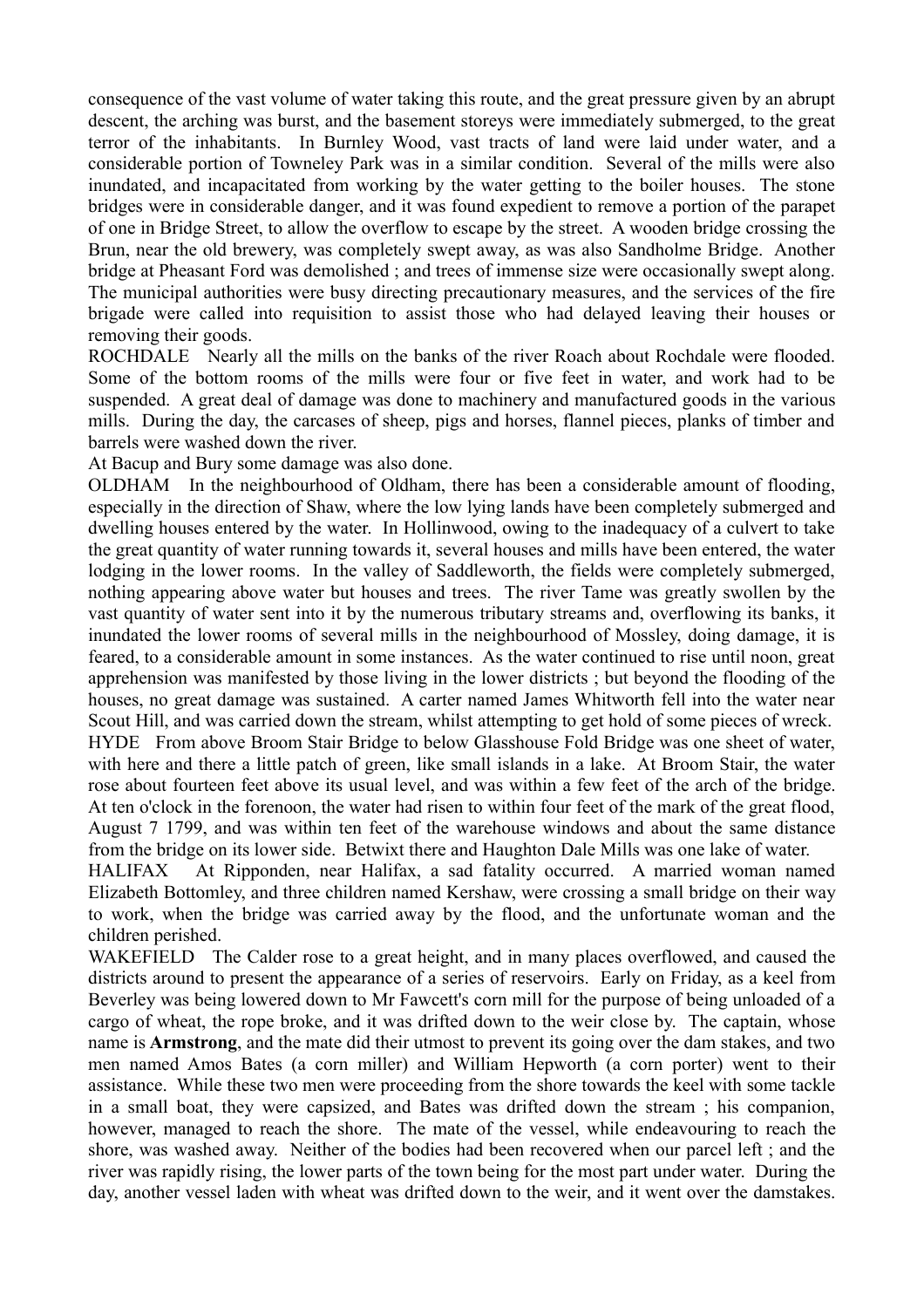consequence of the vast volume of water taking this route, and the great pressure given by an abrupt descent, the arching was burst, and the basement storeys were immediately submerged, to the great terror of the inhabitants. In Burnley Wood, vast tracts of land were laid under water, and a considerable portion of Towneley Park was in a similar condition. Several of the mills were also inundated, and incapacitated from working by the water getting to the boiler houses. The stone bridges were in considerable danger, and it was found expedient to remove a portion of the parapet of one in Bridge Street, to allow the overflow to escape by the street. A wooden bridge crossing the Brun, near the old brewery, was completely swept away, as was also Sandholme Bridge. Another bridge at Pheasant Ford was demolished ; and trees of immense size were occasionally swept along. The municipal authorities were busy directing precautionary measures, and the services of the fire brigade were called into requisition to assist those who had delayed leaving their houses or removing their goods.

ROCHDALE Nearly all the mills on the banks of the river Roach about Rochdale were flooded. Some of the bottom rooms of the mills were four or five feet in water, and work had to be suspended. A great deal of damage was done to machinery and manufactured goods in the various mills. During the day, the carcases of sheep, pigs and horses, flannel pieces, planks of timber and barrels were washed down the river.

At Bacup and Bury some damage was also done.

OLDHAM In the neighbourhood of Oldham, there has been a considerable amount of flooding, especially in the direction of Shaw, where the low lying lands have been completely submerged and dwelling houses entered by the water. In Hollinwood, owing to the inadequacy of a culvert to take the great quantity of water running towards it, several houses and mills have been entered, the water lodging in the lower rooms. In the valley of Saddleworth, the fields were completely submerged, nothing appearing above water but houses and trees. The river Tame was greatly swollen by the vast quantity of water sent into it by the numerous tributary streams and, overflowing its banks, it inundated the lower rooms of several mills in the neighbourhood of Mossley, doing damage, it is feared, to a considerable amount in some instances. As the water continued to rise until noon, great apprehension was manifested by those living in the lower districts ; but beyond the flooding of the houses, no great damage was sustained. A carter named James Whitworth fell into the water near Scout Hill, and was carried down the stream, whilst attempting to get hold of some pieces of wreck.

HYDE From above Broom Stair Bridge to below Glasshouse Fold Bridge was one sheet of water, with here and there a little patch of green, like small islands in a lake. At Broom Stair, the water rose about fourteen feet above its usual level, and was within a few feet of the arch of the bridge. At ten o'clock in the forenoon, the water had risen to within four feet of the mark of the great flood, August 7 1799, and was within ten feet of the warehouse windows and about the same distance from the bridge on its lower side. Betwixt there and Haughton Dale Mills was one lake of water.

HALIFAX At Ripponden, near Halifax, a sad fatality occurred. A married woman named Elizabeth Bottomley, and three children named Kershaw, were crossing a small bridge on their way to work, when the bridge was carried away by the flood, and the unfortunate woman and the children perished.

WAKEFIELD The Calder rose to a great height, and in many places overflowed, and caused the districts around to present the appearance of a series of reservoirs. Early on Friday, as a keel from Beverley was being lowered down to Mr Fawcett's corn mill for the purpose of being unloaded of a cargo of wheat, the rope broke, and it was drifted down to the weir close by. The captain, whose name is **Armstrong**, and the mate did their utmost to prevent its going over the dam stakes, and two men named Amos Bates (a corn miller) and William Hepworth (a corn porter) went to their assistance. While these two men were proceeding from the shore towards the keel with some tackle in a small boat, they were capsized, and Bates was drifted down the stream ; his companion, however, managed to reach the shore. The mate of the vessel, while endeavouring to reach the shore, was washed away. Neither of the bodies had been recovered when our parcel left ; and the river was rapidly rising, the lower parts of the town being for the most part under water. During the day, another vessel laden with wheat was drifted down to the weir, and it went over the damstakes.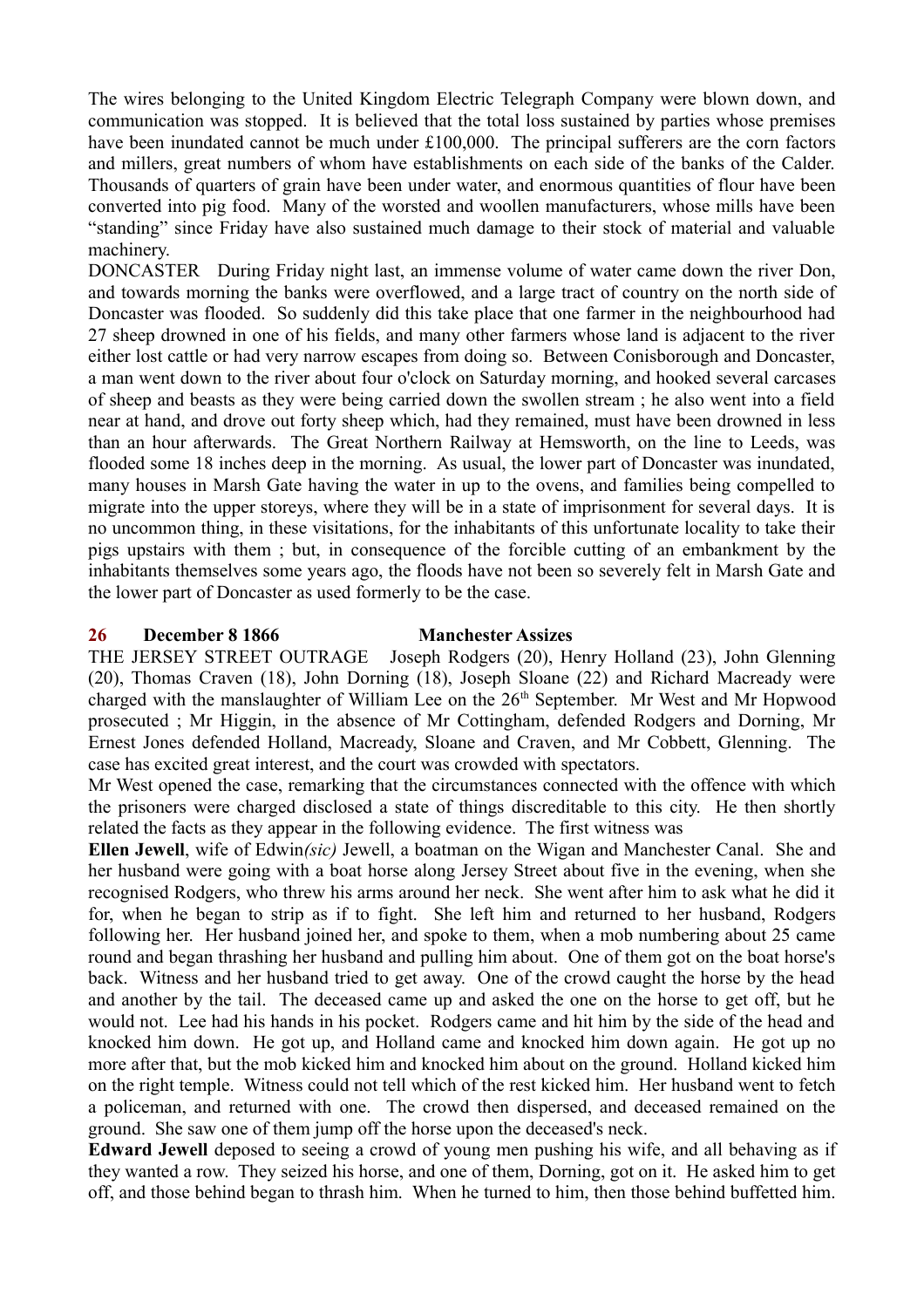The wires belonging to the United Kingdom Electric Telegraph Company were blown down, and communication was stopped. It is believed that the total loss sustained by parties whose premises have been inundated cannot be much under £100,000. The principal sufferers are the corn factors and millers, great numbers of whom have establishments on each side of the banks of the Calder. Thousands of quarters of grain have been under water, and enormous quantities of flour have been converted into pig food. Many of the worsted and woollen manufacturers, whose mills have been "standing" since Friday have also sustained much damage to their stock of material and valuable machinery.

DONCASTER During Friday night last, an immense volume of water came down the river Don, and towards morning the banks were overflowed, and a large tract of country on the north side of Doncaster was flooded. So suddenly did this take place that one farmer in the neighbourhood had 27 sheep drowned in one of his fields, and many other farmers whose land is adjacent to the river either lost cattle or had very narrow escapes from doing so. Between Conisborough and Doncaster, a man went down to the river about four o'clock on Saturday morning, and hooked several carcases of sheep and beasts as they were being carried down the swollen stream ; he also went into a field near at hand, and drove out forty sheep which, had they remained, must have been drowned in less than an hour afterwards. The Great Northern Railway at Hemsworth, on the line to Leeds, was flooded some 18 inches deep in the morning. As usual, the lower part of Doncaster was inundated, many houses in Marsh Gate having the water in up to the ovens, and families being compelled to migrate into the upper storeys, where they will be in a state of imprisonment for several days. It is no uncommon thing, in these visitations, for the inhabitants of this unfortunate locality to take their pigs upstairs with them ; but, in consequence of the forcible cutting of an embankment by the inhabitants themselves some years ago, the floods have not been so severely felt in Marsh Gate and the lower part of Doncaster as used formerly to be the case.

**26 December 8 1866 Manchester Assizes**

THE JERSEY STREET OUTRAGE Joseph Rodgers (20), Henry Holland (23), John Glenning (20), Thomas Craven (18), John Dorning (18), Joseph Sloane (22) and Richard Macready were charged with the manslaughter of William Lee on the 26th September. Mr West and Mr Hopwood prosecuted ; Mr Higgin, in the absence of Mr Cottingham, defended Rodgers and Dorning, Mr Ernest Jones defended Holland, Macready, Sloane and Craven, and Mr Cobbett, Glenning. The case has excited great interest, and the court was crowded with spectators.

Mr West opened the case, remarking that the circumstances connected with the offence with which the prisoners were charged disclosed a state of things discreditable to this city. He then shortly related the facts as they appear in the following evidence. The first witness was

**Ellen Jewell**, wife of Edwin*(sic)* Jewell, a boatman on the Wigan and Manchester Canal. She and her husband were going with a boat horse along Jersey Street about five in the evening, when she recognised Rodgers, who threw his arms around her neck. She went after him to ask what he did it for, when he began to strip as if to fight. She left him and returned to her husband, Rodgers following her. Her husband joined her, and spoke to them, when a mob numbering about 25 came round and began thrashing her husband and pulling him about. One of them got on the boat horse's back. Witness and her husband tried to get away. One of the crowd caught the horse by the head and another by the tail. The deceased came up and asked the one on the horse to get off, but he would not. Lee had his hands in his pocket. Rodgers came and hit him by the side of the head and knocked him down. He got up, and Holland came and knocked him down again. He got up no more after that, but the mob kicked him and knocked him about on the ground. Holland kicked him on the right temple. Witness could not tell which of the rest kicked him. Her husband went to fetch a policeman, and returned with one. The crowd then dispersed, and deceased remained on the ground. She saw one of them jump off the horse upon the deceased's neck.

**Edward Jewell** deposed to seeing a crowd of young men pushing his wife, and all behaving as if they wanted a row. They seized his horse, and one of them, Dorning, got on it. He asked him to get off, and those behind began to thrash him. When he turned to him, then those behind buffetted him.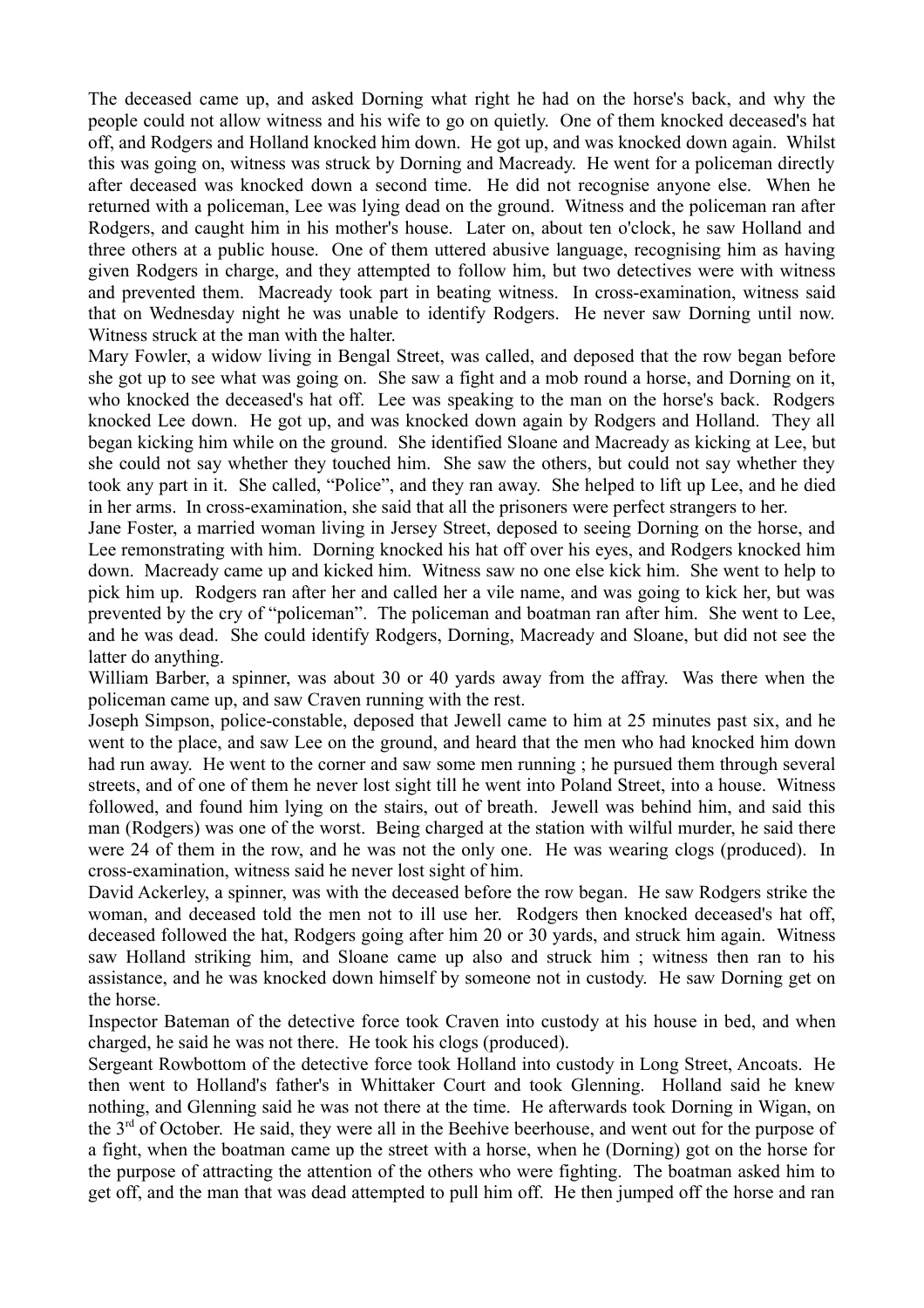The deceased came up, and asked Dorning what right he had on the horse's back, and why the people could not allow witness and his wife to go on quietly. One of them knocked deceased's hat off, and Rodgers and Holland knocked him down. He got up, and was knocked down again. Whilst this was going on, witness was struck by Dorning and Macready. He went for a policeman directly after deceased was knocked down a second time. He did not recognise anyone else. When he returned with a policeman, Lee was lying dead on the ground. Witness and the policeman ran after Rodgers, and caught him in his mother's house. Later on, about ten o'clock, he saw Holland and three others at a public house. One of them uttered abusive language, recognising him as having given Rodgers in charge, and they attempted to follow him, but two detectives were with witness and prevented them. Macready took part in beating witness. In cross-examination, witness said that on Wednesday night he was unable to identify Rodgers. He never saw Dorning until now. Witness struck at the man with the halter.

Mary Fowler, a widow living in Bengal Street, was called, and deposed that the row began before she got up to see what was going on. She saw a fight and a mob round a horse, and Dorning on it, who knocked the deceased's hat off. Lee was speaking to the man on the horse's back. Rodgers knocked Lee down. He got up, and was knocked down again by Rodgers and Holland. They all began kicking him while on the ground. She identified Sloane and Macready as kicking at Lee, but she could not say whether they touched him. She saw the others, but could not say whether they took any part in it. She called, "Police", and they ran away. She helped to lift up Lee, and he died in her arms. In cross-examination, she said that all the prisoners were perfect strangers to her.

Jane Foster, a married woman living in Jersey Street, deposed to seeing Dorning on the horse, and Lee remonstrating with him. Dorning knocked his hat off over his eyes, and Rodgers knocked him down. Macready came up and kicked him. Witness saw no one else kick him. She went to help to pick him up. Rodgers ran after her and called her a vile name, and was going to kick her, but was prevented by the cry of "policeman". The policeman and boatman ran after him. She went to Lee, and he was dead. She could identify Rodgers, Dorning, Macready and Sloane, but did not see the latter do anything.

William Barber, a spinner, was about 30 or 40 yards away from the affray. Was there when the policeman came up, and saw Craven running with the rest.

Joseph Simpson, police-constable, deposed that Jewell came to him at 25 minutes past six, and he went to the place, and saw Lee on the ground, and heard that the men who had knocked him down had run away. He went to the corner and saw some men running ; he pursued them through several streets, and of one of them he never lost sight till he went into Poland Street, into a house. Witness followed, and found him lying on the stairs, out of breath. Jewell was behind him, and said this man (Rodgers) was one of the worst. Being charged at the station with wilful murder, he said there were 24 of them in the row, and he was not the only one. He was wearing clogs (produced). In cross-examination, witness said he never lost sight of him.

David Ackerley, a spinner, was with the deceased before the row began. He saw Rodgers strike the woman, and deceased told the men not to ill use her. Rodgers then knocked deceased's hat off, deceased followed the hat, Rodgers going after him 20 or 30 yards, and struck him again. Witness saw Holland striking him, and Sloane came up also and struck him ; witness then ran to his assistance, and he was knocked down himself by someone not in custody. He saw Dorning get on the horse.

Inspector Bateman of the detective force took Craven into custody at his house in bed, and when charged, he said he was not there. He took his clogs (produced).

Sergeant Rowbottom of the detective force took Holland into custody in Long Street, Ancoats. He then went to Holland's father's in Whittaker Court and took Glenning. Holland said he knew nothing, and Glenning said he was not there at the time. He afterwards took Dorning in Wigan, on the 3rd of October. He said, they were all in the Beehive beerhouse, and went out for the purpose of a fight, when the boatman came up the street with a horse, when he (Dorning) got on the horse for the purpose of attracting the attention of the others who were fighting. The boatman asked him to get off, and the man that was dead attempted to pull him off. He then jumped off the horse and ran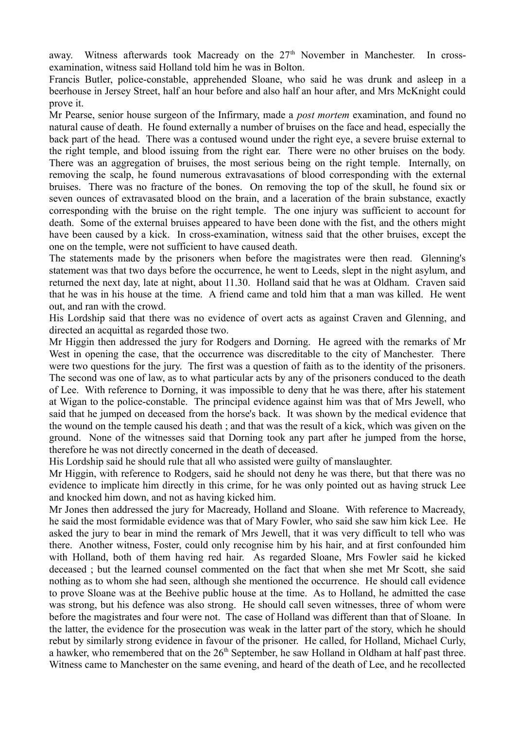away. Witness afterwards took Macready on the 27th November in Manchester. In cross-examination, witness said Holland told him he was in Bolton.

Francis Butler, police-constable, apprehended Sloane, who said he was drunk and asleep in a beerhouse in Jersey Street, half an hour before and also half an hour after, and Mrs McKnight could prove it.

Mr Pearse, senior house surgeon of the Infirmary, made a *post mortem* examination, and found no natural cause of death. He found externally a number of bruises on the face and head, especially the back part of the head. There was a contused wound under the right eye, a severe bruise external to the right temple, and blood issuing from the right ear. There were no other bruises on the body. There was an aggregation of bruises, the most serious being on the right temple. Internally, on removing the scalp, he found numerous extravasations of blood corresponding with the external bruises. There was no fracture of the bones. On removing the top of the skull, he found six or seven ounces of extravasated blood on the brain, and a laceration of the brain substance, exactly corresponding with the bruise on the right temple. The one injury was sufficient to account for death. Some of the external bruises appeared to have been done with the fist, and the others might have been caused by a kick. In cross-examination, witness said that the other bruises, except the one on the temple, were not sufficient to have caused death.

The statements made by the prisoners when before the magistrates were then read. Glenning's statement was that two days before the occurrence, he went to Leeds, slept in the night asylum, and returned the next day, late at night, about 11.30. Holland said that he was at Oldham. Craven said that he was in his house at the time. A friend came and told him that a man was killed. He went out, and ran with the crowd.

His Lordship said that there was no evidence of overt acts as against Craven and Glenning, and directed an acquittal as regarded those two.

Mr Higgin then addressed the jury for Rodgers and Dorning. He agreed with the remarks of Mr West in opening the case, that the occurrence was discreditable to the city of Manchester. There were two questions for the jury. The first was a question of faith as to the identity of the prisoners. The second was one of law, as to what particular acts by any of the prisoners conduced to the death of Lee. With reference to Dorning, it was impossible to deny that he was there, after his statement at Wigan to the police-constable. The principal evidence against him was that of Mrs Jewell, who said that he jumped on deceased from the horse's back. It was shown by the medical evidence that the wound on the temple caused his death ; and that was the result of a kick, which was given on the ground. None of the witnesses said that Dorning took any part after he jumped from the horse, therefore he was not directly concerned in the death of deceased.

His Lordship said he should rule that all who assisted were guilty of manslaughter.

Mr Higgin, with reference to Rodgers, said he should not deny he was there, but that there was no evidence to implicate him directly in this crime, for he was only pointed out as having struck Lee and knocked him down, and not as having kicked him.

Mr Jones then addressed the jury for Macready, Holland and Sloane. With reference to Macready, he said the most formidable evidence was that of Mary Fowler, who said she saw him kick Lee. He asked the jury to bear in mind the remark of Mrs Jewell, that it was very difficult to tell who was there. Another witness, Foster, could only recognise him by his hair, and at first confounded him with Holland, both of them having red hair. As regarded Sloane, Mrs Fowler said he kicked deceased ; but the learned counsel commented on the fact that when she met Mr Scott, she said nothing as to whom she had seen, although she mentioned the occurrence. He should call evidence to prove Sloane was at the Beehive public house at the time. As to Holland, he admitted the case was strong, but his defence was also strong. He should call seven witnesses, three of whom were before the magistrates and four were not. The case of Holland was different than that of Sloane. In the latter, the evidence for the prosecution was weak in the latter part of the story, which he should rebut by similarly strong evidence in favour of the prisoner. He called, for Holland, Michael Curly, a hawker, who remembered that on the 26th September, he saw Holland in Oldham at half past three. Witness came to Manchester on the same evening, and heard of the death of Lee, and he recollected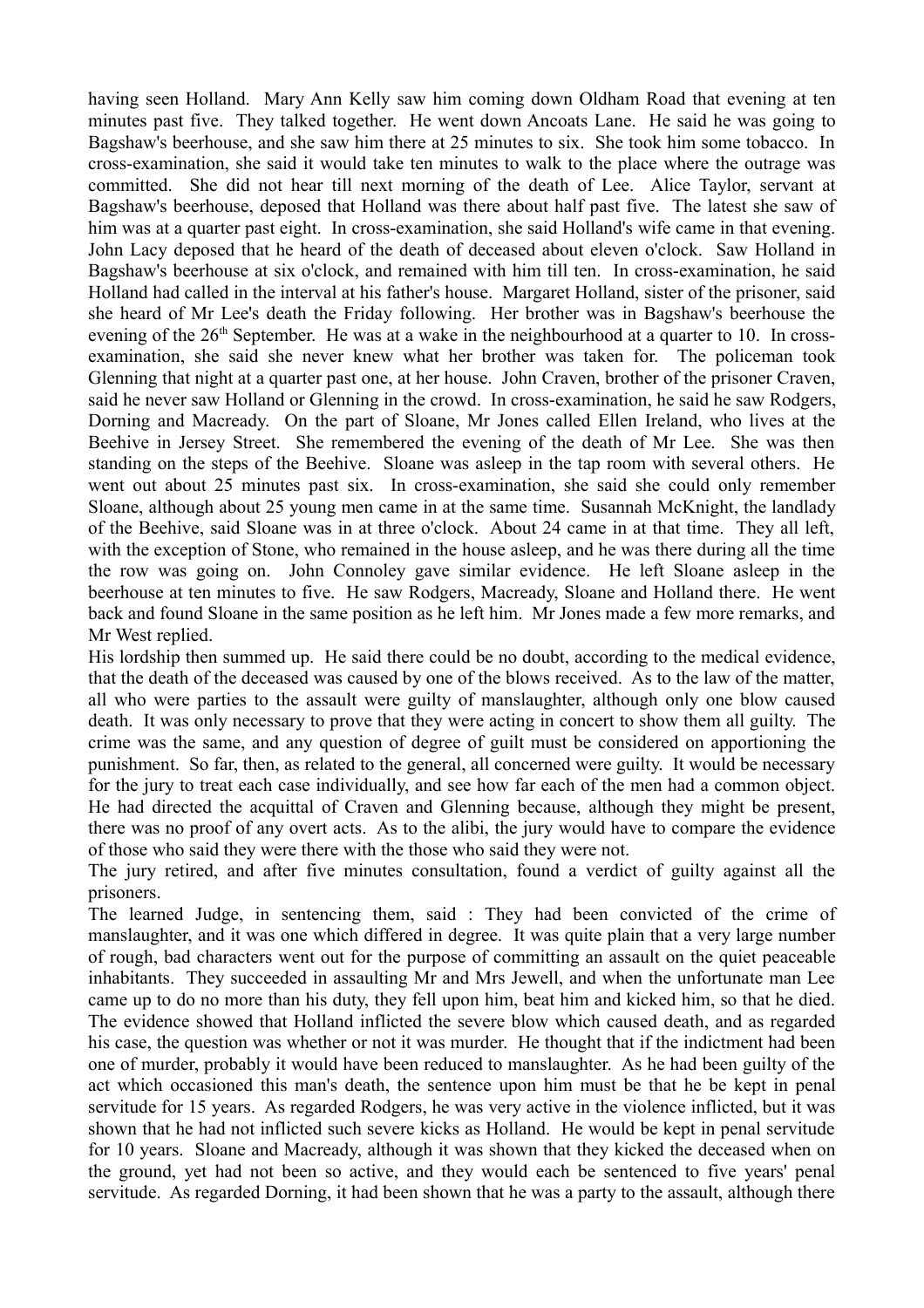having seen Holland. Mary Ann Kelly saw him coming down Oldham Road that evening at ten minutes past five. They talked together. He went down Ancoats Lane. He said he was going to Bagshaw's beerhouse, and she saw him there at 25 minutes to six. She took him some tobacco. In cross-examination, she said it would take ten minutes to walk to the place where the outrage was committed. She did not hear till next morning of the death of Lee. Alice Taylor, servant at Bagshaw's beerhouse, deposed that Holland was there about half past five. The latest she saw of him was at a quarter past eight. In cross-examination, she said Holland's wife came in that evening. John Lacy deposed that he heard of the death of deceased about eleven o'clock. Saw Holland in Bagshaw's beerhouse at six o'clock, and remained with him till ten. In cross-examination, he said Holland had called in the interval at his father's house. Margaret Holland, sister of the prisoner, said she heard of Mr Lee's death the Friday following. Her brother was in Bagshaw's beerhouse the evening of the 26th September. He was at a wake in the neighbourhood at a quarter to 10. In cross-examination, she said she never knew what her brother was taken for. The policeman took Glenning that night at a quarter past one, at her house. John Craven, brother of the prisoner Craven, said he never saw Holland or Glenning in the crowd. In cross-examination, he said he saw Rodgers, Dorning and Macready. On the part of Sloane, Mr Jones called Ellen Ireland, who lives at the Beehive in Jersey Street. She remembered the evening of the death of Mr Lee. She was then standing on the steps of the Beehive. Sloane was asleep in the tap room with several others. He went out about 25 minutes past six. In cross-examination, she said she could only remember Sloane, although about 25 young men came in at the same time. Susannah McKnight, the landlady of the Beehive, said Sloane was in at three o'clock. About 24 came in at that time. They all left, with the exception of Stone, who remained in the house asleep, and he was there during all the time the row was going on. John Connoley gave similar evidence. He left Sloane asleep in the beerhouse at ten minutes to five. He saw Rodgers, Macready, Sloane and Holland there. He went back and found Sloane in the same position as he left him. Mr Jones made a few more remarks, and Mr West replied.

His lordship then summed up. He said there could be no doubt, according to the medical evidence, that the death of the deceased was caused by one of the blows received. As to the law of the matter, all who were parties to the assault were guilty of manslaughter, although only one blow caused death. It was only necessary to prove that they were acting in concert to show them all guilty. The crime was the same, and any question of degree of guilt must be considered on apportioning the punishment. So far, then, as related to the general, all concerned were guilty. It would be necessary for the jury to treat each case individually, and see how far each of the men had a common object. He had directed the acquittal of Craven and Glenning because, although they might be present, there was no proof of any overt acts. As to the alibi, the jury would have to compare the evidence of those who said they were there with the those who said they were not.

The jury retired, and after five minutes consultation, found a verdict of guilty against all the prisoners.

The learned Judge, in sentencing them, said : They had been convicted of the crime of manslaughter, and it was one which differed in degree. It was quite plain that a very large number of rough, bad characters went out for the purpose of committing an assault on the quiet peaceable inhabitants. They succeeded in assaulting Mr and Mrs Jewell, and when the unfortunate man Lee came up to do no more than his duty, they fell upon him, beat him and kicked him, so that he died. The evidence showed that Holland inflicted the severe blow which caused death, and as regarded his case, the question was whether or not it was murder. He thought that if the indictment had been one of murder, probably it would have been reduced to manslaughter. As he had been guilty of the act which occasioned this man's death, the sentence upon him must be that he be kept in penal servitude for 15 years. As regarded Rodgers, he was very active in the violence inflicted, but it was shown that he had not inflicted such severe kicks as Holland. He would be kept in penal servitude for 10 years. Sloane and Macready, although it was shown that they kicked the deceased when on the ground, yet had not been so active, and they would each be sentenced to five years' penal servitude. As regarded Dorning, it had been shown that he was a party to the assault, although there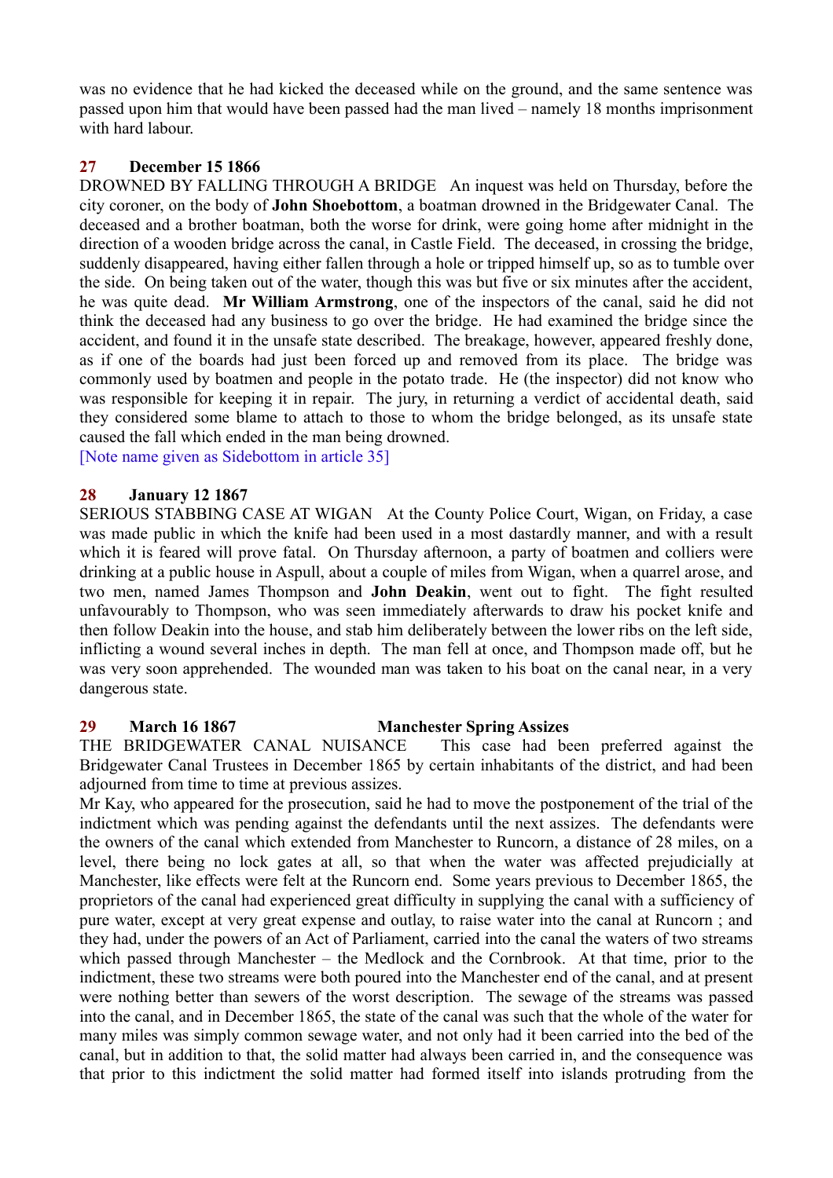was no evidence that he had kicked the deceased while on the ground, and the same sentence was passed upon him that would have been passed had the man lived – namely 18 months imprisonment with hard labour.

**27 December 15 1866**

DROWNED BY FALLING THROUGH A BRIDGE An inquest was held on Thursday, before the city coroner, on the body of **John Shoebottom**, a boatman drowned in the Bridgewater Canal. The deceased and a brother boatman, both the worse for drink, were going home after midnight in the direction of a wooden bridge across the canal, in Castle Field. The deceased, in crossing the bridge, suddenly disappeared, having either fallen through a hole or tripped himself up, so as to tumble over the side. On being taken out of the water, though this was but five or six minutes after the accident, he was quite dead. **Mr William Armstrong**, one of the inspectors of the canal, said he did not think the deceased had any business to go over the bridge. He had examined the bridge since the accident, and found it in the unsafe state described. The breakage, however, appeared freshly done, as if one of the boards had just been forced up and removed from its place. The bridge was commonly used by boatmen and people in the potato trade. He (the inspector) did not know who was responsible for keeping it in repair. The jury, in returning a verdict of accidental death, said they considered some blame to attach to those to whom the bridge belonged, as its unsafe state caused the fall which ended in the man being drowned.

[Note name given as Sidebottom in article 35]

**28 January 12 1867**

SERIOUS STABBING CASE AT WIGAN At the County Police Court, Wigan, on Friday, a case was made public in which the knife had been used in a most dastardly manner, and with a result which it is feared will prove fatal. On Thursday afternoon, a party of boatmen and colliers were drinking at a public house in Aspull, about a couple of miles from Wigan, when a quarrel arose, and two men, named James Thompson and **John Deakin**, went out to fight. The fight resulted unfavourably to Thompson, who was seen immediately afterwards to draw his pocket knife and then follow Deakin into the house, and stab him deliberately between the lower ribs on the left side, inflicting a wound several inches in depth. The man fell at once, and Thompson made off, but he was very soon apprehended. The wounded man was taken to his boat on the canal near, in a very dangerous state.

**29 March 16 1867 Manchester Spring Assizes**

THE BRIDGEWATER CANAL NUISANCE This case had been preferred against the Bridgewater Canal Trustees in December 1865 by certain inhabitants of the district, and had been adjourned from time to time at previous assizes.

Mr Kay, who appeared for the prosecution, said he had to move the postponement of the trial of the indictment which was pending against the defendants until the next assizes. The defendants were the owners of the canal which extended from Manchester to Runcorn, a distance of 28 miles, on a level, there being no lock gates at all, so that when the water was affected prejudicially at Manchester, like effects were felt at the Runcorn end. Some years previous to December 1865, the proprietors of the canal had experienced great difficulty in supplying the canal with a sufficiency of pure water, except at very great expense and outlay, to raise water into the canal at Runcorn ; and they had, under the powers of an Act of Parliament, carried into the canal the waters of two streams which passed through Manchester – the Medlock and the Cornbrook. At that time, prior to the indictment, these two streams were both poured into the Manchester end of the canal, and at present were nothing better than sewers of the worst description. The sewage of the streams was passed into the canal, and in December 1865, the state of the canal was such that the whole of the water for many miles was simply common sewage water, and not only had it been carried into the bed of the canal, but in addition to that, the solid matter had always been carried in, and the consequence was that prior to this indictment the solid matter had formed itself into islands protruding from the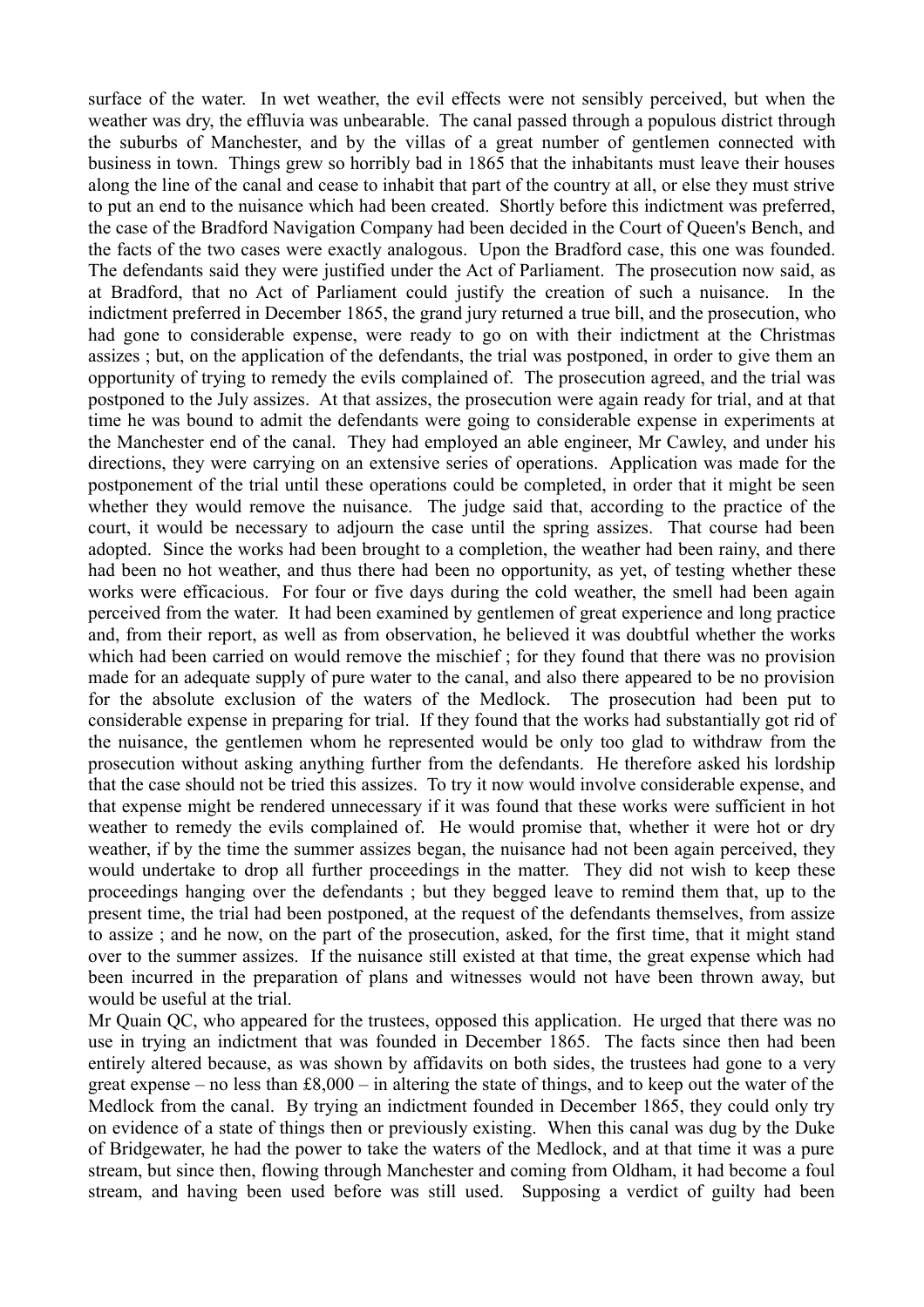surface of the water. In wet weather, the evil effects were not sensibly perceived, but when the weather was dry, the effluvia was unbearable. The canal passed through a populous district through the suburbs of Manchester, and by the villas of a great number of gentlemen connected with business in town. Things grew so horribly bad in 1865 that the inhabitants must leave their houses along the line of the canal and cease to inhabit that part of the country at all, or else they must strive to put an end to the nuisance which had been created. Shortly before this indictment was preferred, the case of the Bradford Navigation Company had been decided in the Court of Queen's Bench, and the facts of the two cases were exactly analogous. Upon the Bradford case, this one was founded. The defendants said they were justified under the Act of Parliament. The prosecution now said, as at Bradford, that no Act of Parliament could justify the creation of such a nuisance. In the indictment preferred in December 1865, the grand jury returned a true bill, and the prosecution, who had gone to considerable expense, were ready to go on with their indictment at the Christmas assizes ; but, on the application of the defendants, the trial was postponed, in order to give them an opportunity of trying to remedy the evils complained of. The prosecution agreed, and the trial was postponed to the July assizes. At that assizes, the prosecution were again ready for trial, and at that time he was bound to admit the defendants were going to considerable expense in experiments at the Manchester end of the canal. They had employed an able engineer, Mr Cawley, and under his directions, they were carrying on an extensive series of operations. Application was made for the postponement of the trial until these operations could be completed, in order that it might be seen whether they would remove the nuisance. The judge said that, according to the practice of the court, it would be necessary to adjourn the case until the spring assizes. That course had been adopted. Since the works had been brought to a completion, the weather had been rainy, and there had been no hot weather, and thus there had been no opportunity, as yet, of testing whether these works were efficacious. For four or five days during the cold weather, the smell had been again perceived from the water. It had been examined by gentlemen of great experience and long practice and, from their report, as well as from observation, he believed it was doubtful whether the works which had been carried on would remove the mischief ; for they found that there was no provision made for an adequate supply of pure water to the canal, and also there appeared to be no provision for the absolute exclusion of the waters of the Medlock. The prosecution had been put to considerable expense in preparing for trial. If they found that the works had substantially got rid of the nuisance, the gentlemen whom he represented would be only too glad to withdraw from the prosecution without asking anything further from the defendants. He therefore asked his lordship that the case should not be tried this assizes. To try it now would involve considerable expense, and that expense might be rendered unnecessary if it was found that these works were sufficient in hot weather to remedy the evils complained of. He would promise that, whether it were hot or dry weather, if by the time the summer assizes began, the nuisance had not been again perceived, they would undertake to drop all further proceedings in the matter. They did not wish to keep these proceedings hanging over the defendants ; but they begged leave to remind them that, up to the present time, the trial had been postponed, at the request of the defendants themselves, from assize to assize ; and he now, on the part of the prosecution, asked, for the first time, that it might stand over to the summer assizes. If the nuisance still existed at that time, the great expense which had been incurred in the preparation of plans and witnesses would not have been thrown away, but would be useful at the trial.

Mr Quain QC, who appeared for the trustees, opposed this application. He urged that there was no use in trying an indictment that was founded in December 1865. The facts since then had been entirely altered because, as was shown by affidavits on both sides, the trustees had gone to a very great expense – no less than £8,000 – in altering the state of things, and to keep out the water of the Medlock from the canal. By trying an indictment founded in December 1865, they could only try on evidence of a state of things then or previously existing. When this canal was dug by the Duke of Bridgewater, he had the power to take the waters of the Medlock, and at that time it was a pure stream, but since then, flowing through Manchester and coming from Oldham, it had become a foul stream, and having been used before was still used. Supposing a verdict of guilty had been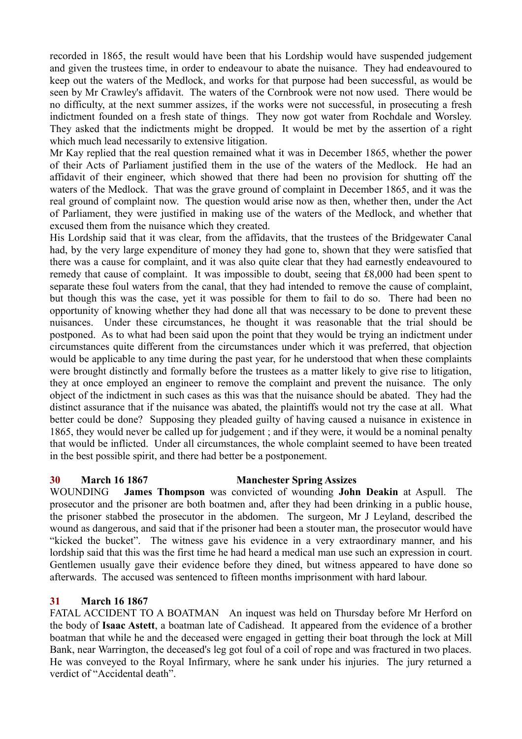recorded in 1865, the result would have been that his Lordship would have suspended judgement and given the trustees time, in order to endeavour to abate the nuisance. They had endeavoured to keep out the waters of the Medlock, and works for that purpose had been successful, as would be seen by Mr Crawley's affidavit. The waters of the Cornbrook were not now used. There would be no difficulty, at the next summer assizes, if the works were not successful, in prosecuting a fresh indictment founded on a fresh state of things. They now got water from Rochdale and Worsley. They asked that the indictments might be dropped. It would be met by the assertion of a right which much lead necessarily to extensive litigation.

Mr Kay replied that the real question remained what it was in December 1865, whether the power of their Acts of Parliament justified them in the use of the waters of the Medlock. He had an affidavit of their engineer, which showed that there had been no provision for shutting off the waters of the Medlock. That was the grave ground of complaint in December 1865, and it was the real ground of complaint now. The question would arise now as then, whether then, under the Act of Parliament, they were justified in making use of the waters of the Medlock, and whether that excused them from the nuisance which they created.

His Lordship said that it was clear, from the affidavits, that the trustees of the Bridgewater Canal had, by the very large expenditure of money they had gone to, shown that they were satisfied that there was a cause for complaint, and it was also quite clear that they had earnestly endeavoured to remedy that cause of complaint. It was impossible to doubt, seeing that £8,000 had been spent to separate these foul waters from the canal, that they had intended to remove the cause of complaint, but though this was the case, yet it was possible for them to fail to do so. There had been no opportunity of knowing whether they had done all that was necessary to be done to prevent these nuisances. Under these circumstances, he thought it was reasonable that the trial should be postponed. As to what had been said upon the point that they would be trying an indictment under circumstances quite different from the circumstances under which it was preferred, that objection would be applicable to any time during the past year, for he understood that when these complaints were brought distinctly and formally before the trustees as a matter likely to give rise to litigation, they at once employed an engineer to remove the complaint and prevent the nuisance. The only object of the indictment in such cases as this was that the nuisance should be abated. They had the distinct assurance that if the nuisance was abated, the plaintiffs would not try the case at all. What better could be done? Supposing they pleaded guilty of having caused a nuisance in existence in 1865, they would never be called up for judgement ; and if they were, it would be a nominal penalty that would be inflicted. Under all circumstances, the whole complaint seemed to have been treated in the best possible spirit, and there had better be a postponement.

**30 March 16 1867 Manchester Spring Assizes**

WOUNDING **James Thompson** was convicted of wounding **John Deakin** at Aspull. The prosecutor and the prisoner are both boatmen and, after they had been drinking in a public house, the prisoner stabbed the prosecutor in the abdomen. The surgeon, Mr J Leyland, described the wound as dangerous, and said that if the prisoner had been a stouter man, the prosecutor would have "kicked the bucket". The witness gave his evidence in a very extraordinary manner, and his lordship said that this was the first time he had heard a medical man use such an expression in court. Gentlemen usually gave their evidence before they dined, but witness appeared to have done so afterwards. The accused was sentenced to fifteen months imprisonment with hard labour.

**31 March 16 1867**

FATAL ACCIDENT TO A BOATMAN An inquest was held on Thursday before Mr Herford on the body of **Isaac Astett**, a boatman late of Cadishead. It appeared from the evidence of a brother boatman that while he and the deceased were engaged in getting their boat through the lock at Mill Bank, near Warrington, the deceased's leg got foul of a coil of rope and was fractured in two places. He was conveyed to the Royal Infirmary, where he sank under his injuries. The jury returned a verdict of "Accidental death".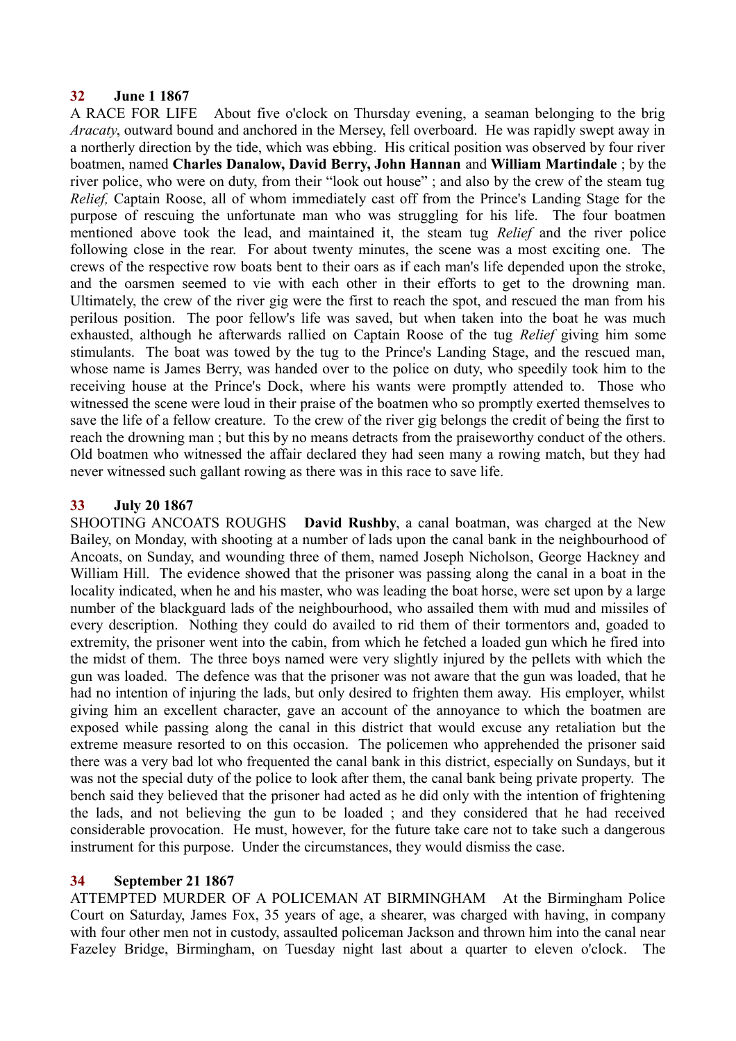## 32 June 1 1867

A RACE FOR LIFE About five o'clock on Thursday evening, a seaman belonging to the brig *Aracaty*, outward bound and anchored in the Mersey, fell overboard. He was rapidly swept away in a northerly direction by the tide, which was ebbing. His critical position was observed by four river boatmen, named **Charles Danalow, David Berry, John Hannan** and **William Martindale** ; by the river police, who were on duty, from their "look out house" ; and also by the crew of the steam tug *Relief,* Captain Roose, all of whom immediately cast off from the Prince's Landing Stage for the purpose of rescuing the unfortunate man who was struggling for his life. The four boatmen mentioned above took the lead, and maintained it, the steam tug *Relief* and the river police following close in the rear. For about twenty minutes, the scene was a most exciting one. The crews of the respective row boats bent to their oars as if each man's life depended upon the stroke, and the oarsmen seemed to vie with each other in their efforts to get to the drowning man. Ultimately, the crew of the river gig were the first to reach the spot, and rescued the man from his perilous position. The poor fellow's life was saved, but when taken into the boat he was much exhausted, although he afterwards rallied on Captain Roose of the tug *Relief* giving him some stimulants. The boat was towed by the tug to the Prince's Landing Stage, and the rescued man, whose name is James Berry, was handed over to the police on duty, who speedily took him to the receiving house at the Prince's Dock, where his wants were promptly attended to. Those who witnessed the scene were loud in their praise of the boatmen who so promptly exerted themselves to save the life of a fellow creature. To the crew of the river gig belongs the credit of being the first to reach the drowning man ; but this by no means detracts from the praiseworthy conduct of the others. Old boatmen who witnessed the affair declared they had seen many a rowing match, but they had never witnessed such gallant rowing as there was in this race to save life.

## 33 July 20 1867

SHOOTING ANCOATS ROUGHS **David Rushby**, a canal boatman, was charged at the New Bailey, on Monday, with shooting at a number of lads upon the canal bank in the neighbourhood of Ancoats, on Sunday, and wounding three of them, named Joseph Nicholson, George Hackney and William Hill. The evidence showed that the prisoner was passing along the canal in a boat in the locality indicated, when he and his master, who was leading the boat horse, were set upon by a large number of the blackguard lads of the neighbourhood, who assailed them with mud and missiles of every description. Nothing they could do availed to rid them of their tormentors and, goaded to extremity, the prisoner went into the cabin, from which he fetched a loaded gun which he fired into the midst of them. The three boys named were very slightly injured by the pellets with which the gun was loaded. The defence was that the prisoner was not aware that the gun was loaded, that he had no intention of injuring the lads, but only desired to frighten them away. His employer, whilst giving him an excellent character, gave an account of the annoyance to which the boatmen are exposed while passing along the canal in this district that would excuse any retaliation but the extreme measure resorted to on this occasion. The policemen who apprehended the prisoner said there was a very bad lot who frequented the canal bank in this district, especially on Sundays, but it was not the special duty of the police to look after them, the canal bank being private property. The bench said they believed that the prisoner had acted as he did only with the intention of frightening the lads, and not believing the gun to be loaded ; and they considered that he had received considerable provocation. He must, however, for the future take care not to take such a dangerous instrument for this purpose. Under the circumstances, they would dismiss the case.

## 34 September 21 1867

ATTEMPTED MURDER OF A POLICEMAN AT BIRMINGHAM At the Birmingham Police Court on Saturday, James Fox, 35 years of age, a shearer, was charged with having, in company with four other men not in custody, assaulted policeman Jackson and thrown him into the canal near Fazeley Bridge, Birmingham, on Tuesday night last about a quarter to eleven o'clock. The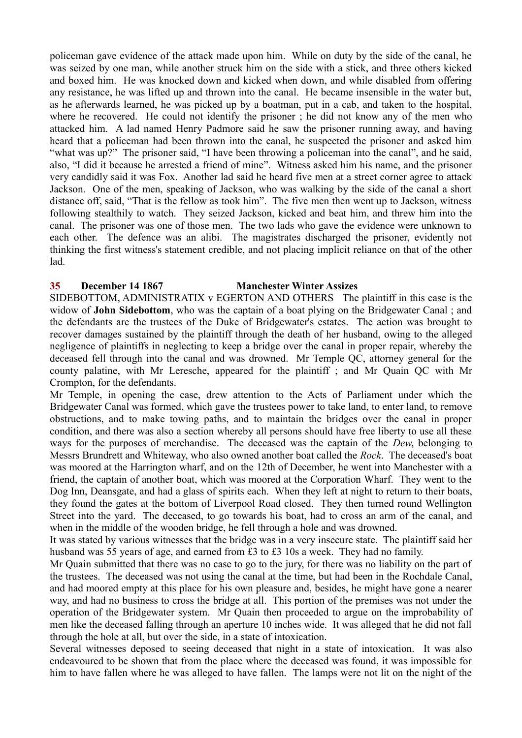policeman gave evidence of the attack made upon him. While on duty by the side of the canal, he was seized by one man, while another struck him on the side with a stick, and three others kicked and boxed him. He was knocked down and kicked when down, and while disabled from offering any resistance, he was lifted up and thrown into the canal. He became insensible in the water but, as he afterwards learned, he was picked up by a boatman, put in a cab, and taken to the hospital, where he recovered. He could not identify the prisoner ; he did not know any of the men who attacked him. A lad named Henry Padmore said he saw the prisoner running away, and having heard that a policeman had been thrown into the canal, he suspected the prisoner and asked him "what was up?" The prisoner said, "I have been throwing a policeman into the canal", and he said, also, "I did it because he arrested a friend of mine". Witness asked him his name, and the prisoner very candidly said it was Fox. Another lad said he heard five men at a street corner agree to attack Jackson. One of the men, speaking of Jackson, who was walking by the side of the canal a short distance off, said, "That is the fellow as took him". The five men then went up to Jackson, witness following stealthily to watch. They seized Jackson, kicked and beat him, and threw him into the canal. The prisoner was one of those men. The two lads who gave the evidence were unknown to each other. The defence was an alibi. The magistrates discharged the prisoner, evidently not thinking the first witness's statement credible, and not placing implicit reliance on that of the other lad.

**35 December 14 1867 Manchester Winter Assizes**

SIDEBOTTOM, ADMINISTRATIX v EGERTON AND OTHERS The plaintiff in this case is the widow of **John Sidebottom**, who was the captain of a boat plying on the Bridgewater Canal ; and the defendants are the trustees of the Duke of Bridgewater's estates. The action was brought to recover damages sustained by the plaintiff through the death of her husband, owing to the alleged negligence of plaintiffs in neglecting to keep a bridge over the canal in proper repair, whereby the deceased fell through into the canal and was drowned. Mr Temple QC, attorney general for the county palatine, with Mr Leresche, appeared for the plaintiff ; and Mr Quain QC with Mr Crompton, for the defendants.

Mr Temple, in opening the case, drew attention to the Acts of Parliament under which the Bridgewater Canal was formed, which gave the trustees power to take land, to enter land, to remove obstructions, and to make towing paths, and to maintain the bridges over the canal in proper condition, and there was also a section whereby all persons should have free liberty to use all these ways for the purposes of merchandise. The deceased was the captain of the *Dew*, belonging to Messrs Brundrett and Whiteway, who also owned another boat called the *Rock*. The deceased's boat was moored at the Harrington wharf, and on the 12th of December, he went into Manchester with a friend, the captain of another boat, which was moored at the Corporation Wharf. They went to the Dog Inn, Deansgate, and had a glass of spirits each. When they left at night to return to their boats, they found the gates at the bottom of Liverpool Road closed. They then turned round Wellington Street into the yard. The deceased, to go towards his boat, had to cross an arm of the canal, and when in the middle of the wooden bridge, he fell through a hole and was drowned.

It was stated by various witnesses that the bridge was in a very insecure state. The plaintiff said her husband was 55 years of age, and earned from £3 to £3 10s a week. They had no family.

Mr Quain submitted that there was no case to go to the jury, for there was no liability on the part of the trustees. The deceased was not using the canal at the time, but had been in the Rochdale Canal, and had moored empty at this place for his own pleasure and, besides, he might have gone a nearer way, and had no business to cross the bridge at all. This portion of the premises was not under the operation of the Bridgewater system. Mr Quain then proceeded to argue on the improbability of men like the deceased falling through an aperture 10 inches wide. It was alleged that he did not fall through the hole at all, but over the side, in a state of intoxication.

Several witnesses deposed to seeing deceased that night in a state of intoxication. It was also endeavoured to be shown that from the place where the deceased was found, it was impossible for him to have fallen where he was alleged to have fallen. The lamps were not lit on the night of the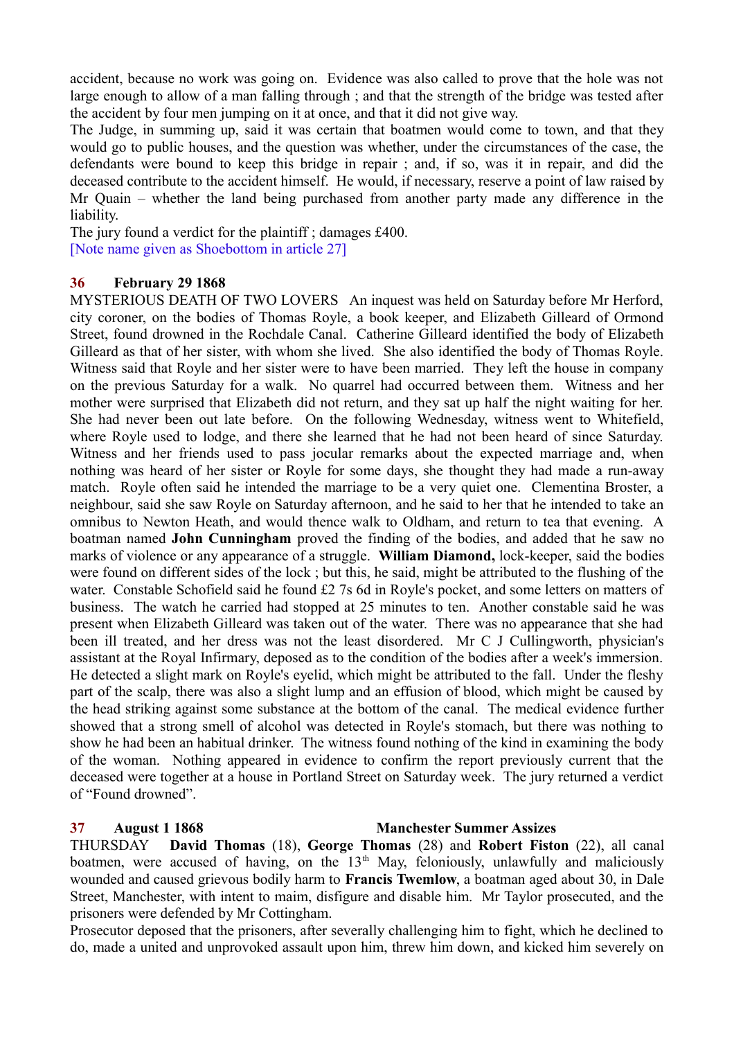accident, because no work was going on. Evidence was also called to prove that the hole was not large enough to allow of a man falling through ; and that the strength of the bridge was tested after the accident by four men jumping on it at once, and that it did not give way.

The Judge, in summing up, said it was certain that boatmen would come to town, and that they would go to public houses, and the question was whether, under the circumstances of the case, the defendants were bound to keep this bridge in repair ; and, if so, was it in repair, and did the deceased contribute to the accident himself. He would, if necessary, reserve a point of law raised by Mr Quain – whether the land being purchased from another party made any difference in the liability.

The jury found a verdict for the plaintiff ; damages £400.

[Note name given as Shoebottom in article 27]

**36 February 29 1868**

MYSTERIOUS DEATH OF TWO LOVERS An inquest was held on Saturday before Mr Herford, city coroner, on the bodies of Thomas Royle, a book keeper, and Elizabeth Gilleard of Ormond Street, found drowned in the Rochdale Canal. Catherine Gilleard identified the body of Elizabeth Gilleard as that of her sister, with whom she lived. She also identified the body of Thomas Royle. Witness said that Royle and her sister were to have been married. They left the house in company on the previous Saturday for a walk. No quarrel had occurred between them. Witness and her mother were surprised that Elizabeth did not return, and they sat up half the night waiting for her. She had never been out late before. On the following Wednesday, witness went to Whitefield, where Royle used to lodge, and there she learned that he had not been heard of since Saturday. Witness and her friends used to pass jocular remarks about the expected marriage and, when nothing was heard of her sister or Royle for some days, she thought they had made a run-away match. Royle often said he intended the marriage to be a very quiet one. Clementina Broster, a neighbour, said she saw Royle on Saturday afternoon, and he said to her that he intended to take an omnibus to Newton Heath, and would thence walk to Oldham, and return to tea that evening. A boatman named **John Cunningham** proved the finding of the bodies, and added that he saw no marks of violence or any appearance of a struggle. **William Diamond,** lock-keeper, said the bodies were found on different sides of the lock ; but this, he said, might be attributed to the flushing of the water. Constable Schofield said he found £2 7s 6d in Royle's pocket, and some letters on matters of business. The watch he carried had stopped at 25 minutes to ten. Another constable said he was present when Elizabeth Gilleard was taken out of the water. There was no appearance that she had been ill treated, and her dress was not the least disordered. Mr C J Cullingworth, physician's assistant at the Royal Infirmary, deposed as to the condition of the bodies after a week's immersion. He detected a slight mark on Royle's eyelid, which might be attributed to the fall. Under the fleshy part of the scalp, there was also a slight lump and an effusion of blood, which might be caused by the head striking against some substance at the bottom of the canal. The medical evidence further showed that a strong smell of alcohol was detected in Royle's stomach, but there was nothing to show he had been an habitual drinker. The witness found nothing of the kind in examining the body of the woman. Nothing appeared in evidence to confirm the report previously current that the deceased were together at a house in Portland Street on Saturday week. The jury returned a verdict of "Found drowned".

**37 August 1 1868 Manchester Summer Assizes**

THURSDAY **David Thomas** (18), **George Thomas** (28) and **Robert Fiston** (22), all canal boatmen, were accused of having, on the 13th May, feloniously, unlawfully and maliciously wounded and caused grievous bodily harm to **Francis Twemlow**, a boatman aged about 30, in Dale Street, Manchester, with intent to maim, disfigure and disable him. Mr Taylor prosecuted, and the prisoners were defended by Mr Cottingham.

Prosecutor deposed that the prisoners, after severally challenging him to fight, which he declined to do, made a united and unprovoked assault upon him, threw him down, and kicked him severely on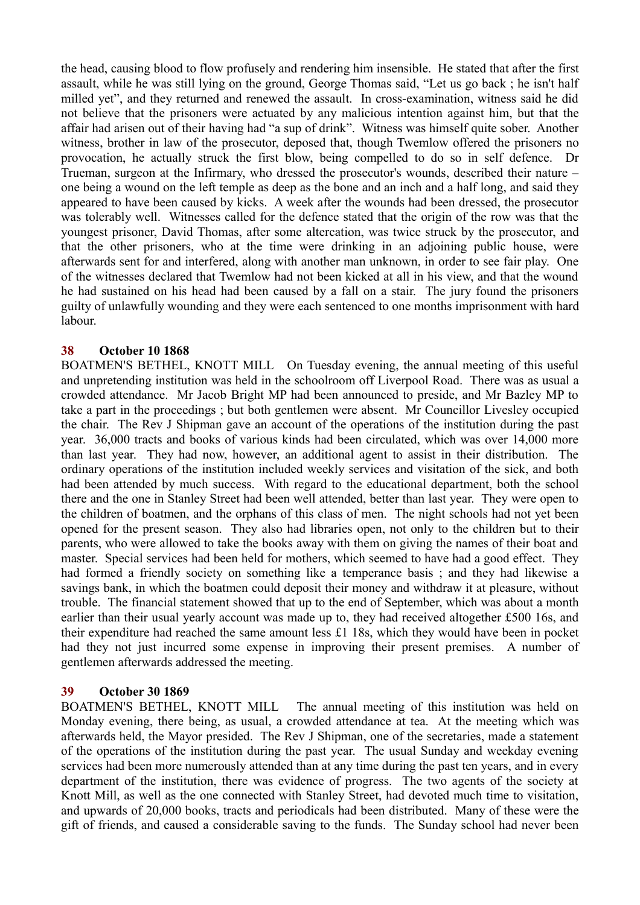the head, causing blood to flow profusely and rendering him insensible. He stated that after the first assault, while he was still lying on the ground, George Thomas said, "Let us go back ; he isn't half milled yet", and they returned and renewed the assault. In cross-examination, witness said he did not believe that the prisoners were actuated by any malicious intention against him, but that the affair had arisen out of their having had "a sup of drink". Witness was himself quite sober. Another witness, brother in law of the prosecutor, deposed that, though Twemlow offered the prisoners no provocation, he actually struck the first blow, being compelled to do so in self defence. Dr Trueman, surgeon at the Infirmary, who dressed the prosecutor's wounds, described their nature – one being a wound on the left temple as deep as the bone and an inch and a half long, and said they appeared to have been caused by kicks. A week after the wounds had been dressed, the prosecutor was tolerably well. Witnesses called for the defence stated that the origin of the row was that the youngest prisoner, David Thomas, after some altercation, was twice struck by the prosecutor, and that the other prisoners, who at the time were drinking in an adjoining public house, were afterwards sent for and interfered, along with another man unknown, in order to see fair play. One of the witnesses declared that Twemlow had not been kicked at all in his view, and that the wound he had sustained on his head had been caused by a fall on a stair. The jury found the prisoners guilty of unlawfully wounding and they were each sentenced to one months imprisonment with hard labour.

### 38 October 10 1868

BOATMEN'S BETHEL, KNOTT MILL On Tuesday evening, the annual meeting of this useful and unpretending institution was held in the schoolroom off Liverpool Road. There was as usual a crowded attendance. Mr Jacob Bright MP had been announced to preside, and Mr Bazley MP to take a part in the proceedings ; but both gentlemen were absent. Mr Councillor Livesley occupied the chair. The Rev J Shipman gave an account of the operations of the institution during the past year. 36,000 tracts and books of various kinds had been circulated, which was over 14,000 more than last year. They had now, however, an additional agent to assist in their distribution. The ordinary operations of the institution included weekly services and visitation of the sick, and both had been attended by much success. With regard to the educational department, both the school there and the one in Stanley Street had been well attended, better than last year. They were open to the children of boatmen, and the orphans of this class of men. The night schools had not yet been opened for the present season. They also had libraries open, not only to the children but to their parents, who were allowed to take the books away with them on giving the names of their boat and master. Special services had been held for mothers, which seemed to have had a good effect. They had formed a friendly society on something like a temperance basis ; and they had likewise a savings bank, in which the boatmen could deposit their money and withdraw it at pleasure, without trouble. The financial statement showed that up to the end of September, which was about a month earlier than their usual yearly account was made up to, they had received altogether £500 16s, and their expenditure had reached the same amount less £1 18s, which they would have been in pocket had they not just incurred some expense in improving their present premises. A number of gentlemen afterwards addressed the meeting.

### 39 October 30 1869

BOATMEN'S BETHEL, KNOTT MILL The annual meeting of this institution was held on Monday evening, there being, as usual, a crowded attendance at tea. At the meeting which was afterwards held, the Mayor presided. The Rev J Shipman, one of the secretaries, made a statement of the operations of the institution during the past year. The usual Sunday and weekday evening services had been more numerously attended than at any time during the past ten years, and in every department of the institution, there was evidence of progress. The two agents of the society at Knott Mill, as well as the one connected with Stanley Street, had devoted much time to visitation, and upwards of 20,000 books, tracts and periodicals had been distributed. Many of these were the gift of friends, and caused a considerable saving to the funds. The Sunday school had never been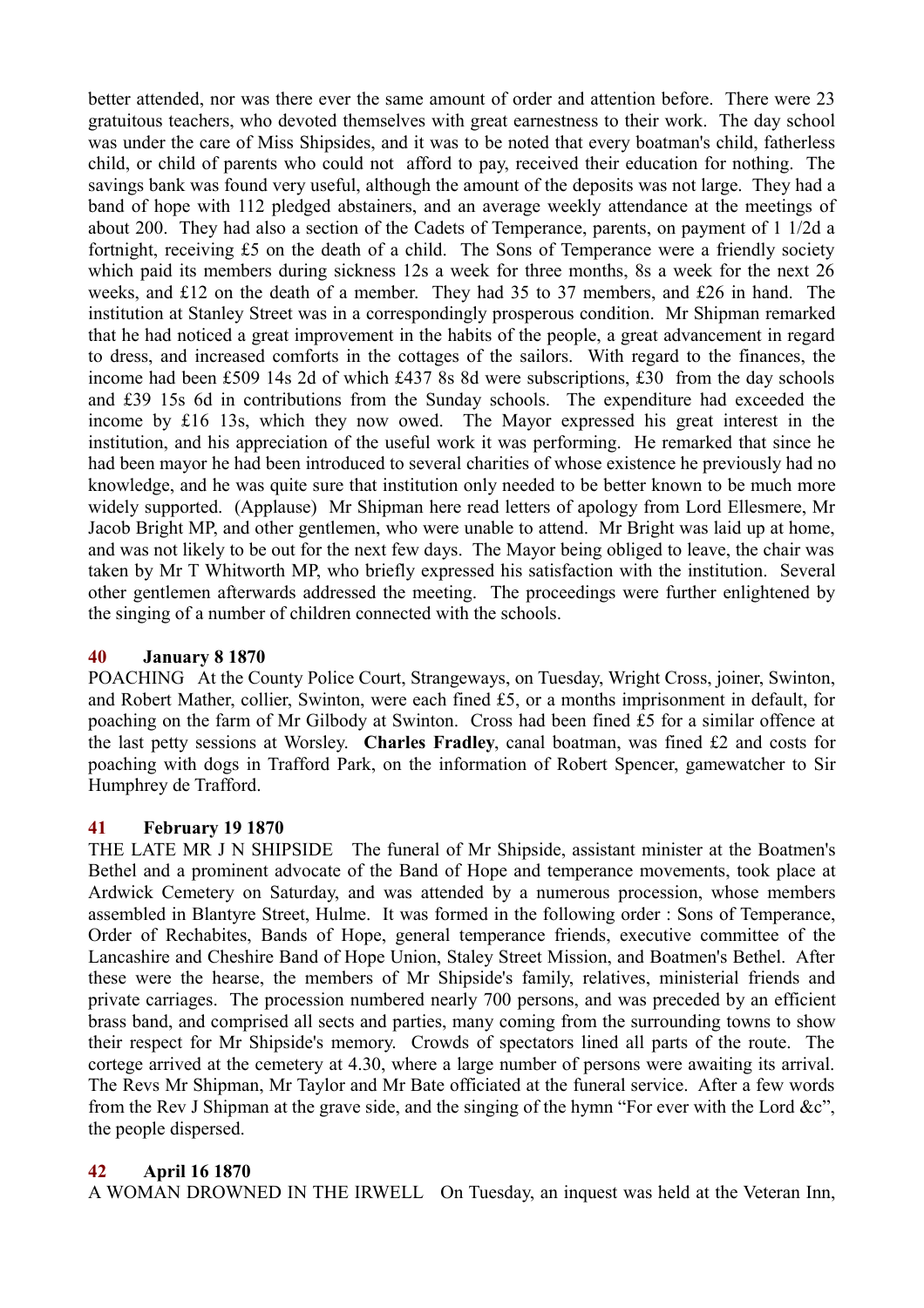better attended, nor was there ever the same amount of order and attention before. There were 23 gratuitous teachers, who devoted themselves with great earnestness to their work. The day school was under the care of Miss Shipsides, and it was to be noted that every boatman's child, fatherless child, or child of parents who could not afford to pay, received their education for nothing. The savings bank was found very useful, although the amount of the deposits was not large. They had a band of hope with 112 pledged abstainers, and an average weekly attendance at the meetings of about 200. They had also a section of the Cadets of Temperance, parents, on payment of 1 1/2d a fortnight, receiving £5 on the death of a child. The Sons of Temperance were a friendly society which paid its members during sickness 12s a week for three months, 8s a week for the next 26 weeks, and £12 on the death of a member. They had 35 to 37 members, and £26 in hand. The institution at Stanley Street was in a correspondingly prosperous condition. Mr Shipman remarked that he had noticed a great improvement in the habits of the people, a great advancement in regard to dress, and increased comforts in the cottages of the sailors. With regard to the finances, the income had been £509 14s 2d of which £437 8s 8d were subscriptions, £30 from the day schools and £39 15s 6d in contributions from the Sunday schools. The expenditure had exceeded the income by £16 13s, which they now owed. The Mayor expressed his great interest in the institution, and his appreciation of the useful work it was performing. He remarked that since he had been mayor he had been introduced to several charities of whose existence he previously had no knowledge, and he was quite sure that institution only needed to be better known to be much more widely supported. (Applause) Mr Shipman here read letters of apology from Lord Ellesmere, Mr Jacob Bright MP, and other gentlemen, who were unable to attend. Mr Bright was laid up at home, and was not likely to be out for the next few days. The Mayor being obliged to leave, the chair was taken by Mr T Whitworth MP, who briefly expressed his satisfaction with the institution. Several other gentlemen afterwards addressed the meeting. The proceedings were further enlightened by the singing of a number of children connected with the schools.

### 40 January 8 1870

POACHING At the County Police Court, Strangeways, on Tuesday, Wright Cross, joiner, Swinton, and Robert Mather, collier, Swinton, were each fined £5, or a months imprisonment in default, for poaching on the farm of Mr Gilbody at Swinton. Cross had been fined £5 for a similar offence at the last petty sessions at Worsley. **Charles Fradley**, canal boatman, was fined £2 and costs for poaching with dogs in Trafford Park, on the information of Robert Spencer, gamewatcher to Sir Humphrey de Trafford.

### 41 February 19 1870

THE LATE MR J N SHIPSIDE The funeral of Mr Shipside, assistant minister at the Boatmen's Bethel and a prominent advocate of the Band of Hope and temperance movements, took place at Ardwick Cemetery on Saturday, and was attended by a numerous procession, whose members assembled in Blantyre Street, Hulme. It was formed in the following order : Sons of Temperance, Order of Rechabites, Bands of Hope, general temperance friends, executive committee of the Lancashire and Cheshire Band of Hope Union, Staley Street Mission, and Boatmen's Bethel. After these were the hearse, the members of Mr Shipside's family, relatives, ministerial friends and private carriages. The procession numbered nearly 700 persons, and was preceded by an efficient brass band, and comprised all sects and parties, many coming from the surrounding towns to show their respect for Mr Shipside's memory. Crowds of spectators lined all parts of the route. The cortege arrived at the cemetery at 4.30, where a large number of persons were awaiting its arrival. The Revs Mr Shipman, Mr Taylor and Mr Bate officiated at the funeral service. After a few words from the Rev J Shipman at the grave side, and the singing of the hymn "For ever with the Lord &c", the people dispersed.

### 42 April 16 1870

A WOMAN DROWNED IN THE IRWELL On Tuesday, an inquest was held at the Veteran Inn,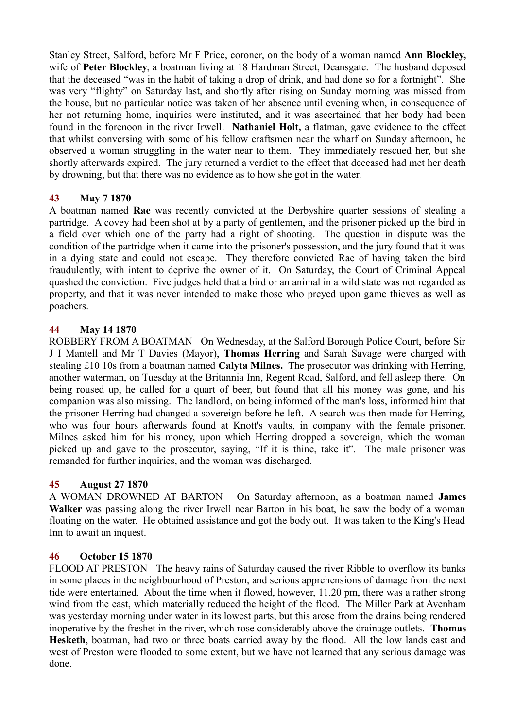Stanley Street, Salford, before Mr F Price, coroner, on the body of a woman named **Ann Blockley,** wife of **Peter Blockley**, a boatman living at 18 Hardman Street, Deansgate. The husband deposed that the deceased "was in the habit of taking a drop of drink, and had done so for a fortnight". She was very "flighty" on Saturday last, and shortly after rising on Sunday morning was missed from the house, but no particular notice was taken of her absence until evening when, in consequence of her not returning home, inquiries were instituted, and it was ascertained that her body had been found in the forenoon in the river Irwell. **Nathaniel Holt,** a flatman, gave evidence to the effect that whilst conversing with some of his fellow craftsmen near the wharf on Sunday afternoon, he observed a woman struggling in the water near to them. They immediately rescued her, but she shortly afterwards expired. The jury returned a verdict to the effect that deceased had met her death by drowning, but that there was no evidence as to how she got in the water.

### 43 May 7 1870

A boatman named **Rae** was recently convicted at the Derbyshire quarter sessions of stealing a partridge. A covey had been shot at by a party of gentlemen, and the prisoner picked up the bird in a field over which one of the party had a right of shooting. The question in dispute was the condition of the partridge when it came into the prisoner's possession, and the jury found that it was in a dying state and could not escape. They therefore convicted Rae of having taken the bird fraudulently, with intent to deprive the owner of it. On Saturday, the Court of Criminal Appeal quashed the conviction. Five judges held that a bird or an animal in a wild state was not regarded as property, and that it was never intended to make those who preyed upon game thieves as well as poachers.

### 44 May 14 1870

ROBBERY FROM A BOATMAN On Wednesday, at the Salford Borough Police Court, before Sir J I Mantell and Mr T Davies (Mayor), **Thomas Herring** and Sarah Savage were charged with stealing £10 10s from a boatman named **Calyta Milnes.** The prosecutor was drinking with Herring, another waterman, on Tuesday at the Britannia Inn, Regent Road, Salford, and fell asleep there. On being roused up, he called for a quart of beer, but found that all his money was gone, and his companion was also missing. The landlord, on being informed of the man's loss, informed him that the prisoner Herring had changed a sovereign before he left. A search was then made for Herring, who was four hours afterwards found at Knott's vaults, in company with the female prisoner. Milnes asked him for his money, upon which Herring dropped a sovereign, which the woman picked up and gave to the prosecutor, saying, "If it is thine, take it". The male prisoner was remanded for further inquiries, and the woman was discharged.

### 45 August 27 1870

A WOMAN DROWNED AT BARTON On Saturday afternoon, as a boatman named **James Walker** was passing along the river Irwell near Barton in his boat, he saw the body of a woman floating on the water. He obtained assistance and got the body out. It was taken to the King's Head Inn to await an inquest.

### 46 October 15 1870

FLOOD AT PRESTON The heavy rains of Saturday caused the river Ribble to overflow its banks in some places in the neighbourhood of Preston, and serious apprehensions of damage from the next tide were entertained. About the time when it flowed, however, 11.20 pm, there was a rather strong wind from the east, which materially reduced the height of the flood. The Miller Park at Avenham was yesterday morning under water in its lowest parts, but this arose from the drains being rendered inoperative by the freshet in the river, which rose considerably above the drainage outlets. **Thomas Hesketh**, boatman, had two or three boats carried away by the flood. All the low lands east and west of Preston were flooded to some extent, but we have not learned that any serious damage was done.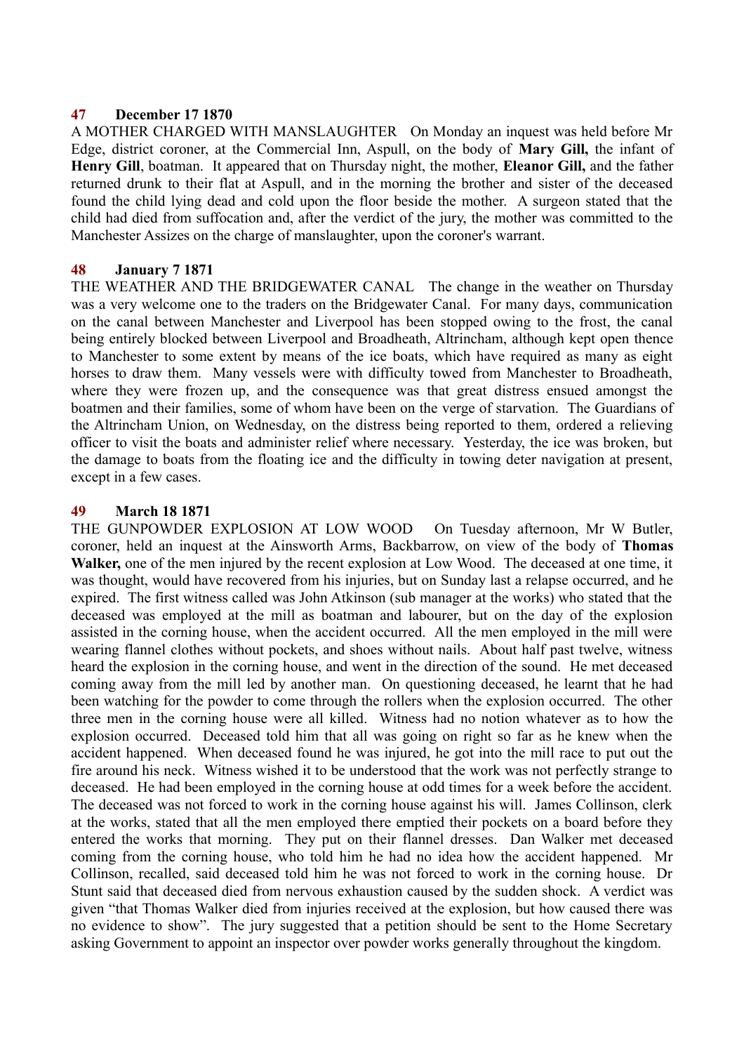**47 December 17 1870**

A MOTHER CHARGED WITH MANSLAUGHTER On Monday an inquest was held before Mr Edge, district coroner, at the Commercial Inn, Aspull, on the body of **Mary Gill,** the infant of **Henry Gill**, boatman. It appeared that on Thursday night, the mother, **Eleanor Gill,** and the father returned drunk to their flat at Aspull, and in the morning the brother and sister of the deceased found the child lying dead and cold upon the floor beside the mother. A surgeon stated that the child had died from suffocation and, after the verdict of the jury, the mother was committed to the Manchester Assizes on the charge of manslaughter, upon the coroner's warrant.

**48 January 7 1871**

THE WEATHER AND THE BRIDGEWATER CANAL The change in the weather on Thursday was a very welcome one to the traders on the Bridgewater Canal. For many days, communication on the canal between Manchester and Liverpool has been stopped owing to the frost, the canal being entirely blocked between Liverpool and Broadheath, Altrincham, although kept open thence to Manchester to some extent by means of the ice boats, which have required as many as eight horses to draw them. Many vessels were with difficulty towed from Manchester to Broadheath, where they were frozen up, and the consequence was that great distress ensued amongst the boatmen and their families, some of whom have been on the verge of starvation. The Guardians of the Altrincham Union, on Wednesday, on the distress being reported to them, ordered a relieving officer to visit the boats and administer relief where necessary. Yesterday, the ice was broken, but the damage to boats from the floating ice and the difficulty in towing deter navigation at present, except in a few cases.

**49 March 18 1871**

THE GUNPOWDER EXPLOSION AT LOW WOOD On Tuesday afternoon, Mr W Butler, coroner, held an inquest at the Ainsworth Arms, Backbarrow, on view of the body of **Thomas Walker,** one of the men injured by the recent explosion at Low Wood. The deceased at one time, it was thought, would have recovered from his injuries, but on Sunday last a relapse occurred, and he expired. The first witness called was John Atkinson (sub manager at the works) who stated that the deceased was employed at the mill as boatman and labourer, but on the day of the explosion assisted in the corning house, when the accident occurred. All the men employed in the mill were wearing flannel clothes without pockets, and shoes without nails. About half past twelve, witness heard the explosion in the corning house, and went in the direction of the sound. He met deceased coming away from the mill led by another man. On questioning deceased, he learnt that he had been watching for the powder to come through the rollers when the explosion occurred. The other three men in the corning house were all killed. Witness had no notion whatever as to how the explosion occurred. Deceased told him that all was going on right so far as he knew when the accident happened. When deceased found he was injured, he got into the mill race to put out the fire around his neck. Witness wished it to be understood that the work was not perfectly strange to deceased. He had been employed in the corning house at odd times for a week before the accident. The deceased was not forced to work in the corning house against his will. James Collinson, clerk at the works, stated that all the men employed there emptied their pockets on a board before they entered the works that morning. They put on their flannel dresses. Dan Walker met deceased coming from the corning house, who told him he had no idea how the accident happened. Mr Collinson, recalled, said deceased told him he was not forced to work in the corning house. Dr Stunt said that deceased died from nervous exhaustion caused by the sudden shock. A verdict was given "that Thomas Walker died from injuries received at the explosion, but how caused there was no evidence to show". The jury suggested that a petition should be sent to the Home Secretary asking Government to appoint an inspector over powder works generally throughout the kingdom.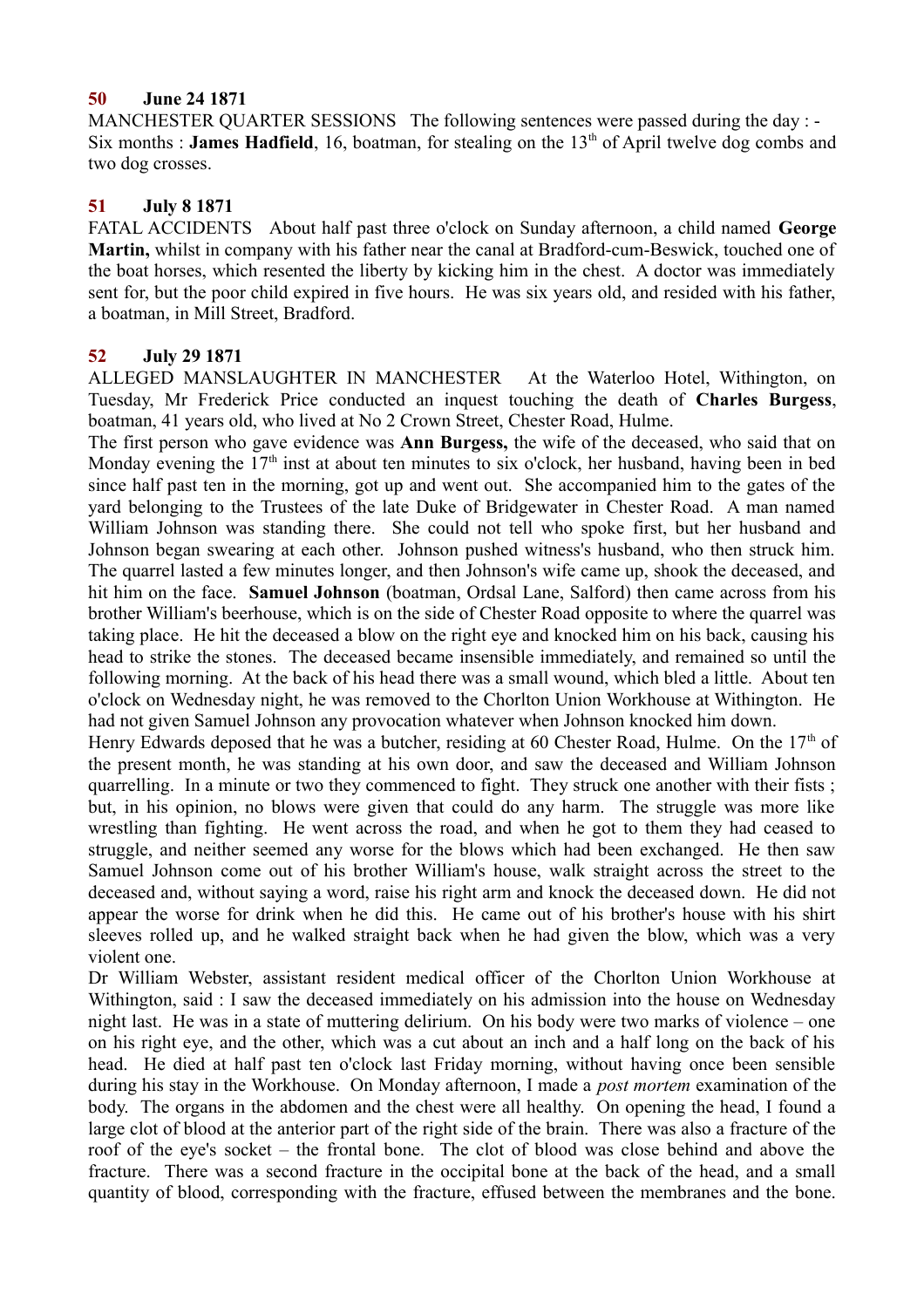**50 June 24 1871**

MANCHESTER QUARTER SESSIONS The following sentences were passed during the day : - Six months : **James Hadfield**, 16, boatman, for stealing on the 13th of April twelve dog combs and two dog crosses.

**51 July 8 1871**

FATAL ACCIDENTS About half past three o'clock on Sunday afternoon, a child named **George Martin,** whilst in company with his father near the canal at Bradford-cum-Beswick, touched one of the boat horses, which resented the liberty by kicking him in the chest. A doctor was immediately sent for, but the poor child expired in five hours. He was six years old, and resided with his father, a boatman, in Mill Street, Bradford.

**52 July 29 1871**

ALLEGED MANSLAUGHTER IN MANCHESTER At the Waterloo Hotel, Withington, on Tuesday, Mr Frederick Price conducted an inquest touching the death of **Charles Burgess**, boatman, 41 years old, who lived at No 2 Crown Street, Chester Road, Hulme.

The first person who gave evidence was **Ann Burgess,** the wife of the deceased, who said that on Monday evening the 17th inst at about ten minutes to six o'clock, her husband, having been in bed since half past ten in the morning, got up and went out. She accompanied him to the gates of the yard belonging to the Trustees of the late Duke of Bridgewater in Chester Road. A man named William Johnson was standing there. She could not tell who spoke first, but her husband and Johnson began swearing at each other. Johnson pushed witness's husband, who then struck him. The quarrel lasted a few minutes longer, and then Johnson's wife came up, shook the deceased, and hit him on the face. **Samuel Johnson** (boatman, Ordsal Lane, Salford) then came across from his brother William's beerhouse, which is on the side of Chester Road opposite to where the quarrel was taking place. He hit the deceased a blow on the right eye and knocked him on his back, causing his head to strike the stones. The deceased became insensible immediately, and remained so until the following morning. At the back of his head there was a small wound, which bled a little. About ten o'clock on Wednesday night, he was removed to the Chorlton Union Workhouse at Withington. He had not given Samuel Johnson any provocation whatever when Johnson knocked him down.

Henry Edwards deposed that he was a butcher, residing at 60 Chester Road, Hulme. On the 17th of the present month, he was standing at his own door, and saw the deceased and William Johnson quarrelling. In a minute or two they commenced to fight. They struck one another with their fists ; but, in his opinion, no blows were given that could do any harm. The struggle was more like wrestling than fighting. He went across the road, and when he got to them they had ceased to struggle, and neither seemed any worse for the blows which had been exchanged. He then saw Samuel Johnson come out of his brother William's house, walk straight across the street to the deceased and, without saying a word, raise his right arm and knock the deceased down. He did not appear the worse for drink when he did this. He came out of his brother's house with his shirt sleeves rolled up, and he walked straight back when he had given the blow, which was a very violent one.

Dr William Webster, assistant resident medical officer of the Chorlton Union Workhouse at Withington, said : I saw the deceased immediately on his admission into the house on Wednesday night last. He was in a state of muttering delirium. On his body were two marks of violence – one on his right eye, and the other, which was a cut about an inch and a half long on the back of his head. He died at half past ten o'clock last Friday morning, without having once been sensible during his stay in the Workhouse. On Monday afternoon, I made a *post mortem* examination of the body. The organs in the abdomen and the chest were all healthy. On opening the head, I found a large clot of blood at the anterior part of the right side of the brain. There was also a fracture of the roof of the eye's socket – the frontal bone. The clot of blood was close behind and above the fracture. There was a second fracture in the occipital bone at the back of the head, and a small quantity of blood, corresponding with the fracture, effused between the membranes and the bone.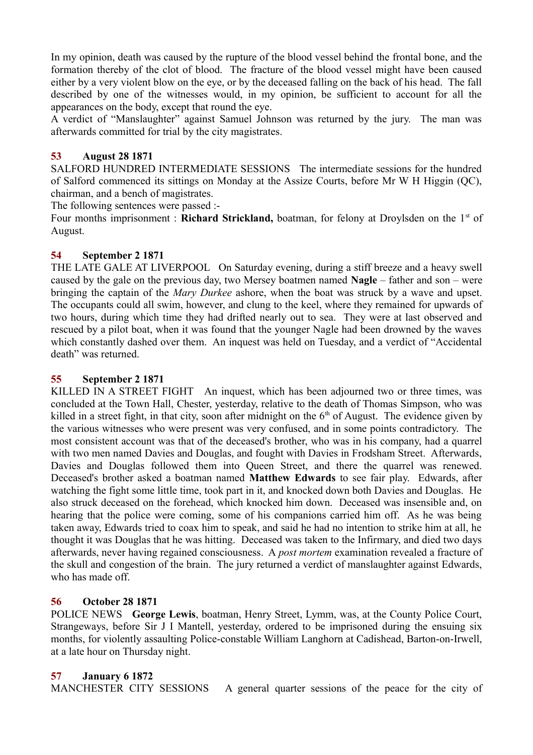In my opinion, death was caused by the rupture of the blood vessel behind the frontal bone, and the formation thereby of the clot of blood. The fracture of the blood vessel might have been caused either by a very violent blow on the eye, or by the deceased falling on the back of his head. The fall described by one of the witnesses would, in my opinion, be sufficient to account for all the appearances on the body, except that round the eye.

A verdict of "Manslaughter" against Samuel Johnson was returned by the jury. The man was afterwards committed for trial by the city magistrates.

**53 August 28 1871**

SALFORD HUNDRED INTERMEDIATE SESSIONS The intermediate sessions for the hundred of Salford commenced its sittings on Monday at the Assize Courts, before Mr W H Higgin (QC), chairman, and a bench of magistrates.

The following sentences were passed :-

Four months imprisonment : **Richard Strickland,** boatman, for felony at Droylsden on the 1st of August.

**54 September 2 1871**

THE LATE GALE AT LIVERPOOL On Saturday evening, during a stiff breeze and a heavy swell caused by the gale on the previous day, two Mersey boatmen named **Nagle** – father and son – were bringing the captain of the *Mary Durkee* ashore, when the boat was struck by a wave and upset. The occupants could all swim, however, and clung to the keel, where they remained for upwards of two hours, during which time they had drifted nearly out to sea. They were at last observed and rescued by a pilot boat, when it was found that the younger Nagle had been drowned by the waves which constantly dashed over them. An inquest was held on Tuesday, and a verdict of "Accidental death" was returned.

**55 September 2 1871**

KILLED IN A STREET FIGHT An inquest, which has been adjourned two or three times, was concluded at the Town Hall, Chester, yesterday, relative to the death of Thomas Simpson, who was killed in a street fight, in that city, soon after midnight on the 6th of August. The evidence given by the various witnesses who were present was very confused, and in some points contradictory. The most consistent account was that of the deceased's brother, who was in his company, had a quarrel with two men named Davies and Douglas, and fought with Davies in Frodsham Street. Afterwards, Davies and Douglas followed them into Queen Street, and there the quarrel was renewed. Deceased's brother asked a boatman named **Matthew Edwards** to see fair play. Edwards, after watching the fight some little time, took part in it, and knocked down both Davies and Douglas. He also struck deceased on the forehead, which knocked him down. Deceased was insensible and, on hearing that the police were coming, some of his companions carried him off. As he was being taken away, Edwards tried to coax him to speak, and said he had no intention to strike him at all, he thought it was Douglas that he was hitting. Deceased was taken to the Infirmary, and died two days afterwards, never having regained consciousness. A *post mortem* examination revealed a fracture of the skull and congestion of the brain. The jury returned a verdict of manslaughter against Edwards, who has made off.

**56 October 28 1871**

POLICE NEWS **George Lewis**, boatman, Henry Street, Lymm, was, at the County Police Court, Strangeways, before Sir J I Mantell, yesterday, ordered to be imprisoned during the ensuing six months, for violently assaulting Police-constable William Langhorn at Cadishead, Barton-on-Irwell, at a late hour on Thursday night.

**57 January 6 1872**

MANCHESTER CITY SESSIONS A general quarter sessions of the peace for the city of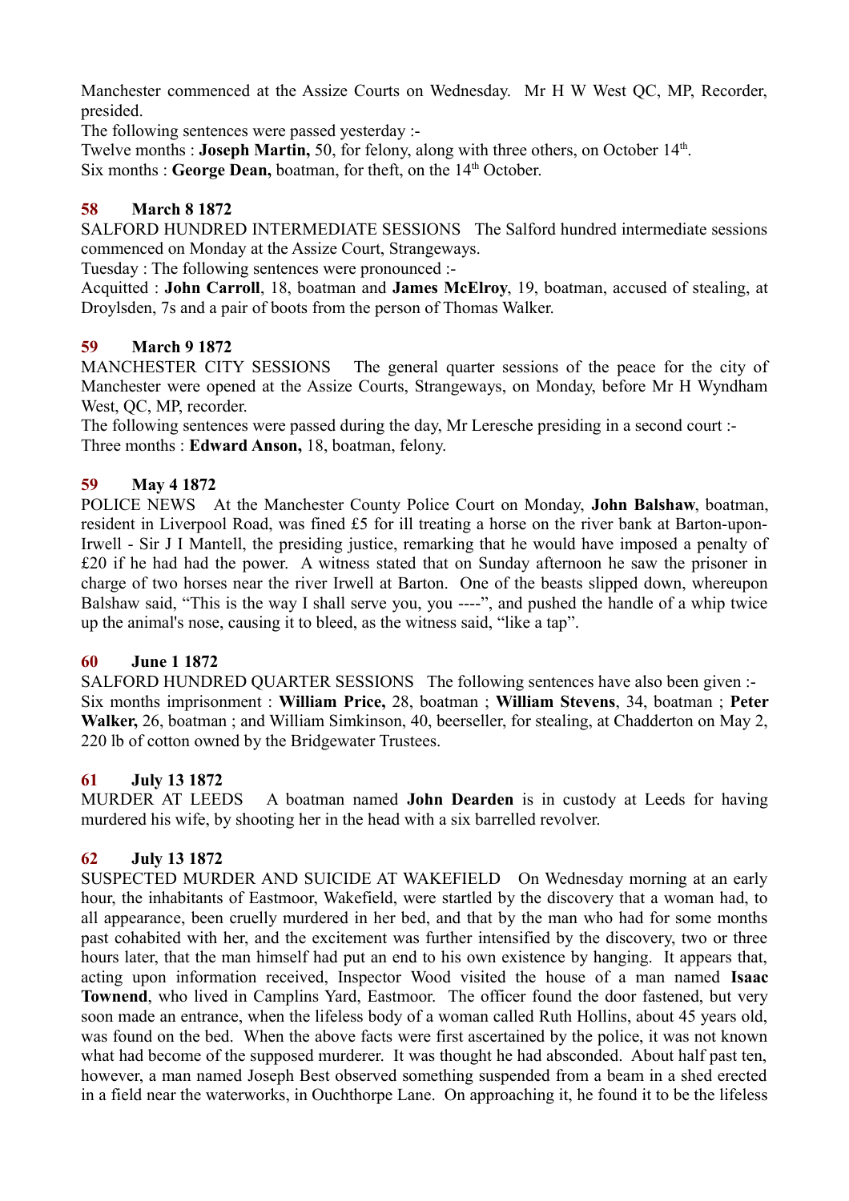Manchester commenced at the Assize Courts on Wednesday. Mr H W West QC, MP, Recorder, presided.

The following sentences were passed yesterday :-

Twelve months : **Joseph Martin,** 50, for felony, along with three others, on October 14th.

Six months : **George Dean,** boatman, for theft, on the 14th October.

### 58 March 8 1872

SALFORD HUNDRED INTERMEDIATE SESSIONS The Salford hundred intermediate sessions commenced on Monday at the Assize Court, Strangeways.

Tuesday : The following sentences were pronounced :-

Acquitted : **John Carroll**, 18, boatman and **James McElroy**, 19, boatman, accused of stealing, at Droylsden, 7s and a pair of boots from the person of Thomas Walker.

### 59 March 9 1872

MANCHESTER CITY SESSIONS The general quarter sessions of the peace for the city of Manchester were opened at the Assize Courts, Strangeways, on Monday, before Mr H Wyndham West, QC, MP, recorder.

The following sentences were passed during the day, Mr Leresche presiding in a second court :-

Three months : **Edward Anson,** 18, boatman, felony.

### 59 May 4 1872

POLICE NEWS At the Manchester County Police Court on Monday, **John Balshaw**, boatman, resident in Liverpool Road, was fined £5 for ill treating a horse on the river bank at Barton-upon-Irwell - Sir J I Mantell, the presiding justice, remarking that he would have imposed a penalty of £20 if he had had the power. A witness stated that on Sunday afternoon he saw the prisoner in charge of two horses near the river Irwell at Barton. One of the beasts slipped down, whereupon Balshaw said, “This is the way I shall serve you, you ----”, and pushed the handle of a whip twice up the animal's nose, causing it to bleed, as the witness said, “like a tap”.

### 60 June 1 1872

SALFORD HUNDRED QUARTER SESSIONS The following sentences have also been given :-

Six months imprisonment : **William Price,** 28, boatman ; **William Stevens**, 34, boatman ; **Peter Walker,** 26, boatman ; and William Simkinson, 40, beerseller, for stealing, at Chadderton on May 2, 220 lb of cotton owned by the Bridgewater Trustees.

### 61 July 13 1872

MURDER AT LEEDS A boatman named **John Dearden** is in custody at Leeds for having murdered his wife, by shooting her in the head with a six barrelled revolver.

### 62 July 13 1872

SUSPECTED MURDER AND SUICIDE AT WAKEFIELD On Wednesday morning at an early hour, the inhabitants of Eastmoor, Wakefield, were startled by the discovery that a woman had, to all appearance, been cruelly murdered in her bed, and that by the man who had for some months past cohabited with her, and the excitement was further intensified by the discovery, two or three hours later, that the man himself had put an end to his own existence by hanging. It appears that, acting upon information received, Inspector Wood visited the house of a man named **Isaac Townend**, who lived in Camplins Yard, Eastmoor. The officer found the door fastened, but very soon made an entrance, when the lifeless body of a woman called Ruth Hollins, about 45 years old, was found on the bed. When the above facts were first ascertained by the police, it was not known what had become of the supposed murderer. It was thought he had absconded. About half past ten, however, a man named Joseph Best observed something suspended from a beam in a shed erected in a field near the waterworks, in Ouchthorpe Lane. On approaching it, he found it to be the lifeless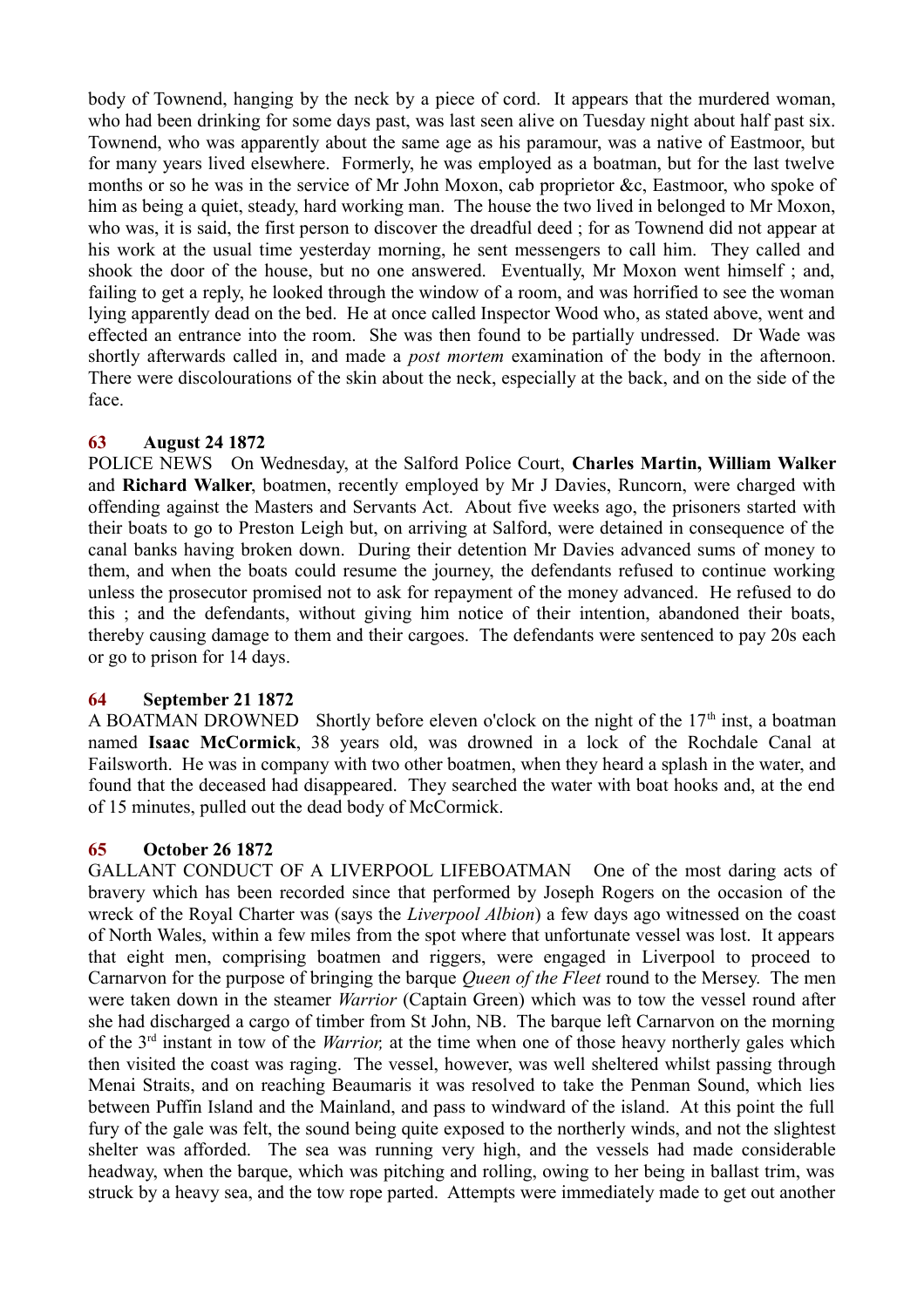body of Townend, hanging by the neck by a piece of cord. It appears that the murdered woman, who had been drinking for some days past, was last seen alive on Tuesday night about half past six. Townend, who was apparently about the same age as his paramour, was a native of Eastmoor, but for many years lived elsewhere. Formerly, he was employed as a boatman, but for the last twelve months or so he was in the service of Mr John Moxon, cab proprietor &c, Eastmoor, who spoke of him as being a quiet, steady, hard working man. The house the two lived in belonged to Mr Moxon, who was, it is said, the first person to discover the dreadful deed ; for as Townend did not appear at his work at the usual time yesterday morning, he sent messengers to call him. They called and shook the door of the house, but no one answered. Eventually, Mr Moxon went himself ; and, failing to get a reply, he looked through the window of a room, and was horrified to see the woman lying apparently dead on the bed. He at once called Inspector Wood who, as stated above, went and effected an entrance into the room. She was then found to be partially undressed. Dr Wade was shortly afterwards called in, and made a *post mortem* examination of the body in the afternoon. There were discolourations of the skin about the neck, especially at the back, and on the side of the face.

### 63 August 24 1872

POLICE NEWS On Wednesday, at the Salford Police Court, **Charles Martin, William Walker** and **Richard Walker**, boatmen, recently employed by Mr J Davies, Runcorn, were charged with offending against the Masters and Servants Act. About five weeks ago, the prisoners started with their boats to go to Preston Leigh but, on arriving at Salford, were detained in consequence of the canal banks having broken down. During their detention Mr Davies advanced sums of money to them, and when the boats could resume the journey, the defendants refused to continue working unless the prosecutor promised not to ask for repayment of the money advanced. He refused to do this ; and the defendants, without giving him notice of their intention, abandoned their boats, thereby causing damage to them and their cargoes. The defendants were sentenced to pay 20s each or go to prison for 14 days.

### 64 September 21 1872

A BOATMAN DROWNED Shortly before eleven o'clock on the night of the 17th inst, a boatman named **Isaac McCormick**, 38 years old, was drowned in a lock of the Rochdale Canal at Failsworth. He was in company with two other boatmen, when they heard a splash in the water, and found that the deceased had disappeared. They searched the water with boat hooks and, at the end of 15 minutes, pulled out the dead body of McCormick.

### 65 October 26 1872

GALLANT CONDUCT OF A LIVERPOOL LIFEBOATMAN One of the most daring acts of bravery which has been recorded since that performed by Joseph Rogers on the occasion of the wreck of the Royal Charter was (says the *Liverpool Albion*) a few days ago witnessed on the coast of North Wales, within a few miles from the spot where that unfortunate vessel was lost. It appears that eight men, comprising boatmen and riggers, were engaged in Liverpool to proceed to Carnarvon for the purpose of bringing the barque *Queen of the Fleet* round to the Mersey. The men were taken down in the steamer *Warrior* (Captain Green) which was to tow the vessel round after she had discharged a cargo of timber from St John, NB. The barque left Carnarvon on the morning of the 3rd instant in tow of the *Warrior,* at the time when one of those heavy northerly gales which then visited the coast was raging. The vessel, however, was well sheltered whilst passing through Menai Straits, and on reaching Beaumaris it was resolved to take the Penman Sound, which lies between Puffin Island and the Mainland, and pass to windward of the island. At this point the full fury of the gale was felt, the sound being quite exposed to the northerly winds, and not the slightest shelter was afforded. The sea was running very high, and the vessels had made considerable headway, when the barque, which was pitching and rolling, owing to her being in ballast trim, was struck by a heavy sea, and the tow rope parted. Attempts were immediately made to get out another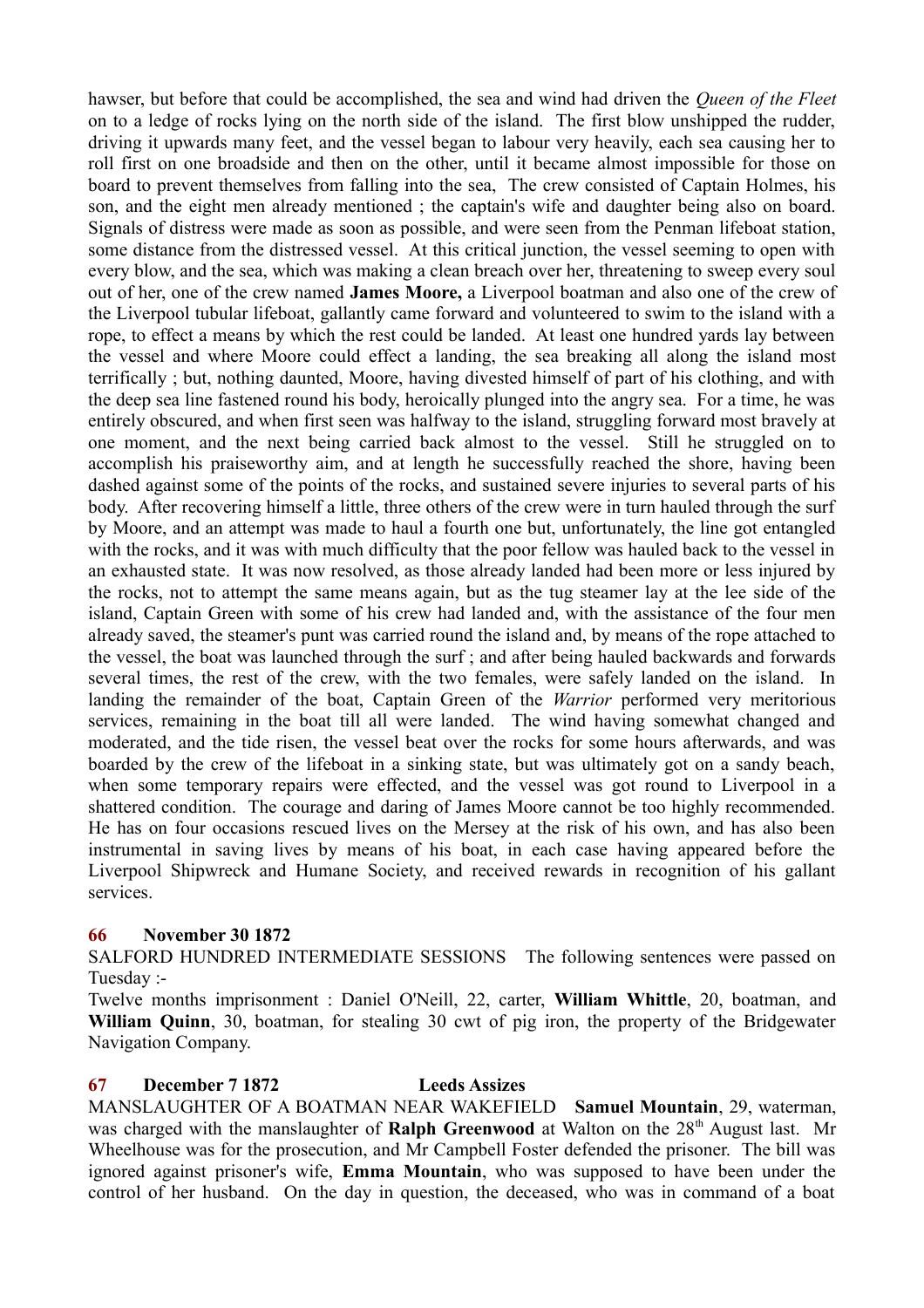hawser, but before that could be accomplished, the sea and wind had driven the *Queen of the Fleet* on to a ledge of rocks lying on the north side of the island. The first blow unshipped the rudder, driving it upwards many feet, and the vessel began to labour very heavily, each sea causing her to roll first on one broadside and then on the other, until it became almost impossible for those on board to prevent themselves from falling into the sea, The crew consisted of Captain Holmes, his son, and the eight men already mentioned ; the captain's wife and daughter being also on board. Signals of distress were made as soon as possible, and were seen from the Penman lifeboat station, some distance from the distressed vessel. At this critical junction, the vessel seeming to open with every blow, and the sea, which was making a clean breach over her, threatening to sweep every soul out of her, one of the crew named **James Moore,** a Liverpool boatman and also one of the crew of the Liverpool tubular lifeboat, gallantly came forward and volunteered to swim to the island with a rope, to effect a means by which the rest could be landed. At least one hundred yards lay between the vessel and where Moore could effect a landing, the sea breaking all along the island most terrifically ; but, nothing daunted, Moore, having divested himself of part of his clothing, and with the deep sea line fastened round his body, heroically plunged into the angry sea. For a time, he was entirely obscured, and when first seen was halfway to the island, struggling forward most bravely at one moment, and the next being carried back almost to the vessel. Still he struggled on to accomplish his praiseworthy aim, and at length he successfully reached the shore, having been dashed against some of the points of the rocks, and sustained severe injuries to several parts of his body. After recovering himself a little, three others of the crew were in turn hauled through the surf by Moore, and an attempt was made to haul a fourth one but, unfortunately, the line got entangled with the rocks, and it was with much difficulty that the poor fellow was hauled back to the vessel in an exhausted state. It was now resolved, as those already landed had been more or less injured by the rocks, not to attempt the same means again, but as the tug steamer lay at the lee side of the island, Captain Green with some of his crew had landed and, with the assistance of the four men already saved, the steamer's punt was carried round the island and, by means of the rope attached to the vessel, the boat was launched through the surf ; and after being hauled backwards and forwards several times, the rest of the crew, with the two females, were safely landed on the island. In landing the remainder of the boat, Captain Green of the *Warrior* performed very meritorious services, remaining in the boat till all were landed. The wind having somewhat changed and moderated, and the tide risen, the vessel beat over the rocks for some hours afterwards, and was boarded by the crew of the lifeboat in a sinking state, but was ultimately got on a sandy beach, when some temporary repairs were effected, and the vessel was got round to Liverpool in a shattered condition. The courage and daring of James Moore cannot be too highly recommended. He has on four occasions rescued lives on the Mersey at the risk of his own, and has also been instrumental in saving lives by means of his boat, in each case having appeared before the Liverpool Shipwreck and Humane Society, and received rewards in recognition of his gallant services.

**66 November 30 1872**

SALFORD HUNDRED INTERMEDIATE SESSIONS The following sentences were passed on Tuesday :-

Twelve months imprisonment : Daniel O'Neill, 22, carter, **William Whittle**, 20, boatman, and **William Quinn**, 30, boatman, for stealing 30 cwt of pig iron, the property of the Bridgewater Navigation Company.

**67 December 7 1872 Leeds Assizes**

MANSLAUGHTER OF A BOATMAN NEAR WAKEFIELD **Samuel Mountain**, 29, waterman, was charged with the manslaughter of **Ralph Greenwood** at Walton on the 28th August last. Mr Wheelhouse was for the prosecution, and Mr Campbell Foster defended the prisoner. The bill was ignored against prisoner's wife, **Emma Mountain**, who was supposed to have been under the control of her husband. On the day in question, the deceased, who was in command of a boat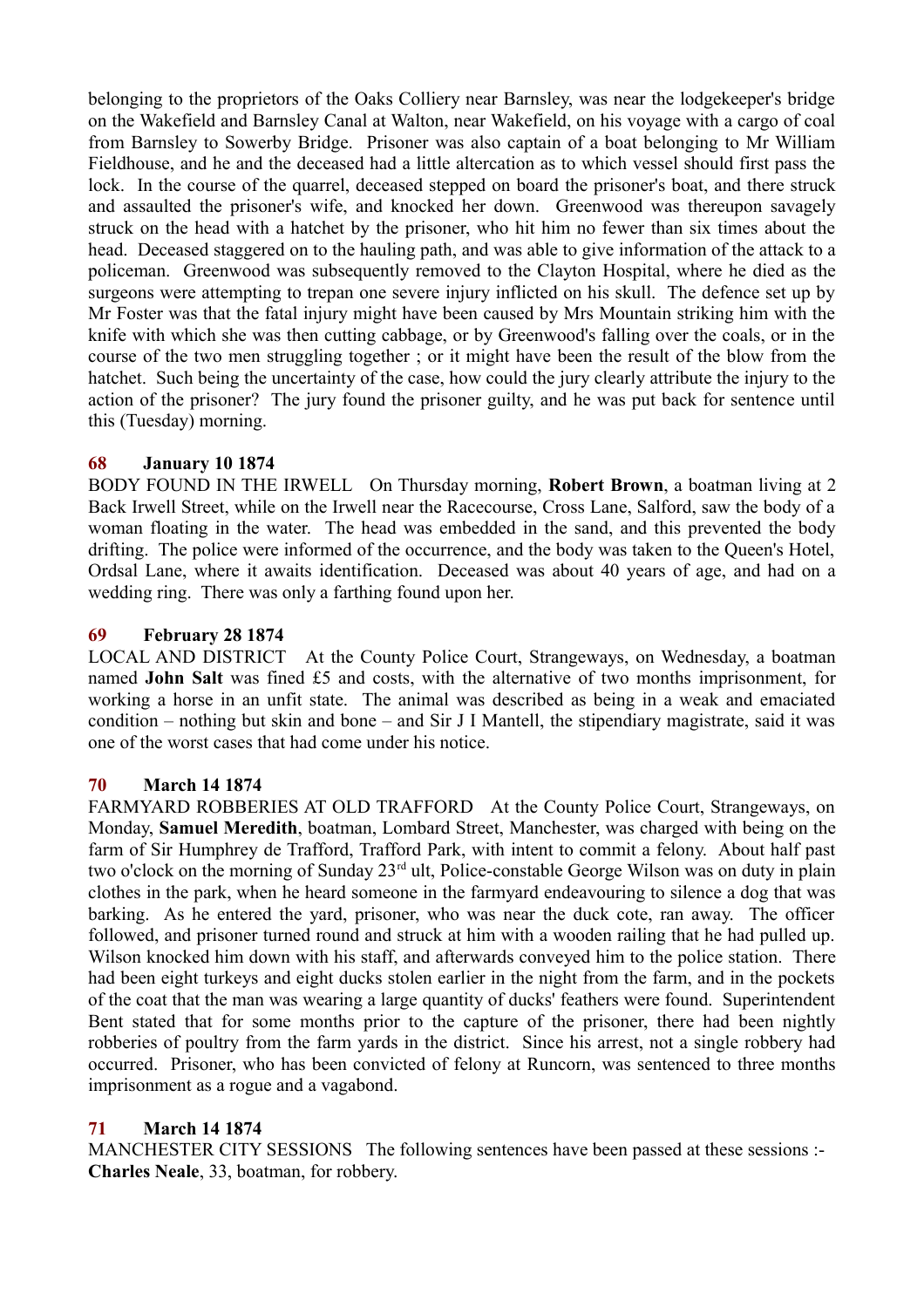belonging to the proprietors of the Oaks Colliery near Barnsley, was near the lodgekeeper's bridge on the Wakefield and Barnsley Canal at Walton, near Wakefield, on his voyage with a cargo of coal from Barnsley to Sowerby Bridge. Prisoner was also captain of a boat belonging to Mr William Fieldhouse, and he and the deceased had a little altercation as to which vessel should first pass the lock. In the course of the quarrel, deceased stepped on board the prisoner's boat, and there struck and assaulted the prisoner's wife, and knocked her down. Greenwood was thereupon savagely struck on the head with a hatchet by the prisoner, who hit him no fewer than six times about the head. Deceased staggered on to the hauling path, and was able to give information of the attack to a policeman. Greenwood was subsequently removed to the Clayton Hospital, where he died as the surgeons were attempting to trepan one severe injury inflicted on his skull. The defence set up by Mr Foster was that the fatal injury might have been caused by Mrs Mountain striking him with the knife with which she was then cutting cabbage, or by Greenwood's falling over the coals, or in the course of the two men struggling together ; or it might have been the result of the blow from the hatchet. Such being the uncertainty of the case, how could the jury clearly attribute the injury to the action of the prisoner? The jury found the prisoner guilty, and he was put back for sentence until this (Tuesday) morning.

### 68 January 10 1874

BODY FOUND IN THE IRWELL On Thursday morning, **Robert Brown**, a boatman living at 2 Back Irwell Street, while on the Irwell near the Racecourse, Cross Lane, Salford, saw the body of a woman floating in the water. The head was embedded in the sand, and this prevented the body drifting. The police were informed of the occurrence, and the body was taken to the Queen's Hotel, Ordsal Lane, where it awaits identification. Deceased was about 40 years of age, and had on a wedding ring. There was only a farthing found upon her.

### 69 February 28 1874

LOCAL AND DISTRICT At the County Police Court, Strangeways, on Wednesday, a boatman named **John Salt** was fined £5 and costs, with the alternative of two months imprisonment, for working a horse in an unfit state. The animal was described as being in a weak and emaciated condition – nothing but skin and bone – and Sir J I Mantell, the stipendiary magistrate, said it was one of the worst cases that had come under his notice.

### 70 March 14 1874

FARMYARD ROBBERIES AT OLD TRAFFORD At the County Police Court, Strangeways, on Monday, **Samuel Meredith**, boatman, Lombard Street, Manchester, was charged with being on the farm of Sir Humphrey de Trafford, Trafford Park, with intent to commit a felony. About half past two o'clock on the morning of Sunday 23rd ult, Police-constable George Wilson was on duty in plain clothes in the park, when he heard someone in the farmyard endeavouring to silence a dog that was barking. As he entered the yard, prisoner, who was near the duck cote, ran away. The officer followed, and prisoner turned round and struck at him with a wooden railing that he had pulled up. Wilson knocked him down with his staff, and afterwards conveyed him to the police station. There had been eight turkeys and eight ducks stolen earlier in the night from the farm, and in the pockets of the coat that the man was wearing a large quantity of ducks' feathers were found. Superintendent Bent stated that for some months prior to the capture of the prisoner, there had been nightly robberies of poultry from the farm yards in the district. Since his arrest, not a single robbery had occurred. Prisoner, who has been convicted of felony at Runcorn, was sentenced to three months imprisonment as a rogue and a vagabond.

### 71 March 14 1874

MANCHESTER CITY SESSIONS The following sentences have been passed at these sessions :-
**Charles Neale**, 33, boatman, for robbery.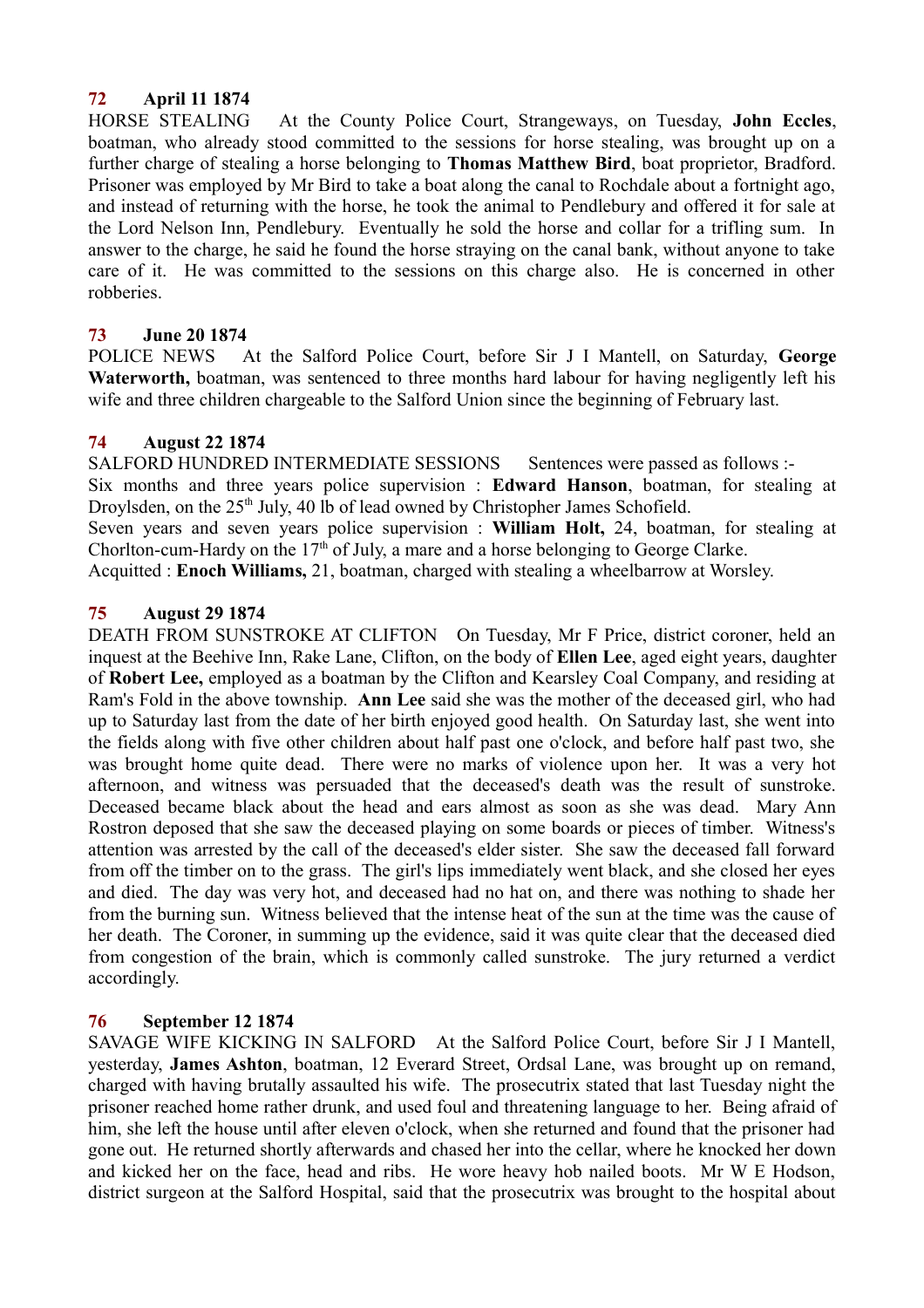**72 April 11 1874**

HORSE STEALING At the County Police Court, Strangeways, on Tuesday, **John Eccles**, boatman, who already stood committed to the sessions for horse stealing, was brought up on a further charge of stealing a horse belonging to **Thomas Matthew Bird**, boat proprietor, Bradford. Prisoner was employed by Mr Bird to take a boat along the canal to Rochdale about a fortnight ago, and instead of returning with the horse, he took the animal to Pendlebury and offered it for sale at the Lord Nelson Inn, Pendlebury. Eventually he sold the horse and collar for a trifling sum. In answer to the charge, he said he found the horse straying on the canal bank, without anyone to take care of it. He was committed to the sessions on this charge also. He is concerned in other robberies.

**73 June 20 1874**

POLICE NEWS At the Salford Police Court, before Sir J I Mantell, on Saturday, **George Waterworth,** boatman, was sentenced to three months hard labour for having negligently left his wife and three children chargeable to the Salford Union since the beginning of February last.

**74 August 22 1874**

SALFORD HUNDRED INTERMEDIATE SESSIONS Sentences were passed as follows :-

Six months and three years police supervision : **Edward Hanson**, boatman, for stealing at Droylsden, on the 25th July, 40 lb of lead owned by Christopher James Schofield.

Seven years and seven years police supervision : **William Holt,** 24, boatman, for stealing at Chorlton-cum-Hardy on the 17th of July, a mare and a horse belonging to George Clarke.

Acquitted : **Enoch Williams,** 21, boatman, charged with stealing a wheelbarrow at Worsley.

**75 August 29 1874**

DEATH FROM SUNSTROKE AT CLIFTON On Tuesday, Mr F Price, district coroner, held an inquest at the Beehive Inn, Rake Lane, Clifton, on the body of **Ellen Lee**, aged eight years, daughter of **Robert Lee,** employed as a boatman by the Clifton and Kearsley Coal Company, and residing at Ram's Fold in the above township. **Ann Lee** said she was the mother of the deceased girl, who had up to Saturday last from the date of her birth enjoyed good health. On Saturday last, she went into the fields along with five other children about half past one o'clock, and before half past two, she was brought home quite dead. There were no marks of violence upon her. It was a very hot afternoon, and witness was persuaded that the deceased's death was the result of sunstroke. Deceased became black about the head and ears almost as soon as she was dead. Mary Ann Rostron deposed that she saw the deceased playing on some boards or pieces of timber. Witness's attention was arrested by the call of the deceased's elder sister. She saw the deceased fall forward from off the timber on to the grass. The girl's lips immediately went black, and she closed her eyes and died. The day was very hot, and deceased had no hat on, and there was nothing to shade her from the burning sun. Witness believed that the intense heat of the sun at the time was the cause of her death. The Coroner, in summing up the evidence, said it was quite clear that the deceased died from congestion of the brain, which is commonly called sunstroke. The jury returned a verdict accordingly.

**76 September 12 1874**

SAVAGE WIFE KICKING IN SALFORD At the Salford Police Court, before Sir J I Mantell, yesterday, **James Ashton**, boatman, 12 Everard Street, Ordsal Lane, was brought up on remand, charged with having brutally assaulted his wife. The prosecutrix stated that last Tuesday night the prisoner reached home rather drunk, and used foul and threatening language to her. Being afraid of him, she left the house until after eleven o'clock, when she returned and found that the prisoner had gone out. He returned shortly afterwards and chased her into the cellar, where he knocked her down and kicked her on the face, head and ribs. He wore heavy hob nailed boots. Mr W E Hodson, district surgeon at the Salford Hospital, said that the prosecutrix was brought to the hospital about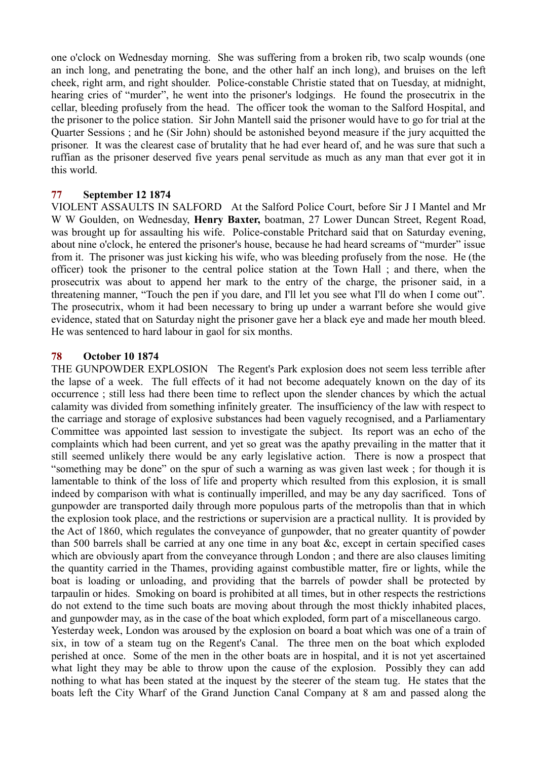one o'clock on Wednesday morning. She was suffering from a broken rib, two scalp wounds (one an inch long, and penetrating the bone, and the other half an inch long), and bruises on the left cheek, right arm, and right shoulder. Police-constable Christie stated that on Tuesday, at midnight, hearing cries of "murder", he went into the prisoner's lodgings. He found the prosecutrix in the cellar, bleeding profusely from the head. The officer took the woman to the Salford Hospital, and the prisoner to the police station. Sir John Mantell said the prisoner would have to go for trial at the Quarter Sessions ; and he (Sir John) should be astonished beyond measure if the jury acquitted the prisoner. It was the clearest case of brutality that he had ever heard of, and he was sure that such a ruffian as the prisoner deserved five years penal servitude as much as any man that ever got it in this world.

### 77 September 12 1874

VIOLENT ASSAULTS IN SALFORD At the Salford Police Court, before Sir J I Mantel and Mr W W Goulden, on Wednesday, **Henry Baxter,** boatman, 27 Lower Duncan Street, Regent Road, was brought up for assaulting his wife. Police-constable Pritchard said that on Saturday evening, about nine o'clock, he entered the prisoner's house, because he had heard screams of "murder" issue from it. The prisoner was just kicking his wife, who was bleeding profusely from the nose. He (the officer) took the prisoner to the central police station at the Town Hall ; and there, when the prosecutrix was about to append her mark to the entry of the charge, the prisoner said, in a threatening manner, "Touch the pen if you dare, and I'll let you see what I'll do when I come out". The prosecutrix, whom it had been necessary to bring up under a warrant before she would give evidence, stated that on Saturday night the prisoner gave her a black eye and made her mouth bleed. He was sentenced to hard labour in gaol for six months.

### 78 October 10 1874

THE GUNPOWDER EXPLOSION The Regent's Park explosion does not seem less terrible after the lapse of a week. The full effects of it had not become adequately known on the day of its occurrence ; still less had there been time to reflect upon the slender chances by which the actual calamity was divided from something infinitely greater. The insufficiency of the law with respect to the carriage and storage of explosive substances had been vaguely recognised, and a Parliamentary Committee was appointed last session to investigate the subject. Its report was an echo of the complaints which had been current, and yet so great was the apathy prevailing in the matter that it still seemed unlikely there would be any early legislative action. There is now a prospect that "something may be done" on the spur of such a warning as was given last week ; for though it is lamentable to think of the loss of life and property which resulted from this explosion, it is small indeed by comparison with what is continually imperilled, and may be any day sacrificed. Tons of gunpowder are transported daily through more populous parts of the metropolis than that in which the explosion took place, and the restrictions or supervision are a practical nullity. It is provided by the Act of 1860, which regulates the conveyance of gunpowder, that no greater quantity of powder than 500 barrels shall be carried at any one time in any boat &c, except in certain specified cases which are obviously apart from the conveyance through London ; and there are also clauses limiting the quantity carried in the Thames, providing against combustible matter, fire or lights, while the boat is loading or unloading, and providing that the barrels of powder shall be protected by tarpaulin or hides. Smoking on board is prohibited at all times, but in other respects the restrictions do not extend to the time such boats are moving about through the most thickly inhabited places, and gunpowder may, as in the case of the boat which exploded, form part of a miscellaneous cargo.

Yesterday week, London was aroused by the explosion on board a boat which was one of a train of six, in tow of a steam tug on the Regent's Canal. The three men on the boat which exploded perished at once. Some of the men in the other boats are in hospital, and it is not yet ascertained what light they may be able to throw upon the cause of the explosion. Possibly they can add nothing to what has been stated at the inquest by the steerer of the steam tug. He states that the boats left the City Wharf of the Grand Junction Canal Company at 8 am and passed along the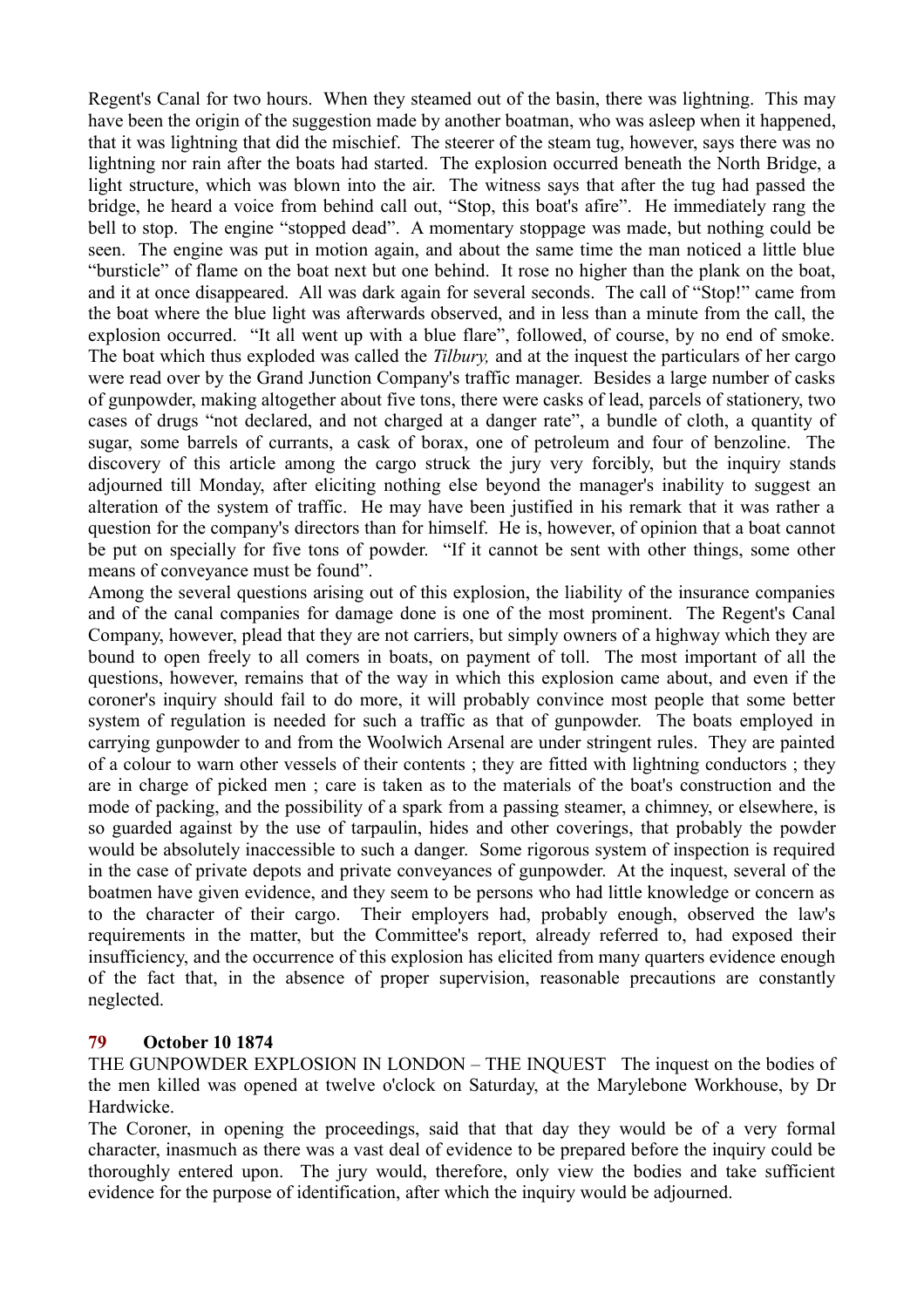Regent's Canal for two hours. When they steamed out of the basin, there was lightning. This may have been the origin of the suggestion made by another boatman, who was asleep when it happened, that it was lightning that did the mischief. The steerer of the steam tug, however, says there was no lightning nor rain after the boats had started. The explosion occurred beneath the North Bridge, a light structure, which was blown into the air. The witness says that after the tug had passed the bridge, he heard a voice from behind call out, "Stop, this boat's afire". He immediately rang the bell to stop. The engine "stopped dead". A momentary stoppage was made, but nothing could be seen. The engine was put in motion again, and about the same time the man noticed a little blue "bursticle" of flame on the boat next but one behind. It rose no higher than the plank on the boat, and it at once disappeared. All was dark again for several seconds. The call of "Stop!" came from the boat where the blue light was afterwards observed, and in less than a minute from the call, the explosion occurred. "It all went up with a blue flare", followed, of course, by no end of smoke. The boat which thus exploded was called the *Tilbury,* and at the inquest the particulars of her cargo were read over by the Grand Junction Company's traffic manager. Besides a large number of casks of gunpowder, making altogether about five tons, there were casks of lead, parcels of stationery, two cases of drugs "not declared, and not charged at a danger rate", a bundle of cloth, a quantity of sugar, some barrels of currants, a cask of borax, one of petroleum and four of benzoline. The discovery of this article among the cargo struck the jury very forcibly, but the inquiry stands adjourned till Monday, after eliciting nothing else beyond the manager's inability to suggest an alteration of the system of traffic. He may have been justified in his remark that it was rather a question for the company's directors than for himself. He is, however, of opinion that a boat cannot be put on specially for five tons of powder. "If it cannot be sent with other things, some other means of conveyance must be found".

Among the several questions arising out of this explosion, the liability of the insurance companies and of the canal companies for damage done is one of the most prominent. The Regent's Canal Company, however, plead that they are not carriers, but simply owners of a highway which they are bound to open freely to all comers in boats, on payment of toll. The most important of all the questions, however, remains that of the way in which this explosion came about, and even if the coroner's inquiry should fail to do more, it will probably convince most people that some better system of regulation is needed for such a traffic as that of gunpowder. The boats employed in carrying gunpowder to and from the Woolwich Arsenal are under stringent rules. They are painted of a colour to warn other vessels of their contents ; they are fitted with lightning conductors ; they are in charge of picked men ; care is taken as to the materials of the boat's construction and the mode of packing, and the possibility of a spark from a passing steamer, a chimney, or elsewhere, is so guarded against by the use of tarpaulin, hides and other coverings, that probably the powder would be absolutely inaccessible to such a danger. Some rigorous system of inspection is required in the case of private depots and private conveyances of gunpowder. At the inquest, several of the boatmen have given evidence, and they seem to be persons who had little knowledge or concern as to the character of their cargo. Their employers had, probably enough, observed the law's requirements in the matter, but the Committee's report, already referred to, had exposed their insufficiency, and the occurrence of this explosion has elicited from many quarters evidence enough of the fact that, in the absence of proper supervision, reasonable precautions are constantly neglected.

### 79 October 10 1874

THE GUNPOWDER EXPLOSION IN LONDON – THE INQUEST The inquest on the bodies of the men killed was opened at twelve o'clock on Saturday, at the Marylebone Workhouse, by Dr Hardwicke.

The Coroner, in opening the proceedings, said that that day they would be of a very formal character, inasmuch as there was a vast deal of evidence to be prepared before the inquiry could be thoroughly entered upon. The jury would, therefore, only view the bodies and take sufficient evidence for the purpose of identification, after which the inquiry would be adjourned.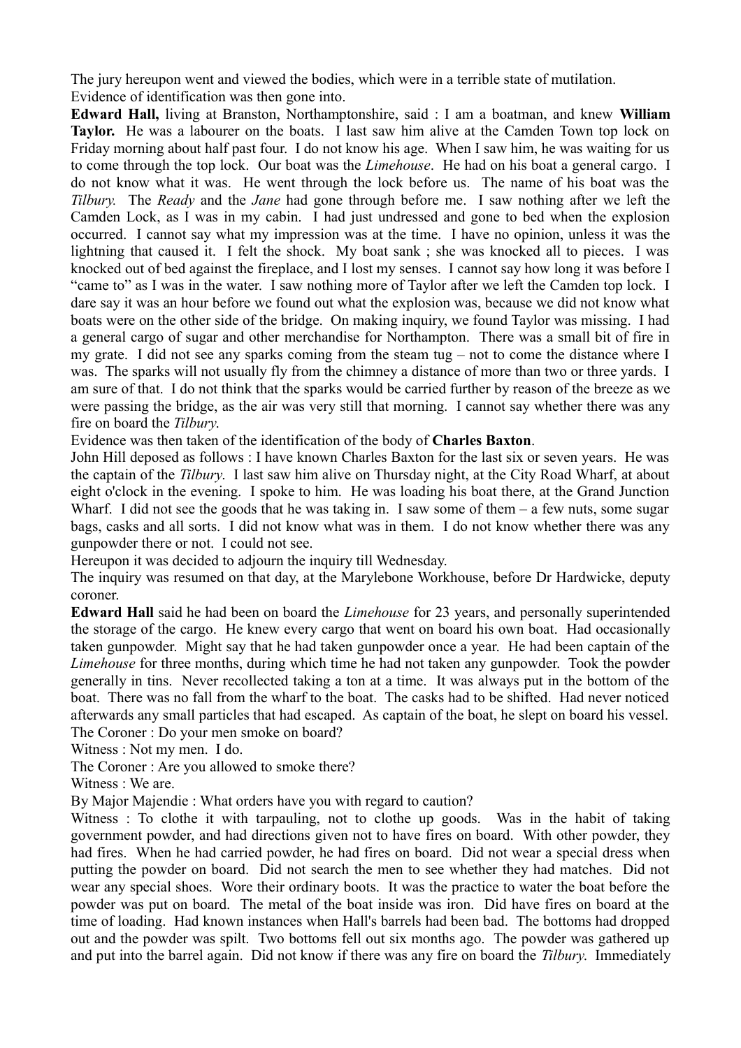The jury hereupon went and viewed the bodies, which were in a terrible state of mutilation. Evidence of identification was then gone into.

**Edward Hall,** living at Branston, Northamptonshire, said : I am a boatman, and knew **William Taylor.** He was a labourer on the boats. I last saw him alive at the Camden Town top lock on Friday morning about half past four. I do not know his age. When I saw him, he was waiting for us to come through the top lock. Our boat was the *Limehouse*. He had on his boat a general cargo. I do not know what it was. He went through the lock before us. The name of his boat was the *Tilbury.* The *Ready* and the *Jane* had gone through before me. I saw nothing after we left the Camden Lock, as I was in my cabin. I had just undressed and gone to bed when the explosion occurred. I cannot say what my impression was at the time. I have no opinion, unless it was the lightning that caused it. I felt the shock. My boat sank ; she was knocked all to pieces. I was knocked out of bed against the fireplace, and I lost my senses. I cannot say how long it was before I "came to" as I was in the water. I saw nothing more of Taylor after we left the Camden top lock. I dare say it was an hour before we found out what the explosion was, because we did not know what boats were on the other side of the bridge. On making inquiry, we found Taylor was missing. I had a general cargo of sugar and other merchandise for Northampton. There was a small bit of fire in my grate. I did not see any sparks coming from the steam tug – not to come the distance where I was. The sparks will not usually fly from the chimney a distance of more than two or three yards. I am sure of that. I do not think that the sparks would be carried further by reason of the breeze as we were passing the bridge, as the air was very still that morning. I cannot say whether there was any fire on board the *Tilbury*.

Evidence was then taken of the identification of the body of **Charles Baxton**.

John Hill deposed as follows : I have known Charles Baxton for the last six or seven years. He was the captain of the *Tilbury*. I last saw him alive on Thursday night, at the City Road Wharf, at about eight o'clock in the evening. I spoke to him. He was loading his boat there, at the Grand Junction Wharf. I did not see the goods that he was taking in. I saw some of them – a few nuts, some sugar bags, casks and all sorts. I did not know what was in them. I do not know whether there was any gunpowder there or not. I could not see.

Hereupon it was decided to adjourn the inquiry till Wednesday.

The inquiry was resumed on that day, at the Marylebone Workhouse, before Dr Hardwicke, deputy coroner.

**Edward Hall** said he had been on board the *Limehouse* for 23 years, and personally superintended the storage of the cargo. He knew every cargo that went on board his own boat. Had occasionally taken gunpowder. Might say that he had taken gunpowder once a year. He had been captain of the *Limehouse* for three months, during which time he had not taken any gunpowder. Took the powder generally in tins. Never recollected taking a ton at a time. It was always put in the bottom of the boat. There was no fall from the wharf to the boat. The casks had to be shifted. Had never noticed afterwards any small particles that had escaped. As captain of the boat, he slept on board his vessel.

The Coroner : Do your men smoke on board?

Witness : Not my men. I do.

The Coroner : Are you allowed to smoke there?

Witness : We are.

By Major Majendie : What orders have you with regard to caution?

Witness : To clothe it with tarpauling, not to clothe up goods. Was in the habit of taking government powder, and had directions given not to have fires on board. With other powder, they had fires. When he had carried powder, he had fires on board. Did not wear a special dress when putting the powder on board. Did not search the men to see whether they had matches. Did not wear any special shoes. Wore their ordinary boots. It was the practice to water the boat before the powder was put on board. The metal of the boat inside was iron. Did have fires on board at the time of loading. Had known instances when Hall's barrels had been bad. The bottoms had dropped out and the powder was spilt. Two bottoms fell out six months ago. The powder was gathered up and put into the barrel again. Did not know if there was any fire on board the *Tilbury.* Immediately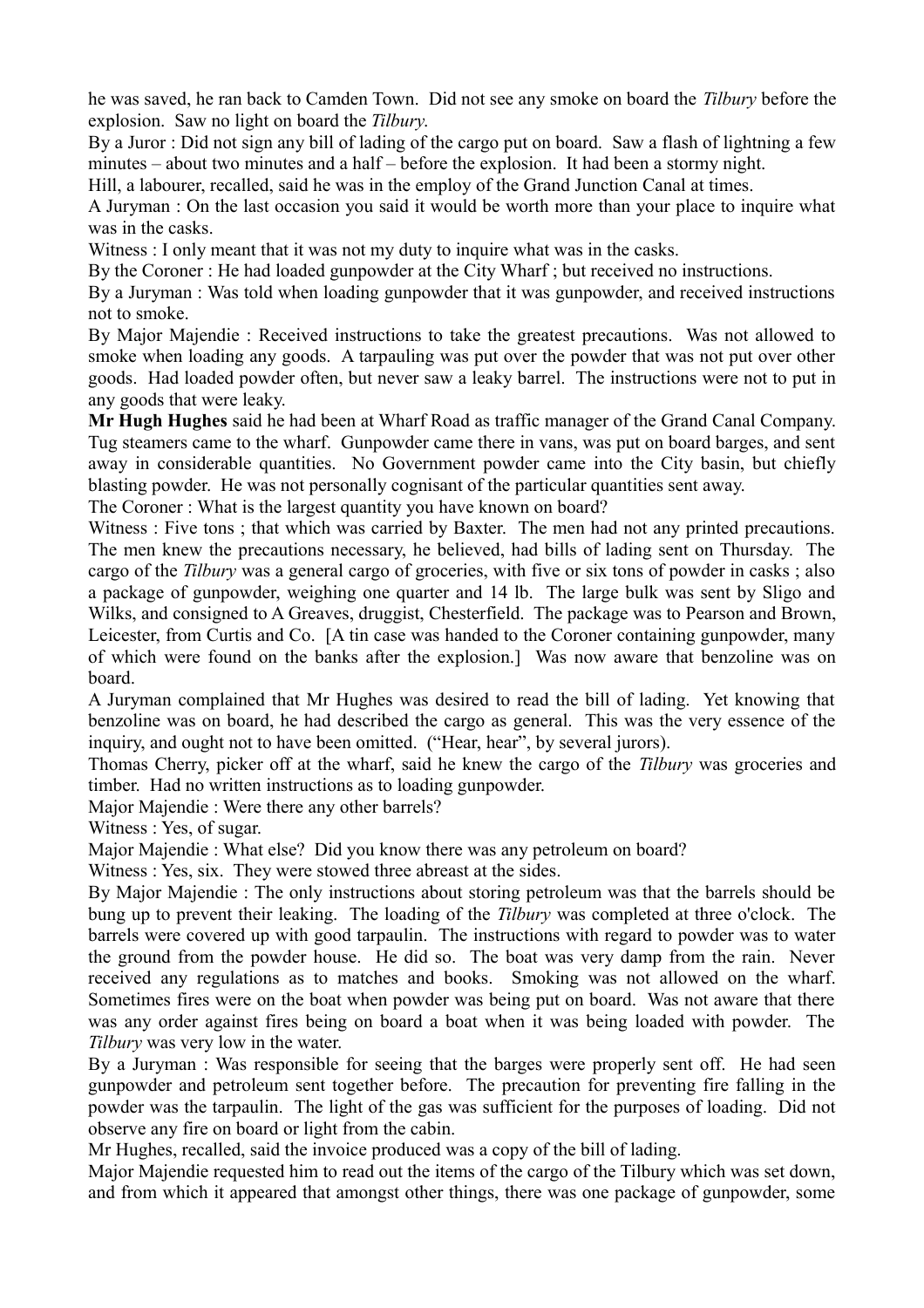he was saved, he ran back to Camden Town. Did not see any smoke on board the *Tilbury* before the explosion. Saw no light on board the *Tilbury*.

By a Juror : Did not sign any bill of lading of the cargo put on board. Saw a flash of lightning a few minutes – about two minutes and a half – before the explosion. It had been a stormy night.

Hill, a labourer, recalled, said he was in the employ of the Grand Junction Canal at times.

A Juryman : On the last occasion you said it would be worth more than your place to inquire what was in the casks.

Witness : I only meant that it was not my duty to inquire what was in the casks.

By the Coroner : He had loaded gunpowder at the City Wharf ; but received no instructions.

By a Juryman : Was told when loading gunpowder that it was gunpowder, and received instructions not to smoke.

By Major Majendie : Received instructions to take the greatest precautions. Was not allowed to smoke when loading any goods. A tarpauling was put over the powder that was not put over other goods. Had loaded powder often, but never saw a leaky barrel. The instructions were not to put in any goods that were leaky.

**Mr Hugh Hughes** said he had been at Wharf Road as traffic manager of the Grand Canal Company. Tug steamers came to the wharf. Gunpowder came there in vans, was put on board barges, and sent away in considerable quantities. No Government powder came into the City basin, but chiefly blasting powder. He was not personally cognisant of the particular quantities sent away.

The Coroner : What is the largest quantity you have known on board?

Witness : Five tons ; that which was carried by Baxter. The men had not any printed precautions. The men knew the precautions necessary, he believed, had bills of lading sent on Thursday. The cargo of the *Tilbury* was a general cargo of groceries, with five or six tons of powder in casks ; also a package of gunpowder, weighing one quarter and 14 lb. The large bulk was sent by Sligo and Wilks, and consigned to A Greaves, druggist, Chesterfield. The package was to Pearson and Brown, Leicester, from Curtis and Co. [A tin case was handed to the Coroner containing gunpowder, many of which were found on the banks after the explosion.] Was now aware that benzoline was on board.

A Juryman complained that Mr Hughes was desired to read the bill of lading. Yet knowing that benzoline was on board, he had described the cargo as general. This was the very essence of the inquiry, and ought not to have been omitted. ("Hear, hear", by several jurors).

Thomas Cherry, picker off at the wharf, said he knew the cargo of the *Tilbury* was groceries and timber. Had no written instructions as to loading gunpowder.

Major Majendie : Were there any other barrels?

Witness : Yes, of sugar.

Major Majendie : What else? Did you know there was any petroleum on board?

Witness : Yes, six. They were stowed three abreast at the sides.

By Major Majendie : The only instructions about storing petroleum was that the barrels should be bung up to prevent their leaking. The loading of the *Tilbury* was completed at three o'clock. The barrels were covered up with good tarpaulin. The instructions with regard to powder was to water the ground from the powder house. He did so. The boat was very damp from the rain. Never received any regulations as to matches and books. Smoking was not allowed on the wharf. Sometimes fires were on the boat when powder was being put on board. Was not aware that there was any order against fires being on board a boat when it was being loaded with powder. The *Tilbury* was very low in the water.

By a Juryman : Was responsible for seeing that the barges were properly sent off. He had seen gunpowder and petroleum sent together before. The precaution for preventing fire falling in the powder was the tarpaulin. The light of the gas was sufficient for the purposes of loading. Did not observe any fire on board or light from the cabin.

Mr Hughes, recalled, said the invoice produced was a copy of the bill of lading.

Major Majendie requested him to read out the items of the cargo of the Tilbury which was set down, and from which it appeared that amongst other things, there was one package of gunpowder, some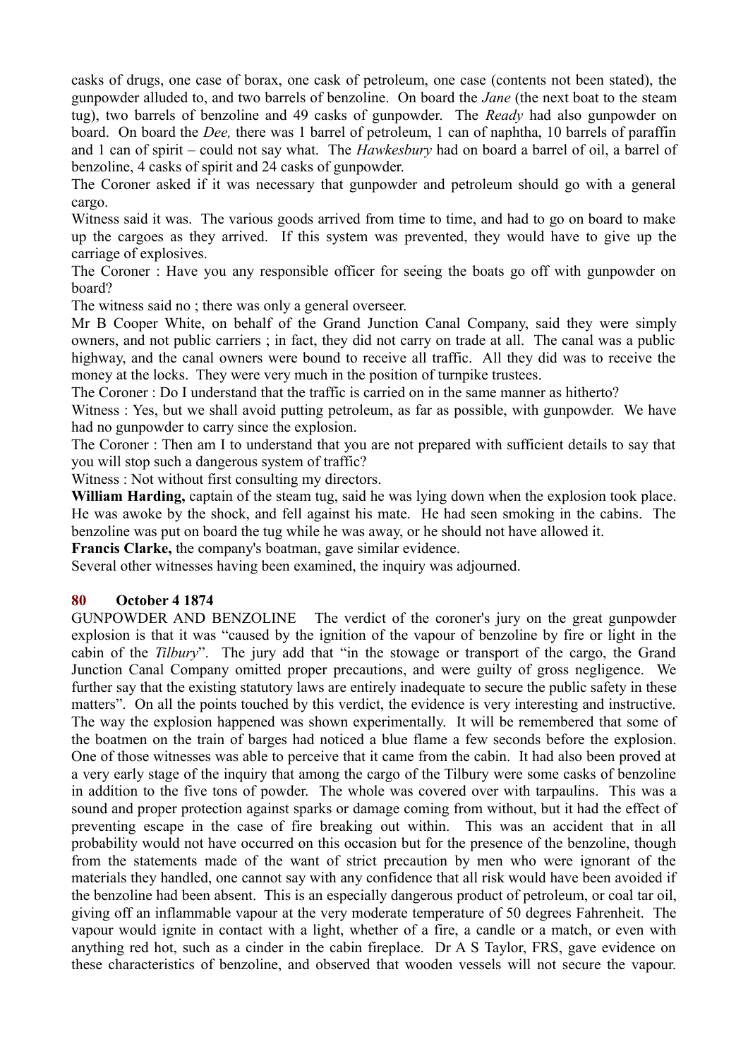casks of drugs, one case of borax, one cask of petroleum, one case (contents not been stated), the gunpowder alluded to, and two barrels of benzoline. On board the *Jane* (the next boat to the steam tug), two barrels of benzoline and 49 casks of gunpowder. The *Ready* had also gunpowder on board. On board the *Dee,* there was 1 barrel of petroleum, 1 can of naphtha, 10 barrels of paraffin and 1 can of spirit – could not say what. The *Hawkesbury* had on board a barrel of oil, a barrel of benzoline, 4 casks of spirit and 24 casks of gunpowder.

The Coroner asked if it was necessary that gunpowder and petroleum should go with a general cargo.

Witness said it was. The various goods arrived from time to time, and had to go on board to make up the cargoes as they arrived. If this system was prevented, they would have to give up the carriage of explosives.

The Coroner : Have you any responsible officer for seeing the boats go off with gunpowder on board?

The witness said no ; there was only a general overseer.

Mr B Cooper White, on behalf of the Grand Junction Canal Company, said they were simply owners, and not public carriers ; in fact, they did not carry on trade at all. The canal was a public highway, and the canal owners were bound to receive all traffic. All they did was to receive the money at the locks. They were very much in the position of turnpike trustees.

The Coroner : Do I understand that the traffic is carried on in the same manner as hitherto?

Witness : Yes, but we shall avoid putting petroleum, as far as possible, with gunpowder. We have had no gunpowder to carry since the explosion.

The Coroner : Then am I to understand that you are not prepared with sufficient details to say that you will stop such a dangerous system of traffic?

Witness : Not without first consulting my directors.

**William Harding,** captain of the steam tug, said he was lying down when the explosion took place. He was awoke by the shock, and fell against his mate. He had seen smoking in the cabins. The benzoline was put on board the tug while he was away, or he should not have allowed it.

**Francis Clarke,** the company's boatman, gave similar evidence.

Several other witnesses having been examined, the inquiry was adjourned.

## 80 October 4 1874

GUNPOWDER AND BENZOLINE The verdict of the coroner's jury on the great gunpowder explosion is that it was "caused by the ignition of the vapour of benzoline by fire or light in the cabin of the *Tilbury*". The jury add that "in the stowage or transport of the cargo, the Grand Junction Canal Company omitted proper precautions, and were guilty of gross negligence. We further say that the existing statutory laws are entirely inadequate to secure the public safety in these matters". On all the points touched by this verdict, the evidence is very interesting and instructive. The way the explosion happened was shown experimentally. It will be remembered that some of the boatmen on the train of barges had noticed a blue flame a few seconds before the explosion. One of those witnesses was able to perceive that it came from the cabin. It had also been proved at a very early stage of the inquiry that among the cargo of the Tilbury were some casks of benzoline in addition to the five tons of powder. The whole was covered over with tarpaulins. This was a sound and proper protection against sparks or damage coming from without, but it had the effect of preventing escape in the case of fire breaking out within. This was an accident that in all probability would not have occurred on this occasion but for the presence of the benzoline, though from the statements made of the want of strict precaution by men who were ignorant of the materials they handled, one cannot say with any confidence that all risk would have been avoided if the benzoline had been absent. This is an especially dangerous product of petroleum, or coal tar oil, giving off an inflammable vapour at the very moderate temperature of 50 degrees Fahrenheit. The vapour would ignite in contact with a light, whether of a fire, a candle or a match, or even with anything red hot, such as a cinder in the cabin fireplace. Dr A S Taylor, FRS, gave evidence on these characteristics of benzoline, and observed that wooden vessels will not secure the vapour.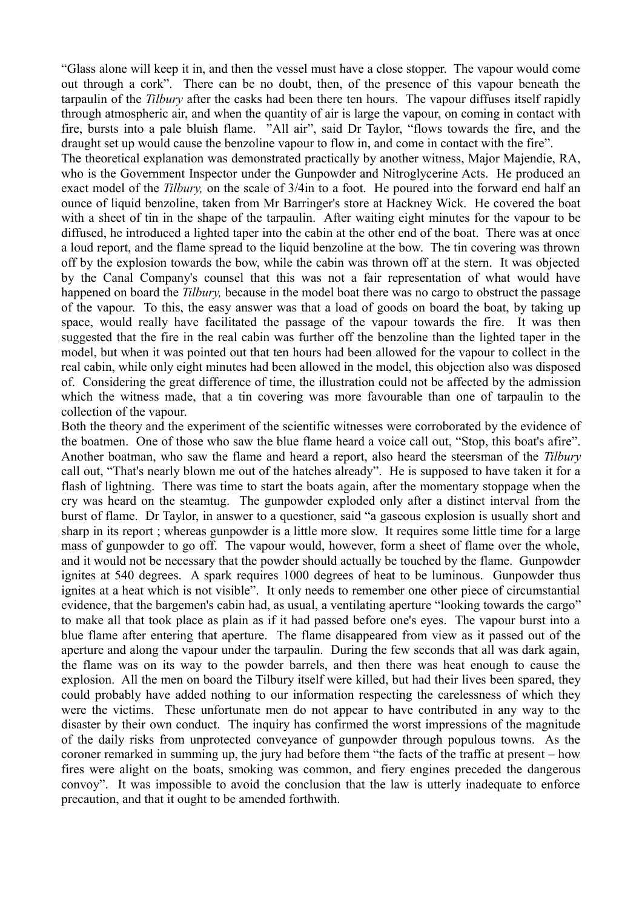"Glass alone will keep it in, and then the vessel must have a close stopper. The vapour would come out through a cork". There can be no doubt, then, of the presence of this vapour beneath the tarpaulin of the *Tilbury* after the casks had been there ten hours. The vapour diffuses itself rapidly through atmospheric air, and when the quantity of air is large the vapour, on coming in contact with fire, bursts into a pale bluish flame. "All air", said Dr Taylor, "flows towards the fire, and the draught set up would cause the benzoline vapour to flow in, and come in contact with the fire".

The theoretical explanation was demonstrated practically by another witness, Major Majendie, RA, who is the Government Inspector under the Gunpowder and Nitroglycerine Acts. He produced an exact model of the *Tilbury,* on the scale of 3/4in to a foot. He poured into the forward end half an ounce of liquid benzoline, taken from Mr Barringer's store at Hackney Wick. He covered the boat with a sheet of tin in the shape of the tarpaulin. After waiting eight minutes for the vapour to be diffused, he introduced a lighted taper into the cabin at the other end of the boat. There was at once a loud report, and the flame spread to the liquid benzoline at the bow. The tin covering was thrown off by the explosion towards the bow, while the cabin was thrown off at the stern. It was objected by the Canal Company's counsel that this was not a fair representation of what would have happened on board the *Tilbury,* because in the model boat there was no cargo to obstruct the passage of the vapour. To this, the easy answer was that a load of goods on board the boat, by taking up space, would really have facilitated the passage of the vapour towards the fire. It was then suggested that the fire in the real cabin was further off the benzoline than the lighted taper in the model, but when it was pointed out that ten hours had been allowed for the vapour to collect in the real cabin, while only eight minutes had been allowed in the model, this objection also was disposed of. Considering the great difference of time, the illustration could not be affected by the admission which the witness made, that a tin covering was more favourable than one of tarpaulin to the collection of the vapour.

Both the theory and the experiment of the scientific witnesses were corroborated by the evidence of the boatmen. One of those who saw the blue flame heard a voice call out, "Stop, this boat's afire". Another boatman, who saw the flame and heard a report, also heard the steersman of the *Tilbury* call out, "That's nearly blown me out of the hatches already". He is supposed to have taken it for a flash of lightning. There was time to start the boats again, after the momentary stoppage when the cry was heard on the steamtug. The gunpowder exploded only after a distinct interval from the burst of flame. Dr Taylor, in answer to a questioner, said "a gaseous explosion is usually short and sharp in its report ; whereas gunpowder is a little more slow. It requires some little time for a large mass of gunpowder to go off. The vapour would, however, form a sheet of flame over the whole, and it would not be necessary that the powder should actually be touched by the flame. Gunpowder ignites at 540 degrees. A spark requires 1000 degrees of heat to be luminous. Gunpowder thus ignites at a heat which is not visible". It only needs to remember one other piece of circumstantial evidence, that the bargemen's cabin had, as usual, a ventilating aperture "looking towards the cargo" to make all that took place as plain as if it had passed before one's eyes. The vapour burst into a blue flame after entering that aperture. The flame disappeared from view as it passed out of the aperture and along the vapour under the tarpaulin. During the few seconds that all was dark again, the flame was on its way to the powder barrels, and then there was heat enough to cause the explosion. All the men on board the Tilbury itself were killed, but had their lives been spared, they could probably have added nothing to our information respecting the carelessness of which they were the victims. These unfortunate men do not appear to have contributed in any way to the disaster by their own conduct. The inquiry has confirmed the worst impressions of the magnitude of the daily risks from unprotected conveyance of gunpowder through populous towns. As the coroner remarked in summing up, the jury had before them "the facts of the traffic at present – how fires were alight on the boats, smoking was common, and fiery engines preceded the dangerous convoy". It was impossible to avoid the conclusion that the law is utterly inadequate to enforce precaution, and that it ought to be amended forthwith.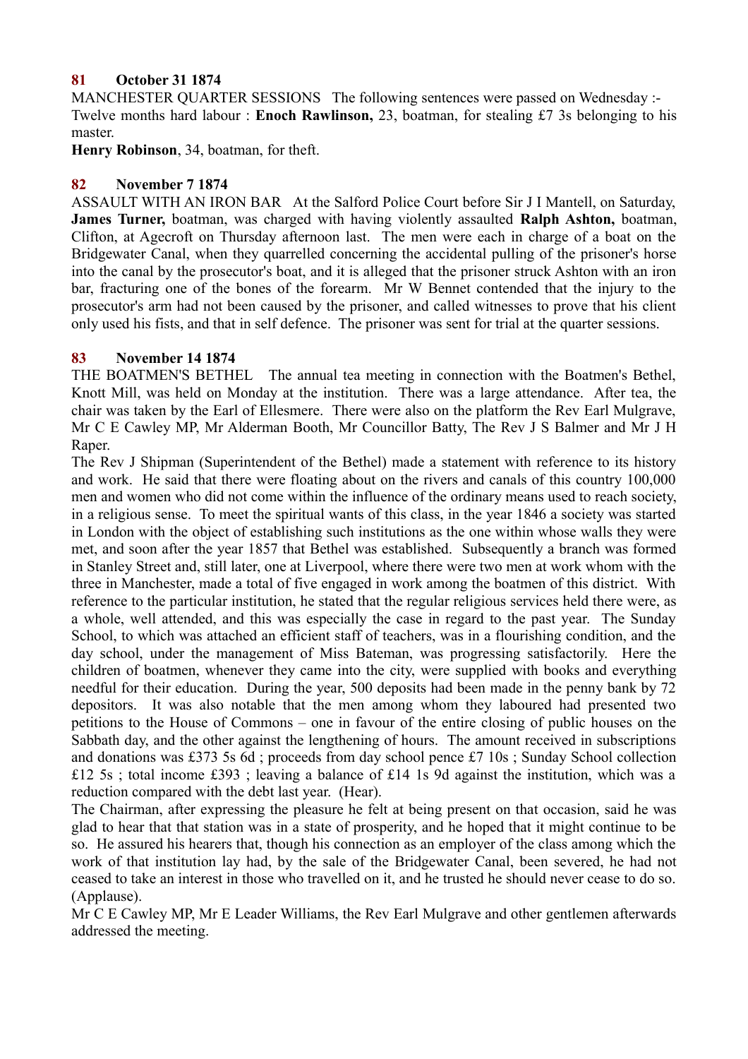**81 October 31 1874**

MANCHESTER QUARTER SESSIONS The following sentences were passed on Wednesday :- Twelve months hard labour : **Enoch Rawlinson,** 23, boatman, for stealing £7 3s belonging to his master.

**Henry Robinson**, 34, boatman, for theft.

**82 November 7 1874**

ASSAULT WITH AN IRON BAR At the Salford Police Court before Sir J I Mantell, on Saturday, **James Turner,** boatman, was charged with having violently assaulted **Ralph Ashton,** boatman, Clifton, at Agecroft on Thursday afternoon last. The men were each in charge of a boat on the Bridgewater Canal, when they quarrelled concerning the accidental pulling of the prisoner's horse into the canal by the prosecutor's boat, and it is alleged that the prisoner struck Ashton with an iron bar, fracturing one of the bones of the forearm. Mr W Bennet contended that the injury to the prosecutor's arm had not been caused by the prisoner, and called witnesses to prove that his client only used his fists, and that in self defence. The prisoner was sent for trial at the quarter sessions.

**83 November 14 1874**

THE BOATMEN'S BETHEL The annual tea meeting in connection with the Boatmen's Bethel, Knott Mill, was held on Monday at the institution. There was a large attendance. After tea, the chair was taken by the Earl of Ellesmere. There were also on the platform the Rev Earl Mulgrave, Mr C E Cawley MP, Mr Alderman Booth, Mr Councillor Batty, The Rev J S Balmer and Mr J H Raper.

The Rev J Shipman (Superintendent of the Bethel) made a statement with reference to its history and work. He said that there were floating about on the rivers and canals of this country 100,000 men and women who did not come within the influence of the ordinary means used to reach society, in a religious sense. To meet the spiritual wants of this class, in the year 1846 a society was started in London with the object of establishing such institutions as the one within whose walls they were met, and soon after the year 1857 that Bethel was established. Subsequently a branch was formed in Stanley Street and, still later, one at Liverpool, where there were two men at work whom with the three in Manchester, made a total of five engaged in work among the boatmen of this district. With reference to the particular institution, he stated that the regular religious services held there were, as a whole, well attended, and this was especially the case in regard to the past year. The Sunday School, to which was attached an efficient staff of teachers, was in a flourishing condition, and the day school, under the management of Miss Bateman, was progressing satisfactorily. Here the children of boatmen, whenever they came into the city, were supplied with books and everything needful for their education. During the year, 500 deposits had been made in the penny bank by 72 depositors. It was also notable that the men among whom they laboured had presented two petitions to the House of Commons – one in favour of the entire closing of public houses on the Sabbath day, and the other against the lengthening of hours. The amount received in subscriptions and donations was £373 5s 6d ; proceeds from day school pence £7 10s ; Sunday School collection £12 5s ; total income £393 ; leaving a balance of £14 1s 9d against the institution, which was a reduction compared with the debt last year. (Hear).

The Chairman, after expressing the pleasure he felt at being present on that occasion, said he was glad to hear that that station was in a state of prosperity, and he hoped that it might continue to be so. He assured his hearers that, though his connection as an employer of the class among which the work of that institution lay had, by the sale of the Bridgewater Canal, been severed, he had not ceased to take an interest in those who travelled on it, and he trusted he should never cease to do so. (Applause).

Mr C E Cawley MP, Mr E Leader Williams, the Rev Earl Mulgrave and other gentlemen afterwards addressed the meeting.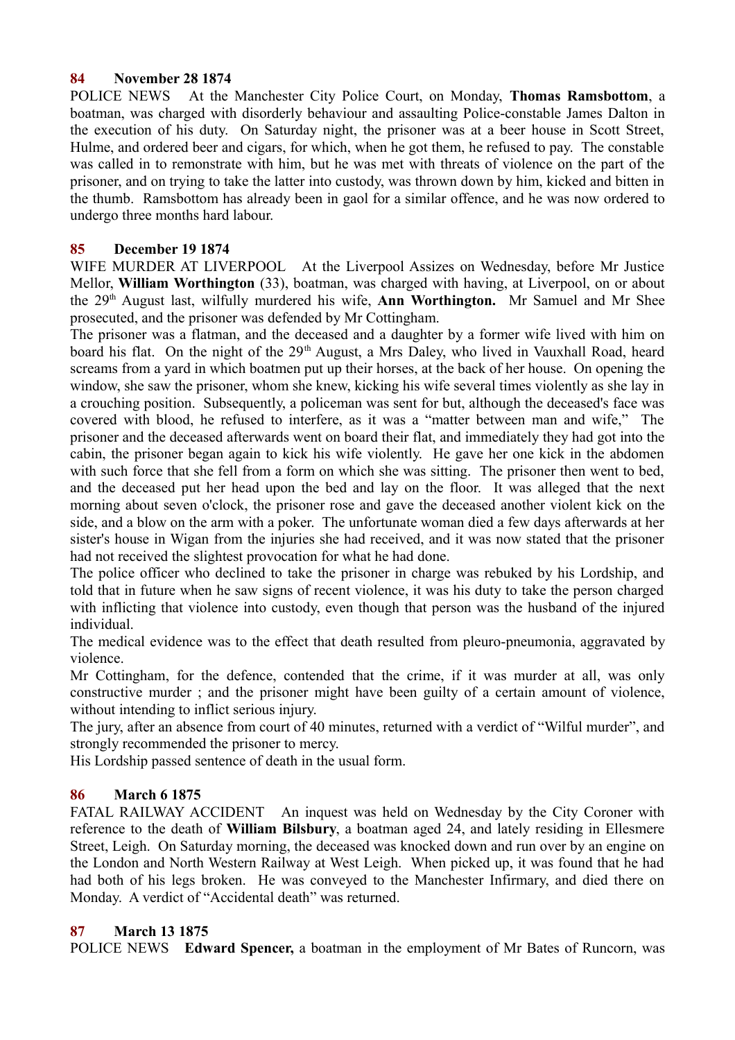## 84 November 28 1874

POLICE NEWS At the Manchester City Police Court, on Monday, **Thomas Ramsbottom**, a boatman, was charged with disorderly behaviour and assaulting Police-constable James Dalton in the execution of his duty. On Saturday night, the prisoner was at a beer house in Scott Street, Hulme, and ordered beer and cigars, for which, when he got them, he refused to pay. The constable was called in to remonstrate with him, but he was met with threats of violence on the part of the prisoner, and on trying to take the latter into custody, was thrown down by him, kicked and bitten in the thumb. Ramsbottom has already been in gaol for a similar offence, and he was now ordered to undergo three months hard labour.

## 85 December 19 1874

WIFE MURDER AT LIVERPOOL At the Liverpool Assizes on Wednesday, before Mr Justice Mellor, **William Worthington** (33), boatman, was charged with having, at Liverpool, on or about the 29th August last, wilfully murdered his wife, **Ann Worthington.** Mr Samuel and Mr Shee prosecuted, and the prisoner was defended by Mr Cottingham.

The prisoner was a flatman, and the deceased and a daughter by a former wife lived with him on board his flat. On the night of the 29th August, a Mrs Daley, who lived in Vauxhall Road, heard screams from a yard in which boatmen put up their horses, at the back of her house. On opening the window, she saw the prisoner, whom she knew, kicking his wife several times violently as she lay in a crouching position. Subsequently, a policeman was sent for but, although the deceased's face was covered with blood, he refused to interfere, as it was a "matter between man and wife," The prisoner and the deceased afterwards went on board their flat, and immediately they had got into the cabin, the prisoner began again to kick his wife violently. He gave her one kick in the abdomen with such force that she fell from a form on which she was sitting. The prisoner then went to bed, and the deceased put her head upon the bed and lay on the floor. It was alleged that the next morning about seven o'clock, the prisoner rose and gave the deceased another violent kick on the side, and a blow on the arm with a poker. The unfortunate woman died a few days afterwards at her sister's house in Wigan from the injuries she had received, and it was now stated that the prisoner had not received the slightest provocation for what he had done.

The police officer who declined to take the prisoner in charge was rebuked by his Lordship, and told that in future when he saw signs of recent violence, it was his duty to take the person charged with inflicting that violence into custody, even though that person was the husband of the injured individual.

The medical evidence was to the effect that death resulted from pleuro-pneumonia, aggravated by violence.

Mr Cottingham, for the defence, contended that the crime, if it was murder at all, was only constructive murder ; and the prisoner might have been guilty of a certain amount of violence, without intending to inflict serious injury.

The jury, after an absence from court of 40 minutes, returned with a verdict of "Wilful murder", and strongly recommended the prisoner to mercy.

His Lordship passed sentence of death in the usual form.

## 86 March 6 1875

FATAL RAILWAY ACCIDENT An inquest was held on Wednesday by the City Coroner with reference to the death of **William Bilsbury**, a boatman aged 24, and lately residing in Ellesmere Street, Leigh. On Saturday morning, the deceased was knocked down and run over by an engine on the London and North Western Railway at West Leigh. When picked up, it was found that he had had both of his legs broken. He was conveyed to the Manchester Infirmary, and died there on Monday. A verdict of "Accidental death" was returned.

## 87 March 13 1875

POLICE NEWS **Edward Spencer,** a boatman in the employment of Mr Bates of Runcorn, was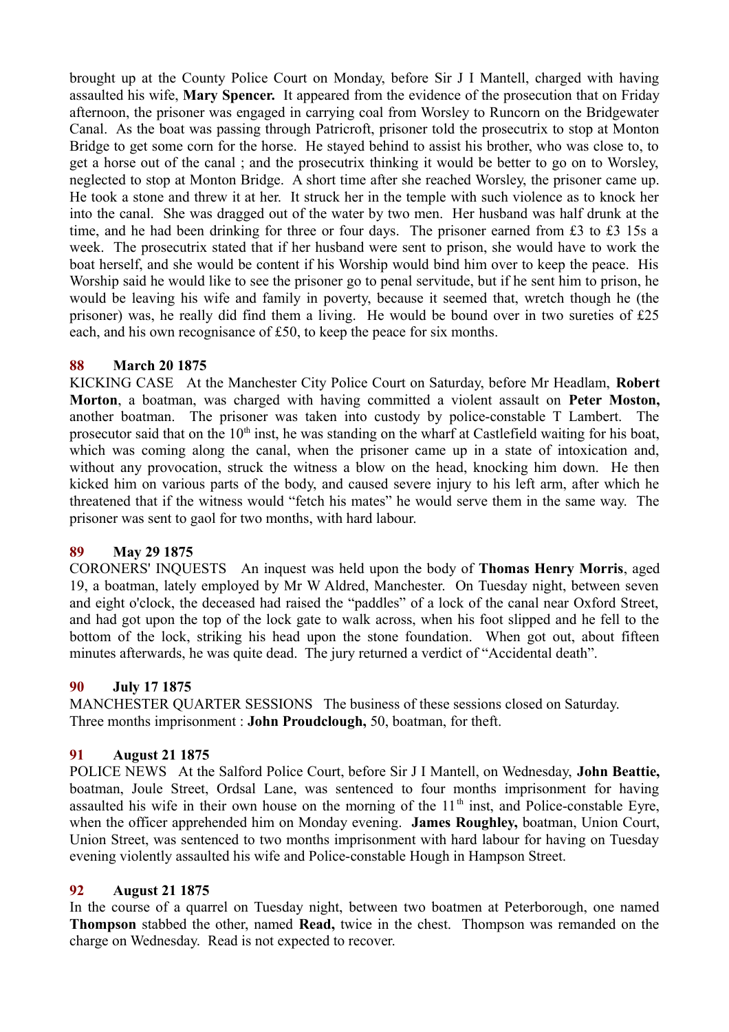brought up at the County Police Court on Monday, before Sir J I Mantell, charged with having assaulted his wife, **Mary Spencer.** It appeared from the evidence of the prosecution that on Friday afternoon, the prisoner was engaged in carrying coal from Worsley to Runcorn on the Bridgewater Canal. As the boat was passing through Patricroft, prisoner told the prosecutrix to stop at Monton Bridge to get some corn for the horse. He stayed behind to assist his brother, who was close to, to get a horse out of the canal ; and the prosecutrix thinking it would be better to go on to Worsley, neglected to stop at Monton Bridge. A short time after she reached Worsley, the prisoner came up. He took a stone and threw it at her. It struck her in the temple with such violence as to knock her into the canal. She was dragged out of the water by two men. Her husband was half drunk at the time, and he had been drinking for three or four days. The prisoner earned from £3 to £3 15s a week. The prosecutrix stated that if her husband were sent to prison, she would have to work the boat herself, and she would be content if his Worship would bind him over to keep the peace. His Worship said he would like to see the prisoner go to penal servitude, but if he sent him to prison, he would be leaving his wife and family in poverty, because it seemed that, wretch though he (the prisoner) was, he really did find them a living. He would be bound over in two sureties of £25 each, and his own recognisance of £50, to keep the peace for six months.

### 88 March 20 1875

KICKING CASE At the Manchester City Police Court on Saturday, before Mr Headlam, **Robert Morton**, a boatman, was charged with having committed a violent assault on **Peter Moston,** another boatman. The prisoner was taken into custody by police-constable T Lambert. The prosecutor said that on the 10th inst, he was standing on the wharf at Castlefield waiting for his boat, which was coming along the canal, when the prisoner came up in a state of intoxication and, without any provocation, struck the witness a blow on the head, knocking him down. He then kicked him on various parts of the body, and caused severe injury to his left arm, after which he threatened that if the witness would "fetch his mates" he would serve them in the same way. The prisoner was sent to gaol for two months, with hard labour.

### 89 May 29 1875

CORONERS' INQUESTS An inquest was held upon the body of **Thomas Henry Morris**, aged 19, a boatman, lately employed by Mr W Aldred, Manchester. On Tuesday night, between seven and eight o'clock, the deceased had raised the "paddles" of a lock of the canal near Oxford Street, and had got upon the top of the lock gate to walk across, when his foot slipped and he fell to the bottom of the lock, striking his head upon the stone foundation. When got out, about fifteen minutes afterwards, he was quite dead. The jury returned a verdict of "Accidental death".

### 90 July 17 1875

MANCHESTER QUARTER SESSIONS The business of these sessions closed on Saturday.
Three months imprisonment : **John Proudclough,** 50, boatman, for theft.

### 91 August 21 1875

POLICE NEWS At the Salford Police Court, before Sir J I Mantell, on Wednesday, **John Beattie,** boatman, Joule Street, Ordsal Lane, was sentenced to four months imprisonment for having assaulted his wife in their own house on the morning of the 11th inst, and Police-constable Eyre, when the officer apprehended him on Monday evening. **James Roughley,** boatman, Union Court, Union Street, was sentenced to two months imprisonment with hard labour for having on Tuesday evening violently assaulted his wife and Police-constable Hough in Hampson Street.

### 92 August 21 1875

In the course of a quarrel on Tuesday night, between two boatmen at Peterborough, one named **Thompson** stabbed the other, named **Read,** twice in the chest. Thompson was remanded on the charge on Wednesday. Read is not expected to recover.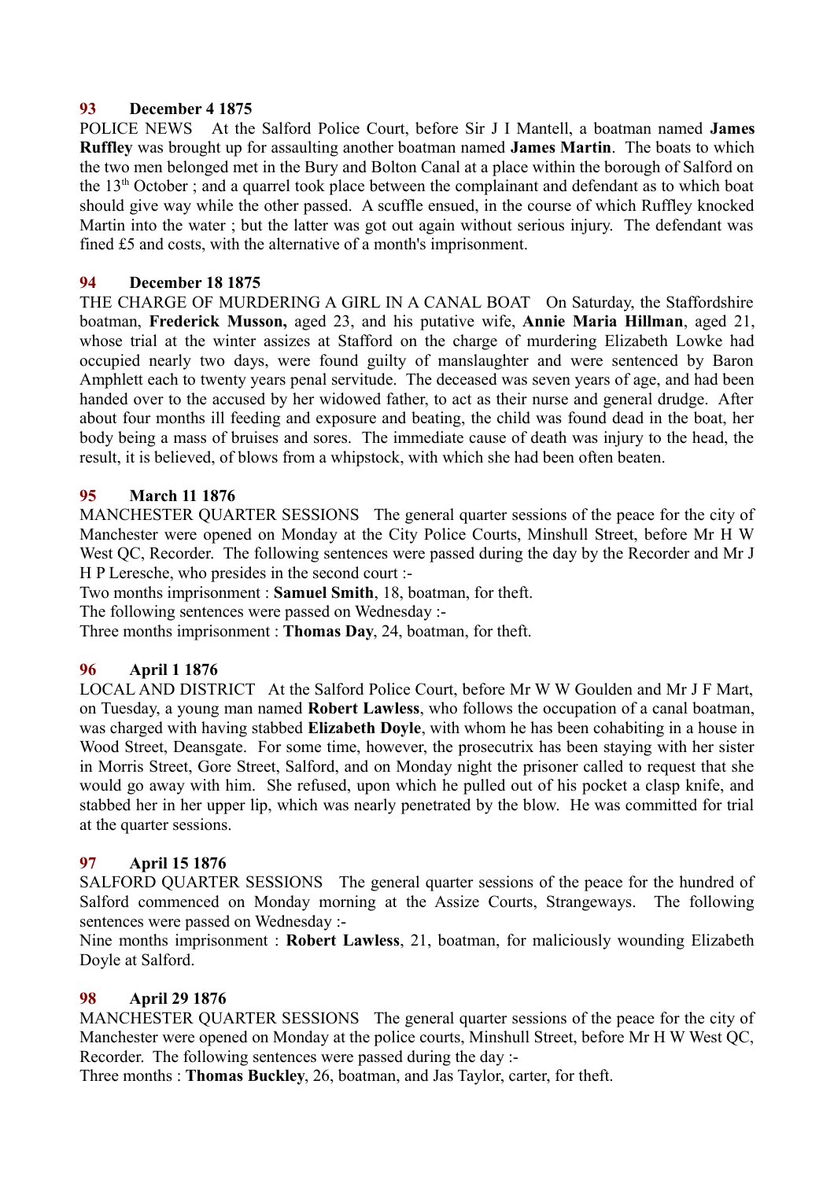**93 December 4 1875**

POLICE NEWS At the Salford Police Court, before Sir J I Mantell, a boatman named **James Ruffley** was brought up for assaulting another boatman named **James Martin**. The boats to which the two men belonged met in the Bury and Bolton Canal at a place within the borough of Salford on the 13th October ; and a quarrel took place between the complainant and defendant as to which boat should give way while the other passed. A scuffle ensued, in the course of which Ruffley knocked Martin into the water ; but the latter was got out again without serious injury. The defendant was fined £5 and costs, with the alternative of a month's imprisonment.

**94 December 18 1875**

THE CHARGE OF MURDERING A GIRL IN A CANAL BOAT On Saturday, the Staffordshire boatman, **Frederick Musson,** aged 23, and his putative wife, **Annie Maria Hillman**, aged 21, whose trial at the winter assizes at Stafford on the charge of murdering Elizabeth Lowke had occupied nearly two days, were found guilty of manslaughter and were sentenced by Baron Amphlett each to twenty years penal servitude. The deceased was seven years of age, and had been handed over to the accused by her widowed father, to act as their nurse and general drudge. After about four months ill feeding and exposure and beating, the child was found dead in the boat, her body being a mass of bruises and sores. The immediate cause of death was injury to the head, the result, it is believed, of blows from a whipstock, with which she had been often beaten.

**95 March 11 1876**

MANCHESTER QUARTER SESSIONS The general quarter sessions of the peace for the city of Manchester were opened on Monday at the City Police Courts, Minshull Street, before Mr H W West QC, Recorder. The following sentences were passed during the day by the Recorder and Mr J H P Leresche, who presides in the second court :-

Two months imprisonment : **Samuel Smith**, 18, boatman, for theft.

The following sentences were passed on Wednesday :-

Three months imprisonment : **Thomas Day**, 24, boatman, for theft.

**96 April 1 1876**

LOCAL AND DISTRICT At the Salford Police Court, before Mr W W Goulden and Mr J F Mart, on Tuesday, a young man named **Robert Lawless**, who follows the occupation of a canal boatman, was charged with having stabbed **Elizabeth Doyle**, with whom he has been cohabiting in a house in Wood Street, Deansgate. For some time, however, the prosecutrix has been staying with her sister in Morris Street, Gore Street, Salford, and on Monday night the prisoner called to request that she would go away with him. She refused, upon which he pulled out of his pocket a clasp knife, and stabbed her in her upper lip, which was nearly penetrated by the blow. He was committed for trial at the quarter sessions.

**97 April 15 1876**

SALFORD QUARTER SESSIONS The general quarter sessions of the peace for the hundred of Salford commenced on Monday morning at the Assize Courts, Strangeways. The following sentences were passed on Wednesday :-

Nine months imprisonment : **Robert Lawless**, 21, boatman, for maliciously wounding Elizabeth Doyle at Salford.

**98 April 29 1876**

MANCHESTER QUARTER SESSIONS The general quarter sessions of the peace for the city of Manchester were opened on Monday at the police courts, Minshull Street, before Mr H W West QC, Recorder. The following sentences were passed during the day :-

Three months : **Thomas Buckley**, 26, boatman, and Jas Taylor, carter, for theft.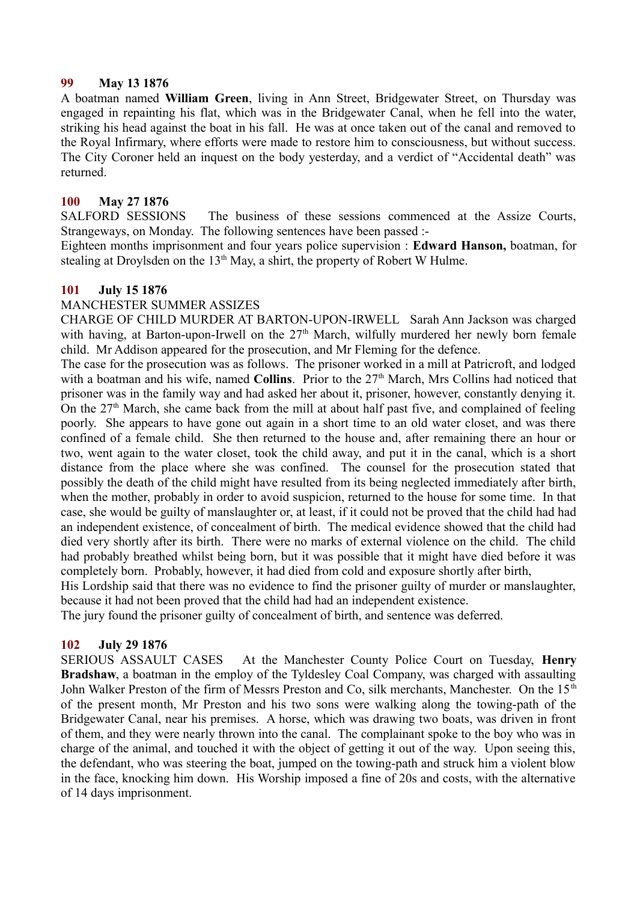**99 May 13 1876**

A boatman named **William Green**, living in Ann Street, Bridgewater Street, on Thursday was engaged in repainting his flat, which was in the Bridgewater Canal, when he fell into the water, striking his head against the boat in his fall. He was at once taken out of the canal and removed to the Royal Infirmary, where efforts were made to restore him to consciousness, but without success. The City Coroner held an inquest on the body yesterday, and a verdict of "Accidental death" was returned.

**100 May 27 1876**

SALFORD SESSIONS The business of these sessions commenced at the Assize Courts, Strangeways, on Monday. The following sentences have been passed :-

Eighteen months imprisonment and four years police supervision : **Edward Hanson,** boatman, for stealing at Droylsden on the 13th May, a shirt, the property of Robert W Hulme.

**101 July 15 1876**

MANCHESTER SUMMER ASSIZES

CHARGE OF CHILD MURDER AT BARTON-UPON-IRWELL Sarah Ann Jackson was charged with having, at Barton-upon-Irwell on the 27th March, wilfully murdered her newly born female child. Mr Addison appeared for the prosecution, and Mr Fleming for the defence.

The case for the prosecution was as follows. The prisoner worked in a mill at Patricroft, and lodged with a boatman and his wife, named **Collins**. Prior to the 27th March, Mrs Collins had noticed that prisoner was in the family way and had asked her about it, prisoner, however, constantly denying it. On the 27th March, she came back from the mill at about half past five, and complained of feeling poorly. She appears to have gone out again in a short time to an old water closet, and was there confined of a female child. She then returned to the house and, after remaining there an hour or two, went again to the water closet, took the child away, and put it in the canal, which is a short distance from the place where she was confined. The counsel for the prosecution stated that possibly the death of the child might have resulted from its being neglected immediately after birth, when the mother, probably in order to avoid suspicion, returned to the house for some time. In that case, she would be guilty of manslaughter or, at least, if it could not be proved that the child had had an independent existence, of concealment of birth. The medical evidence showed that the child had died very shortly after its birth. There were no marks of external violence on the child. The child had probably breathed whilst being born, but it was possible that it might have died before it was completely born. Probably, however, it had died from cold and exposure shortly after birth,

His Lordship said that there was no evidence to find the prisoner guilty of murder or manslaughter, because it had not been proved that the child had had an independent existence.

The jury found the prisoner guilty of concealment of birth, and sentence was deferred.

**102 July 29 1876**

SERIOUS ASSAULT CASES At the Manchester County Police Court on Tuesday, **Henry Bradshaw**, a boatman in the employ of the Tyldesley Coal Company, was charged with assaulting John Walker Preston of the firm of Messrs Preston and Co, silk merchants, Manchester. On the 15th of the present month, Mr Preston and his two sons were walking along the towing-path of the Bridgewater Canal, near his premises. A horse, which was drawing two boats, was driven in front of them, and they were nearly thrown into the canal. The complainant spoke to the boy who was in charge of the animal, and touched it with the object of getting it out of the way. Upon seeing this, the defendant, who was steering the boat, jumped on the towing-path and struck him a violent blow in the face, knocking him down. His Worship imposed a fine of 20s and costs, with the alternative of 14 days imprisonment.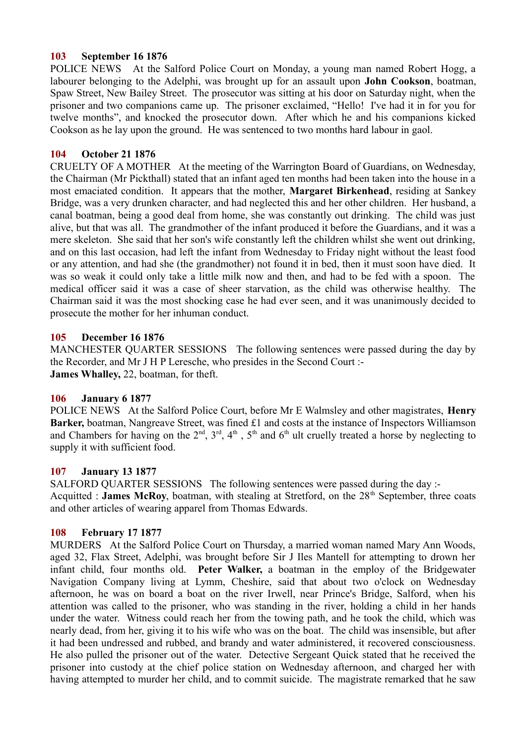**103 September 16 1876**

POLICE NEWS At the Salford Police Court on Monday, a young man named Robert Hogg, a labourer belonging to the Adelphi, was brought up for an assault upon **John Cookson**, boatman, Spaw Street, New Bailey Street. The prosecutor was sitting at his door on Saturday night, when the prisoner and two companions came up. The prisoner exclaimed, "Hello! I've had it in for you for twelve months", and knocked the prosecutor down. After which he and his companions kicked Cookson as he lay upon the ground. He was sentenced to two months hard labour in gaol.

**104 October 21 1876**

CRUELTY OF A MOTHER At the meeting of the Warrington Board of Guardians, on Wednesday, the Chairman (Mr Pickthall) stated that an infant aged ten months had been taken into the house in a most emaciated condition. It appears that the mother, **Margaret Birkenhead**, residing at Sankey Bridge, was a very drunken character, and had neglected this and her other children. Her husband, a canal boatman, being a good deal from home, she was constantly out drinking. The child was just alive, but that was all. The grandmother of the infant produced it before the Guardians, and it was a mere skeleton. She said that her son's wife constantly left the children whilst she went out drinking, and on this last occasion, had left the infant from Wednesday to Friday night without the least food or any attention, and had she (the grandmother) not found it in bed, then it must soon have died. It was so weak it could only take a little milk now and then, and had to be fed with a spoon. The medical officer said it was a case of sheer starvation, as the child was otherwise healthy. The Chairman said it was the most shocking case he had ever seen, and it was unanimously decided to prosecute the mother for her inhuman conduct.

**105 December 16 1876**

MANCHESTER QUARTER SESSIONS The following sentences were passed during the day by the Recorder, and Mr J H P Leresche, who presides in the Second Court :-
**James Whalley,** 22, boatman, for theft.

**106 January 6 1877**

POLICE NEWS At the Salford Police Court, before Mr E Walmsley and other magistrates, **Henry Barker,** boatman, Nangreave Street, was fined £1 and costs at the instance of Inspectors Williamson and Chambers for having on the 2nd, 3rd, 4th , 5th and 6th ult cruelly treated a horse by neglecting to supply it with sufficient food.

**107 January 13 1877**

SALFORD QUARTER SESSIONS The following sentences were passed during the day :-
Acquitted : **James McRoy**, boatman, with stealing at Stretford, on the 28th September, three coats and other articles of wearing apparel from Thomas Edwards.

**108 February 17 1877**

MURDERS At the Salford Police Court on Thursday, a married woman named Mary Ann Woods, aged 32, Flax Street, Adelphi, was brought before Sir J Iles Mantell for attempting to drown her infant child, four months old. **Peter Walker,** a boatman in the employ of the Bridgewater Navigation Company living at Lymm, Cheshire, said that about two o'clock on Wednesday afternoon, he was on board a boat on the river Irwell, near Prince's Bridge, Salford, when his attention was called to the prisoner, who was standing in the river, holding a child in her hands under the water. Witness could reach her from the towing path, and he took the child, which was nearly dead, from her, giving it to his wife who was on the boat. The child was insensible, but after it had been undressed and rubbed, and brandy and water administered, it recovered consciousness. He also pulled the prisoner out of the water. Detective Sergeant Quick stated that he received the prisoner into custody at the chief police station on Wednesday afternoon, and charged her with having attempted to murder her child, and to commit suicide. The magistrate remarked that he saw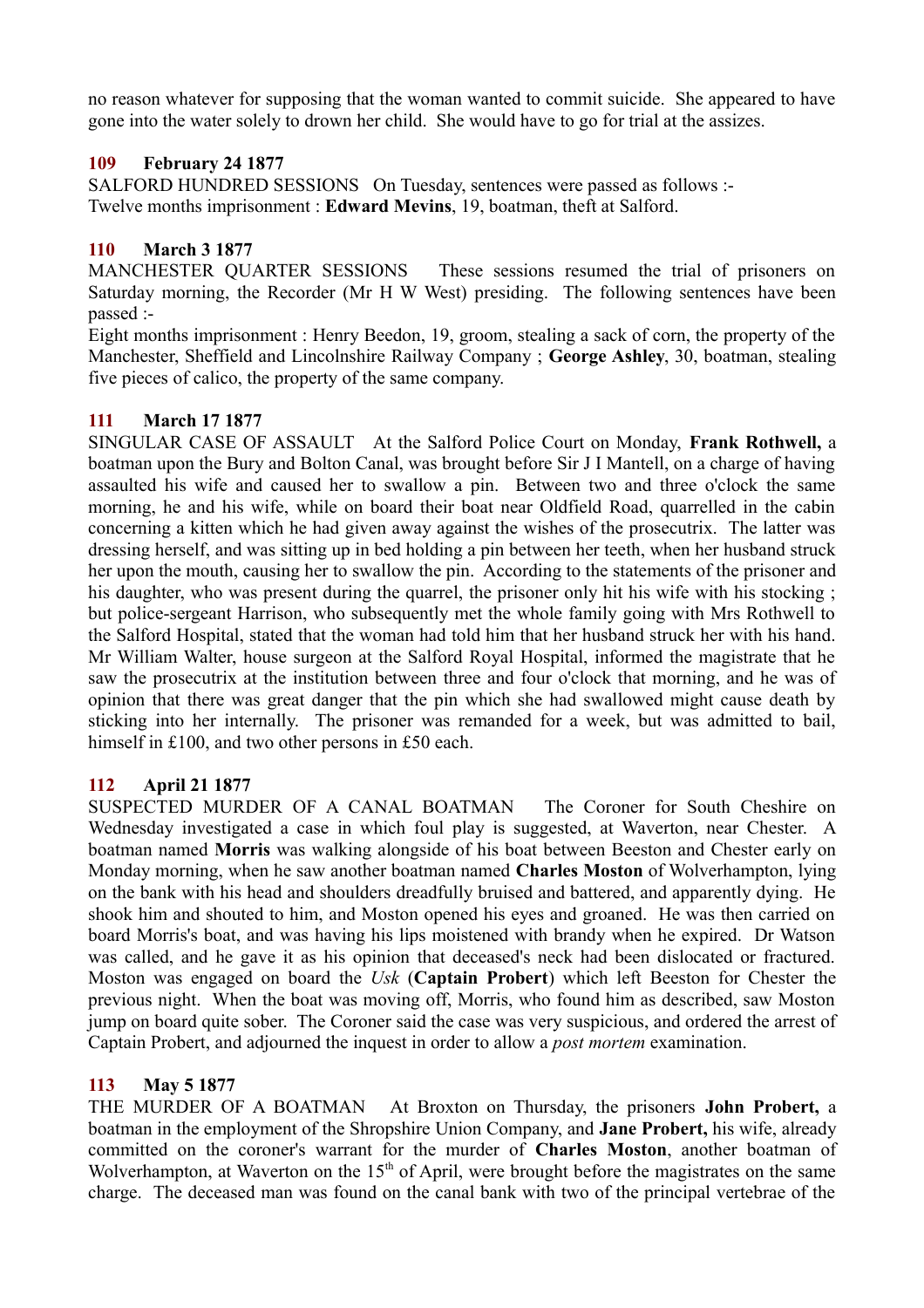no reason whatever for supposing that the woman wanted to commit suicide. She appeared to have gone into the water solely to drown her child. She would have to go for trial at the assizes.

### 109 February 24 1877

SALFORD HUNDRED SESSIONS On Tuesday, sentences were passed as follows :-
Twelve months imprisonment : **Edward Mevins**, 19, boatman, theft at Salford.

### 110 March 3 1877

MANCHESTER QUARTER SESSIONS These sessions resumed the trial of prisoners on Saturday morning, the Recorder (Mr H W West) presiding. The following sentences have been passed :-
Eight months imprisonment : Henry Beedon, 19, groom, stealing a sack of corn, the property of the Manchester, Sheffield and Lincolnshire Railway Company ; **George Ashley**, 30, boatman, stealing five pieces of calico, the property of the same company.

### 111 March 17 1877

SINGULAR CASE OF ASSAULT At the Salford Police Court on Monday, **Frank Rothwell,** a boatman upon the Bury and Bolton Canal, was brought before Sir J I Mantell, on a charge of having assaulted his wife and caused her to swallow a pin. Between two and three o'clock the same morning, he and his wife, while on board their boat near Oldfield Road, quarrelled in the cabin concerning a kitten which he had given away against the wishes of the prosecutrix. The latter was dressing herself, and was sitting up in bed holding a pin between her teeth, when her husband struck her upon the mouth, causing her to swallow the pin. According to the statements of the prisoner and his daughter, who was present during the quarrel, the prisoner only hit his wife with his stocking ; but police-sergeant Harrison, who subsequently met the whole family going with Mrs Rothwell to the Salford Hospital, stated that the woman had told him that her husband struck her with his hand. Mr William Walter, house surgeon at the Salford Royal Hospital, informed the magistrate that he saw the prosecutrix at the institution between three and four o'clock that morning, and he was of opinion that there was great danger that the pin which she had swallowed might cause death by sticking into her internally. The prisoner was remanded for a week, but was admitted to bail, himself in £100, and two other persons in £50 each.

### 112 April 21 1877

SUSPECTED MURDER OF A CANAL BOATMAN The Coroner for South Cheshire on Wednesday investigated a case in which foul play is suggested, at Waverton, near Chester. A boatman named **Morris** was walking alongside of his boat between Beeston and Chester early on Monday morning, when he saw another boatman named **Charles Moston** of Wolverhampton, lying on the bank with his head and shoulders dreadfully bruised and battered, and apparently dying. He shook him and shouted to him, and Moston opened his eyes and groaned. He was then carried on board Morris's boat, and was having his lips moistened with brandy when he expired. Dr Watson was called, and he gave it as his opinion that deceased's neck had been dislocated or fractured. Moston was engaged on board the *Usk* (**Captain Probert**) which left Beeston for Chester the previous night. When the boat was moving off, Morris, who found him as described, saw Moston jump on board quite sober. The Coroner said the case was very suspicious, and ordered the arrest of Captain Probert, and adjourned the inquest in order to allow a *post mortem* examination.

### 113 May 5 1877

THE MURDER OF A BOATMAN At Broxton on Thursday, the prisoners **John Probert,** a boatman in the employment of the Shropshire Union Company, and **Jane Probert,** his wife, already committed on the coroner's warrant for the murder of **Charles Moston**, another boatman of Wolverhampton, at Waverton on the 15th of April, were brought before the magistrates on the same charge. The deceased man was found on the canal bank with two of the principal vertebrae of the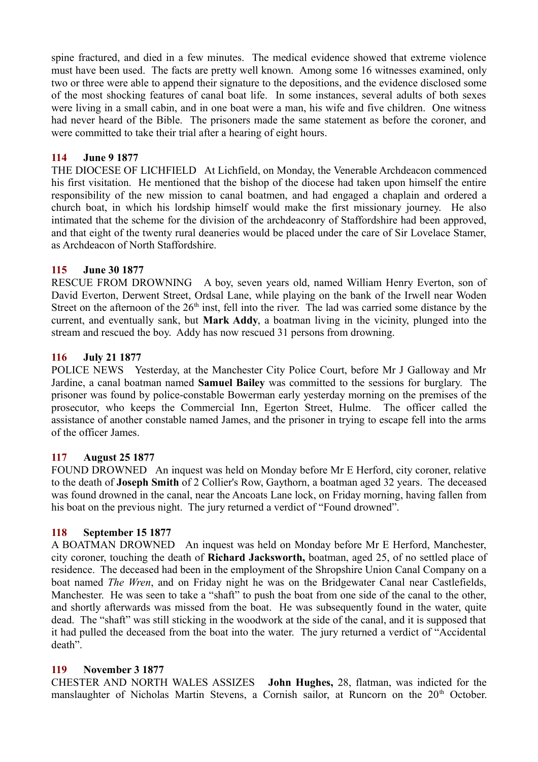spine fractured, and died in a few minutes. The medical evidence showed that extreme violence must have been used. The facts are pretty well known. Among some 16 witnesses examined, only two or three were able to append their signature to the depositions, and the evidence disclosed some of the most shocking features of canal boat life. In some instances, several adults of both sexes were living in a small cabin, and in one boat were a man, his wife and five children. One witness had never heard of the Bible. The prisoners made the same statement as before the coroner, and were committed to take their trial after a hearing of eight hours.

### 114 June 9 1877

THE DIOCESE OF LICHFIELD At Lichfield, on Monday, the Venerable Archdeacon commenced his first visitation. He mentioned that the bishop of the diocese had taken upon himself the entire responsibility of the new mission to canal boatmen, and had engaged a chaplain and ordered a church boat, in which his lordship himself would make the first missionary journey. He also intimated that the scheme for the division of the archdeaconry of Staffordshire had been approved, and that eight of the twenty rural deaneries would be placed under the care of Sir Lovelace Stamer, as Archdeacon of North Staffordshire.

### 115 June 30 1877

RESCUE FROM DROWNING A boy, seven years old, named William Henry Everton, son of David Everton, Derwent Street, Ordsal Lane, while playing on the bank of the Irwell near Woden Street on the afternoon of the 26th inst, fell into the river. The lad was carried some distance by the current, and eventually sank, but **Mark Addy**, a boatman living in the vicinity, plunged into the stream and rescued the boy. Addy has now rescued 31 persons from drowning.

### 116 July 21 1877

POLICE NEWS Yesterday, at the Manchester City Police Court, before Mr J Galloway and Mr Jardine, a canal boatman named **Samuel Bailey** was committed to the sessions for burglary. The prisoner was found by police-constable Bowerman early yesterday morning on the premises of the prosecutor, who keeps the Commercial Inn, Egerton Street, Hulme. The officer called the assistance of another constable named James, and the prisoner in trying to escape fell into the arms of the officer James.

### 117 August 25 1877

FOUND DROWNED An inquest was held on Monday before Mr E Herford, city coroner, relative to the death of **Joseph Smith** of 2 Collier's Row, Gaythorn, a boatman aged 32 years. The deceased was found drowned in the canal, near the Ancoats Lane lock, on Friday morning, having fallen from his boat on the previous night. The jury returned a verdict of "Found drowned".

### 118 September 15 1877

A BOATMAN DROWNED An inquest was held on Monday before Mr E Herford, Manchester, city coroner, touching the death of **Richard Jacksworth,** boatman, aged 25, of no settled place of residence. The deceased had been in the employment of the Shropshire Union Canal Company on a boat named *The Wren*, and on Friday night he was on the Bridgewater Canal near Castlefields, Manchester. He was seen to take a "shaft" to push the boat from one side of the canal to the other, and shortly afterwards was missed from the boat. He was subsequently found in the water, quite dead. The "shaft" was still sticking in the woodwork at the side of the canal, and it is supposed that it had pulled the deceased from the boat into the water. The jury returned a verdict of "Accidental death".

### 119 November 3 1877

CHESTER AND NORTH WALES ASSIZES **John Hughes,** 28, flatman, was indicted for the manslaughter of Nicholas Martin Stevens, a Cornish sailor, at Runcorn on the 20th October.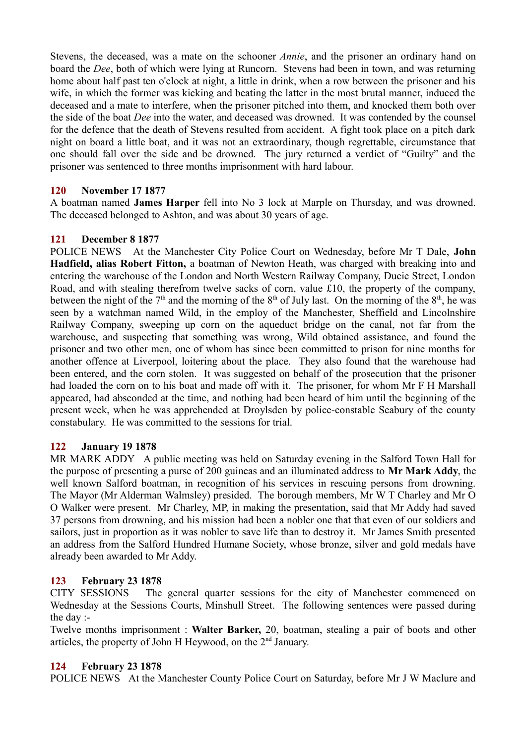Stevens, the deceased, was a mate on the schooner *Annie*, and the prisoner an ordinary hand on board the *Dee*, both of which were lying at Runcorn. Stevens had been in town, and was returning home about half past ten o'clock at night, a little in drink, when a row between the prisoner and his wife, in which the former was kicking and beating the latter in the most brutal manner, induced the deceased and a mate to interfere, when the prisoner pitched into them, and knocked them both over the side of the boat *Dee* into the water, and deceased was drowned. It was contended by the counsel for the defence that the death of Stevens resulted from accident. A fight took place on a pitch dark night on board a little boat, and it was not an extraordinary, though regrettable, circumstance that one should fall over the side and be drowned. The jury returned a verdict of "Guilty" and the prisoner was sentenced to three months imprisonment with hard labour.

### 120 November 17 1877

A boatman named **James Harper** fell into No 3 lock at Marple on Thursday, and was drowned. The deceased belonged to Ashton, and was about 30 years of age.

### 121 December 8 1877

POLICE NEWS At the Manchester City Police Court on Wednesday, before Mr T Dale, **John Hadfield, alias Robert Fitton,** a boatman of Newton Heath, was charged with breaking into and entering the warehouse of the London and North Western Railway Company, Ducie Street, London Road, and with stealing therefrom twelve sacks of corn, value £10, the property of the company, between the night of the 7th and the morning of the 8th of July last. On the morning of the 8th, he was seen by a watchman named Wild, in the employ of the Manchester, Sheffield and Lincolnshire Railway Company, sweeping up corn on the aqueduct bridge on the canal, not far from the warehouse, and suspecting that something was wrong, Wild obtained assistance, and found the prisoner and two other men, one of whom has since been committed to prison for nine months for another offence at Liverpool, loitering about the place. They also found that the warehouse had been entered, and the corn stolen. It was suggested on behalf of the prosecution that the prisoner had loaded the corn on to his boat and made off with it. The prisoner, for whom Mr F H Marshall appeared, had absconded at the time, and nothing had been heard of him until the beginning of the present week, when he was apprehended at Droylsden by police-constable Seabury of the county constabulary. He was committed to the sessions for trial.

### 122 January 19 1878

MR MARK ADDY A public meeting was held on Saturday evening in the Salford Town Hall for the purpose of presenting a purse of 200 guineas and an illuminated address to **Mr Mark Addy**, the well known Salford boatman, in recognition of his services in rescuing persons from drowning. The Mayor (Mr Alderman Walmsley) presided. The borough members, Mr W T Charley and Mr O O Walker were present. Mr Charley, MP, in making the presentation, said that Mr Addy had saved 37 persons from drowning, and his mission had been a nobler one that that even of our soldiers and sailors, just in proportion as it was nobler to save life than to destroy it. Mr James Smith presented an address from the Salford Hundred Humane Society, whose bronze, silver and gold medals have already been awarded to Mr Addy.

### 123 February 23 1878

CITY SESSIONS The general quarter sessions for the city of Manchester commenced on Wednesday at the Sessions Courts, Minshull Street. The following sentences were passed during the day :-

Twelve months imprisonment : **Walter Barker,** 20, boatman, stealing a pair of boots and other articles, the property of John H Heywood, on the 2nd January.

### 124 February 23 1878

POLICE NEWS At the Manchester County Police Court on Saturday, before Mr J W Maclure and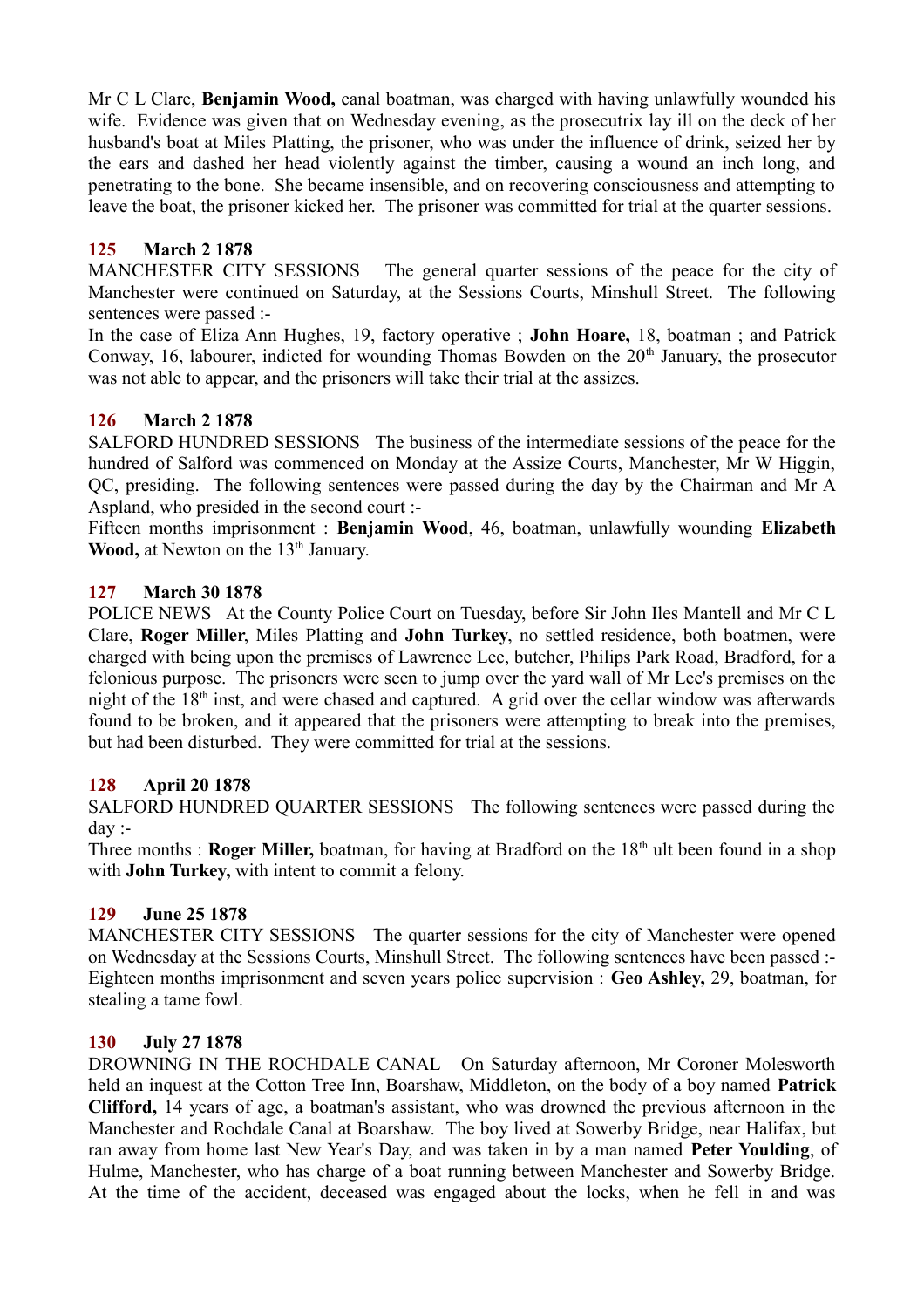Mr C L Clare, **Benjamin Wood,** canal boatman, was charged with having unlawfully wounded his wife. Evidence was given that on Wednesday evening, as the prosecutrix lay ill on the deck of her husband's boat at Miles Platting, the prisoner, who was under the influence of drink, seized her by the ears and dashed her head violently against the timber, causing a wound an inch long, and penetrating to the bone. She became insensible, and on recovering consciousness and attempting to leave the boat, the prisoner kicked her. The prisoner was committed for trial at the quarter sessions.

**125 March 2 1878**

MANCHESTER CITY SESSIONS The general quarter sessions of the peace for the city of Manchester were continued on Saturday, at the Sessions Courts, Minshull Street. The following sentences were passed :-

In the case of Eliza Ann Hughes, 19, factory operative ; **John Hoare,** 18, boatman ; and Patrick Conway, 16, labourer, indicted for wounding Thomas Bowden on the 20th January, the prosecutor was not able to appear, and the prisoners will take their trial at the assizes.

**126 March 2 1878**

SALFORD HUNDRED SESSIONS The business of the intermediate sessions of the peace for the hundred of Salford was commenced on Monday at the Assize Courts, Manchester, Mr W Higgin, QC, presiding. The following sentences were passed during the day by the Chairman and Mr A Aspland, who presided in the second court :-

Fifteen months imprisonment : **Benjamin Wood**, 46, boatman, unlawfully wounding **Elizabeth Wood,** at Newton on the 13th January.

**127 March 30 1878**

POLICE NEWS At the County Police Court on Tuesday, before Sir John Iles Mantell and Mr C L Clare, **Roger Miller**, Miles Platting and **John Turkey**, no settled residence, both boatmen, were charged with being upon the premises of Lawrence Lee, butcher, Philips Park Road, Bradford, for a felonious purpose. The prisoners were seen to jump over the yard wall of Mr Lee's premises on the night of the 18th inst, and were chased and captured. A grid over the cellar window was afterwards found to be broken, and it appeared that the prisoners were attempting to break into the premises, but had been disturbed. They were committed for trial at the sessions.

**128 April 20 1878**

SALFORD HUNDRED QUARTER SESSIONS The following sentences were passed during the day :-

Three months : **Roger Miller,** boatman, for having at Bradford on the 18th ult been found in a shop with **John Turkey,** with intent to commit a felony.

**129 June 25 1878**

MANCHESTER CITY SESSIONS The quarter sessions for the city of Manchester were opened on Wednesday at the Sessions Courts, Minshull Street. The following sentences have been passed :-

Eighteen months imprisonment and seven years police supervision : **Geo Ashley,** 29, boatman, for stealing a tame fowl.

**130 July 27 1878**

DROWNING IN THE ROCHDALE CANAL On Saturday afternoon, Mr Coroner Molesworth held an inquest at the Cotton Tree Inn, Boarshaw, Middleton, on the body of a boy named **Patrick Clifford,** 14 years of age, a boatman's assistant, who was drowned the previous afternoon in the Manchester and Rochdale Canal at Boarshaw. The boy lived at Sowerby Bridge, near Halifax, but ran away from home last New Year's Day, and was taken in by a man named **Peter Youlding**, of Hulme, Manchester, who has charge of a boat running between Manchester and Sowerby Bridge. At the time of the accident, deceased was engaged about the locks, when he fell in and was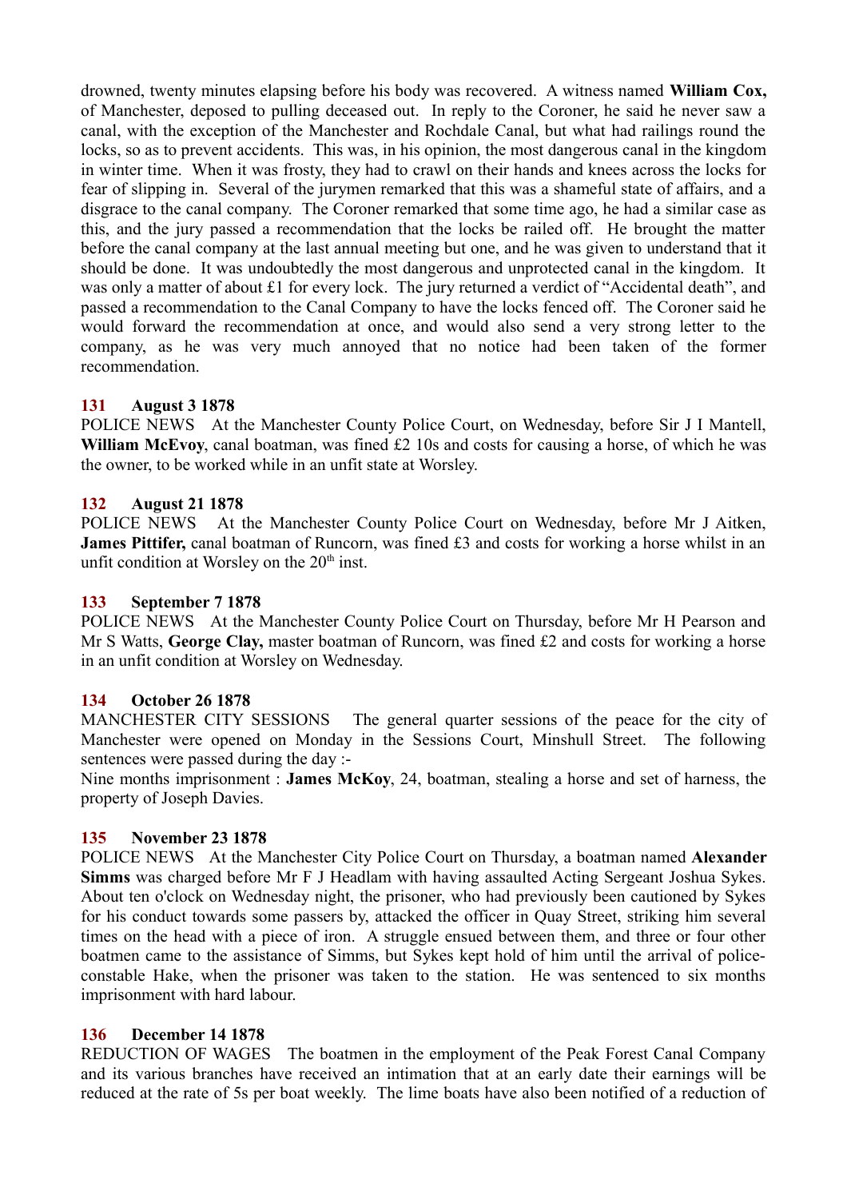drowned, twenty minutes elapsing before his body was recovered. A witness named **William Cox,** of Manchester, deposed to pulling deceased out. In reply to the Coroner, he said he never saw a canal, with the exception of the Manchester and Rochdale Canal, but what had railings round the locks, so as to prevent accidents. This was, in his opinion, the most dangerous canal in the kingdom in winter time. When it was frosty, they had to crawl on their hands and knees across the locks for fear of slipping in. Several of the jurymen remarked that this was a shameful state of affairs, and a disgrace to the canal company. The Coroner remarked that some time ago, he had a similar case as this, and the jury passed a recommendation that the locks be railed off. He brought the matter before the canal company at the last annual meeting but one, and he was given to understand that it should be done. It was undoubtedly the most dangerous and unprotected canal in the kingdom. It was only a matter of about £1 for every lock. The jury returned a verdict of "Accidental death", and passed a recommendation to the Canal Company to have the locks fenced off. The Coroner said he would forward the recommendation at once, and would also send a very strong letter to the company, as he was very much annoyed that no notice had been taken of the former recommendation.

**131 August 3 1878**

POLICE NEWS At the Manchester County Police Court, on Wednesday, before Sir J I Mantell, **William McEvoy**, canal boatman, was fined £2 10s and costs for causing a horse, of which he was the owner, to be worked while in an unfit state at Worsley.

**132 August 21 1878**

POLICE NEWS At the Manchester County Police Court on Wednesday, before Mr J Aitken, **James Pittifer,** canal boatman of Runcorn, was fined £3 and costs for working a horse whilst in an unfit condition at Worsley on the 20th inst.

**133 September 7 1878**

POLICE NEWS At the Manchester County Police Court on Thursday, before Mr H Pearson and Mr S Watts, **George Clay,** master boatman of Runcorn, was fined £2 and costs for working a horse in an unfit condition at Worsley on Wednesday.

**134 October 26 1878**

MANCHESTER CITY SESSIONS The general quarter sessions of the peace for the city of Manchester were opened on Monday in the Sessions Court, Minshull Street. The following sentences were passed during the day :-

Nine months imprisonment : **James McKoy**, 24, boatman, stealing a horse and set of harness, the property of Joseph Davies.

**135 November 23 1878**

POLICE NEWS At the Manchester City Police Court on Thursday, a boatman named **Alexander Simms** was charged before Mr F J Headlam with having assaulted Acting Sergeant Joshua Sykes. About ten o'clock on Wednesday night, the prisoner, who had previously been cautioned by Sykes for his conduct towards some passers by, attacked the officer in Quay Street, striking him several times on the head with a piece of iron. A struggle ensued between them, and three or four other boatmen came to the assistance of Simms, but Sykes kept hold of him until the arrival of police-constable Hake, when the prisoner was taken to the station. He was sentenced to six months imprisonment with hard labour.

**136 December 14 1878**

REDUCTION OF WAGES The boatmen in the employment of the Peak Forest Canal Company and its various branches have received an intimation that at an early date their earnings will be reduced at the rate of 5s per boat weekly. The lime boats have also been notified of a reduction of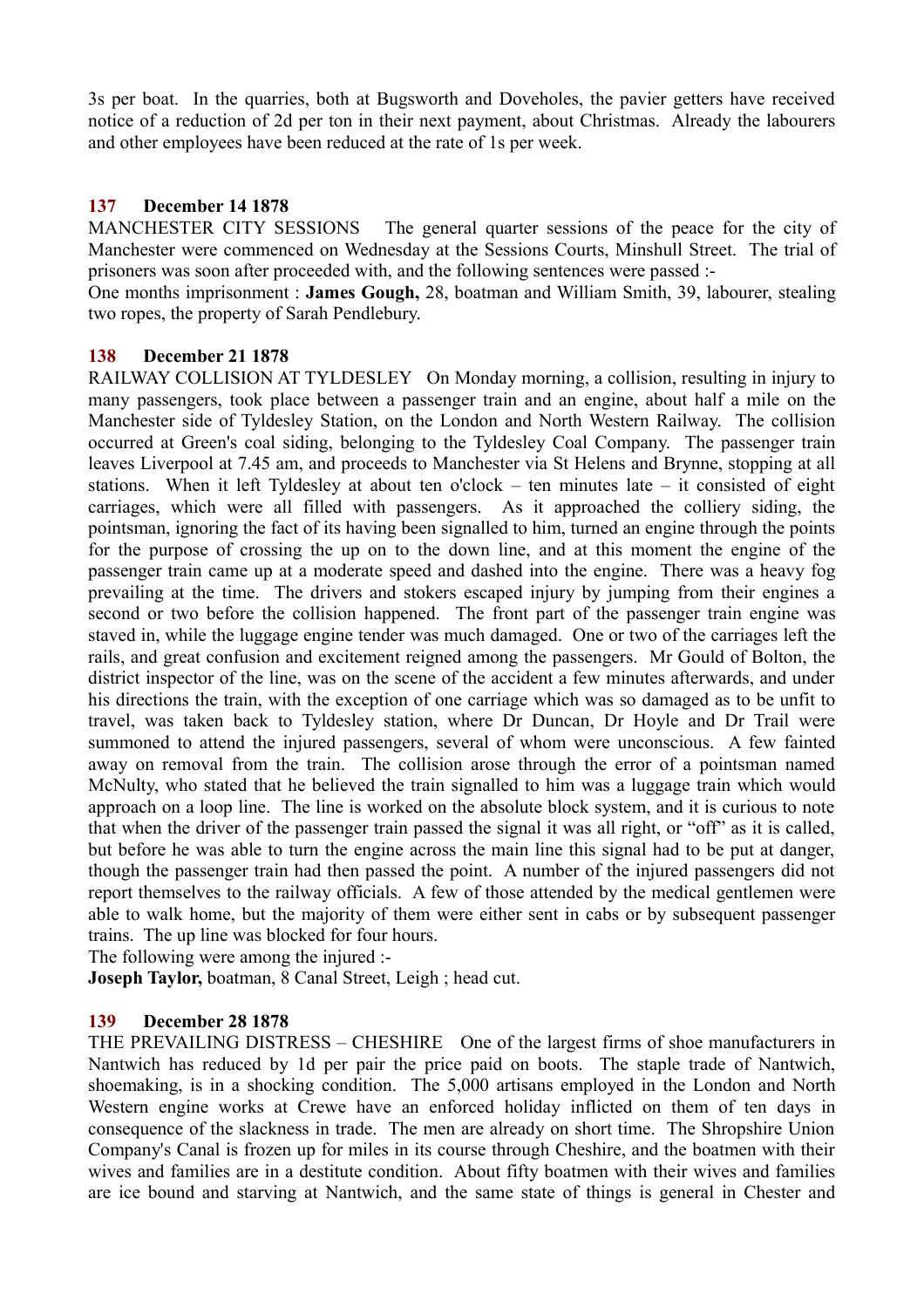3s per boat. In the quarries, both at Bugsworth and Doveholes, the pavier getters have received notice of a reduction of 2d per ton in their next payment, about Christmas. Already the labourers and other employees have been reduced at the rate of 1s per week.

### 137 December 14 1878

MANCHESTER CITY SESSIONS The general quarter sessions of the peace for the city of Manchester were commenced on Wednesday at the Sessions Courts, Minshull Street. The trial of prisoners was soon after proceeded with, and the following sentences were passed :-

One months imprisonment : **James Gough,** 28, boatman and William Smith, 39, labourer, stealing two ropes, the property of Sarah Pendlebury.

### 138 December 21 1878

RAILWAY COLLISION AT TYLDESLEY On Monday morning, a collision, resulting in injury to many passengers, took place between a passenger train and an engine, about half a mile on the Manchester side of Tyldesley Station, on the London and North Western Railway. The collision occurred at Green's coal siding, belonging to the Tyldesley Coal Company. The passenger train leaves Liverpool at 7.45 am, and proceeds to Manchester via St Helens and Brynne, stopping at all stations. When it left Tyldesley at about ten o'clock – ten minutes late – it consisted of eight carriages, which were all filled with passengers. As it approached the colliery siding, the pointsman, ignoring the fact of its having been signalled to him, turned an engine through the points for the purpose of crossing the up on to the down line, and at this moment the engine of the passenger train came up at a moderate speed and dashed into the engine. There was a heavy fog prevailing at the time. The drivers and stokers escaped injury by jumping from their engines a second or two before the collision happened. The front part of the passenger train engine was staved in, while the luggage engine tender was much damaged. One or two of the carriages left the rails, and great confusion and excitement reigned among the passengers. Mr Gould of Bolton, the district inspector of the line, was on the scene of the accident a few minutes afterwards, and under his directions the train, with the exception of one carriage which was so damaged as to be unfit to travel, was taken back to Tyldesley station, where Dr Duncan, Dr Hoyle and Dr Trail were summoned to attend the injured passengers, several of whom were unconscious. A few fainted away on removal from the train. The collision arose through the error of a pointsman named McNulty, who stated that he believed the train signalled to him was a luggage train which would approach on a loop line. The line is worked on the absolute block system, and it is curious to note that when the driver of the passenger train passed the signal it was all right, or "off" as it is called, but before he was able to turn the engine across the main line this signal had to be put at danger, though the passenger train had then passed the point. A number of the injured passengers did not report themselves to the railway officials. A few of those attended by the medical gentlemen were able to walk home, but the majority of them were either sent in cabs or by subsequent passenger trains. The up line was blocked for four hours.

The following were among the injured :-

**Joseph Taylor,** boatman, 8 Canal Street, Leigh ; head cut.

### 139 December 28 1878

THE PREVAILING DISTRESS – CHESHIRE One of the largest firms of shoe manufacturers in Nantwich has reduced by 1d per pair the price paid on boots. The staple trade of Nantwich, shoemaking, is in a shocking condition. The 5,000 artisans employed in the London and North Western engine works at Crewe have an enforced holiday inflicted on them of ten days in consequence of the slackness in trade. The men are already on short time. The Shropshire Union Company's Canal is frozen up for miles in its course through Cheshire, and the boatmen with their wives and families are in a destitute condition. About fifty boatmen with their wives and families are ice bound and starving at Nantwich, and the same state of things is general in Chester and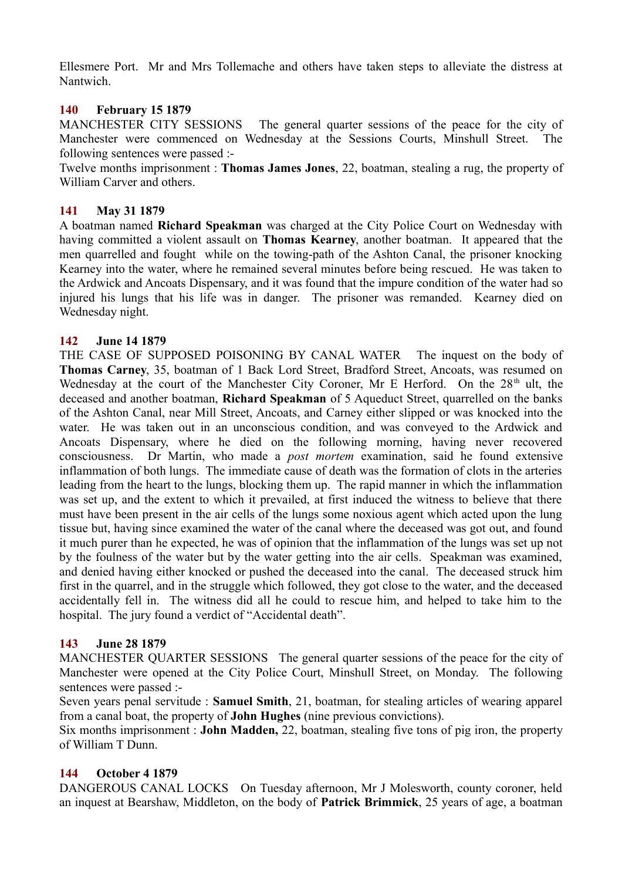Ellesmere Port. Mr and Mrs Tollemache and others have taken steps to alleviate the distress at Nantwich.

### 140 February 15 1879

MANCHESTER CITY SESSIONS The general quarter sessions of the peace for the city of Manchester were commenced on Wednesday at the Sessions Courts, Minshull Street. The following sentences were passed :-

Twelve months imprisonment : **Thomas James Jones**, 22, boatman, stealing a rug, the property of William Carver and others.

### 141 May 31 1879

A boatman named **Richard Speakman** was charged at the City Police Court on Wednesday with having committed a violent assault on **Thomas Kearney**, another boatman. It appeared that the men quarrelled and fought while on the towing-path of the Ashton Canal, the prisoner knocking Kearney into the water, where he remained several minutes before being rescued. He was taken to the Ardwick and Ancoats Dispensary, and it was found that the impure condition of the water had so injured his lungs that his life was in danger. The prisoner was remanded. Kearney died on Wednesday night.

### 142 June 14 1879

THE CASE OF SUPPOSED POISONING BY CANAL WATER The inquest on the body of **Thomas Carney**, 35, boatman of 1 Back Lord Street, Bradford Street, Ancoats, was resumed on Wednesday at the court of the Manchester City Coroner, Mr E Herford. On the 28th ult, the deceased and another boatman, **Richard Speakman** of 5 Aqueduct Street, quarrelled on the banks of the Ashton Canal, near Mill Street, Ancoats, and Carney either slipped or was knocked into the water. He was taken out in an unconscious condition, and was conveyed to the Ardwick and Ancoats Dispensary, where he died on the following morning, having never recovered consciousness. Dr Martin, who made a *post mortem* examination, said he found extensive inflammation of both lungs. The immediate cause of death was the formation of clots in the arteries leading from the heart to the lungs, blocking them up. The rapid manner in which the inflammation was set up, and the extent to which it prevailed, at first induced the witness to believe that there must have been present in the air cells of the lungs some noxious agent which acted upon the lung tissue but, having since examined the water of the canal where the deceased was got out, and found it much purer than he expected, he was of opinion that the inflammation of the lungs was set up not by the foulness of the water but by the water getting into the air cells. Speakman was examined, and denied having either knocked or pushed the deceased into the canal. The deceased struck him first in the quarrel, and in the struggle which followed, they got close to the water, and the deceased accidentally fell in. The witness did all he could to rescue him, and helped to take him to the hospital. The jury found a verdict of "Accidental death".

### 143 June 28 1879

MANCHESTER QUARTER SESSIONS The general quarter sessions of the peace for the city of Manchester were opened at the City Police Court, Minshull Street, on Monday. The following sentences were passed :-

Seven years penal servitude : **Samuel Smith**, 21, boatman, for stealing articles of wearing apparel from a canal boat, the property of **John Hughes** (nine previous convictions).

Six months imprisonment : **John Madden,** 22, boatman, stealing five tons of pig iron, the property of William T Dunn.

### 144 October 4 1879

DANGEROUS CANAL LOCKS On Tuesday afternoon, Mr J Molesworth, county coroner, held an inquest at Bearshaw, Middleton, on the body of **Patrick Brimmick**, 25 years of age, a boatman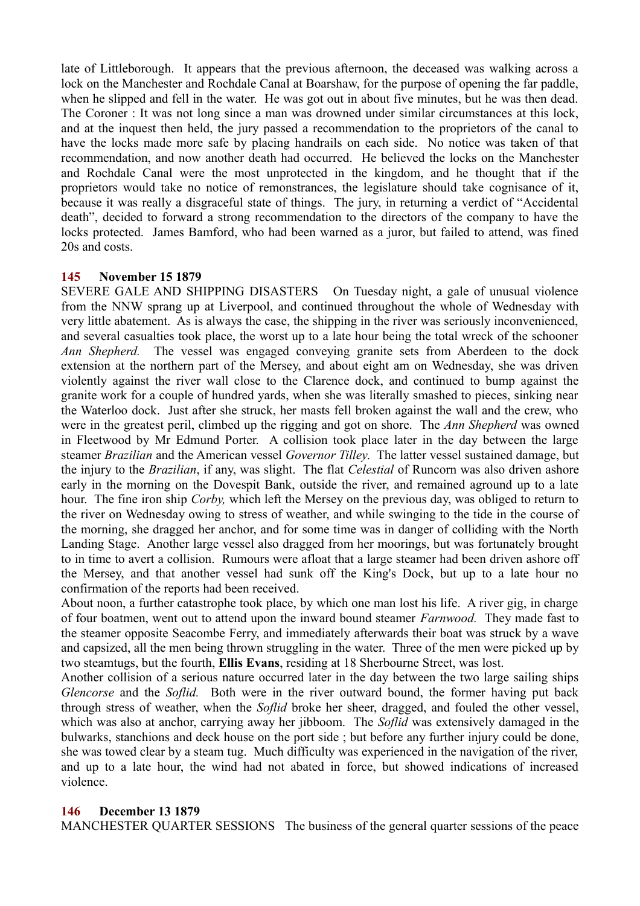late of Littleborough. It appears that the previous afternoon, the deceased was walking across a lock on the Manchester and Rochdale Canal at Boarshaw, for the purpose of opening the far paddle, when he slipped and fell in the water. He was got out in about five minutes, but he was then dead. The Coroner : It was not long since a man was drowned under similar circumstances at this lock, and at the inquest then held, the jury passed a recommendation to the proprietors of the canal to have the locks made more safe by placing handrails on each side. No notice was taken of that recommendation, and now another death had occurred. He believed the locks on the Manchester and Rochdale Canal were the most unprotected in the kingdom, and he thought that if the proprietors would take no notice of remonstrances, the legislature should take cognisance of it, because it was really a disgraceful state of things. The jury, in returning a verdict of "Accidental death", decided to forward a strong recommendation to the directors of the company to have the locks protected. James Bamford, who had been warned as a juror, but failed to attend, was fined 20s and costs.

### 145 November 15 1879

SEVERE GALE AND SHIPPING DISASTERS On Tuesday night, a gale of unusual violence from the NNW sprang up at Liverpool, and continued throughout the whole of Wednesday with very little abatement. As is always the case, the shipping in the river was seriously inconvenienced, and several casualties took place, the worst up to a late hour being the total wreck of the schooner *Ann Shepherd.* The vessel was engaged conveying granite sets from Aberdeen to the dock extension at the northern part of the Mersey, and about eight am on Wednesday, she was driven violently against the river wall close to the Clarence dock, and continued to bump against the granite work for a couple of hundred yards, when she was literally smashed to pieces, sinking near the Waterloo dock. Just after she struck, her masts fell broken against the wall and the crew, who were in the greatest peril, climbed up the rigging and got on shore. The *Ann Shepherd* was owned in Fleetwood by Mr Edmund Porter. A collision took place later in the day between the large steamer *Brazilian* and the American vessel *Governor Tilley.* The latter vessel sustained damage, but the injury to the *Brazilian*, if any, was slight. The flat *Celestial* of Runcorn was also driven ashore early in the morning on the Dovespit Bank, outside the river, and remained aground up to a late hour. The fine iron ship *Corby,* which left the Mersey on the previous day, was obliged to return to the river on Wednesday owing to stress of weather, and while swinging to the tide in the course of the morning, she dragged her anchor, and for some time was in danger of colliding with the North Landing Stage. Another large vessel also dragged from her moorings, but was fortunately brought to in time to avert a collision. Rumours were afloat that a large steamer had been driven ashore off the Mersey, and that another vessel had sunk off the King's Dock, but up to a late hour no confirmation of the reports had been received.

About noon, a further catastrophe took place, by which one man lost his life. A river gig, in charge of four boatmen, went out to attend upon the inward bound steamer *Farnwood.* They made fast to the steamer opposite Seacombe Ferry, and immediately afterwards their boat was struck by a wave and capsized, all the men being thrown struggling in the water. Three of the men were picked up by two steamtugs, but the fourth, **Ellis Evans**, residing at 18 Sherbourne Street, was lost.

Another collision of a serious nature occurred later in the day between the two large sailing ships *Glencorse* and the *Soflid.* Both were in the river outward bound, the former having put back through stress of weather, when the *Soflid* broke her sheer, dragged, and fouled the other vessel, which was also at anchor, carrying away her jibboom. The *Soflid* was extensively damaged in the bulwarks, stanchions and deck house on the port side ; but before any further injury could be done, she was towed clear by a steam tug. Much difficulty was experienced in the navigation of the river, and up to a late hour, the wind had not abated in force, but showed indications of increased violence.

### 146 December 13 1879

MANCHESTER QUARTER SESSIONS The business of the general quarter sessions of the peace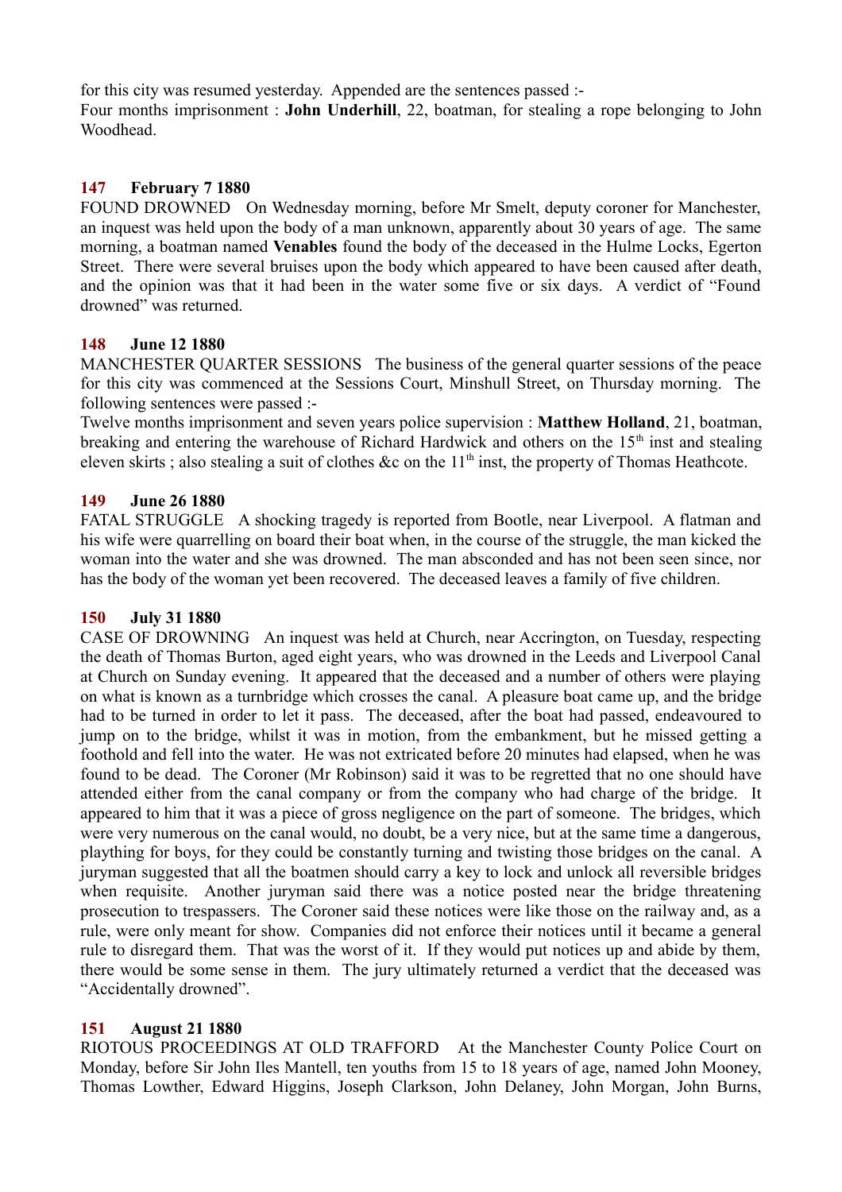for this city was resumed yesterday. Appended are the sentences passed :-

Four months imprisonment : **John Underhill**, 22, boatman, for stealing a rope belonging to John Woodhead.

**147 February 7 1880**

FOUND DROWNED On Wednesday morning, before Mr Smelt, deputy coroner for Manchester, an inquest was held upon the body of a man unknown, apparently about 30 years of age. The same morning, a boatman named **Venables** found the body of the deceased in the Hulme Locks, Egerton Street. There were several bruises upon the body which appeared to have been caused after death, and the opinion was that it had been in the water some five or six days. A verdict of "Found drowned" was returned.

**148 June 12 1880**

MANCHESTER QUARTER SESSIONS The business of the general quarter sessions of the peace for this city was commenced at the Sessions Court, Minshull Street, on Thursday morning. The following sentences were passed :-

Twelve months imprisonment and seven years police supervision : **Matthew Holland**, 21, boatman, breaking and entering the warehouse of Richard Hardwick and others on the 15th inst and stealing eleven skirts ; also stealing a suit of clothes &c on the 11th inst, the property of Thomas Heathcote.

**149 June 26 1880**

FATAL STRUGGLE A shocking tragedy is reported from Bootle, near Liverpool. A flatman and his wife were quarrelling on board their boat when, in the course of the struggle, the man kicked the woman into the water and she was drowned. The man absconded and has not been seen since, nor has the body of the woman yet been recovered. The deceased leaves a family of five children.

**150 July 31 1880**

CASE OF DROWNING An inquest was held at Church, near Accrington, on Tuesday, respecting the death of Thomas Burton, aged eight years, who was drowned in the Leeds and Liverpool Canal at Church on Sunday evening. It appeared that the deceased and a number of others were playing on what is known as a turnbridge which crosses the canal. A pleasure boat came up, and the bridge had to be turned in order to let it pass. The deceased, after the boat had passed, endeavoured to jump on to the bridge, whilst it was in motion, from the embankment, but he missed getting a foothold and fell into the water. He was not extricated before 20 minutes had elapsed, when he was found to be dead. The Coroner (Mr Robinson) said it was to be regretted that no one should have attended either from the canal company or from the company who had charge of the bridge. It appeared to him that it was a piece of gross negligence on the part of someone. The bridges, which were very numerous on the canal would, no doubt, be a very nice, but at the same time a dangerous, plaything for boys, for they could be constantly turning and twisting those bridges on the canal. A juryman suggested that all the boatmen should carry a key to lock and unlock all reversible bridges when requisite. Another juryman said there was a notice posted near the bridge threatening prosecution to trespassers. The Coroner said these notices were like those on the railway and, as a rule, were only meant for show. Companies did not enforce their notices until it became a general rule to disregard them. That was the worst of it. If they would put notices up and abide by them, there would be some sense in them. The jury ultimately returned a verdict that the deceased was "Accidentally drowned".

**151 August 21 1880**

RIOTOUS PROCEEDINGS AT OLD TRAFFORD At the Manchester County Police Court on Monday, before Sir John Iles Mantell, ten youths from 15 to 18 years of age, named John Mooney, Thomas Lowther, Edward Higgins, Joseph Clarkson, John Delaney, John Morgan, John Burns,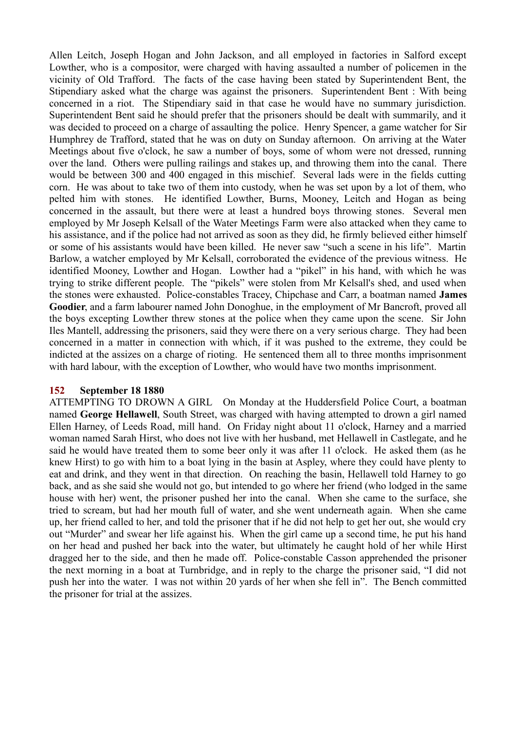Allen Leitch, Joseph Hogan and John Jackson, and all employed in factories in Salford except Lowther, who is a compositor, were charged with having assaulted a number of policemen in the vicinity of Old Trafford. The facts of the case having been stated by Superintendent Bent, the Stipendiary asked what the charge was against the prisoners. Superintendent Bent : With being concerned in a riot. The Stipendiary said in that case he would have no summary jurisdiction. Superintendent Bent said he should prefer that the prisoners should be dealt with summarily, and it was decided to proceed on a charge of assaulting the police. Henry Spencer, a game watcher for Sir Humphrey de Trafford, stated that he was on duty on Sunday afternoon. On arriving at the Water Meetings about five o'clock, he saw a number of boys, some of whom were not dressed, running over the land. Others were pulling railings and stakes up, and throwing them into the canal. There would be between 300 and 400 engaged in this mischief. Several lads were in the fields cutting corn. He was about to take two of them into custody, when he was set upon by a lot of them, who pelted him with stones. He identified Lowther, Burns, Mooney, Leitch and Hogan as being concerned in the assault, but there were at least a hundred boys throwing stones. Several men employed by Mr Joseph Kelsall of the Water Meetings Farm were also attacked when they came to his assistance, and if the police had not arrived as soon as they did, he firmly believed either himself or some of his assistants would have been killed. He never saw "such a scene in his life". Martin Barlow, a watcher employed by Mr Kelsall, corroborated the evidence of the previous witness. He identified Mooney, Lowther and Hogan. Lowther had a "pikel" in his hand, with which he was trying to strike different people. The "pikels" were stolen from Mr Kelsall's shed, and used when the stones were exhausted. Police-constables Tracey, Chipchase and Carr, a boatman named **James Goodier**, and a farm labourer named John Donoghue, in the employment of Mr Bancroft, proved all the boys excepting Lowther threw stones at the police when they came upon the scene. Sir John Iles Mantell, addressing the prisoners, said they were there on a very serious charge. They had been concerned in a matter in connection with which, if it was pushed to the extreme, they could be indicted at the assizes on a charge of rioting. He sentenced them all to three months imprisonment with hard labour, with the exception of Lowther, who would have two months imprisonment.

### 152 September 18 1880

ATTEMPTING TO DROWN A GIRL On Monday at the Huddersfield Police Court, a boatman named **George Hellawell**, South Street, was charged with having attempted to drown a girl named Ellen Harney, of Leeds Road, mill hand. On Friday night about 11 o'clock, Harney and a married woman named Sarah Hirst, who does not live with her husband, met Hellawell in Castlegate, and he said he would have treated them to some beer only it was after 11 o'clock. He asked them (as he knew Hirst) to go with him to a boat lying in the basin at Aspley, where they could have plenty to eat and drink, and they went in that direction. On reaching the basin, Hellawell told Harney to go back, and as she said she would not go, but intended to go where her friend (who lodged in the same house with her) went, the prisoner pushed her into the canal. When she came to the surface, she tried to scream, but had her mouth full of water, and she went underneath again. When she came up, her friend called to her, and told the prisoner that if he did not help to get her out, she would cry out "Murder" and swear her life against his. When the girl came up a second time, he put his hand on her head and pushed her back into the water, but ultimately he caught hold of her while Hirst dragged her to the side, and then he made off. Police-constable Casson apprehended the prisoner the next morning in a boat at Turnbridge, and in reply to the charge the prisoner said, "I did not push her into the water. I was not within 20 yards of her when she fell in". The Bench committed the prisoner for trial at the assizes.